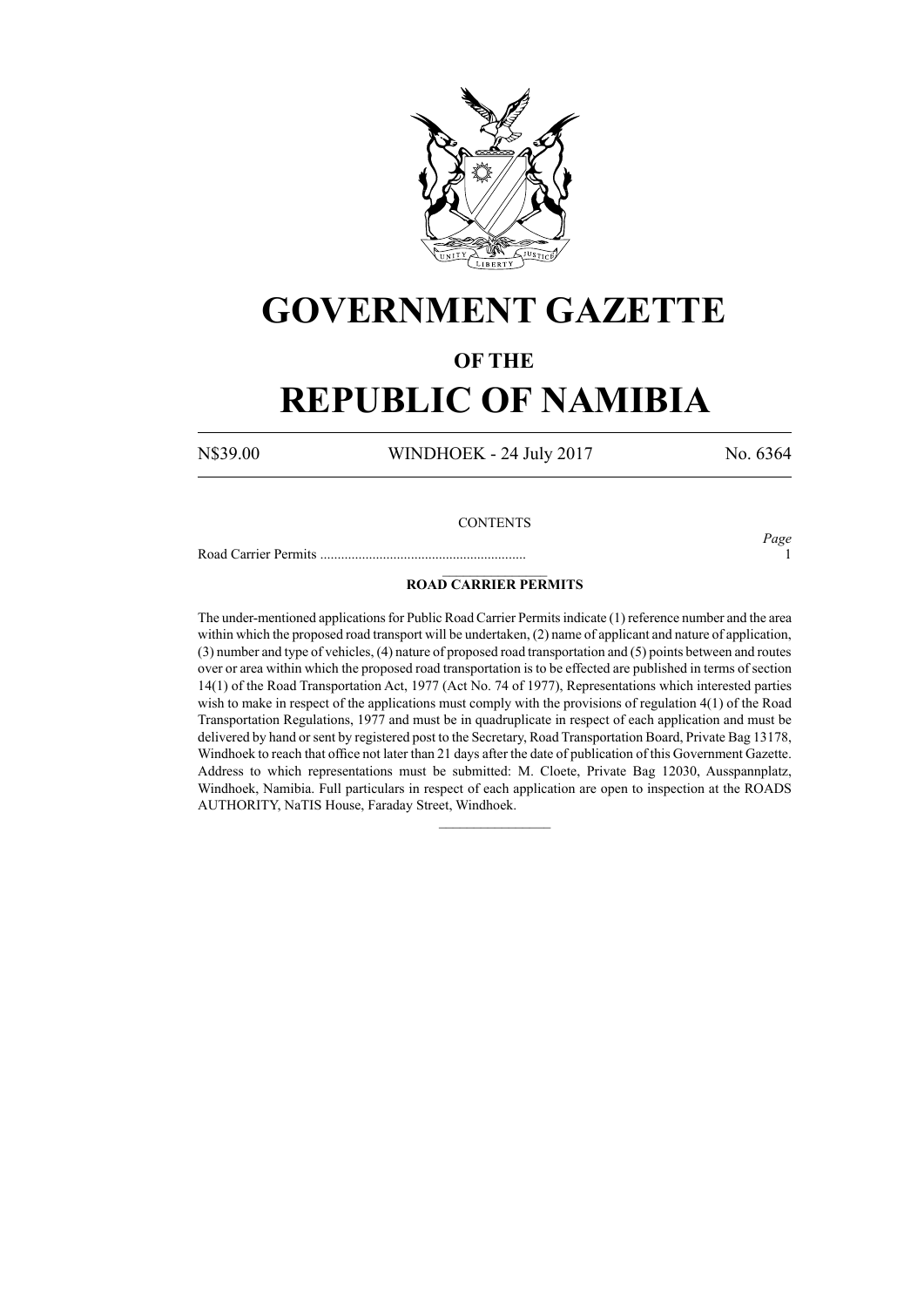# GOVERNMENT GAZETTE

## OF THE

# REPUBLIC OF NAMIBIA

N$39.00 WINDHOEK - 24 July 2017 No. 6364

CONTENTS

| | *Page* |
|---|---|
| Road Carrier Permits ........................................................... | 1 |

---

**ROAD CARRIER PERMITS**

The under-mentioned applications for Public Road Carrier Permits indicate (1) reference number and the area within which the proposed road transport will be undertaken, (2) name of applicant and nature of application, (3) number and type of vehicles, (4) nature of proposed road transportation and (5) points between and routes over or area within which the proposed road transportation is to be effected are published in terms of section 14(1) of the Road Transportation Act, 1977 (Act No. 74 of 1977), Representations which interested parties wish to make in respect of the applications must comply with the provisions of regulation 4(1) of the Road Transportation Regulations, 1977 and must be in quadruplicate in respect of each application and must be delivered by hand or sent by registered post to the Secretary, Road Transportation Board, Private Bag 13178, Windhoek to reach that office not later than 21 days after the date of publication of this Government Gazette. Address to which representations must be submitted: M. Cloete, Private Bag 12030, Ausspannplatz, Windhoek, Namibia. Full particulars in respect of each application are open to inspection at the ROADS AUTHORITY, NaTIS House, Faraday Street, Windhoek.

---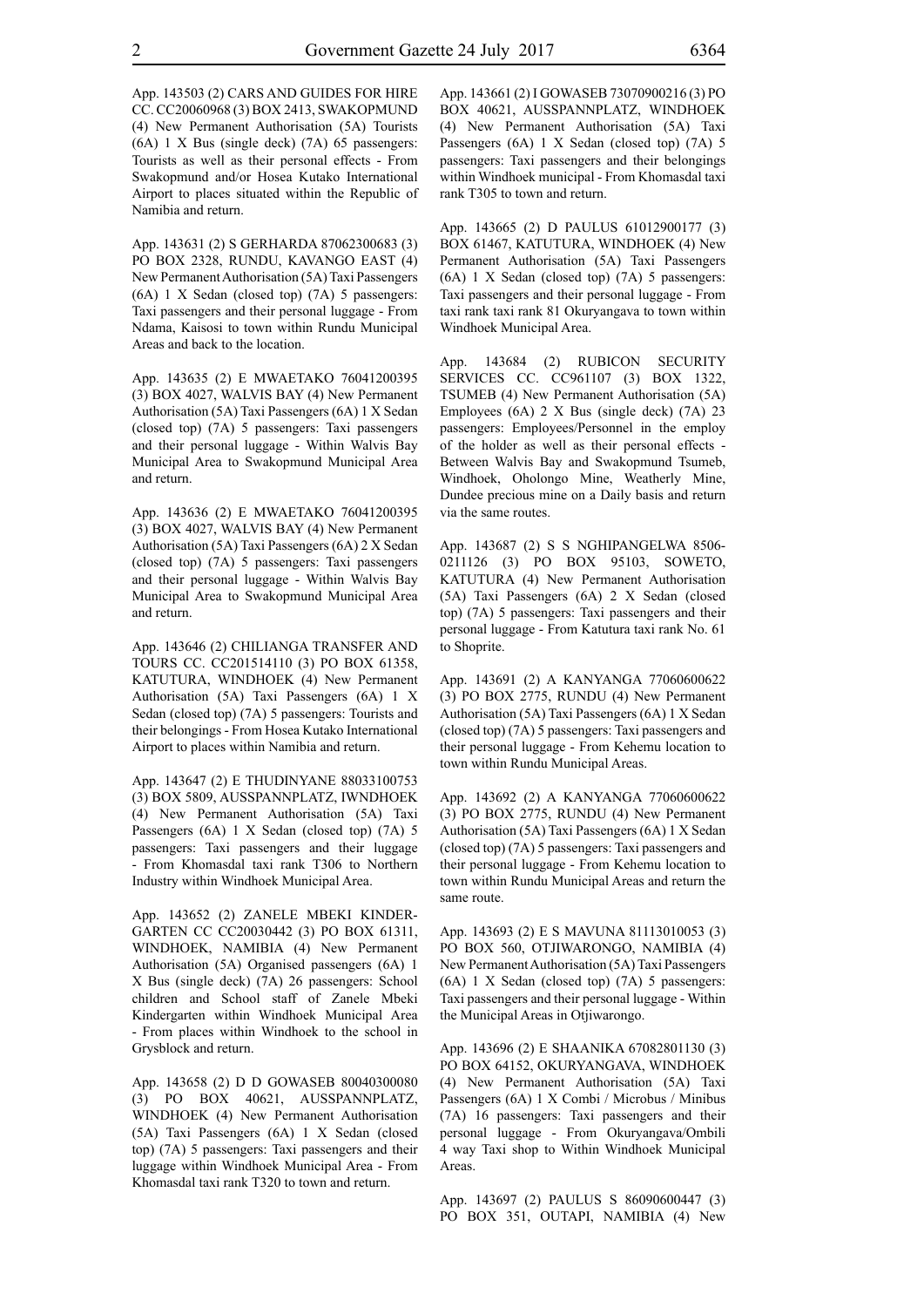App. 143503 (2) CARS AND GUIDES FOR HIRE CC. CC20060968 (3) BOX 2413, SWAKOPMUND (4) New Permanent Authorisation (5A) Tourists (6A) 1 X Bus (single deck) (7A) 65 passengers: Tourists as well as their personal effects - From Swakopmund and/or Hosea Kutako International Airport to places situated within the Republic of Namibia and return.

App. 143631 (2) S GERHARDA 87062300683 (3) PO BOX 2328, RUNDU, KAVANGO EAST (4) New Permanent Authorisation (5A) Taxi Passengers (6A) 1 X Sedan (closed top) (7A) 5 passengers: Taxi passengers and their personal luggage - From Ndama, Kaisosi to town within Rundu Municipal Areas and back to the location.

App. 143635 (2) E MWAETAKO 76041200395 (3) BOX 4027, WALVIS BAY (4) New Permanent Authorisation (5A) Taxi Passengers (6A) 1 X Sedan (closed top) (7A) 5 passengers: Taxi passengers and their personal luggage - Within Walvis Bay Municipal Area to Swakopmund Municipal Area and return.

App. 143636 (2) E MWAETAKO 76041200395 (3) BOX 4027, WALVIS BAY (4) New Permanent Authorisation (5A) Taxi Passengers (6A) 2 X Sedan (closed top) (7A) 5 passengers: Taxi passengers and their personal luggage - Within Walvis Bay Municipal Area to Swakopmund Municipal Area and return.

App. 143646 (2) CHILIANGA TRANSFER AND TOURS CC. CC201514110 (3) PO BOX 61358, KATUTURA, WINDHOEK (4) New Permanent Authorisation (5A) Taxi Passengers (6A) 1 X Sedan (closed top) (7A) 5 passengers: Tourists and their belongings - From Hosea Kutako International Airport to places within Namibia and return.

App. 143647 (2) E THUDINYANE 88033100753 (3) BOX 5809, AUSSPANNPLATZ, IWNDHOEK (4) New Permanent Authorisation (5A) Taxi Passengers (6A) 1 X Sedan (closed top) (7A) 5 passengers: Taxi passengers and their luggage - From Khomasdal taxi rank T306 to Northern Industry within Windhoek Municipal Area.

App. 143652 (2) ZANELE MBEKI KINDER-GARTEN CC CC20030442 (3) PO BOX 61311, WINDHOEK, NAMIBIA (4) New Permanent Authorisation (5A) Organised passengers (6A) 1 X Bus (single deck) (7A) 26 passengers: School children and School staff of Zanele Mbeki Kindergarten within Windhoek Municipal Area - From places within Windhoek to the school in Grysblock and return.

App. 143658 (2) D D GOWASEB 80040300080 (3) PO BOX 40621, AUSSPANNPLATZ, WINDHOEK (4) New Permanent Authorisation (5A) Taxi Passengers (6A) 1 X Sedan (closed top) (7A) 5 passengers: Taxi passengers and their luggage within Windhoek Municipal Area - From Khomasdal taxi rank T320 to town and return.

App. 143661 (2) I GOWASEB 73070900216 (3) PO BOX 40621, AUSSPANNPLATZ, WINDHOEK (4) New Permanent Authorisation (5A) Taxi Passengers (6A) 1 X Sedan (closed top) (7A) 5 passengers: Taxi passengers and their belongings within Windhoek municipal - From Khomasdal taxi rank T305 to town and return.

App. 143665 (2) D PAULUS 61012900177 (3) BOX 61467, KATUTURA, WINDHOEK (4) New Permanent Authorisation (5A) Taxi Passengers (6A) 1 X Sedan (closed top) (7A) 5 passengers: Taxi passengers and their personal luggage - From taxi rank taxi rank 81 Okuryangava to town within Windhoek Municipal Area.

App. 143684 (2) RUBICON SECURITY SERVICES CC. CC961107 (3) BOX 1322, TSUMEB (4) New Permanent Authorisation (5A) Employees (6A) 2 X Bus (single deck) (7A) 23 passengers: Employees/Personnel in the employ of the holder as well as their personal effects - Between Walvis Bay and Swakopmund Tsumeb, Windhoek, Oholongo Mine, Weatherly Mine, Dundee precious mine on a Daily basis and return via the same routes.

App. 143687 (2) S S NGHIPANGELWA 8506-0211126 (3) PO BOX 95103, SOWETO, KATUTURA (4) New Permanent Authorisation (5A) Taxi Passengers (6A) 2 X Sedan (closed top) (7A) 5 passengers: Taxi passengers and their personal luggage - From Katutura taxi rank No. 61 to Shoprite.

App. 143691 (2) A KANYANGA 77060600622 (3) PO BOX 2775, RUNDU (4) New Permanent Authorisation (5A) Taxi Passengers (6A) 1 X Sedan (closed top) (7A) 5 passengers: Taxi passengers and their personal luggage - From Kehemu location to town within Rundu Municipal Areas.

App. 143692 (2) A KANYANGA 77060600622 (3) PO BOX 2775, RUNDU (4) New Permanent Authorisation (5A) Taxi Passengers (6A) 1 X Sedan (closed top) (7A) 5 passengers: Taxi passengers and their personal luggage - From Kehemu location to town within Rundu Municipal Areas and return the same route.

App. 143693 (2) E S MAVUNA 81113010053 (3) PO BOX 560, OTJIWARONGO, NAMIBIA (4) New Permanent Authorisation (5A) Taxi Passengers (6A) 1 X Sedan (closed top) (7A) 5 passengers: Taxi passengers and their personal luggage - Within the Municipal Areas in Otjiwarongo.

App. 143696 (2) E SHAANIKA 67082801130 (3) PO BOX 64152, OKURYANGAVA, WINDHOEK (4) New Permanent Authorisation (5A) Taxi Passengers (6A) 1 X Combi / Microbus / Minibus (7A) 16 passengers: Taxi passengers and their personal luggage - From Okuryangava/Ombili 4 way Taxi shop to Within Windhoek Municipal Areas.

App. 143697 (2) PAULUS S 86090600447 (3) PO BOX 351, OUTAPI, NAMIBIA (4) New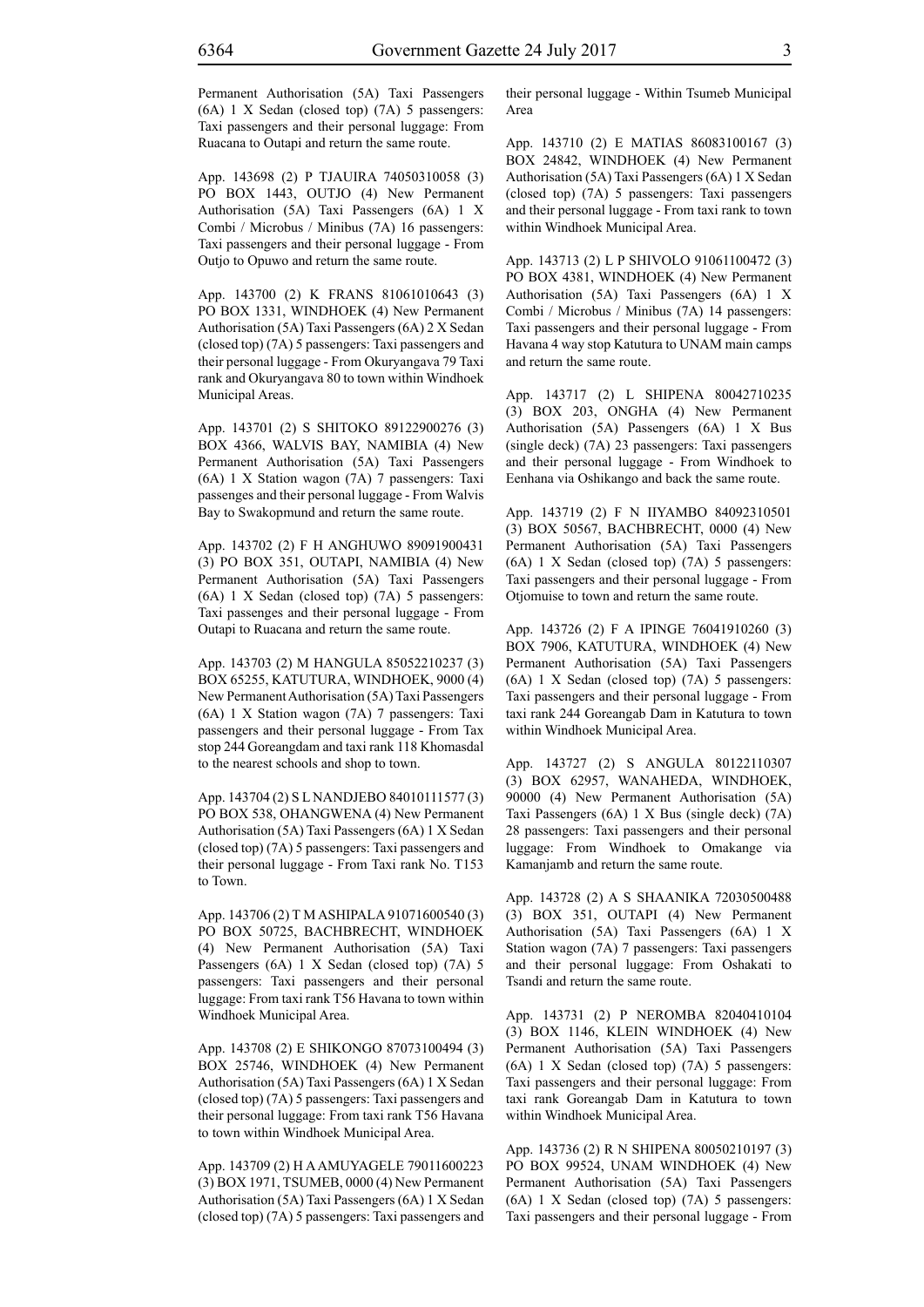Permanent Authorisation (5A) Taxi Passengers (6A) 1 X Sedan (closed top) (7A) 5 passengers: Taxi passengers and their personal luggage: From Ruacana to Outapi and return the same route.

App. 143698 (2) P TJAUIRA 74050310058 (3) PO BOX 1443, OUTJO (4) New Permanent Authorisation (5A) Taxi Passengers (6A) 1 X Combi / Microbus / Minibus (7A) 16 passengers: Taxi passengers and their personal luggage - From Outjo to Opuwo and return the same route.

App. 143700 (2) K FRANS 81061010643 (3) PO BOX 1331, WINDHOEK (4) New Permanent Authorisation (5A) Taxi Passengers (6A) 2 X Sedan (closed top) (7A) 5 passengers: Taxi passengers and their personal luggage - From Okuryangava 79 Taxi rank and Okuryangava 80 to town within Windhoek Municipal Areas.

App. 143701 (2) S SHITOKO 89122900276 (3) BOX 4366, WALVIS BAY, NAMIBIA (4) New Permanent Authorisation (5A) Taxi Passengers (6A) 1 X Station wagon (7A) 7 passengers: Taxi passenges and their personal luggage - From Walvis Bay to Swakopmund and return the same route.

App. 143702 (2) F H ANGHUWO 89091900431 (3) PO BOX 351, OUTAPI, NAMIBIA (4) New Permanent Authorisation (5A) Taxi Passengers (6A) 1 X Sedan (closed top) (7A) 5 passengers: Taxi passenges and their personal luggage - From Outapi to Ruacana and return the same route.

App. 143703 (2) M HANGULA 85052210237 (3) BOX 65255, KATUTURA, WINDHOEK, 9000 (4) New Permanent Authorisation (5A) Taxi Passengers (6A) 1 X Station wagon (7A) 7 passengers: Taxi passengers and their personal luggage - From Tax stop 244 Goreangdam and taxi rank 118 Khomasdal to the nearest schools and shop to town.

App. 143704 (2) S L NANDJEBO 84010111577 (3) PO BOX 538, OHANGWENA (4) New Permanent Authorisation (5A) Taxi Passengers (6A) 1 X Sedan (closed top) (7A) 5 passengers: Taxi passengers and their personal luggage - From Taxi rank No. T153 to Town.

App. 143706 (2) T M ASHIPALA 91071600540 (3) PO BOX 50725, BACHBRECHT, WINDHOEK (4) New Permanent Authorisation (5A) Taxi Passengers (6A) 1 X Sedan (closed top) (7A) 5 passengers: Taxi passengers and their personal luggage: From taxi rank T56 Havana to town within Windhoek Municipal Area.

App. 143708 (2) E SHIKONGO 87073100494 (3) BOX 25746, WINDHOEK (4) New Permanent Authorisation (5A) Taxi Passengers (6A) 1 X Sedan (closed top) (7A) 5 passengers: Taxi passengers and their personal luggage: From taxi rank T56 Havana to town within Windhoek Municipal Area.

App. 143709 (2) H A AMUYAGELE 79011600223 (3) BOX 1971, TSUMEB, 0000 (4) New Permanent Authorisation (5A) Taxi Passengers (6A) 1 X Sedan (closed top) (7A) 5 passengers: Taxi passengers and their personal luggage - Within Tsumeb Municipal Area

App. 143710 (2) E MATIAS 86083100167 (3) BOX 24842, WINDHOEK (4) New Permanent Authorisation (5A) Taxi Passengers (6A) 1 X Sedan (closed top) (7A) 5 passengers: Taxi passengers and their personal luggage - From taxi rank to town within Windhoek Municipal Area.

App. 143713 (2) L P SHIVOLO 91061100472 (3) PO BOX 4381, WINDHOEK (4) New Permanent Authorisation (5A) Taxi Passengers (6A) 1 X Combi / Microbus / Minibus (7A) 14 passengers: Taxi passengers and their personal luggage - From Havana 4 way stop Katutura to UNAM main camps and return the same route.

App. 143717 (2) L SHIPENA 80042710235 (3) BOX 203, ONGHA (4) New Permanent Authorisation (5A) Passengers (6A) 1 X Bus (single deck) (7A) 23 passengers: Taxi passengers and their personal luggage - From Windhoek to Eenhana via Oshikango and back the same route.

App. 143719 (2) F N IIYAMBO 84092310501 (3) BOX 50567, BACHBRECHT, 0000 (4) New Permanent Authorisation (5A) Taxi Passengers (6A) 1 X Sedan (closed top) (7A) 5 passengers: Taxi passengers and their personal luggage - From Otjomuise to town and return the same route.

App. 143726 (2) F A IPINGE 76041910260 (3) BOX 7906, KATUTURA, WINDHOEK (4) New Permanent Authorisation (5A) Taxi Passengers (6A) 1 X Sedan (closed top) (7A) 5 passengers: Taxi passengers and their personal luggage - From taxi rank 244 Goreangab Dam in Katutura to town within Windhoek Municipal Area.

App. 143727 (2) S ANGULA 80122110307 (3) BOX 62957, WANAHEDA, WINDHOEK, 90000 (4) New Permanent Authorisation (5A) Taxi Passengers (6A) 1 X Bus (single deck) (7A) 28 passengers: Taxi passengers and their personal luggage: From Windhoek to Omakange via Kamanjamb and return the same route.

App. 143728 (2) A S SHAANIKA 72030500488 (3) BOX 351, OUTAPI (4) New Permanent Authorisation (5A) Taxi Passengers (6A) 1 X Station wagon (7A) 7 passengers: Taxi passengers and their personal luggage: From Oshakati to Tsandi and return the same route.

App. 143731 (2) P NEROMBA 82040410104 (3) BOX 1146, KLEIN WINDHOEK (4) New Permanent Authorisation (5A) Taxi Passengers (6A) 1 X Sedan (closed top) (7A) 5 passengers: Taxi passengers and their personal luggage: From taxi rank Goreangab Dam in Katutura to town within Windhoek Municipal Area.

App. 143736 (2) R N SHIPENA 80050210197 (3) PO BOX 99524, UNAM WINDHOEK (4) New Permanent Authorisation (5A) Taxi Passengers (6A) 1 X Sedan (closed top) (7A) 5 passengers: Taxi passengers and their personal luggage - From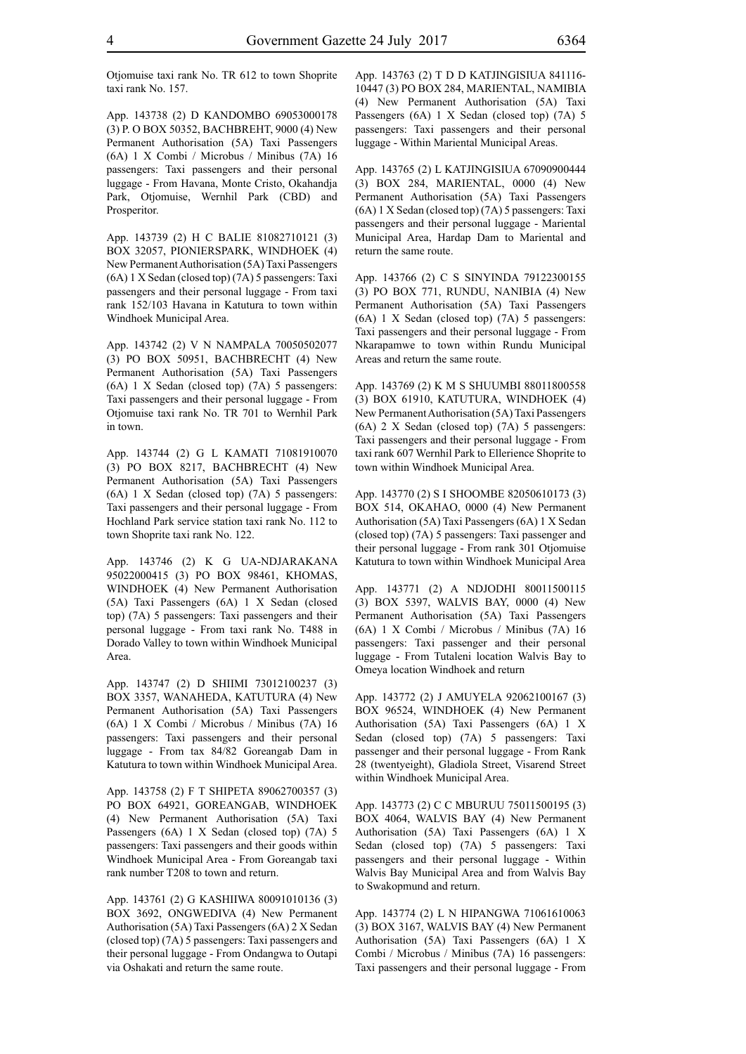Otjomuise taxi rank No. TR 612 to town Shoprite taxi rank No. 157.

App. 143738 (2) D KANDOMBO 69053000178 (3) P. O BOX 50352, BACHBREHT, 9000 (4) New Permanent Authorisation (5A) Taxi Passengers (6A) 1 X Combi / Microbus / Minibus (7A) 16 passengers: Taxi passengers and their personal luggage - From Havana, Monte Cristo, Okahandja Park, Otjomuise, Wernhil Park (CBD) and Prosperitor.

App. 143739 (2) H C BALIE 81082710121 (3) BOX 32057, PIONIERSPARK, WINDHOEK (4) New Permanent Authorisation (5A) Taxi Passengers (6A) 1 X Sedan (closed top) (7A) 5 passengers: Taxi passengers and their personal luggage - From taxi rank 152/103 Havana in Katutura to town within Windhoek Municipal Area.

App. 143742 (2) V N NAMPALA 70050502077 (3) PO BOX 50951, BACHBRECHT (4) New Permanent Authorisation (5A) Taxi Passengers (6A) 1 X Sedan (closed top) (7A) 5 passengers: Taxi passengers and their personal luggage - From Otjomuise taxi rank No. TR 701 to Wernhil Park in town.

App. 143744 (2) G L KAMATI 71081910070 (3) PO BOX 8217, BACHBRECHT (4) New Permanent Authorisation (5A) Taxi Passengers (6A) 1 X Sedan (closed top) (7A) 5 passengers: Taxi passengers and their personal luggage - From Hochland Park service station taxi rank No. 112 to town Shoprite taxi rank No. 122.

App. 143746 (2) K G UA-NDJARAKANA 95022000415 (3) PO BOX 98461, KHOMAS, WINDHOEK (4) New Permanent Authorisation (5A) Taxi Passengers (6A) 1 X Sedan (closed top) (7A) 5 passengers: Taxi passengers and their personal luggage - From taxi rank No. T488 in Dorado Valley to town within Windhoek Municipal Area.

App. 143747 (2) D SHIIMI 73012100237 (3) BOX 3357, WANAHEDA, KATUTURA (4) New Permanent Authorisation (5A) Taxi Passengers (6A) 1 X Combi / Microbus / Minibus (7A) 16 passengers: Taxi passengers and their personal luggage - From tax 84/82 Goreangab Dam in Katutura to town within Windhoek Municipal Area.

App. 143758 (2) F T SHIPETA 89062700357 (3) PO BOX 64921, GOREANGAB, WINDHOEK (4) New Permanent Authorisation (5A) Taxi Passengers (6A) 1 X Sedan (closed top) (7A) 5 passengers: Taxi passengers and their goods within Windhoek Municipal Area - From Goreangab taxi rank number T208 to town and return.

App. 143761 (2) G KASHIIWA 80091010136 (3) BOX 3692, ONGWEDIVA (4) New Permanent Authorisation (5A) Taxi Passengers (6A) 2 X Sedan (closed top) (7A) 5 passengers: Taxi passengers and their personal luggage - From Ondangwa to Outapi via Oshakati and return the same route.

App. 143763 (2) T D D KATJINGISIUA 841116-10447 (3) PO BOX 284, MARIENTAL, NAMIBIA (4) New Permanent Authorisation (5A) Taxi Passengers (6A) 1 X Sedan (closed top) (7A) 5 passengers: Taxi passengers and their personal luggage - Within Mariental Municipal Areas.

App. 143765 (2) L KATJINGISIUA 67090900444 (3) BOX 284, MARIENTAL, 0000 (4) New Permanent Authorisation (5A) Taxi Passengers (6A) 1 X Sedan (closed top) (7A) 5 passengers: Taxi passengers and their personal luggage - Mariental Municipal Area, Hardap Dam to Mariental and return the same route.

App. 143766 (2) C S SINYINDA 79122300155 (3) PO BOX 771, RUNDU, NANIBIA (4) New Permanent Authorisation (5A) Taxi Passengers (6A) 1 X Sedan (closed top) (7A) 5 passengers: Taxi passengers and their personal luggage - From Nkarapamwe to town within Rundu Municipal Areas and return the same route.

App. 143769 (2) K M S SHUUMBI 88011800558 (3) BOX 61910, KATUTURA, WINDHOEK (4) New Permanent Authorisation (5A) Taxi Passengers (6A) 2 X Sedan (closed top) (7A) 5 passengers: Taxi passengers and their personal luggage - From taxi rank 607 Wernhil Park to Ellerience Shoprite to town within Windhoek Municipal Area.

App. 143770 (2) S I SHOOMBE 82050610173 (3) BOX 514, OKAHAO, 0000 (4) New Permanent Authorisation (5A) Taxi Passengers (6A) 1 X Sedan (closed top) (7A) 5 passengers: Taxi passenger and their personal luggage - From rank 301 Otjomuise Katutura to town within Windhoek Municipal Area

App. 143771 (2) A NDJODHI 80011500115 (3) BOX 5397, WALVIS BAY, 0000 (4) New Permanent Authorisation (5A) Taxi Passengers (6A) 1 X Combi / Microbus / Minibus (7A) 16 passengers: Taxi passenger and their personal luggage - From Tutaleni location Walvis Bay to Omeya location Windhoek and return

App. 143772 (2) J AMUYELA 92062100167 (3) BOX 96524, WINDHOEK (4) New Permanent Authorisation (5A) Taxi Passengers (6A) 1 X Sedan (closed top) (7A) 5 passengers: Taxi passenger and their personal luggage - From Rank 28 (twentyeight), Gladiola Street, Visarend Street within Windhoek Municipal Area.

App. 143773 (2) C C MBURUU 75011500195 (3) BOX 4064, WALVIS BAY (4) New Permanent Authorisation (5A) Taxi Passengers (6A) 1 X Sedan (closed top) (7A) 5 passengers: Taxi passengers and their personal luggage - Within Walvis Bay Municipal Area and from Walvis Bay to Swakopmund and return.

App. 143774 (2) L N HIPANGWA 71061610063 (3) BOX 3167, WALVIS BAY (4) New Permanent Authorisation (5A) Taxi Passengers (6A) 1 X Combi / Microbus / Minibus (7A) 16 passengers: Taxi passengers and their personal luggage - From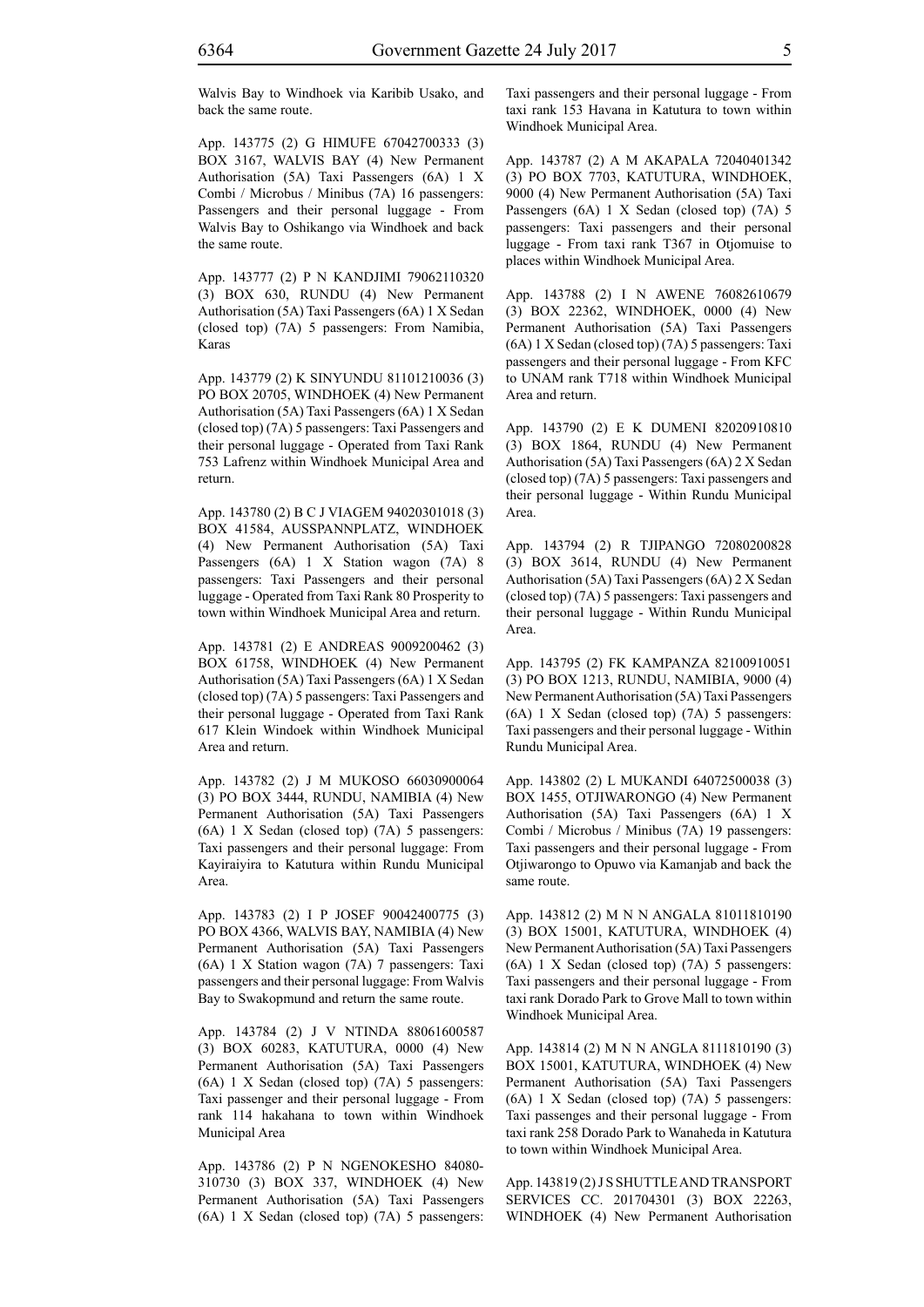Walvis Bay to Windhoek via Karibib Usako, and back the same route.

App. 143775 (2) G HIMUFE 67042700333 (3) BOX 3167, WALVIS BAY (4) New Permanent Authorisation (5A) Taxi Passengers (6A) 1 X Combi / Microbus / Minibus (7A) 16 passengers: Passengers and their personal luggage - From Walvis Bay to Oshikango via Windhoek and back the same route.

App. 143777 (2) P N KANDJIMI 79062110320 (3) BOX 630, RUNDU (4) New Permanent Authorisation (5A) Taxi Passengers (6A) 1 X Sedan (closed top) (7A) 5 passengers: From Namibia, Karas

App. 143779 (2) K SINYUNDU 81101210036 (3) PO BOX 20705, WINDHOEK (4) New Permanent Authorisation (5A) Taxi Passengers (6A) 1 X Sedan (closed top) (7A) 5 passengers: Taxi Passengers and their personal luggage - Operated from Taxi Rank 753 Lafrenz within Windhoek Municipal Area and return.

App. 143780 (2) B C J VIAGEM 94020301018 (3) BOX 41584, AUSSPANNPLATZ, WINDHOEK (4) New Permanent Authorisation (5A) Taxi Passengers (6A) 1 X Station wagon (7A) 8 passengers: Taxi Passengers and their personal luggage - Operated from Taxi Rank 80 Prosperity to town within Windhoek Municipal Area and return.

App. 143781 (2) E ANDREAS 9009200462 (3) BOX 61758, WINDHOEK (4) New Permanent Authorisation (5A) Taxi Passengers (6A) 1 X Sedan (closed top) (7A) 5 passengers: Taxi Passengers and their personal luggage - Operated from Taxi Rank 617 Klein Windoek within Windhoek Municipal Area and return.

App. 143782 (2) J M MUKOSO 66030900064 (3) PO BOX 3444, RUNDU, NAMIBIA (4) New Permanent Authorisation (5A) Taxi Passengers (6A) 1 X Sedan (closed top) (7A) 5 passengers: Taxi passengers and their personal luggage: From Kayiraiyira to Katutura within Rundu Municipal Area.

App. 143783 (2) I P JOSEF 90042400775 (3) PO BOX 4366, WALVIS BAY, NAMIBIA (4) New Permanent Authorisation (5A) Taxi Passengers (6A) 1 X Station wagon (7A) 7 passengers: Taxi passengers and their personal luggage: From Walvis Bay to Swakopmund and return the same route.

App. 143784 (2) J V NTINDA 88061600587 (3) BOX 60283, KATUTURA, 0000 (4) New Permanent Authorisation (5A) Taxi Passengers (6A) 1 X Sedan (closed top) (7A) 5 passengers: Taxi passenger and their personal luggage - From rank 114 hakahana to town within Windhoek Municipal Area

App. 143786 (2) P N NGENOKESHO 84080-310730 (3) BOX 337, WINDHOEK (4) New Permanent Authorisation (5A) Taxi Passengers (6A) 1 X Sedan (closed top) (7A) 5 passengers: Taxi passengers and their personal luggage - From taxi rank 153 Havana in Katutura to town within Windhoek Municipal Area.

App. 143787 (2) A M AKAPALA 72040401342 (3) PO BOX 7703, KATUTURA, WINDHOEK, 9000 (4) New Permanent Authorisation (5A) Taxi Passengers (6A) 1 X Sedan (closed top) (7A) 5 passengers: Taxi passengers and their personal luggage - From taxi rank T367 in Otjomuise to places within Windhoek Municipal Area.

App. 143788 (2) I N AWENE 76082610679 (3) BOX 22362, WINDHOEK, 0000 (4) New Permanent Authorisation (5A) Taxi Passengers (6A) 1 X Sedan (closed top) (7A) 5 passengers: Taxi passengers and their personal luggage - From KFC to UNAM rank T718 within Windhoek Municipal Area and return.

App. 143790 (2) E K DUMENI 82020910810 (3) BOX 1864, RUNDU (4) New Permanent Authorisation (5A) Taxi Passengers (6A) 2 X Sedan (closed top) (7A) 5 passengers: Taxi passengers and their personal luggage - Within Rundu Municipal Area.

App. 143794 (2) R TJIPANGO 72080200828 (3) BOX 3614, RUNDU (4) New Permanent Authorisation (5A) Taxi Passengers (6A) 2 X Sedan (closed top) (7A) 5 passengers: Taxi passengers and their personal luggage - Within Rundu Municipal Area.

App. 143795 (2) FK KAMPANZA 82100910051 (3) PO BOX 1213, RUNDU, NAMIBIA, 9000 (4) New Permanent Authorisation (5A) Taxi Passengers (6A) 1 X Sedan (closed top) (7A) 5 passengers: Taxi passengers and their personal luggage - Within Rundu Municipal Area.

App. 143802 (2) L MUKANDI 64072500038 (3) BOX 1455, OTJIWARONGO (4) New Permanent Authorisation (5A) Taxi Passengers (6A) 1 X Combi / Microbus / Minibus (7A) 19 passengers: Taxi passengers and their personal luggage - From Otjiwarongo to Opuwo via Kamanjab and back the same route.

App. 143812 (2) M N N ANGALA 81011810190 (3) BOX 15001, KATUTURA, WINDHOEK (4) New Permanent Authorisation (5A) Taxi Passengers (6A) 1 X Sedan (closed top) (7A) 5 passengers: Taxi passengers and their personal luggage - From taxi rank Dorado Park to Grove Mall to town within Windhoek Municipal Area.

App. 143814 (2) M N N ANGLA 8111810190 (3) BOX 15001, KATUTURA, WINDHOEK (4) New Permanent Authorisation (5A) Taxi Passengers (6A) 1 X Sedan (closed top) (7A) 5 passengers: Taxi passenges and their personal luggage - From taxi rank 258 Dorado Park to Wanaheda in Katutura to town within Windhoek Municipal Area.

App. 143819 (2) J S SHUTTLE AND TRANSPORT SERVICES CC. 201704301 (3) BOX 22263, WINDHOEK (4) New Permanent Authorisation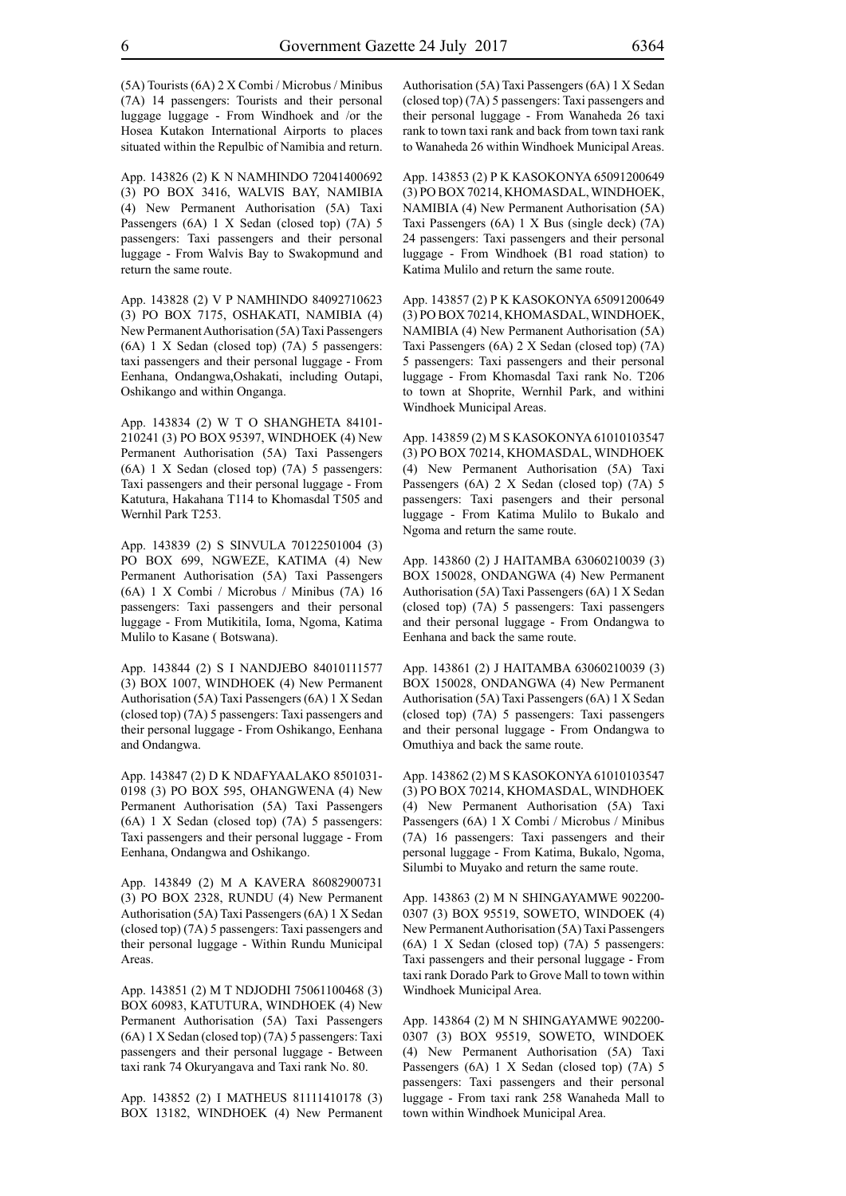(5A) Tourists (6A) 2 X Combi / Microbus / Minibus (7A) 14 passengers: Tourists and their personal luggage luggage - From Windhoek and /or the Hosea Kutakon International Airports to places situated within the Repulbic of Namibia and return.

App. 143826 (2) K N NAMHINDO 72041400692 (3) PO BOX 3416, WALVIS BAY, NAMIBIA (4) New Permanent Authorisation (5A) Taxi Passengers (6A) 1 X Sedan (closed top) (7A) 5 passengers: Taxi passengers and their personal luggage - From Walvis Bay to Swakopmund and return the same route.

App. 143828 (2) V P NAMHINDO 84092710623 (3) PO BOX 7175, OSHAKATI, NAMIBIA (4) New Permanent Authorisation (5A) Taxi Passengers (6A) 1 X Sedan (closed top) (7A) 5 passengers: taxi passengers and their personal luggage - From Eenhana, Ondangwa,Oshakati, including Outapi, Oshikango and within Onganga.

App. 143834 (2) W T O SHANGHETA 84101-210241 (3) PO BOX 95397, WINDHOEK (4) New Permanent Authorisation (5A) Taxi Passengers (6A) 1 X Sedan (closed top) (7A) 5 passengers: Taxi passengers and their personal luggage - From Katutura, Hakahana T114 to Khomasdal T505 and Wernhil Park T253.

App. 143839 (2) S SINVULA 70122501004 (3) PO BOX 699, NGWEZE, KATIMA (4) New Permanent Authorisation (5A) Taxi Passengers (6A) 1 X Combi / Microbus / Minibus (7A) 16 passengers: Taxi passengers and their personal luggage - From Mutikitila, Ioma, Ngoma, Katima Mulilo to Kasane ( Botswana).

App. 143844 (2) S I NANDJEBO 84010111577 (3) BOX 1007, WINDHOEK (4) New Permanent Authorisation (5A) Taxi Passengers (6A) 1 X Sedan (closed top) (7A) 5 passengers: Taxi passengers and their personal luggage - From Oshikango, Eenhana and Ondangwa.

App. 143847 (2) D K NDAFYAALAKO 8501031-0198 (3) PO BOX 595, OHANGWENA (4) New Permanent Authorisation (5A) Taxi Passengers (6A) 1 X Sedan (closed top) (7A) 5 passengers: Taxi passengers and their personal luggage - From Eenhana, Ondangwa and Oshikango.

App. 143849 (2) M A KAVERA 86082900731 (3) PO BOX 2328, RUNDU (4) New Permanent Authorisation (5A) Taxi Passengers (6A) 1 X Sedan (closed top) (7A) 5 passengers: Taxi passengers and their personal luggage - Within Rundu Municipal Areas.

App. 143851 (2) M T NDJODHI 75061100468 (3) BOX 60983, KATUTURA, WINDHOEK (4) New Permanent Authorisation (5A) Taxi Passengers (6A) 1 X Sedan (closed top) (7A) 5 passengers: Taxi passengers and their personal luggage - Between taxi rank 74 Okuryangava and Taxi rank No. 80.

App. 143852 (2) I MATHEUS 81111410178 (3) BOX 13182, WINDHOEK (4) New Permanent Authorisation (5A) Taxi Passengers (6A) 1 X Sedan (closed top) (7A) 5 passengers: Taxi passengers and their personal luggage - From Wanaheda 26 taxi rank to town taxi rank and back from town taxi rank to Wanaheda 26 within Windhoek Municipal Areas.

App. 143853 (2) P K KASOKONYA 65091200649 (3) PO BOX 70214, KHOMASDAL, WINDHOEK, NAMIBIA (4) New Permanent Authorisation (5A) Taxi Passengers (6A) 1 X Bus (single deck) (7A) 24 passengers: Taxi passengers and their personal luggage - From Windhoek (B1 road station) to Katima Mulilo and return the same route.

App. 143857 (2) P K KASOKONYA 65091200649 (3) PO BOX 70214, KHOMASDAL, WINDHOEK, NAMIBIA (4) New Permanent Authorisation (5A) Taxi Passengers (6A) 2 X Sedan (closed top) (7A) 5 passengers: Taxi passengers and their personal luggage - From Khomasdal Taxi rank No. T206 to town at Shoprite, Wernhil Park, and withini Windhoek Municipal Areas.

App. 143859 (2) M S KASOKONYA 61010103547 (3) PO BOX 70214, KHOMASDAL, WINDHOEK (4) New Permanent Authorisation (5A) Taxi Passengers (6A) 2 X Sedan (closed top) (7A) 5 passengers: Taxi pasengers and their personal luggage - From Katima Mulilo to Bukalo and Ngoma and return the same route.

App. 143860 (2) J HAITAMBA 63060210039 (3) BOX 150028, ONDANGWA (4) New Permanent Authorisation (5A) Taxi Passengers (6A) 1 X Sedan (closed top) (7A) 5 passengers: Taxi passengers and their personal luggage - From Ondangwa to Eenhana and back the same route.

App. 143861 (2) J HAITAMBA 63060210039 (3) BOX 150028, ONDANGWA (4) New Permanent Authorisation (5A) Taxi Passengers (6A) 1 X Sedan (closed top) (7A) 5 passengers: Taxi passengers and their personal luggage - From Ondangwa to Omuthiya and back the same route.

App. 143862 (2) M S KASOKONYA 61010103547 (3) PO BOX 70214, KHOMASDAL, WINDHOEK (4) New Permanent Authorisation (5A) Taxi Passengers (6A) 1 X Combi / Microbus / Minibus (7A) 16 passengers: Taxi passengers and their personal luggage - From Katima, Bukalo, Ngoma, Silumbi to Muyako and return the same route.

App. 143863 (2) M N SHINGAYAMWE 902200-0307 (3) BOX 95519, SOWETO, WINDOEK (4) New Permanent Authorisation (5A) Taxi Passengers (6A) 1 X Sedan (closed top) (7A) 5 passengers: Taxi passengers and their personal luggage - From taxi rank Dorado Park to Grove Mall to town within Windhoek Municipal Area.

App. 143864 (2) M N SHINGAYAMWE 902200-0307 (3) BOX 95519, SOWETO, WINDOEK (4) New Permanent Authorisation (5A) Taxi Passengers (6A) 1 X Sedan (closed top) (7A) 5 passengers: Taxi passengers and their personal luggage - From taxi rank 258 Wanaheda Mall to town within Windhoek Municipal Area.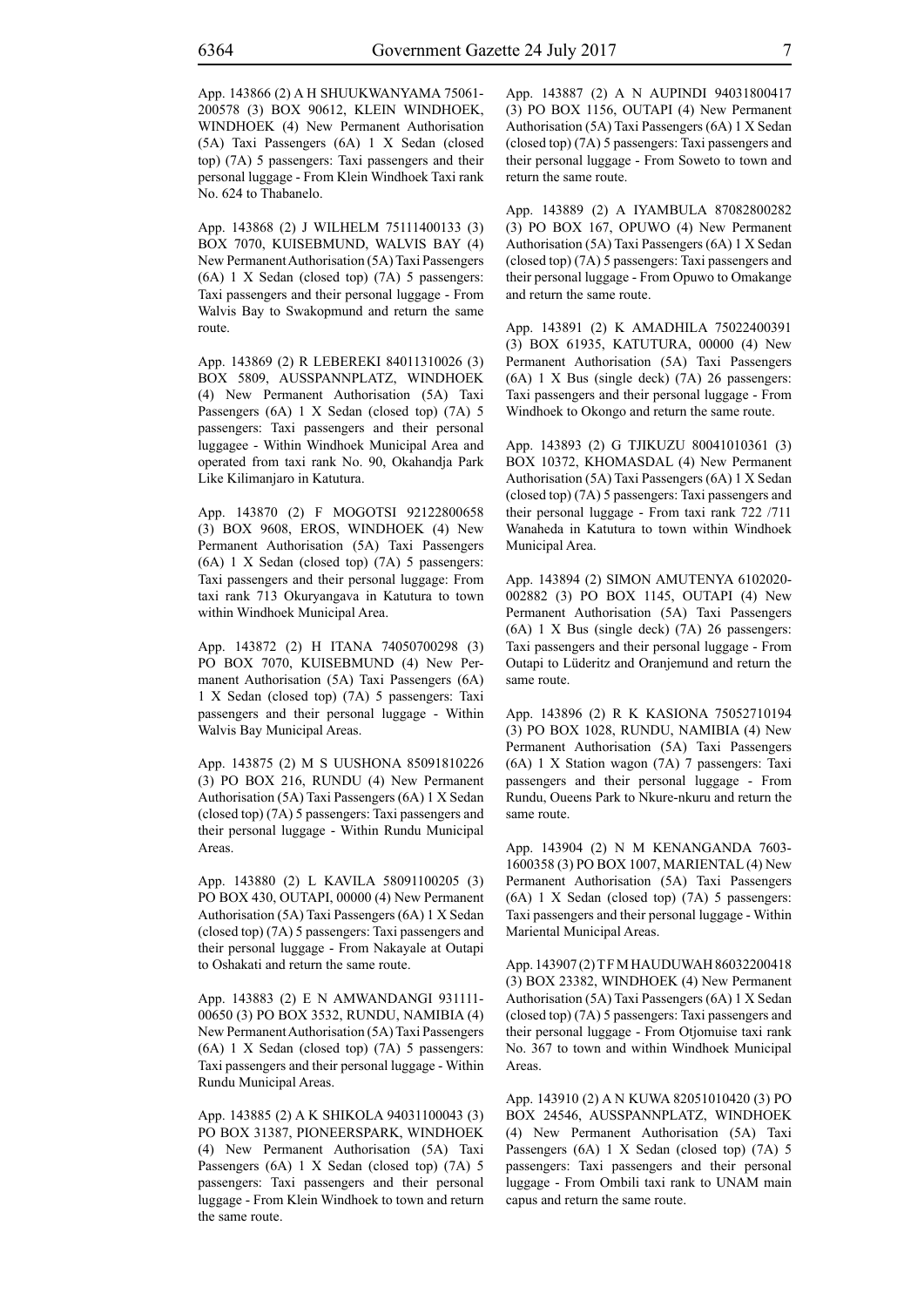App. 143866 (2) A H SHUUKWANYAMA 75061-200578 (3) BOX 90612, KLEIN WINDHOEK, WINDHOEK (4) New Permanent Authorisation (5A) Taxi Passengers (6A) 1 X Sedan (closed top) (7A) 5 passengers: Taxi passengers and their personal luggage - From Klein Windhoek Taxi rank No. 624 to Thabanelo.

App. 143868 (2) J WILHELM 75111400133 (3) BOX 7070, KUISEBMUND, WALVIS BAY (4) New Permanent Authorisation (5A) Taxi Passengers (6A) 1 X Sedan (closed top) (7A) 5 passengers: Taxi passengers and their personal luggage - From Walvis Bay to Swakopmund and return the same route.

App. 143869 (2) R LEBEREKI 84011310026 (3) BOX 5809, AUSSPANNPLATZ, WINDHOEK (4) New Permanent Authorisation (5A) Taxi Passengers (6A) 1 X Sedan (closed top) (7A) 5 passengers: Taxi passengers and their personal luggagee - Within Windhoek Municipal Area and operated from taxi rank No. 90, Okahandja Park Like Kilimanjaro in Katutura.

App. 143870 (2) F MOGOTSI 92122800658 (3) BOX 9608, EROS, WINDHOEK (4) New Permanent Authorisation (5A) Taxi Passengers (6A) 1 X Sedan (closed top) (7A) 5 passengers: Taxi passengers and their personal luggage: From taxi rank 713 Okuryangava in Katutura to town within Windhoek Municipal Area.

App. 143872 (2) H ITANA 74050700298 (3) PO BOX 7070, KUISEBMUND (4) New Permanent Authorisation (5A) Taxi Passengers (6A) 1 X Sedan (closed top) (7A) 5 passengers: Taxi passengers and their personal luggage - Within Walvis Bay Municipal Areas.

App. 143875 (2) M S UUSHONA 85091810226 (3) PO BOX 216, RUNDU (4) New Permanent Authorisation (5A) Taxi Passengers (6A) 1 X Sedan (closed top) (7A) 5 passengers: Taxi passengers and their personal luggage - Within Rundu Municipal Areas.

App. 143880 (2) L KAVILA 58091100205 (3) PO BOX 430, OUTAPI, 00000 (4) New Permanent Authorisation (5A) Taxi Passengers (6A) 1 X Sedan (closed top) (7A) 5 passengers: Taxi passengers and their personal luggage - From Nakayale at Outapi to Oshakati and return the same route.

App. 143883 (2) E N AMWANDANGI 931111-00650 (3) PO BOX 3532, RUNDU, NAMIBIA (4) New Permanent Authorisation (5A) Taxi Passengers (6A) 1 X Sedan (closed top) (7A) 5 passengers: Taxi passengers and their personal luggage - Within Rundu Municipal Areas.

App. 143885 (2) A K SHIKOLA 94031100043 (3) PO BOX 31387, PIONEERSPARK, WINDHOEK (4) New Permanent Authorisation (5A) Taxi Passengers (6A) 1 X Sedan (closed top) (7A) 5 passengers: Taxi passengers and their personal luggage - From Klein Windhoek to town and return the same route.

App. 143887 (2) A N AUPINDI 94031800417 (3) PO BOX 1156, OUTAPI (4) New Permanent Authorisation (5A) Taxi Passengers (6A) 1 X Sedan (closed top) (7A) 5 passengers: Taxi passengers and their personal luggage - From Soweto to town and return the same route.

App. 143889 (2) A IYAMBULA 87082800282 (3) PO BOX 167, OPUWO (4) New Permanent Authorisation (5A) Taxi Passengers (6A) 1 X Sedan (closed top) (7A) 5 passengers: Taxi passengers and their personal luggage - From Opuwo to Omakange and return the same route.

App. 143891 (2) K AMADHILA 75022400391 (3) BOX 61935, KATUTURA, 00000 (4) New Permanent Authorisation (5A) Taxi Passengers (6A) 1 X Bus (single deck) (7A) 26 passengers: Taxi passengers and their personal luggage - From Windhoek to Okongo and return the same route.

App. 143893 (2) G TJIKUZU 80041010361 (3) BOX 10372, KHOMASDAL (4) New Permanent Authorisation (5A) Taxi Passengers (6A) 1 X Sedan (closed top) (7A) 5 passengers: Taxi passengers and their personal luggage - From taxi rank 722 /711 Wanaheda in Katutura to town within Windhoek Municipal Area.

App. 143894 (2) SIMON AMUTENYA 6102020-002882 (3) PO BOX 1145, OUTAPI (4) New Permanent Authorisation (5A) Taxi Passengers (6A) 1 X Bus (single deck) (7A) 26 passengers: Taxi passengers and their personal luggage - From Outapi to Lüderitz and Oranjemund and return the same route.

App. 143896 (2) R K KASIONA 75052710194 (3) PO BOX 1028, RUNDU, NAMIBIA (4) New Permanent Authorisation (5A) Taxi Passengers (6A) 1 X Station wagon (7A) 7 passengers: Taxi passengers and their personal luggage - From Rundu, Oueens Park to Nkure-nkuru and return the same route.

App. 143904 (2) N M KENANGANDA 7603-1600358 (3) PO BOX 1007, MARIENTAL (4) New Permanent Authorisation (5A) Taxi Passengers (6A) 1 X Sedan (closed top) (7A) 5 passengers: Taxi passengers and their personal luggage - Within Mariental Municipal Areas.

App. 143907 (2) T F M HAUDUWAH 86032200418 (3) BOX 23382, WINDHOEK (4) New Permanent Authorisation (5A) Taxi Passengers (6A) 1 X Sedan (closed top) (7A) 5 passengers: Taxi passengers and their personal luggage - From Otjomuise taxi rank No. 367 to town and within Windhoek Municipal Areas.

App. 143910 (2) A N KUWA 82051010420 (3) PO BOX 24546, AUSSPANNPLATZ, WINDHOEK (4) New Permanent Authorisation (5A) Taxi Passengers (6A) 1 X Sedan (closed top) (7A) 5 passengers: Taxi passengers and their personal luggage - From Ombili taxi rank to UNAM main capus and return the same route.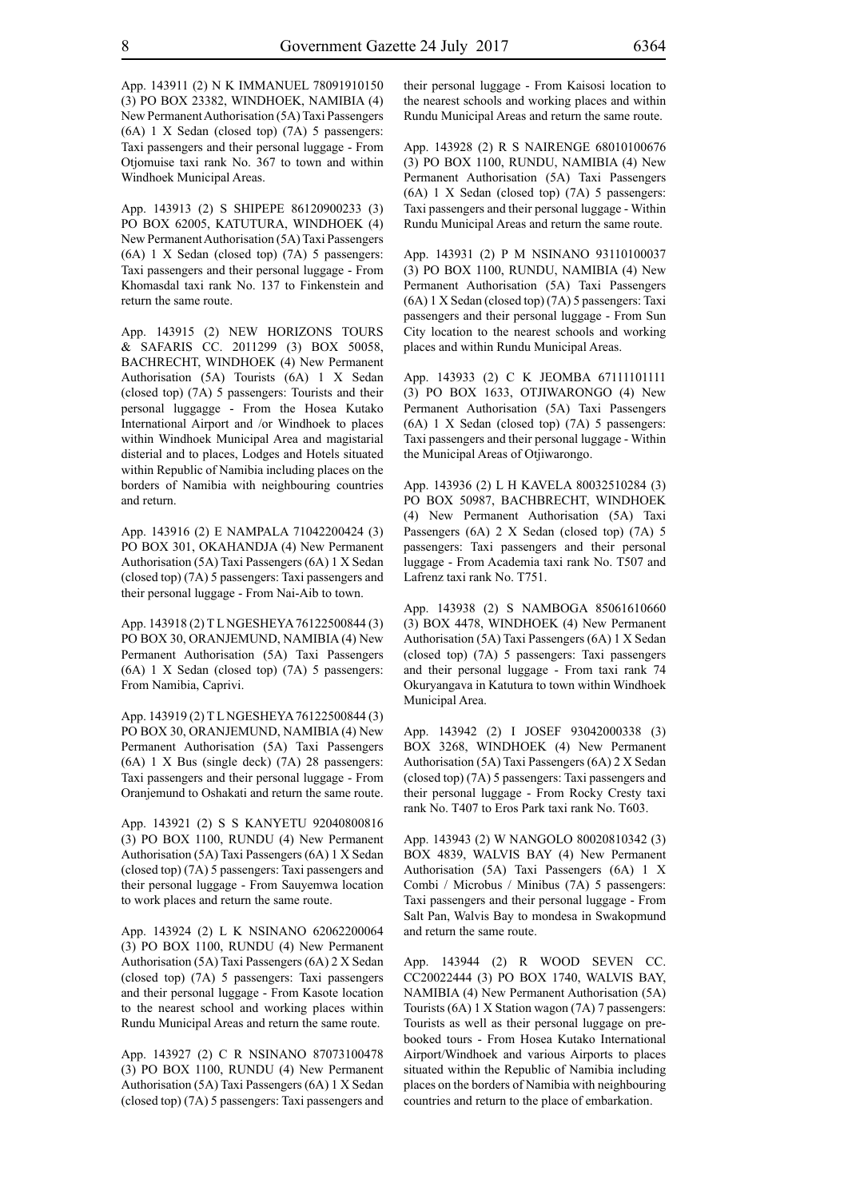App. 143911 (2) N K IMMANUEL 78091910150 (3) PO BOX 23382, WINDHOEK, NAMIBIA (4) New Permanent Authorisation (5A) Taxi Passengers (6A) 1 X Sedan (closed top) (7A) 5 passengers: Taxi passengers and their personal luggage - From Otjomuise taxi rank No. 367 to town and within Windhoek Municipal Areas.

App. 143913 (2) S SHIPEPE 86120900233 (3) PO BOX 62005, KATUTURA, WINDHOEK (4) New Permanent Authorisation (5A) Taxi Passengers (6A) 1 X Sedan (closed top) (7A) 5 passengers: Taxi passengers and their personal luggage - From Khomasdal taxi rank No. 137 to Finkenstein and return the same route.

App. 143915 (2) NEW HORIZONS TOURS & SAFARIS CC. 2011299 (3) BOX 50058, BACHRECHT, WINDHOEK (4) New Permanent Authorisation (5A) Tourists (6A) 1 X Sedan (closed top) (7A) 5 passengers: Tourists and their personal luggagge - From the Hosea Kutako International Airport and /or Windhoek to places within Windhoek Municipal Area and magistarial disterial and to places, Lodges and Hotels situated within Republic of Namibia including places on the borders of Namibia with neighbouring countries and return.

App. 143916 (2) E NAMPALA 71042200424 (3) PO BOX 301, OKAHANDJA (4) New Permanent Authorisation (5A) Taxi Passengers (6A) 1 X Sedan (closed top) (7A) 5 passengers: Taxi passengers and their personal luggage - From Nai-Aib to town.

App. 143918 (2) T L NGESHEYA 76122500844 (3) PO BOX 30, ORANJEMUND, NAMIBIA (4) New Permanent Authorisation (5A) Taxi Passengers (6A) 1 X Sedan (closed top) (7A) 5 passengers: From Namibia, Caprivi.

App. 143919 (2) T L NGESHEYA 76122500844 (3) PO BOX 30, ORANJEMUND, NAMIBIA (4) New Permanent Authorisation (5A) Taxi Passengers (6A) 1 X Bus (single deck) (7A) 28 passengers: Taxi passengers and their personal luggage - From Oranjemund to Oshakati and return the same route.

App. 143921 (2) S S KANYETU 92040800816 (3) PO BOX 1100, RUNDU (4) New Permanent Authorisation (5A) Taxi Passengers (6A) 1 X Sedan (closed top) (7A) 5 passengers: Taxi passengers and their personal luggage - From Sauyemwa location to work places and return the same route.

App. 143924 (2) L K NSINANO 62062200064 (3) PO BOX 1100, RUNDU (4) New Permanent Authorisation (5A) Taxi Passengers (6A) 2 X Sedan (closed top) (7A) 5 passengers: Taxi passengers and their personal luggage - From Kasote location to the nearest school and working places within Rundu Municipal Areas and return the same route.

App. 143927 (2) C R NSINANO 87073100478 (3) PO BOX 1100, RUNDU (4) New Permanent Authorisation (5A) Taxi Passengers (6A) 1 X Sedan (closed top) (7A) 5 passengers: Taxi passengers and their personal luggage - From Kaisosi location to the nearest schools and working places and within Rundu Municipal Areas and return the same route.

App. 143928 (2) R S NAIRENGE 68010100676 (3) PO BOX 1100, RUNDU, NAMIBIA (4) New Permanent Authorisation (5A) Taxi Passengers (6A) 1 X Sedan (closed top) (7A) 5 passengers: Taxi passengers and their personal luggage - Within Rundu Municipal Areas and return the same route.

App. 143931 (2) P M NSINANO 93110100037 (3) PO BOX 1100, RUNDU, NAMIBIA (4) New Permanent Authorisation (5A) Taxi Passengers (6A) 1 X Sedan (closed top) (7A) 5 passengers: Taxi passengers and their personal luggage - From Sun City location to the nearest schools and working places and within Rundu Municipal Areas.

App. 143933 (2) C K JEOMBA 67111101111 (3) PO BOX 1633, OTJIWARONGO (4) New Permanent Authorisation (5A) Taxi Passengers (6A) 1 X Sedan (closed top) (7A) 5 passengers: Taxi passengers and their personal luggage - Within the Municipal Areas of Otjiwarongo.

App. 143936 (2) L H KAVELA 80032510284 (3) PO BOX 50987, BACHBRECHT, WINDHOEK (4) New Permanent Authorisation (5A) Taxi Passengers (6A) 2 X Sedan (closed top) (7A) 5 passengers: Taxi passengers and their personal luggage - From Academia taxi rank No. T507 and Lafrenz taxi rank No. T751.

App. 143938 (2) S NAMBOGA 85061610660 (3) BOX 4478, WINDHOEK (4) New Permanent Authorisation (5A) Taxi Passengers (6A) 1 X Sedan (closed top) (7A) 5 passengers: Taxi passengers and their personal luggage - From taxi rank 74 Okuryangava in Katutura to town within Windhoek Municipal Area.

App. 143942 (2) I JOSEF 93042000338 (3) BOX 3268, WINDHOEK (4) New Permanent Authorisation (5A) Taxi Passengers (6A) 2 X Sedan (closed top) (7A) 5 passengers: Taxi passengers and their personal luggage - From Rocky Cresty taxi rank No. T407 to Eros Park taxi rank No. T603.

App. 143943 (2) W NANGOLO 80020810342 (3) BOX 4839, WALVIS BAY (4) New Permanent Authorisation (5A) Taxi Passengers (6A) 1 X Combi / Microbus / Minibus (7A) 5 passengers: Taxi passengers and their personal luggage - From Salt Pan, Walvis Bay to mondesa in Swakopmund and return the same route.

App. 143944 (2) R WOOD SEVEN CC. CC20022444 (3) PO BOX 1740, WALVIS BAY, NAMIBIA (4) New Permanent Authorisation (5A) Tourists (6A) 1 X Station wagon (7A) 7 passengers: Tourists as well as their personal luggage on pre-booked tours - From Hosea Kutako International Airport/Windhoek and various Airports to places situated within the Republic of Namibia including places on the borders of Namibia with neighbouring countries and return to the place of embarkation.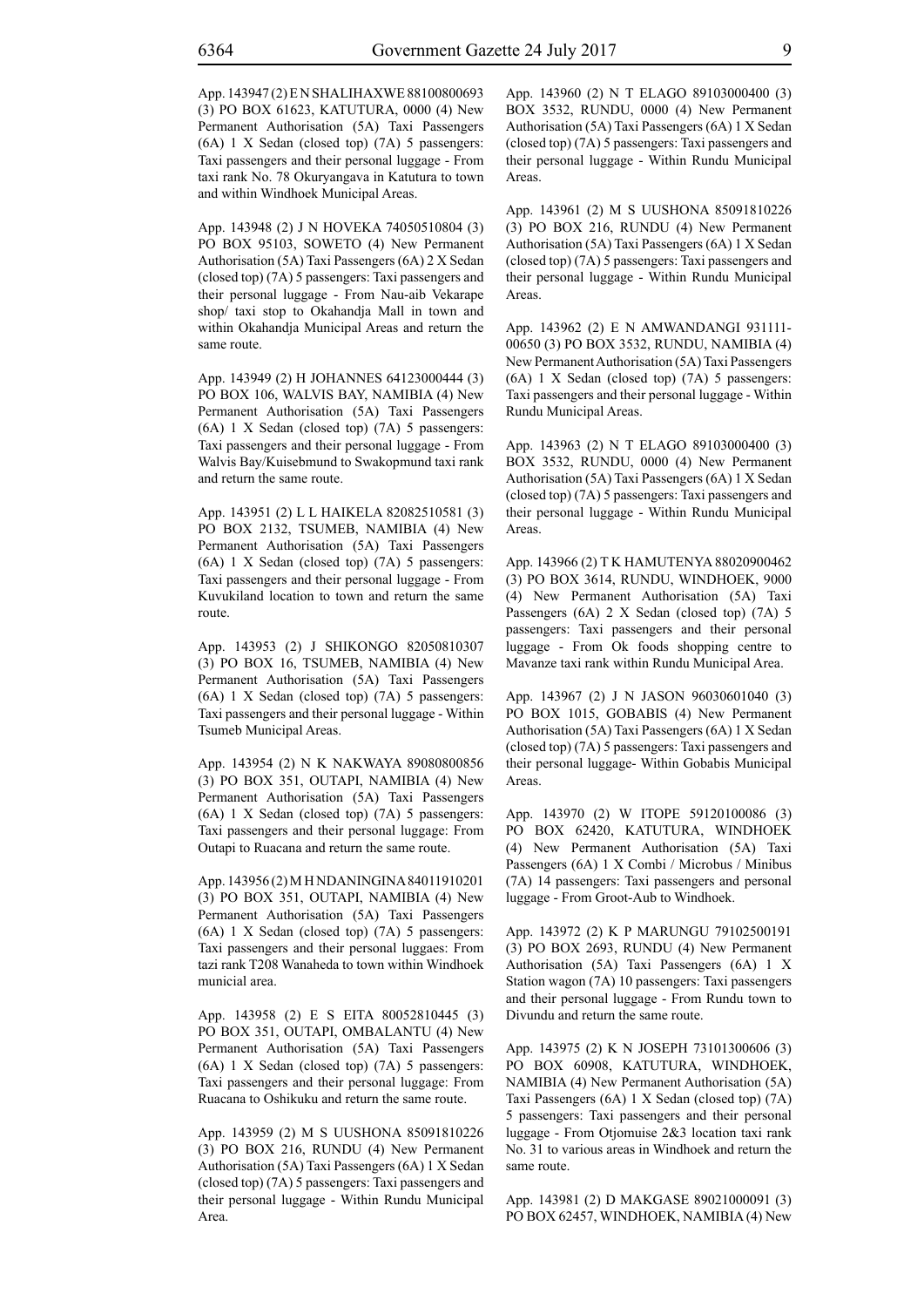App. 143947 (2) E N SHALIHAXWE 88100800693 (3) PO BOX 61623, KATUTURA, 0000 (4) New Permanent Authorisation (5A) Taxi Passengers (6A) 1 X Sedan (closed top) (7A) 5 passengers: Taxi passengers and their personal luggage - From taxi rank No. 78 Okuryangava in Katutura to town and within Windhoek Municipal Areas.

App. 143948 (2) J N HOVEKA 74050510804 (3) PO BOX 95103, SOWETO (4) New Permanent Authorisation (5A) Taxi Passengers (6A) 2 X Sedan (closed top) (7A) 5 passengers: Taxi passengers and their personal luggage - From Nau-aib Vekarape shop/ taxi stop to Okahandja Mall in town and within Okahandja Municipal Areas and return the same route.

App. 143949 (2) H JOHANNES 64123000444 (3) PO BOX 106, WALVIS BAY, NAMIBIA (4) New Permanent Authorisation (5A) Taxi Passengers (6A) 1 X Sedan (closed top) (7A) 5 passengers: Taxi passengers and their personal luggage - From Walvis Bay/Kuisebmund to Swakopmund taxi rank and return the same route.

App. 143951 (2) L L HAIKELA 82082510581 (3) PO BOX 2132, TSUMEB, NAMIBIA (4) New Permanent Authorisation (5A) Taxi Passengers (6A) 1 X Sedan (closed top) (7A) 5 passengers: Taxi passengers and their personal luggage - From Kuvukiland location to town and return the same route.

App. 143953 (2) J SHIKONGO 82050810307 (3) PO BOX 16, TSUMEB, NAMIBIA (4) New Permanent Authorisation (5A) Taxi Passengers (6A) 1 X Sedan (closed top) (7A) 5 passengers: Taxi passengers and their personal luggage - Within Tsumeb Municipal Areas.

App. 143954 (2) N K NAKWAYA 89080800856 (3) PO BOX 351, OUTAPI, NAMIBIA (4) New Permanent Authorisation (5A) Taxi Passengers (6A) 1 X Sedan (closed top) (7A) 5 passengers: Taxi passengers and their personal luggage: From Outapi to Ruacana and return the same route.

App. 143956 (2) M H NDANINGINA 84011910201 (3) PO BOX 351, OUTAPI, NAMIBIA (4) New Permanent Authorisation (5A) Taxi Passengers (6A) 1 X Sedan (closed top) (7A) 5 passengers: Taxi passengers and their personal luggaes: From tazi rank T208 Wanaheda to town within Windhoek municial area.

App. 143958 (2) E S EITA 80052810445 (3) PO BOX 351, OUTAPI, OMBALANTU (4) New Permanent Authorisation (5A) Taxi Passengers (6A) 1 X Sedan (closed top) (7A) 5 passengers: Taxi passengers and their personal luggage: From Ruacana to Oshikuku and return the same route.

App. 143959 (2) M S UUSHONA 85091810226 (3) PO BOX 216, RUNDU (4) New Permanent Authorisation (5A) Taxi Passengers (6A) 1 X Sedan (closed top) (7A) 5 passengers: Taxi passengers and their personal luggage - Within Rundu Municipal Area.

App. 143960 (2) N T ELAGO 89103000400 (3) BOX 3532, RUNDU, 0000 (4) New Permanent Authorisation (5A) Taxi Passengers (6A) 1 X Sedan (closed top) (7A) 5 passengers: Taxi passengers and their personal luggage - Within Rundu Municipal Areas.

App. 143961 (2) M S UUSHONA 85091810226 (3) PO BOX 216, RUNDU (4) New Permanent Authorisation (5A) Taxi Passengers (6A) 1 X Sedan (closed top) (7A) 5 passengers: Taxi passengers and their personal luggage - Within Rundu Municipal Areas.

App. 143962 (2) E N AMWANDANGI 931111-00650 (3) PO BOX 3532, RUNDU, NAMIBIA (4) New Permanent Authorisation (5A) Taxi Passengers (6A) 1 X Sedan (closed top) (7A) 5 passengers: Taxi passengers and their personal luggage - Within Rundu Municipal Areas.

App. 143963 (2) N T ELAGO 89103000400 (3) BOX 3532, RUNDU, 0000 (4) New Permanent Authorisation (5A) Taxi Passengers (6A) 1 X Sedan (closed top) (7A) 5 passengers: Taxi passengers and their personal luggage - Within Rundu Municipal Areas.

App. 143966 (2) T K HAMUTENYA 88020900462 (3) PO BOX 3614, RUNDU, WINDHOEK, 9000 (4) New Permanent Authorisation (5A) Taxi Passengers (6A) 2 X Sedan (closed top) (7A) 5 passengers: Taxi passengers and their personal luggage - From Ok foods shopping centre to Mavanze taxi rank within Rundu Municipal Area.

App. 143967 (2) J N JASON 96030601040 (3) PO BOX 1015, GOBABIS (4) New Permanent Authorisation (5A) Taxi Passengers (6A) 1 X Sedan (closed top) (7A) 5 passengers: Taxi passengers and their personal luggage- Within Gobabis Municipal Areas.

App. 143970 (2) W ITOPE 59120100086 (3) PO BOX 62420, KATUTURA, WINDHOEK (4) New Permanent Authorisation (5A) Taxi Passengers (6A) 1 X Combi / Microbus / Minibus (7A) 14 passengers: Taxi passengers and personal luggage - From Groot-Aub to Windhoek.

App. 143972 (2) K P MARUNGU 79102500191 (3) PO BOX 2693, RUNDU (4) New Permanent Authorisation (5A) Taxi Passengers (6A) 1 X Station wagon (7A) 10 passengers: Taxi passengers and their personal luggage - From Rundu town to Divundu and return the same route.

App. 143975 (2) K N JOSEPH 73101300606 (3) PO BOX 60908, KATUTURA, WINDHOEK, NAMIBIA (4) New Permanent Authorisation (5A) Taxi Passengers (6A) 1 X Sedan (closed top) (7A) 5 passengers: Taxi passengers and their personal luggage - From Otjomuise 2&3 location taxi rank No. 31 to various areas in Windhoek and return the same route.

App. 143981 (2) D MAKGASE 89021000091 (3) PO BOX 62457, WINDHOEK, NAMIBIA (4) New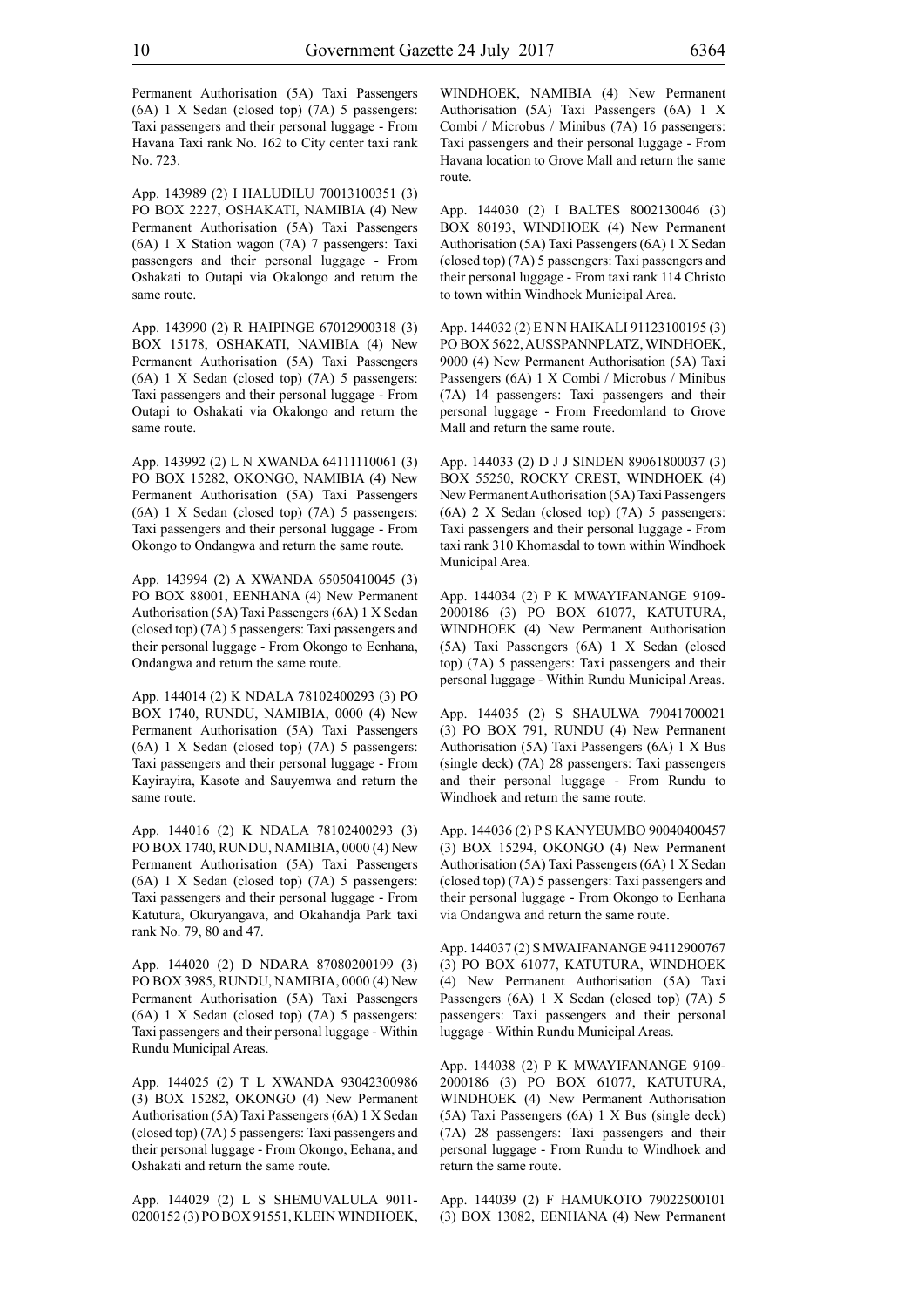Permanent Authorisation (5A) Taxi Passengers (6A) 1 X Sedan (closed top) (7A) 5 passengers: Taxi passengers and their personal luggage - From Havana Taxi rank No. 162 to City center taxi rank No. 723.

App. 143989 (2) I HALUDILU 70013100351 (3) PO BOX 2227, OSHAKATI, NAMIBIA (4) New Permanent Authorisation (5A) Taxi Passengers (6A) 1 X Station wagon (7A) 7 passengers: Taxi passengers and their personal luggage - From Oshakati to Outapi via Okalongo and return the same route.

App. 143990 (2) R HAIPINGE 67012900318 (3) BOX 15178, OSHAKATI, NAMIBIA (4) New Permanent Authorisation (5A) Taxi Passengers (6A) 1 X Sedan (closed top) (7A) 5 passengers: Taxi passengers and their personal luggage - From Outapi to Oshakati via Okalongo and return the same route.

App. 143992 (2) L N XWANDA 64111110061 (3) PO BOX 15282, OKONGO, NAMIBIA (4) New Permanent Authorisation (5A) Taxi Passengers (6A) 1 X Sedan (closed top) (7A) 5 passengers: Taxi passengers and their personal luggage - From Okongo to Ondangwa and return the same route.

App. 143994 (2) A XWANDA 65050410045 (3) PO BOX 88001, EENHANA (4) New Permanent Authorisation (5A) Taxi Passengers (6A) 1 X Sedan (closed top) (7A) 5 passengers: Taxi passengers and their personal luggage - From Okongo to Eenhana, Ondangwa and return the same route.

App. 144014 (2) K NDALA 78102400293 (3) PO BOX 1740, RUNDU, NAMIBIA, 0000 (4) New Permanent Authorisation (5A) Taxi Passengers (6A) 1 X Sedan (closed top) (7A) 5 passengers: Taxi passengers and their personal luggage - From Kayirayira, Kasote and Sauyemwa and return the same route.

App. 144016 (2) K NDALA 78102400293 (3) PO BOX 1740, RUNDU, NAMIBIA, 0000 (4) New Permanent Authorisation (5A) Taxi Passengers (6A) 1 X Sedan (closed top) (7A) 5 passengers: Taxi passengers and their personal luggage - From Katutura, Okuryangava, and Okahandja Park taxi rank No. 79, 80 and 47.

App. 144020 (2) D NDARA 87080200199 (3) PO BOX 3985, RUNDU, NAMIBIA, 0000 (4) New Permanent Authorisation (5A) Taxi Passengers (6A) 1 X Sedan (closed top) (7A) 5 passengers: Taxi passengers and their personal luggage - Within Rundu Municipal Areas.

App. 144025 (2) T L XWANDA 93042300986 (3) BOX 15282, OKONGO (4) New Permanent Authorisation (5A) Taxi Passengers (6A) 1 X Sedan (closed top) (7A) 5 passengers: Taxi passengers and their personal luggage - From Okongo, Eehana, and Oshakati and return the same route.

App. 144029 (2) L S SHEMUVALULA 9011-0200152 (3) PO BOX 91551, KLEIN WINDHOEK, WINDHOEK, NAMIBIA (4) New Permanent Authorisation (5A) Taxi Passengers (6A) 1 X Combi / Microbus / Minibus (7A) 16 passengers: Taxi passengers and their personal luggage - From Havana location to Grove Mall and return the same route.

App. 144030 (2) I BALTES 8002130046 (3) BOX 80193, WINDHOEK (4) New Permanent Authorisation (5A) Taxi Passengers (6A) 1 X Sedan (closed top) (7A) 5 passengers: Taxi passengers and their personal luggage - From taxi rank 114 Christo to town within Windhoek Municipal Area.

App. 144032 (2) E N N HAIKALI 91123100195 (3) PO BOX 5622, AUSSPANNPLATZ, WINDHOEK, 9000 (4) New Permanent Authorisation (5A) Taxi Passengers (6A) 1 X Combi / Microbus / Minibus (7A) 14 passengers: Taxi passengers and their personal luggage - From Freedomland to Grove Mall and return the same route.

App. 144033 (2) D J J SINDEN 89061800037 (3) BOX 55250, ROCKY CREST, WINDHOEK (4) New Permanent Authorisation (5A) Taxi Passengers (6A) 2 X Sedan (closed top) (7A) 5 passengers: Taxi passengers and their personal luggage - From taxi rank 310 Khomasdal to town within Windhoek Municipal Area.

App. 144034 (2) P K MWAYIFANANGE 9109-2000186 (3) PO BOX 61077, KATUTURA, WINDHOEK (4) New Permanent Authorisation (5A) Taxi Passengers (6A) 1 X Sedan (closed top) (7A) 5 passengers: Taxi passengers and their personal luggage - Within Rundu Municipal Areas.

App. 144035 (2) S SHAULWA 79041700021 (3) PO BOX 791, RUNDU (4) New Permanent Authorisation (5A) Taxi Passengers (6A) 1 X Bus (single deck) (7A) 28 passengers: Taxi passengers and their personal luggage - From Rundu to Windhoek and return the same route.

App. 144036 (2) P S KANYEUMBO 90040400457 (3) BOX 15294, OKONGO (4) New Permanent Authorisation (5A) Taxi Passengers (6A) 1 X Sedan (closed top) (7A) 5 passengers: Taxi passengers and their personal luggage - From Okongo to Eenhana via Ondangwa and return the same route.

App. 144037 (2) S MWAIFANANGE 94112900767 (3) PO BOX 61077, KATUTURA, WINDHOEK (4) New Permanent Authorisation (5A) Taxi Passengers (6A) 1 X Sedan (closed top) (7A) 5 passengers: Taxi passengers and their personal luggage - Within Rundu Municipal Areas.

App. 144038 (2) P K MWAYIFANANGE 9109-2000186 (3) PO BOX 61077, KATUTURA, WINDHOEK (4) New Permanent Authorisation (5A) Taxi Passengers (6A) 1 X Bus (single deck) (7A) 28 passengers: Taxi passengers and their personal luggage - From Rundu to Windhoek and return the same route.

App. 144039 (2) F HAMUKOTO 79022500101 (3) BOX 13082, EENHANA (4) New Permanent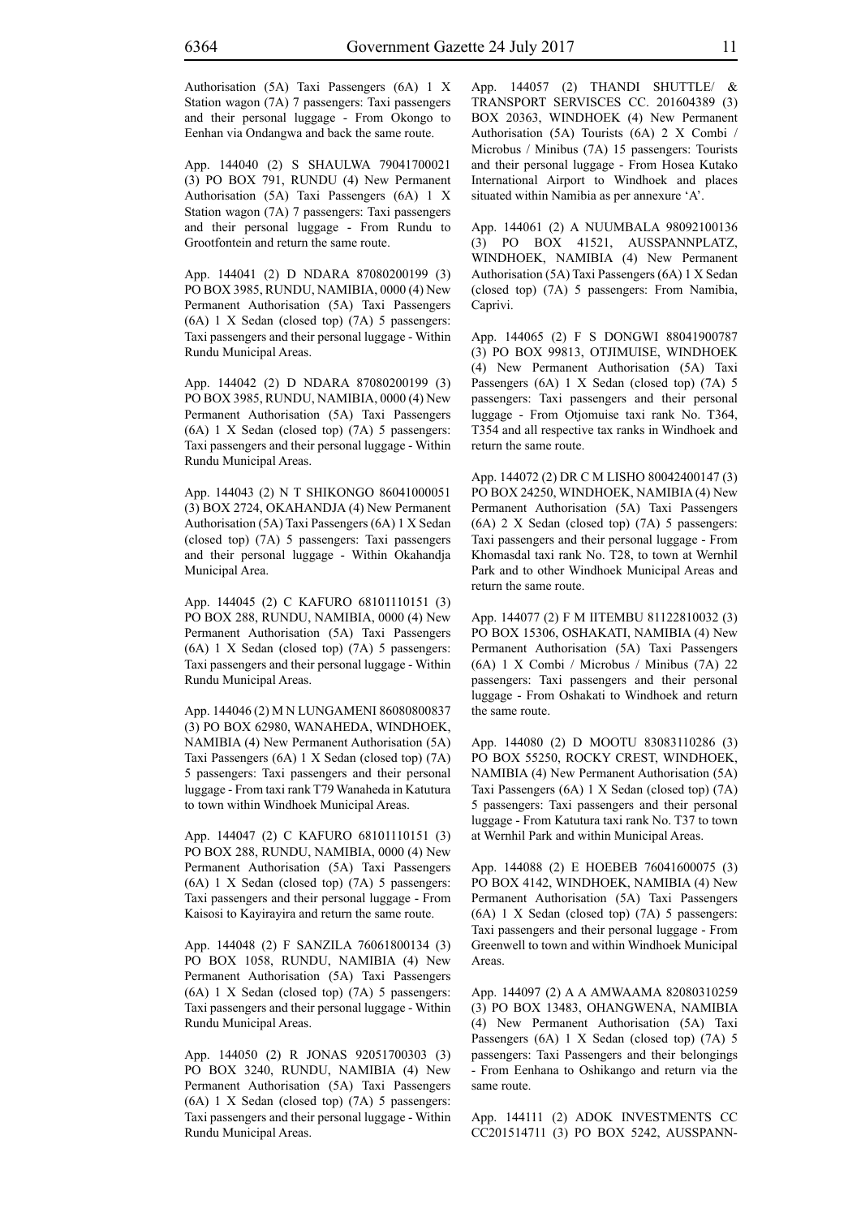Authorisation (5A) Taxi Passengers (6A) 1 X Station wagon (7A) 7 passengers: Taxi passengers and their personal luggage - From Okongo to Eenhan via Ondangwa and back the same route.

App. 144040 (2) S SHAULWA 79041700021 (3) PO BOX 791, RUNDU (4) New Permanent Authorisation (5A) Taxi Passengers (6A) 1 X Station wagon (7A) 7 passengers: Taxi passengers and their personal luggage - From Rundu to Grootfontein and return the same route.

App. 144041 (2) D NDARA 87080200199 (3) PO BOX 3985, RUNDU, NAMIBIA, 0000 (4) New Permanent Authorisation (5A) Taxi Passengers (6A) 1 X Sedan (closed top) (7A) 5 passengers: Taxi passengers and their personal luggage - Within Rundu Municipal Areas.

App. 144042 (2) D NDARA 87080200199 (3) PO BOX 3985, RUNDU, NAMIBIA, 0000 (4) New Permanent Authorisation (5A) Taxi Passengers (6A) 1 X Sedan (closed top) (7A) 5 passengers: Taxi passengers and their personal luggage - Within Rundu Municipal Areas.

App. 144043 (2) N T SHIKONGO 86041000051 (3) BOX 2724, OKAHANDJA (4) New Permanent Authorisation (5A) Taxi Passengers (6A) 1 X Sedan (closed top) (7A) 5 passengers: Taxi passengers and their personal luggage - Within Okahandja Municipal Area.

App. 144045 (2) C KAFURO 68101110151 (3) PO BOX 288, RUNDU, NAMIBIA, 0000 (4) New Permanent Authorisation (5A) Taxi Passengers (6A) 1 X Sedan (closed top) (7A) 5 passengers: Taxi passengers and their personal luggage - Within Rundu Municipal Areas.

App. 144046 (2) M N LUNGAMENI 86080800837 (3) PO BOX 62980, WANAHEDA, WINDHOEK, NAMIBIA (4) New Permanent Authorisation (5A) Taxi Passengers (6A) 1 X Sedan (closed top) (7A) 5 passengers: Taxi passengers and their personal luggage - From taxi rank T79 Wanaheda in Katutura to town within Windhoek Municipal Areas.

App. 144047 (2) C KAFURO 68101110151 (3) PO BOX 288, RUNDU, NAMIBIA, 0000 (4) New Permanent Authorisation (5A) Taxi Passengers (6A) 1 X Sedan (closed top) (7A) 5 passengers: Taxi passengers and their personal luggage - From Kaisosi to Kayirayira and return the same route.

App. 144048 (2) F SANZILA 76061800134 (3) PO BOX 1058, RUNDU, NAMIBIA (4) New Permanent Authorisation (5A) Taxi Passengers (6A) 1 X Sedan (closed top) (7A) 5 passengers: Taxi passengers and their personal luggage - Within Rundu Municipal Areas.

App. 144050 (2) R JONAS 92051700303 (3) PO BOX 3240, RUNDU, NAMIBIA (4) New Permanent Authorisation (5A) Taxi Passengers (6A) 1 X Sedan (closed top) (7A) 5 passengers: Taxi passengers and their personal luggage - Within Rundu Municipal Areas.

App. 144057 (2) THANDI SHUTTLE/ & TRANSPORT SERVISCES CC. 201604389 (3) BOX 20363, WINDHOEK (4) New Permanent Authorisation (5A) Tourists (6A) 2 X Combi / Microbus / Minibus (7A) 15 passengers: Tourists and their personal luggage - From Hosea Kutako International Airport to Windhoek and places situated within Namibia as per annexure 'A'.

App. 144061 (2) A NUUMBALA 98092100136 (3) PO BOX 41521, AUSSPANNPLATZ, WINDHOEK, NAMIBIA (4) New Permanent Authorisation (5A) Taxi Passengers (6A) 1 X Sedan (closed top) (7A) 5 passengers: From Namibia, Caprivi.

App. 144065 (2) F S DONGWI 88041900787 (3) PO BOX 99813, OTJIMUISE, WINDHOEK (4) New Permanent Authorisation (5A) Taxi Passengers (6A) 1 X Sedan (closed top) (7A) 5 passengers: Taxi passengers and their personal luggage - From Otjomuise taxi rank No. T364, T354 and all respective tax ranks in Windhoek and return the same route.

App. 144072 (2) DR C M LISHO 80042400147 (3) PO BOX 24250, WINDHOEK, NAMIBIA (4) New Permanent Authorisation (5A) Taxi Passengers (6A) 2 X Sedan (closed top) (7A) 5 passengers: Taxi passengers and their personal luggage - From Khomasdal taxi rank No. T28, to town at Wernhil Park and to other Windhoek Municipal Areas and return the same route.

App. 144077 (2) F M IITEMBU 81122810032 (3) PO BOX 15306, OSHAKATI, NAMIBIA (4) New Permanent Authorisation (5A) Taxi Passengers (6A) 1 X Combi / Microbus / Minibus (7A) 22 passengers: Taxi passengers and their personal luggage - From Oshakati to Windhoek and return the same route.

App. 144080 (2) D MOOTU 83083110286 (3) PO BOX 55250, ROCKY CREST, WINDHOEK, NAMIBIA (4) New Permanent Authorisation (5A) Taxi Passengers (6A) 1 X Sedan (closed top) (7A) 5 passengers: Taxi passengers and their personal luggage - From Katutura taxi rank No. T37 to town at Wernhil Park and within Municipal Areas.

App. 144088 (2) E HOEBEB 76041600075 (3) PO BOX 4142, WINDHOEK, NAMIBIA (4) New Permanent Authorisation (5A) Taxi Passengers (6A) 1 X Sedan (closed top) (7A) 5 passengers: Taxi passengers and their personal luggage - From Greenwell to town and within Windhoek Municipal Areas.

App. 144097 (2) A A AMWAAMA 82080310259 (3) PO BOX 13483, OHANGWENA, NAMIBIA (4) New Permanent Authorisation (5A) Taxi Passengers (6A) 1 X Sedan (closed top) (7A) 5 passengers: Taxi Passengers and their belongings - From Eenhana to Oshikango and return via the same route.

App. 144111 (2) ADOK INVESTMENTS CC CC201514711 (3) PO BOX 5242, AUSSPANN-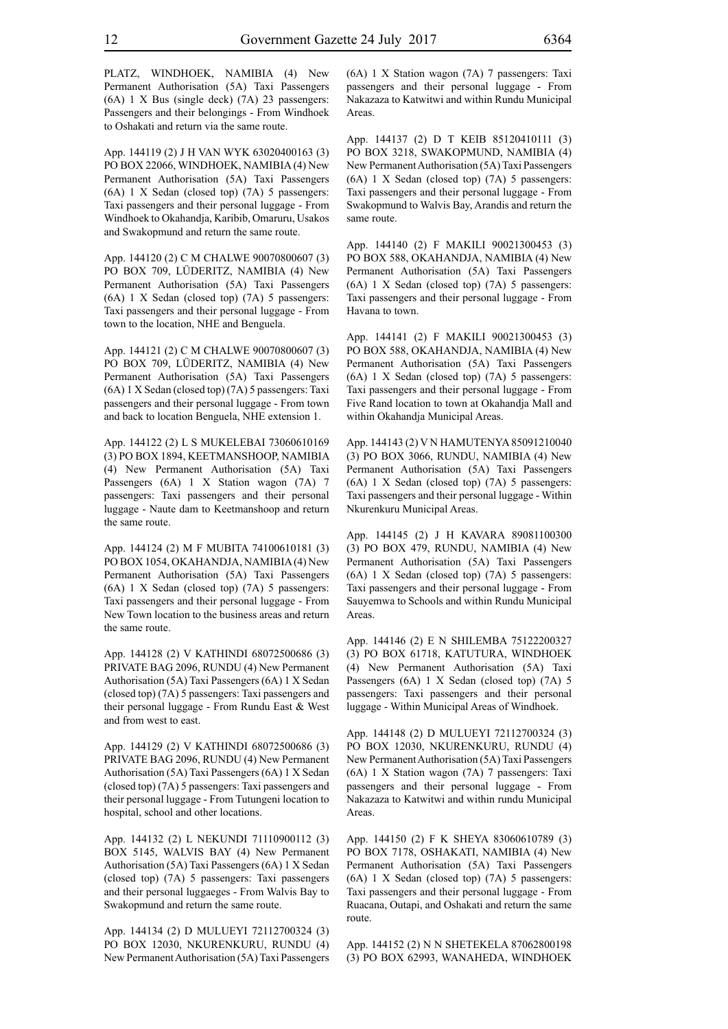PLATZ, WINDHOEK, NAMIBIA (4) New Permanent Authorisation (5A) Taxi Passengers (6A) 1 X Bus (single deck) (7A) 23 passengers: Passengers and their belongings - From Windhoek to Oshakati and return via the same route.

App. 144119 (2) J H VAN WYK 63020400163 (3) PO BOX 22066, WINDHOEK, NAMIBIA (4) New Permanent Authorisation (5A) Taxi Passengers (6A) 1 X Sedan (closed top) (7A) 5 passengers: Taxi passengers and their personal luggage - From Windhoek to Okahandja, Karibib, Omaruru, Usakos and Swakopmund and return the same route.

App. 144120 (2) C M CHALWE 90070800607 (3) PO BOX 709, LÜDERITZ, NAMIBIA (4) New Permanent Authorisation (5A) Taxi Passengers (6A) 1 X Sedan (closed top) (7A) 5 passengers: Taxi passengers and their personal luggage - From town to the location, NHE and Benguela.

App. 144121 (2) C M CHALWE 90070800607 (3) PO BOX 709, LÜDERITZ, NAMIBIA (4) New Permanent Authorisation (5A) Taxi Passengers (6A) 1 X Sedan (closed top) (7A) 5 passengers: Taxi passengers and their personal luggage - From town and back to location Benguela, NHE extension 1.

App. 144122 (2) L S MUKELEBAI 73060610169 (3) PO BOX 1894, KEETMANSHOOP, NAMIBIA (4) New Permanent Authorisation (5A) Taxi Passengers (6A) 1 X Station wagon (7A) 7 passengers: Taxi passengers and their personal luggage - Naute dam to Keetmanshoop and return the same route.

App. 144124 (2) M F MUBITA 74100610181 (3) PO BOX 1054, OKAHANDJA, NAMIBIA (4) New Permanent Authorisation (5A) Taxi Passengers (6A) 1 X Sedan (closed top) (7A) 5 passengers: Taxi passengers and their personal luggage - From New Town location to the business areas and return the same route.

App. 144128 (2) V KATHINDI 68072500686 (3) PRIVATE BAG 2096, RUNDU (4) New Permanent Authorisation (5A) Taxi Passengers (6A) 1 X Sedan (closed top) (7A) 5 passengers: Taxi passengers and their personal luggage - From Rundu East & West and from west to east.

App. 144129 (2) V KATHINDI 68072500686 (3) PRIVATE BAG 2096, RUNDU (4) New Permanent Authorisation (5A) Taxi Passengers (6A) 1 X Sedan (closed top) (7A) 5 passengers: Taxi passengers and their personal luggage - From Tutungeni location to hospital, school and other locations.

App. 144132 (2) L NEKUNDI 71110900112 (3) BOX 5145, WALVIS BAY (4) New Permanent Authorisation (5A) Taxi Passengers (6A) 1 X Sedan (closed top) (7A) 5 passengers: Taxi passengers and their personal luggaeges - From Walvis Bay to Swakopmund and return the same route.

App. 144134 (2) D MULUEYI 72112700324 (3) PO BOX 12030, NKURENKURU, RUNDU (4) New Permanent Authorisation (5A) Taxi Passengers (6A) 1 X Station wagon (7A) 7 passengers: Taxi passengers and their personal luggage - From Nakazaza to Katwitwi and within Rundu Municipal Areas.

App. 144137 (2) D T KEIB 85120410111 (3) PO BOX 3218, SWAKOPMUND, NAMIBIA (4) New Permanent Authorisation (5A) Taxi Passengers (6A) 1 X Sedan (closed top) (7A) 5 passengers: Taxi passengers and their personal luggage - From Swakopmund to Walvis Bay, Arandis and return the same route.

App. 144140 (2) F MAKILI 90021300453 (3) PO BOX 588, OKAHANDJA, NAMIBIA (4) New Permanent Authorisation (5A) Taxi Passengers (6A) 1 X Sedan (closed top) (7A) 5 passengers: Taxi passengers and their personal luggage - From Havana to town.

App. 144141 (2) F MAKILI 90021300453 (3) PO BOX 588, OKAHANDJA, NAMIBIA (4) New Permanent Authorisation (5A) Taxi Passengers (6A) 1 X Sedan (closed top) (7A) 5 passengers: Taxi passengers and their personal luggage - From Five Rand location to town at Okahandja Mall and within Okahandja Municipal Areas.

App. 144143 (2) V N HAMUTENYA 85091210040 (3) PO BOX 3066, RUNDU, NAMIBIA (4) New Permanent Authorisation (5A) Taxi Passengers (6A) 1 X Sedan (closed top) (7A) 5 passengers: Taxi passengers and their personal luggage - Within Nkurenkuru Municipal Areas.

App. 144145 (2) J H KAVARA 89081100300 (3) PO BOX 479, RUNDU, NAMIBIA (4) New Permanent Authorisation (5A) Taxi Passengers (6A) 1 X Sedan (closed top) (7A) 5 passengers: Taxi passengers and their personal luggage - From Sauyemwa to Schools and within Rundu Municipal Areas.

App. 144146 (2) E N SHILEMBA 75122200327 (3) PO BOX 61718, KATUTURA, WINDHOEK (4) New Permanent Authorisation (5A) Taxi Passengers (6A) 1 X Sedan (closed top) (7A) 5 passengers: Taxi passengers and their personal luggage - Within Municipal Areas of Windhoek.

App. 144148 (2) D MULUEYI 72112700324 (3) PO BOX 12030, NKURENKURU, RUNDU (4) New Permanent Authorisation (5A) Taxi Passengers (6A) 1 X Station wagon (7A) 7 passengers: Taxi passengers and their personal luggage - From Nakazaza to Katwitwi and within rundu Municipal Areas.

App. 144150 (2) F K SHEYA 83060610789 (3) PO BOX 7178, OSHAKATI, NAMIBIA (4) New Permanent Authorisation (5A) Taxi Passengers (6A) 1 X Sedan (closed top) (7A) 5 passengers: Taxi passengers and their personal luggage - From Ruacana, Outapi, and Oshakati and return the same route.

App. 144152 (2) N N SHETEKELA 87062800198 (3) PO BOX 62993, WANAHEDA, WINDHOEK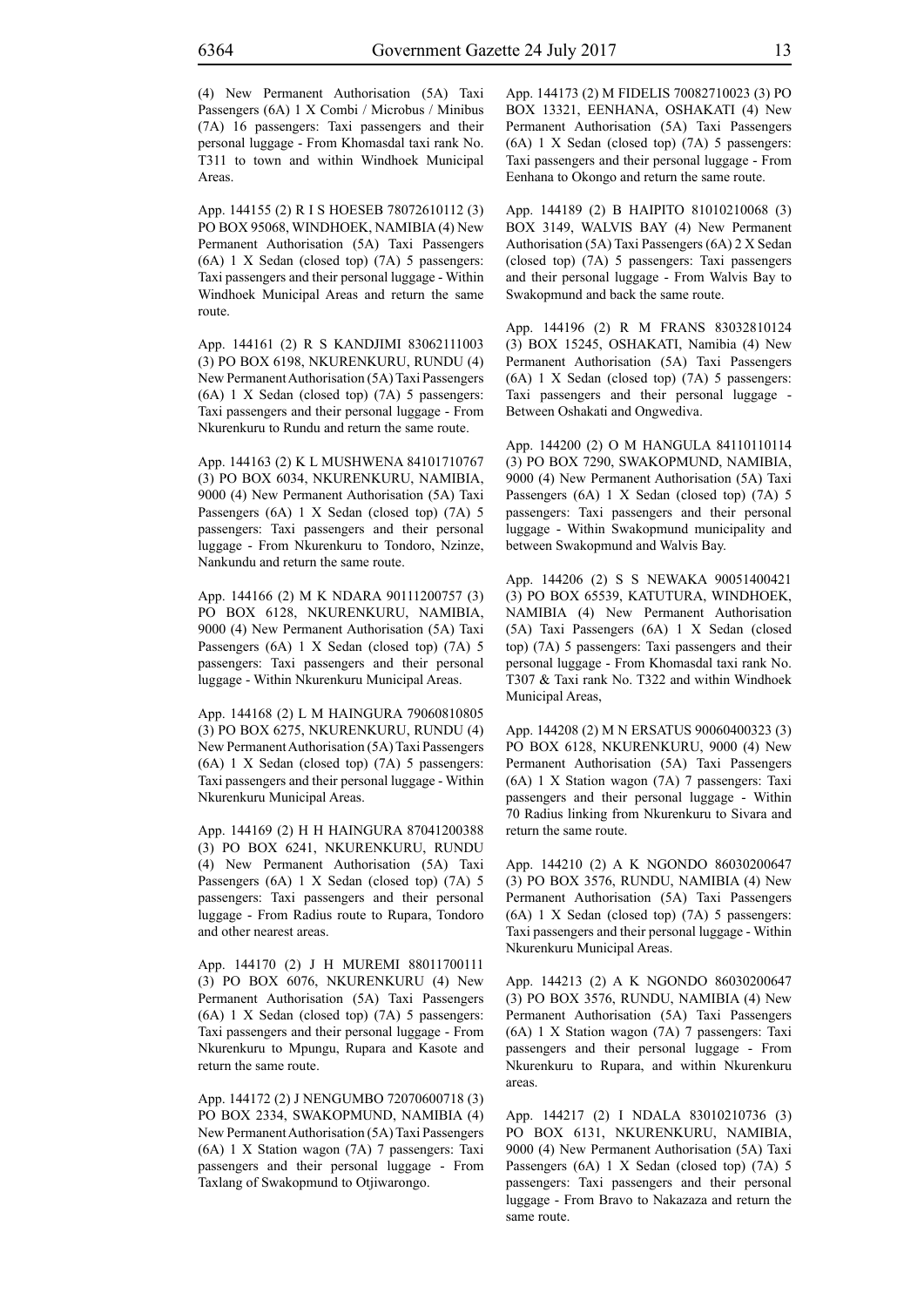(4) New Permanent Authorisation (5A) Taxi Passengers (6A) 1 X Combi / Microbus / Minibus (7A) 16 passengers: Taxi passengers and their personal luggage - From Khomasdal taxi rank No. T311 to town and within Windhoek Municipal Areas.

App. 144155 (2) R I S HOESEB 78072610112 (3) PO BOX 95068, WINDHOEK, NAMIBIA (4) New Permanent Authorisation (5A) Taxi Passengers (6A) 1 X Sedan (closed top) (7A) 5 passengers: Taxi passengers and their personal luggage - Within Windhoek Municipal Areas and return the same route.

App. 144161 (2) R S KANDJIMI 83062111003 (3) PO BOX 6198, NKURENKURU, RUNDU (4) New Permanent Authorisation (5A) Taxi Passengers (6A) 1 X Sedan (closed top) (7A) 5 passengers: Taxi passengers and their personal luggage - From Nkurenkuru to Rundu and return the same route.

App. 144163 (2) K L MUSHWENA 84101710767 (3) PO BOX 6034, NKURENKURU, NAMIBIA, 9000 (4) New Permanent Authorisation (5A) Taxi Passengers (6A) 1 X Sedan (closed top) (7A) 5 passengers: Taxi passengers and their personal luggage - From Nkurenkuru to Tondoro, Nzinze, Nankundu and return the same route.

App. 144166 (2) M K NDARA 90111200757 (3) PO BOX 6128, NKURENKURU, NAMIBIA, 9000 (4) New Permanent Authorisation (5A) Taxi Passengers (6A) 1 X Sedan (closed top) (7A) 5 passengers: Taxi passengers and their personal luggage - Within Nkurenkuru Municipal Areas.

App. 144168 (2) L M HAINGURA 79060810805 (3) PO BOX 6275, NKURENKURU, RUNDU (4) New Permanent Authorisation (5A) Taxi Passengers (6A) 1 X Sedan (closed top) (7A) 5 passengers: Taxi passengers and their personal luggage - Within Nkurenkuru Municipal Areas.

App. 144169 (2) H H HAINGURA 87041200388 (3) PO BOX 6241, NKURENKURU, RUNDU (4) New Permanent Authorisation (5A) Taxi Passengers (6A) 1 X Sedan (closed top) (7A) 5 passengers: Taxi passengers and their personal luggage - From Radius route to Rupara, Tondoro and other nearest areas.

App. 144170 (2) J H MUREMI 88011700111 (3) PO BOX 6076, NKURENKURU (4) New Permanent Authorisation (5A) Taxi Passengers (6A) 1 X Sedan (closed top) (7A) 5 passengers: Taxi passengers and their personal luggage - From Nkurenkuru to Mpungu, Rupara and Kasote and return the same route.

App. 144172 (2) J NENGUMBO 72070600718 (3) PO BOX 2334, SWAKOPMUND, NAMIBIA (4) New Permanent Authorisation (5A) Taxi Passengers (6A) 1 X Station wagon (7A) 7 passengers: Taxi passengers and their personal luggage - From Taxlang of Swakopmund to Otjiwarongo.

App. 144173 (2) M FIDELIS 70082710023 (3) PO BOX 13321, EENHANA, OSHAKATI (4) New Permanent Authorisation (5A) Taxi Passengers (6A) 1 X Sedan (closed top) (7A) 5 passengers: Taxi passengers and their personal luggage - From Eenhana to Okongo and return the same route.

App. 144189 (2) B HAIPITO 81010210068 (3) BOX 3149, WALVIS BAY (4) New Permanent Authorisation (5A) Taxi Passengers (6A) 2 X Sedan (closed top) (7A) 5 passengers: Taxi passengers and their personal luggage - From Walvis Bay to Swakopmund and back the same route.

App. 144196 (2) R M FRANS 83032810124 (3) BOX 15245, OSHAKATI, Namibia (4) New Permanent Authorisation (5A) Taxi Passengers (6A) 1 X Sedan (closed top) (7A) 5 passengers: Taxi passengers and their personal luggage - Between Oshakati and Ongwediva.

App. 144200 (2) O M HANGULA 84110110114 (3) PO BOX 7290, SWAKOPMUND, NAMIBIA, 9000 (4) New Permanent Authorisation (5A) Taxi Passengers (6A) 1 X Sedan (closed top) (7A) 5 passengers: Taxi passengers and their personal luggage - Within Swakopmund municipality and between Swakopmund and Walvis Bay.

App. 144206 (2) S S NEWAKA 90051400421 (3) PO BOX 65539, KATUTURA, WINDHOEK, NAMIBIA (4) New Permanent Authorisation (5A) Taxi Passengers (6A) 1 X Sedan (closed top) (7A) 5 passengers: Taxi passengers and their personal luggage - From Khomasdal taxi rank No. T307 & Taxi rank No. T322 and within Windhoek Municipal Areas,

App. 144208 (2) M N ERSATUS 90060400323 (3) PO BOX 6128, NKURENKURU, 9000 (4) New Permanent Authorisation (5A) Taxi Passengers (6A) 1 X Station wagon (7A) 7 passengers: Taxi passengers and their personal luggage - Within 70 Radius linking from Nkurenkuru to Sivara and return the same route.

App. 144210 (2) A K NGONDO 86030200647 (3) PO BOX 3576, RUNDU, NAMIBIA (4) New Permanent Authorisation (5A) Taxi Passengers (6A) 1 X Sedan (closed top) (7A) 5 passengers: Taxi passengers and their personal luggage - Within Nkurenkuru Municipal Areas.

App. 144213 (2) A K NGONDO 86030200647 (3) PO BOX 3576, RUNDU, NAMIBIA (4) New Permanent Authorisation (5A) Taxi Passengers (6A) 1 X Station wagon (7A) 7 passengers: Taxi passengers and their personal luggage - From Nkurenkuru to Rupara, and within Nkurenkuru areas.

App. 144217 (2) I NDALA 83010210736 (3) PO BOX 6131, NKURENKURU, NAMIBIA, 9000 (4) New Permanent Authorisation (5A) Taxi Passengers (6A) 1 X Sedan (closed top) (7A) 5 passengers: Taxi passengers and their personal luggage - From Bravo to Nakazaza and return the same route.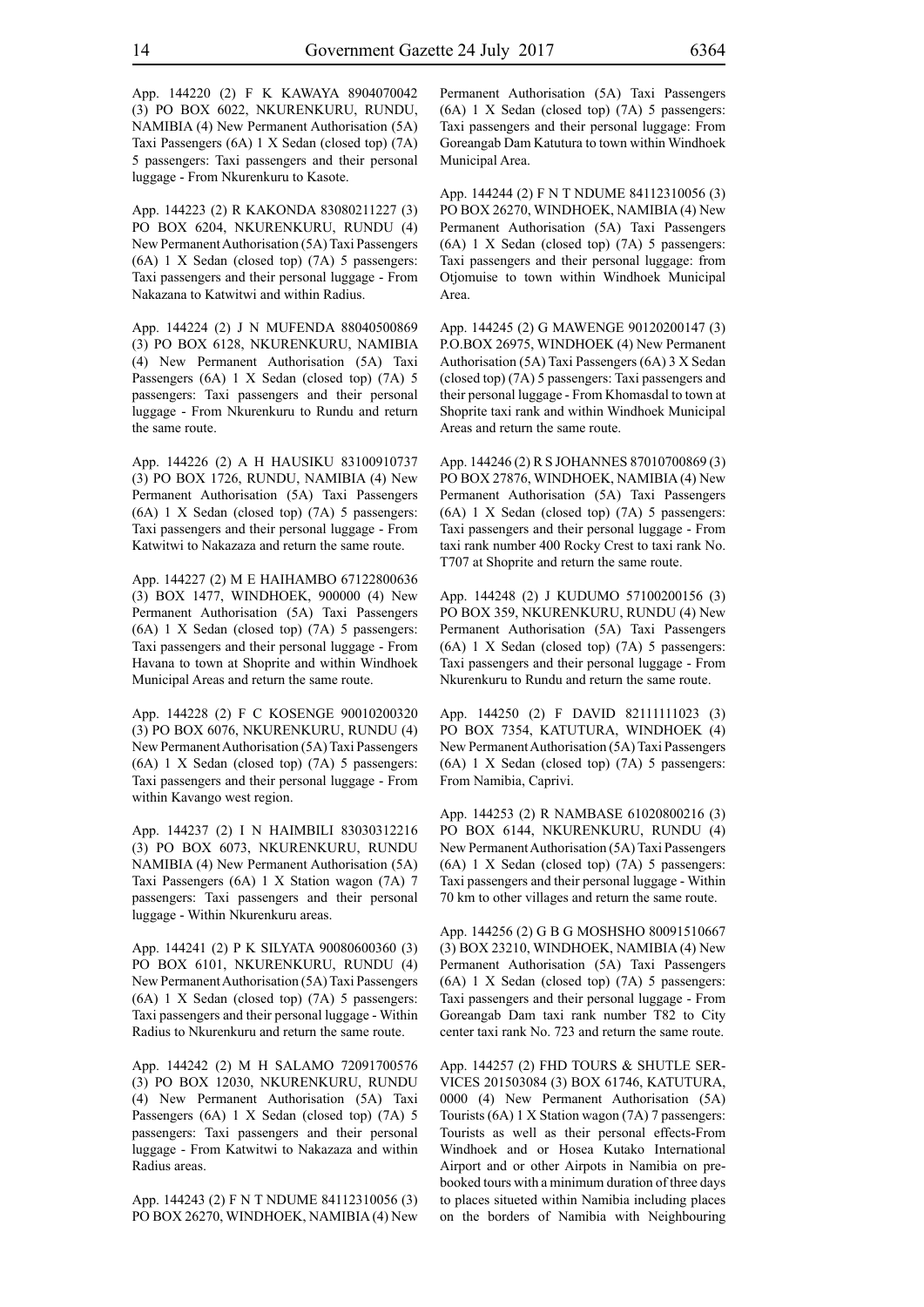App. 144220 (2) F K KAWAYA 8904070042 (3) PO BOX 6022, NKURENKURU, RUNDU, NAMIBIA (4) New Permanent Authorisation (5A) Taxi Passengers (6A) 1 X Sedan (closed top) (7A) 5 passengers: Taxi passengers and their personal luggage - From Nkurenkuru to Kasote.

App. 144223 (2) R KAKONDA 83080211227 (3) PO BOX 6204, NKURENKURU, RUNDU (4) New Permanent Authorisation (5A) Taxi Passengers (6A) 1 X Sedan (closed top) (7A) 5 passengers: Taxi passengers and their personal luggage - From Nakazana to Katwitwi and within Radius.

App. 144224 (2) J N MUFENDA 88040500869 (3) PO BOX 6128, NKURENKURU, NAMIBIA (4) New Permanent Authorisation (5A) Taxi Passengers (6A) 1 X Sedan (closed top) (7A) 5 passengers: Taxi passengers and their personal luggage - From Nkurenkuru to Rundu and return the same route.

App. 144226 (2) A H HAUSIKU 83100910737 (3) PO BOX 1726, RUNDU, NAMIBIA (4) New Permanent Authorisation (5A) Taxi Passengers (6A) 1 X Sedan (closed top) (7A) 5 passengers: Taxi passengers and their personal luggage - From Katwitwi to Nakazaza and return the same route.

App. 144227 (2) M E HAIHAMBO 67122800636 (3) BOX 1477, WINDHOEK, 900000 (4) New Permanent Authorisation (5A) Taxi Passengers (6A) 1 X Sedan (closed top) (7A) 5 passengers: Taxi passengers and their personal luggage - From Havana to town at Shoprite and within Windhoek Municipal Areas and return the same route.

App. 144228 (2) F C KOSENGE 90010200320 (3) PO BOX 6076, NKURENKURU, RUNDU (4) New Permanent Authorisation (5A) Taxi Passengers (6A) 1 X Sedan (closed top) (7A) 5 passengers: Taxi passengers and their personal luggage - From within Kavango west region.

App. 144237 (2) I N HAIMBILI 83030312216 (3) PO BOX 6073, NKURENKURU, RUNDU NAMIBIA (4) New Permanent Authorisation (5A) Taxi Passengers (6A) 1 X Station wagon (7A) 7 passengers: Taxi passengers and their personal luggage - Within Nkurenkuru areas.

App. 144241 (2) P K SILYATA 90080600360 (3) PO BOX 6101, NKURENKURU, RUNDU (4) New Permanent Authorisation (5A) Taxi Passengers (6A) 1 X Sedan (closed top) (7A) 5 passengers: Taxi passengers and their personal luggage - Within Radius to Nkurenkuru and return the same route.

App. 144242 (2) M H SALAMO 72091700576 (3) PO BOX 12030, NKURENKURU, RUNDU (4) New Permanent Authorisation (5A) Taxi Passengers (6A) 1 X Sedan (closed top) (7A) 5 passengers: Taxi passengers and their personal luggage - From Katwitwi to Nakazaza and within Radius areas.

App. 144243 (2) F N T NDUME 84112310056 (3) PO BOX 26270, WINDHOEK, NAMIBIA (4) New Permanent Authorisation (5A) Taxi Passengers (6A) 1 X Sedan (closed top) (7A) 5 passengers: Taxi passengers and their personal luggage: From Goreangab Dam Katutura to town within Windhoek Municipal Area.

App. 144244 (2) F N T NDUME 84112310056 (3) PO BOX 26270, WINDHOEK, NAMIBIA (4) New Permanent Authorisation (5A) Taxi Passengers (6A) 1 X Sedan (closed top) (7A) 5 passengers: Taxi passengers and their personal luggage: from Otjomuise to town within Windhoek Municipal Area.

App. 144245 (2) G MAWENGE 90120200147 (3) P.O.BOX 26975, WINDHOEK (4) New Permanent Authorisation (5A) Taxi Passengers (6A) 3 X Sedan (closed top) (7A) 5 passengers: Taxi passengers and their personal luggage - From Khomasdal to town at Shoprite taxi rank and within Windhoek Municipal Areas and return the same route.

App. 144246 (2) R S JOHANNES 87010700869 (3) PO BOX 27876, WINDHOEK, NAMIBIA (4) New Permanent Authorisation (5A) Taxi Passengers (6A) 1 X Sedan (closed top) (7A) 5 passengers: Taxi passengers and their personal luggage - From taxi rank number 400 Rocky Crest to taxi rank No. T707 at Shoprite and return the same route.

App. 144248 (2) J KUDUMO 57100200156 (3) PO BOX 359, NKURENKURU, RUNDU (4) New Permanent Authorisation (5A) Taxi Passengers (6A) 1 X Sedan (closed top) (7A) 5 passengers: Taxi passengers and their personal luggage - From Nkurenkuru to Rundu and return the same route.

App. 144250 (2) F DAVID 82111111023 (3) PO BOX 7354, KATUTURA, WINDHOEK (4) New Permanent Authorisation (5A) Taxi Passengers (6A) 1 X Sedan (closed top) (7A) 5 passengers: From Namibia, Caprivi.

App. 144253 (2) R NAMBASE 61020800216 (3) PO BOX 6144, NKURENKURU, RUNDU (4) New Permanent Authorisation (5A) Taxi Passengers (6A) 1 X Sedan (closed top) (7A) 5 passengers: Taxi passengers and their personal luggage - Within 70 km to other villages and return the same route.

App. 144256 (2) G B G MOSHSHO 80091510667 (3) BOX 23210, WINDHOEK, NAMIBIA (4) New Permanent Authorisation (5A) Taxi Passengers (6A) 1 X Sedan (closed top) (7A) 5 passengers: Taxi passengers and their personal luggage - From Goreangab Dam taxi rank number T82 to City center taxi rank No. 723 and return the same route.

App. 144257 (2) FHD TOURS & SHUTLE SERVICES 201503084 (3) BOX 61746, KATUTURA, 0000 (4) New Permanent Authorisation (5A) Tourists (6A) 1 X Station wagon (7A) 7 passengers: Tourists as well as their personal effects-From Windhoek and or Hosea Kutako International Airport and or other Airpots in Namibia on pre-booked tours with a minimum duration of three days to places situeted within Namibia including places on the borders of Namibia with Neighbouring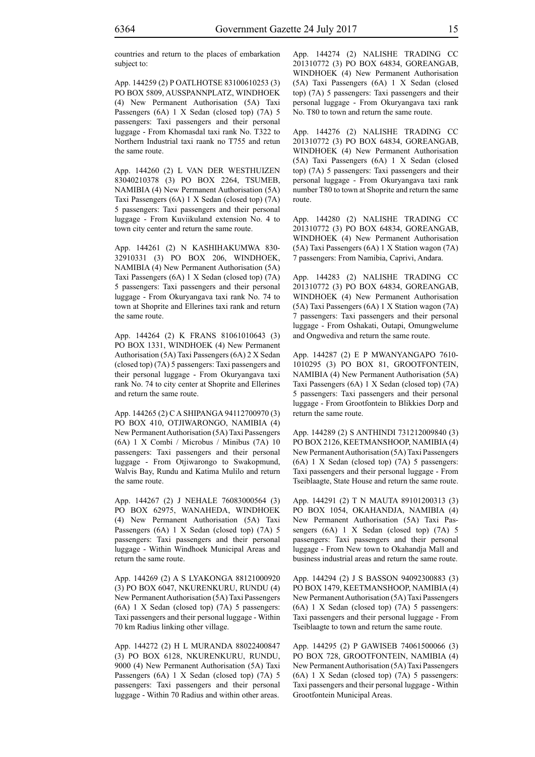countries and return to the places of embarkation subject to:

App. 144259 (2) P OATLHOTSE 83100610253 (3) PO BOX 5809, AUSSPANNPLATZ, WINDHOEK (4) New Permanent Authorisation (5A) Taxi Passengers (6A) 1 X Sedan (closed top) (7A) 5 passengers: Taxi passengers and their personal luggage - From Khomasdal taxi rank No. T322 to Northern Industrial taxi raank no T755 and retun the same route.

App. 144260 (2) L VAN DER WESTHUIZEN 83040210378 (3) PO BOX 2264, TSUMEB, NAMIBIA (4) New Permanent Authorisation (5A) Taxi Passengers (6A) 1 X Sedan (closed top) (7A) 5 passengers: Taxi passengers and their personal luggage - From Kuviikuland extension No. 4 to town city center and return the same route.

App. 144261 (2) N KASHIHAKUMWA 830-32910331 (3) PO BOX 206, WINDHOEK, NAMIBIA (4) New Permanent Authorisation (5A) Taxi Passengers (6A) 1 X Sedan (closed top) (7A) 5 passengers: Taxi passengers and their personal luggage - From Okuryangava taxi rank No. 74 to town at Shoprite and Ellerines taxi rank and return the same route.

App. 144264 (2) K FRANS 81061010643 (3) PO BOX 1331, WINDHOEK (4) New Permanent Authorisation (5A) Taxi Passengers (6A) 2 X Sedan (closed top) (7A) 5 passengers: Taxi passengers and their personal luggage - From Okuryangava taxi rank No. 74 to city center at Shoprite and Ellerines and return the same route.

App. 144265 (2) C A SHIPANGA 94112700970 (3) PO BOX 410, OTJIWARONGO, NAMIBIA (4) New Permanent Authorisation (5A) Taxi Passengers (6A) 1 X Combi / Microbus / Minibus (7A) 10 passengers: Taxi passengers and their personal luggage - From Otjiwarongo to Swakopmund, Walvis Bay, Rundu and Katima Mulilo and return the same route.

App. 144267 (2) J NEHALE 76083000564 (3) PO BOX 62975, WANAHEDA, WINDHOEK (4) New Permanent Authorisation (5A) Taxi Passengers (6A) 1 X Sedan (closed top) (7A) 5 passengers: Taxi passengers and their personal luggage - Within Windhoek Municipal Areas and return the same route.

App. 144269 (2) A S LYAKONGA 88121000920 (3) PO BOX 6047, NKURENKURU, RUNDU (4) New Permanent Authorisation (5A) Taxi Passengers (6A) 1 X Sedan (closed top) (7A) 5 passengers: Taxi passengers and their personal luggage - Within 70 km Radius linking other village.

App. 144272 (2) H L MURANDA 88022400847 (3) PO BOX 6128, NKURENKURU, RUNDU, 9000 (4) New Permanent Authorisation (5A) Taxi Passengers (6A) 1 X Sedan (closed top) (7A) 5 passengers: Taxi passengers and their personal luggage - Within 70 Radius and within other areas.

App. 144274 (2) NALISHE TRADING CC 201310772 (3) PO BOX 64834, GOREANGAB, WINDHOEK (4) New Permanent Authorisation (5A) Taxi Passengers (6A) 1 X Sedan (closed top) (7A) 5 passengers: Taxi passengers and their personal luggage - From Okuryangava taxi rank No. T80 to town and return the same route.

App. 144276 (2) NALISHE TRADING CC 201310772 (3) PO BOX 64834, GOREANGAB, WINDHOEK (4) New Permanent Authorisation (5A) Taxi Passengers (6A) 1 X Sedan (closed top) (7A) 5 passengers: Taxi passengers and their personal luggage - From Okuryangava taxi rank number T80 to town at Shoprite and return the same route.

App. 144280 (2) NALISHE TRADING CC 201310772 (3) PO BOX 64834, GOREANGAB, WINDHOEK (4) New Permanent Authorisation (5A) Taxi Passengers (6A) 1 X Station wagon (7A) 7 passengers: From Namibia, Caprivi, Andara.

App. 144283 (2) NALISHE TRADING CC 201310772 (3) PO BOX 64834, GOREANGAB, WINDHOEK (4) New Permanent Authorisation (5A) Taxi Passengers (6A) 1 X Station wagon (7A) 7 passengers: Taxi passengers and their personal luggage - From Oshakati, Outapi, Omungwelume and Ongwediva and return the same route.

App. 144287 (2) E P MWANYANGAPO 7610-1010295 (3) PO BOX 81, GROOTFONTEIN, NAMIBIA (4) New Permanent Authorisation (5A) Taxi Passengers (6A) 1 X Sedan (closed top) (7A) 5 passengers: Taxi passengers and their personal luggage - From Grootfontein to Blikkies Dorp and return the same route.

App. 144289 (2) S ANTHINDI 731212009840 (3) PO BOX 2126, KEETMANSHOOP, NAMIBIA (4) New Permanent Authorisation (5A) Taxi Passengers (6A) 1 X Sedan (closed top) (7A) 5 passengers: Taxi passengers and their personal luggage - From Tseiblaagte, State House and return the same route.

App. 144291 (2) T N MAUTA 89101200313 (3) PO BOX 1054, OKAHANDJA, NAMIBIA (4) New Permanent Authorisation (5A) Taxi Passengers (6A) 1 X Sedan (closed top) (7A) 5 passengers: Taxi passengers and their personal luggage - From New town to Okahandja Mall and business industrial areas and return the same route.

App. 144294 (2) J S BASSON 94092300883 (3) PO BOX 1479, KEETMANSHOOP, NAMIBIA (4) New Permanent Authorisation (5A) Taxi Passengers (6A) 1 X Sedan (closed top) (7A) 5 passengers: Taxi passengers and their personal luggage - From Tseiblaagte to town and return the same route.

App. 144295 (2) P GAWISEB 74061500066 (3) PO BOX 728, GROOTFONTEIN, NAMIBIA (4) New Permanent Authorisation (5A) Taxi Passengers (6A) 1 X Sedan (closed top) (7A) 5 passengers: Taxi passengers and their personal luggage - Within Grootfontein Municipal Areas.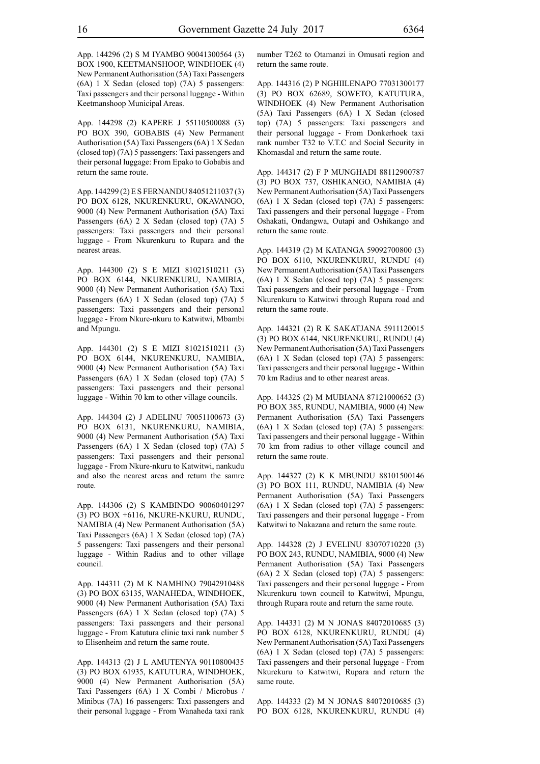App. 144296 (2) S M IYAMBO 90041300564 (3) BOX 1900, KEETMANSHOOP, WINDHOEK (4) New Permanent Authorisation (5A) Taxi Passengers (6A) 1 X Sedan (closed top) (7A) 5 passengers: Taxi passengers and their personal luggage - Within Keetmanshoop Municipal Areas.

App. 144298 (2) KAPERE J 55110500088 (3) PO BOX 390, GOBABIS (4) New Permanent Authorisation (5A) Taxi Passengers (6A) 1 X Sedan (closed top) (7A) 5 passengers: Taxi passengers and their personal luggage: From Epako to Gobabis and return the same route.

App. 144299 (2) E S FERNANDU 84051211037 (3) PO BOX 6128, NKURENKURU, OKAVANGO, 9000 (4) New Permanent Authorisation (5A) Taxi Passengers (6A) 2 X Sedan (closed top) (7A) 5 passengers: Taxi passengers and their personal luggage - From Nkurenkuru to Rupara and the nearest areas.

App. 144300 (2) S E MIZI 81021510211 (3) PO BOX 6144, NKURENKURU, NAMIBIA, 9000 (4) New Permanent Authorisation (5A) Taxi Passengers (6A) 1 X Sedan (closed top) (7A) 5 passengers: Taxi passengers and their personal luggage - From Nkure-nkuru to Katwitwi, Mbambi and Mpungu.

App. 144301 (2) S E MIZI 81021510211 (3) PO BOX 6144, NKURENKURU, NAMIBIA, 9000 (4) New Permanent Authorisation (5A) Taxi Passengers (6A) 1 X Sedan (closed top) (7A) 5 passengers: Taxi passengers and their personal luggage - Within 70 km to other village councils.

App. 144304 (2) J ADELINU 70051100673 (3) PO BOX 6131, NKURENKURU, NAMIBIA, 9000 (4) New Permanent Authorisation (5A) Taxi Passengers (6A) 1 X Sedan (closed top) (7A) 5 passengers: Taxi passengers and their personal luggage - From Nkure-nkuru to Katwitwi, nankudu and also the nearest areas and return the samre route.

App. 144306 (2) S KAMBINDO 90060401297 (3) PO BOX +6116, NKURE-NKURU, RUNDU, NAMIBIA (4) New Permanent Authorisation (5A) Taxi Passengers (6A) 1 X Sedan (closed top) (7A) 5 passengers: Taxi passengers and their personal luggage - Within Radius and to other village council.

App. 144311 (2) M K NAMHINO 79042910488 (3) PO BOX 63135, WANAHEDA, WINDHOEK, 9000 (4) New Permanent Authorisation (5A) Taxi Passengers (6A) 1 X Sedan (closed top) (7A) 5 passengers: Taxi passengers and their personal luggage - From Katutura clinic taxi rank number 5 to Elisenheim and return the same route.

App. 144313 (2) J L AMUTENYA 90110800435 (3) PO BOX 61935, KATUTURA, WINDHOEK, 9000 (4) New Permanent Authorisation (5A) Taxi Passengers (6A) 1 X Combi / Microbus / Minibus (7A) 16 passengers: Taxi passengers and their personal luggage - From Wanaheda taxi rank number T262 to Otamanzi in Omusati region and return the same route.

App. 144316 (2) P NGHIILENAPO 77031300177 (3) PO BOX 62689, SOWETO, KATUTURA, WINDHOEK (4) New Permanent Authorisation (5A) Taxi Passengers (6A) 1 X Sedan (closed top) (7A) 5 passengers: Taxi passengers and their personal luggage - From Donkerhoek taxi rank number T32 to V.T.C and Social Security in Khomasdal and return the same route.

App. 144317 (2) F P MUNGHADI 88112900787 (3) PO BOX 737, OSHIKANGO, NAMIBIA (4) New Permanent Authorisation (5A) Taxi Passengers (6A) 1 X Sedan (closed top) (7A) 5 passengers: Taxi passengers and their personal luggage - From Oshakati, Ondangwa, Outapi and Oshikango and return the same route.

App. 144319 (2) M KATANGA 59092700800 (3) PO BOX 6110, NKURENKURU, RUNDU (4) New Permanent Authorisation (5A) Taxi Passengers (6A) 1 X Sedan (closed top) (7A) 5 passengers: Taxi passengers and their personal luggage - From Nkurenkuru to Katwitwi through Rupara road and return the same route.

App. 144321 (2) R K SAKATJANA 5911120015 (3) PO BOX 6144, NKURENKURU, RUNDU (4) New Permanent Authorisation (5A) Taxi Passengers (6A) 1 X Sedan (closed top) (7A) 5 passengers: Taxi passengers and their personal luggage - Within 70 km Radius and to other nearest areas.

App. 144325 (2) M MUBIANA 87121000652 (3) PO BOX 385, RUNDU, NAMIBIA, 9000 (4) New Permanent Authorisation (5A) Taxi Passengers (6A) 1 X Sedan (closed top) (7A) 5 passengers: Taxi passengers and their personal luggage - Within 70 km from radius to other village council and return the same route.

App. 144327 (2) K K MBUNDU 88101500146 (3) PO BOX 111, RUNDU, NAMIBIA (4) New Permanent Authorisation (5A) Taxi Passengers (6A) 1 X Sedan (closed top) (7A) 5 passengers: Taxi passengers and their personal luggage - From Katwitwi to Nakazana and return the same route.

App. 144328 (2) J EVELINU 83070710220 (3) PO BOX 243, RUNDU, NAMIBIA, 9000 (4) New Permanent Authorisation (5A) Taxi Passengers (6A) 2 X Sedan (closed top) (7A) 5 passengers: Taxi passengers and their personal luggage - From Nkurenkuru town council to Katwitwi, Mpungu, through Rupara route and return the same route.

App. 144331 (2) M N JONAS 84072010685 (3) PO BOX 6128, NKURENKURU, RUNDU (4) New Permanent Authorisation (5A) Taxi Passengers (6A) 1 X Sedan (closed top) (7A) 5 passengers: Taxi passengers and their personal luggage - From Nkurekuru to Katwitwi, Rupara and return the same route.

App. 144333 (2) M N JONAS 84072010685 (3) PO BOX 6128, NKURENKURU, RUNDU (4)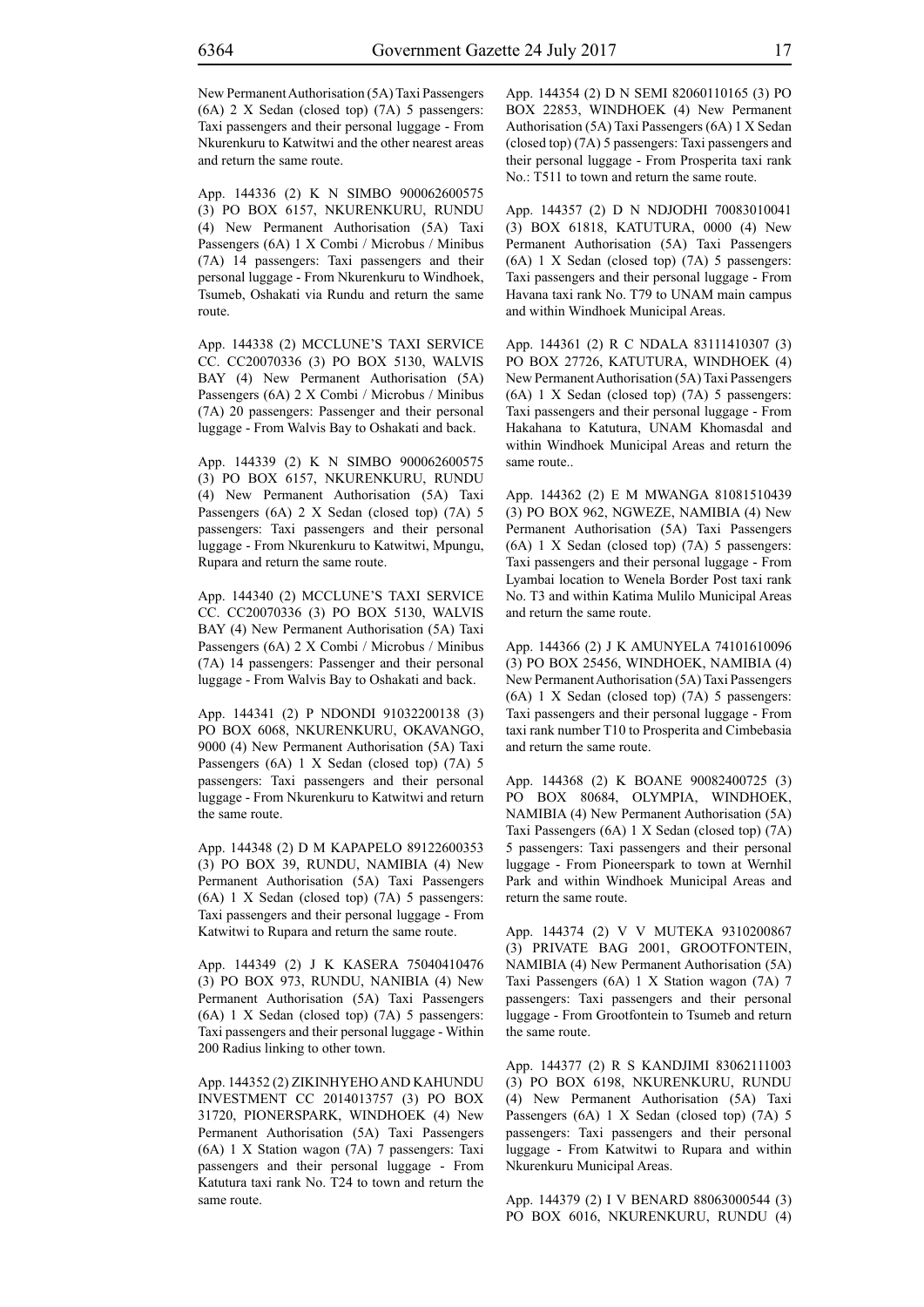New Permanent Authorisation (5A) Taxi Passengers (6A) 2 X Sedan (closed top) (7A) 5 passengers: Taxi passengers and their personal luggage - From Nkurenkuru to Katwitwi and the other nearest areas and return the same route.

App. 144336 (2) K N SIMBO 900062600575 (3) PO BOX 6157, NKURENKURU, RUNDU (4) New Permanent Authorisation (5A) Taxi Passengers (6A) 1 X Combi / Microbus / Minibus (7A) 14 passengers: Taxi passengers and their personal luggage - From Nkurenkuru to Windhoek, Tsumeb, Oshakati via Rundu and return the same route.

App. 144338 (2) MCCLUNE'S TAXI SERVICE CC. CC20070336 (3) PO BOX 5130, WALVIS BAY (4) New Permanent Authorisation (5A) Passengers (6A) 2 X Combi / Microbus / Minibus (7A) 20 passengers: Passenger and their personal luggage - From Walvis Bay to Oshakati and back.

App. 144339 (2) K N SIMBO 900062600575 (3) PO BOX 6157, NKURENKURU, RUNDU (4) New Permanent Authorisation (5A) Taxi Passengers (6A) 2 X Sedan (closed top) (7A) 5 passengers: Taxi passengers and their personal luggage - From Nkurenkuru to Katwitwi, Mpungu, Rupara and return the same route.

App. 144340 (2) MCCLUNE'S TAXI SERVICE CC. CC20070336 (3) PO BOX 5130, WALVIS BAY (4) New Permanent Authorisation (5A) Taxi Passengers (6A) 2 X Combi / Microbus / Minibus (7A) 14 passengers: Passenger and their personal luggage - From Walvis Bay to Oshakati and back.

App. 144341 (2) P NDONDI 91032200138 (3) PO BOX 6068, NKURENKURU, OKAVANGO, 9000 (4) New Permanent Authorisation (5A) Taxi Passengers (6A) 1 X Sedan (closed top) (7A) 5 passengers: Taxi passengers and their personal luggage - From Nkurenkuru to Katwitwi and return the same route.

App. 144348 (2) D M KAPAPELO 89122600353 (3) PO BOX 39, RUNDU, NAMIBIA (4) New Permanent Authorisation (5A) Taxi Passengers (6A) 1 X Sedan (closed top) (7A) 5 passengers: Taxi passengers and their personal luggage - From Katwitwi to Rupara and return the same route.

App. 144349 (2) J K KASERA 75040410476 (3) PO BOX 973, RUNDU, NANIBIA (4) New Permanent Authorisation (5A) Taxi Passengers (6A) 1 X Sedan (closed top) (7A) 5 passengers: Taxi passengers and their personal luggage - Within 200 Radius linking to other town.

App. 144352 (2) ZIKINHYEHO AND KAHUNDU INVESTMENT CC 2014013757 (3) PO BOX 31720, PIONERSPARK, WINDHOEK (4) New Permanent Authorisation (5A) Taxi Passengers (6A) 1 X Station wagon (7A) 7 passengers: Taxi passengers and their personal luggage - From Katutura taxi rank No. T24 to town and return the same route.

App. 144354 (2) D N SEMI 82060110165 (3) PO BOX 22853, WINDHOEK (4) New Permanent Authorisation (5A) Taxi Passengers (6A) 1 X Sedan (closed top) (7A) 5 passengers: Taxi passengers and their personal luggage - From Prosperita taxi rank No.: T511 to town and return the same route.

App. 144357 (2) D N NDJODHI 70083010041 (3) BOX 61818, KATUTURA, 0000 (4) New Permanent Authorisation (5A) Taxi Passengers (6A) 1 X Sedan (closed top) (7A) 5 passengers: Taxi passengers and their personal luggage - From Havana taxi rank No. T79 to UNAM main campus and within Windhoek Municipal Areas.

App. 144361 (2) R C NDALA 83111410307 (3) PO BOX 27726, KATUTURA, WINDHOEK (4) New Permanent Authorisation (5A) Taxi Passengers (6A) 1 X Sedan (closed top) (7A) 5 passengers: Taxi passengers and their personal luggage - From Hakahana to Katutura, UNAM Khomasdal and within Windhoek Municipal Areas and return the same route..

App. 144362 (2) E M MWANGA 81081510439 (3) PO BOX 962, NGWEZE, NAMIBIA (4) New Permanent Authorisation (5A) Taxi Passengers (6A) 1 X Sedan (closed top) (7A) 5 passengers: Taxi passengers and their personal luggage - From Lyambai location to Wenela Border Post taxi rank No. T3 and within Katima Mulilo Municipal Areas and return the same route.

App. 144366 (2) J K AMUNYELA 74101610096 (3) PO BOX 25456, WINDHOEK, NAMIBIA (4) New Permanent Authorisation (5A) Taxi Passengers (6A) 1 X Sedan (closed top) (7A) 5 passengers: Taxi passengers and their personal luggage - From taxi rank number T10 to Prosperita and Cimbebasia and return the same route.

App. 144368 (2) K BOANE 90082400725 (3) PO BOX 80684, OLYMPIA, WINDHOEK, NAMIBIA (4) New Permanent Authorisation (5A) Taxi Passengers (6A) 1 X Sedan (closed top) (7A) 5 passengers: Taxi passengers and their personal luggage - From Pioneerspark to town at Wernhil Park and within Windhoek Municipal Areas and return the same route.

App. 144374 (2) V V MUTEKA 9310200867 (3) PRIVATE BAG 2001, GROOTFONTEIN, NAMIBIA (4) New Permanent Authorisation (5A) Taxi Passengers (6A) 1 X Station wagon (7A) 7 passengers: Taxi passengers and their personal luggage - From Grootfontein to Tsumeb and return the same route.

App. 144377 (2) R S KANDJIMI 83062111003 (3) PO BOX 6198, NKURENKURU, RUNDU (4) New Permanent Authorisation (5A) Taxi Passengers (6A) 1 X Sedan (closed top) (7A) 5 passengers: Taxi passengers and their personal luggage - From Katwitwi to Rupara and within Nkurenkuru Municipal Areas.

App. 144379 (2) I V BENARD 88063000544 (3) PO BOX 6016, NKURENKURU, RUNDU (4)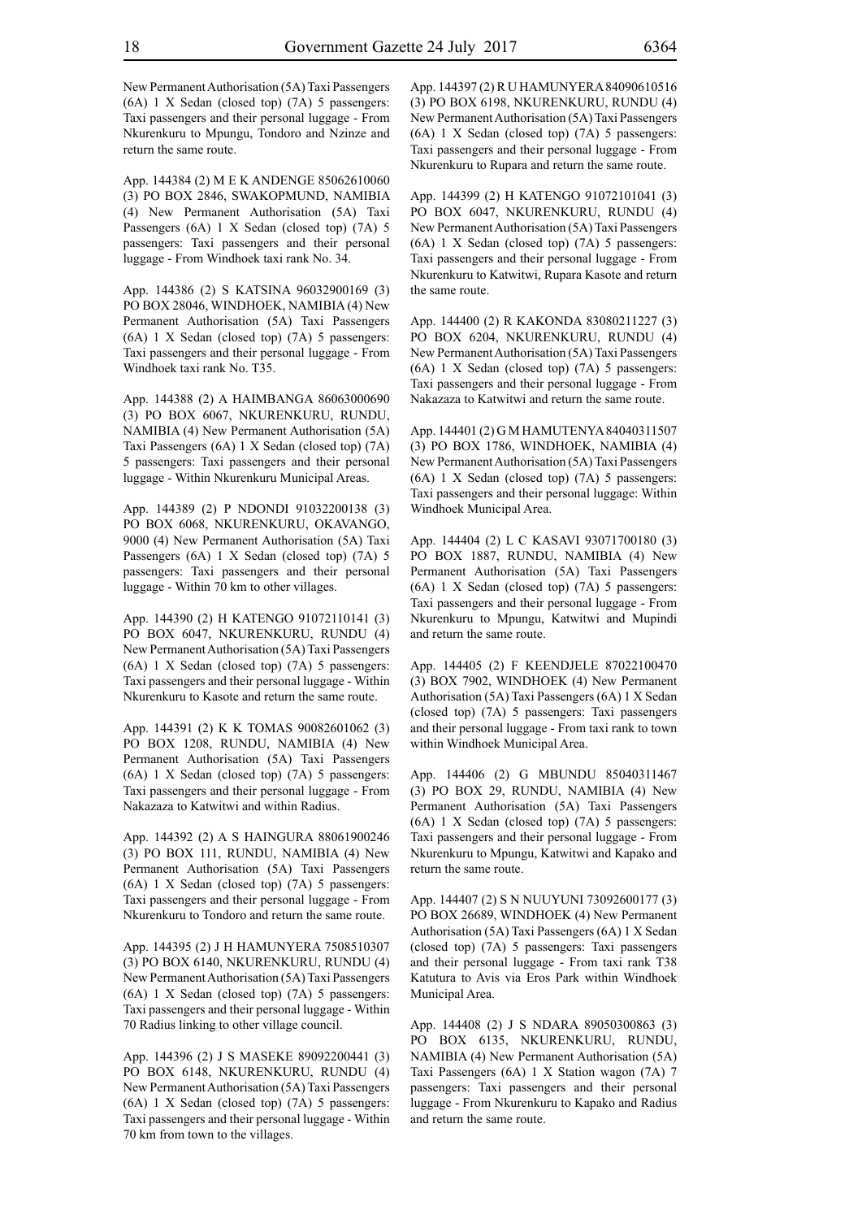New Permanent Authorisation (5A) Taxi Passengers (6A) 1 X Sedan (closed top) (7A) 5 passengers: Taxi passengers and their personal luggage - From Nkurenkuru to Mpungu, Tondoro and Nzinze and return the same route.

App. 144384 (2) M E K ANDENGE 85062610060 (3) PO BOX 2846, SWAKOPMUND, NAMIBIA (4) New Permanent Authorisation (5A) Taxi Passengers (6A) 1 X Sedan (closed top) (7A) 5 passengers: Taxi passengers and their personal luggage - From Windhoek taxi rank No. 34.

App. 144386 (2) S KATSINA 96032900169 (3) PO BOX 28046, WINDHOEK, NAMIBIA (4) New Permanent Authorisation (5A) Taxi Passengers (6A) 1 X Sedan (closed top) (7A) 5 passengers: Taxi passengers and their personal luggage - From Windhoek taxi rank No. T35.

App. 144388 (2) A HAIMBANGA 86063000690 (3) PO BOX 6067, NKURENKURU, RUNDU, NAMIBIA (4) New Permanent Authorisation (5A) Taxi Passengers (6A) 1 X Sedan (closed top) (7A) 5 passengers: Taxi passengers and their personal luggage - Within Nkurenkuru Municipal Areas.

App. 144389 (2) P NDONDI 91032200138 (3) PO BOX 6068, NKURENKURU, OKAVANGO, 9000 (4) New Permanent Authorisation (5A) Taxi Passengers (6A) 1 X Sedan (closed top) (7A) 5 passengers: Taxi passengers and their personal luggage - Within 70 km to other villages.

App. 144390 (2) H KATENGO 91072110141 (3) PO BOX 6047, NKURENKURU, RUNDU (4) New Permanent Authorisation (5A) Taxi Passengers (6A) 1 X Sedan (closed top) (7A) 5 passengers: Taxi passengers and their personal luggage - Within Nkurenkuru to Kasote and return the same route.

App. 144391 (2) K K TOMAS 90082601062 (3) PO BOX 1208, RUNDU, NAMIBIA (4) New Permanent Authorisation (5A) Taxi Passengers (6A) 1 X Sedan (closed top) (7A) 5 passengers: Taxi passengers and their personal luggage - From Nakazaza to Katwitwi and within Radius.

App. 144392 (2) A S HAINGURA 88061900246 (3) PO BOX 111, RUNDU, NAMIBIA (4) New Permanent Authorisation (5A) Taxi Passengers (6A) 1 X Sedan (closed top) (7A) 5 passengers: Taxi passengers and their personal luggage - From Nkurenkuru to Tondoro and return the same route.

App. 144395 (2) J H HAMUNYERA 7508510307 (3) PO BOX 6140, NKURENKURU, RUNDU (4) New Permanent Authorisation (5A) Taxi Passengers (6A) 1 X Sedan (closed top) (7A) 5 passengers: Taxi passengers and their personal luggage - Within 70 Radius linking to other village council.

App. 144396 (2) J S MASEKE 89092200441 (3) PO BOX 6148, NKURENKURU, RUNDU (4) New Permanent Authorisation (5A) Taxi Passengers (6A) 1 X Sedan (closed top) (7A) 5 passengers: Taxi passengers and their personal luggage - Within 70 km from town to the villages.

App. 144397 (2) R U HAMUNYERA 84090610516 (3) PO BOX 6198, NKURENKURU, RUNDU (4) New Permanent Authorisation (5A) Taxi Passengers (6A) 1 X Sedan (closed top) (7A) 5 passengers: Taxi passengers and their personal luggage - From Nkurenkuru to Rupara and return the same route.

App. 144399 (2) H KATENGO 91072101041 (3) PO BOX 6047, NKURENKURU, RUNDU (4) New Permanent Authorisation (5A) Taxi Passengers (6A) 1 X Sedan (closed top) (7A) 5 passengers: Taxi passengers and their personal luggage - From Nkurenkuru to Katwitwi, Rupara Kasote and return the same route.

App. 144400 (2) R KAKONDA 83080211227 (3) PO BOX 6204, NKURENKURU, RUNDU (4) New Permanent Authorisation (5A) Taxi Passengers (6A) 1 X Sedan (closed top) (7A) 5 passengers: Taxi passengers and their personal luggage - From Nakazaza to Katwitwi and return the same route.

App. 144401 (2) G M HAMUTENYA 84040311507 (3) PO BOX 1786, WINDHOEK, NAMIBIA (4) New Permanent Authorisation (5A) Taxi Passengers (6A) 1 X Sedan (closed top) (7A) 5 passengers: Taxi passengers and their personal luggage: Within Windhoek Municipal Area.

App. 144404 (2) L C KASAVI 93071700180 (3) PO BOX 1887, RUNDU, NAMIBIA (4) New Permanent Authorisation (5A) Taxi Passengers (6A) 1 X Sedan (closed top) (7A) 5 passengers: Taxi passengers and their personal luggage - From Nkurenkuru to Mpungu, Katwitwi and Mupindi and return the same route.

App. 144405 (2) F KEENDJELE 87022100470 (3) BOX 7902, WINDHOEK (4) New Permanent Authorisation (5A) Taxi Passengers (6A) 1 X Sedan (closed top) (7A) 5 passengers: Taxi passengers and their personal luggage - From taxi rank to town within Windhoek Municipal Area.

App. 144406 (2) G MBUNDU 85040311467 (3) PO BOX 29, RUNDU, NAMIBIA (4) New Permanent Authorisation (5A) Taxi Passengers (6A) 1 X Sedan (closed top) (7A) 5 passengers: Taxi passengers and their personal luggage - From Nkurenkuru to Mpungu, Katwitwi and Kapako and return the same route.

App. 144407 (2) S N NUUYUNI 73092600177 (3) PO BOX 26689, WINDHOEK (4) New Permanent Authorisation (5A) Taxi Passengers (6A) 1 X Sedan (closed top) (7A) 5 passengers: Taxi passengers and their personal luggage - From taxi rank T38 Katutura to Avis via Eros Park within Windhoek Municipal Area.

App. 144408 (2) J S NDARA 89050300863 (3) PO BOX 6135, NKURENKURU, RUNDU, NAMIBIA (4) New Permanent Authorisation (5A) Taxi Passengers (6A) 1 X Station wagon (7A) 7 passengers: Taxi passengers and their personal luggage - From Nkurenkuru to Kapako and Radius and return the same route.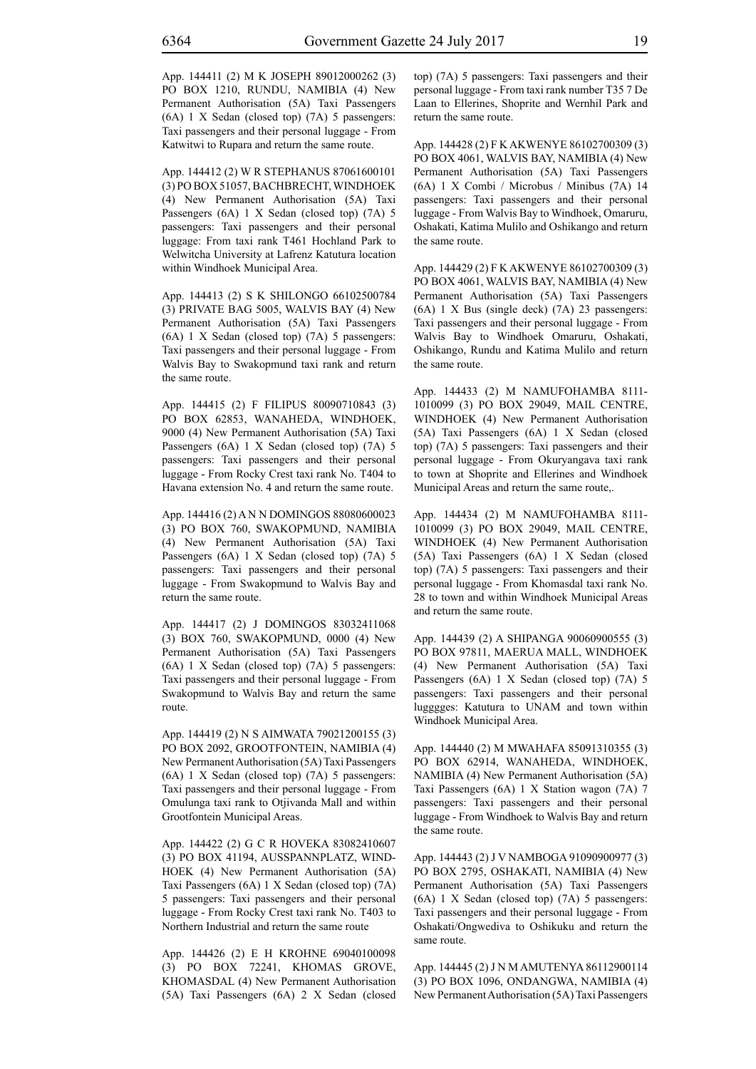App. 144411 (2) M K JOSEPH 89012000262 (3) PO BOX 1210, RUNDU, NAMIBIA (4) New Permanent Authorisation (5A) Taxi Passengers (6A) 1 X Sedan (closed top) (7A) 5 passengers: Taxi passengers and their personal luggage - From Katwitwi to Rupara and return the same route.

App. 144412 (2) W R STEPHANUS 87061600101 (3) PO BOX 51057, BACHBRECHT, WINDHOEK (4) New Permanent Authorisation (5A) Taxi Passengers (6A) 1 X Sedan (closed top) (7A) 5 passengers: Taxi passengers and their personal luggage: From taxi rank T461 Hochland Park to Welwitcha University at Lafrenz Katutura location within Windhoek Municipal Area.

App. 144413 (2) S K SHILONGO 66102500784 (3) PRIVATE BAG 5005, WALVIS BAY (4) New Permanent Authorisation (5A) Taxi Passengers (6A) 1 X Sedan (closed top) (7A) 5 passengers: Taxi passengers and their personal luggage - From Walvis Bay to Swakopmund taxi rank and return the same route.

App. 144415 (2) F FILIPUS 80090710843 (3) PO BOX 62853, WANAHEDA, WINDHOEK, 9000 (4) New Permanent Authorisation (5A) Taxi Passengers (6A) 1 X Sedan (closed top) (7A) 5 passengers: Taxi passengers and their personal luggage - From Rocky Crest taxi rank No. T404 to Havana extension No. 4 and return the same route.

App. 144416 (2) A N N DOMINGOS 88080600023 (3) PO BOX 760, SWAKOPMUND, NAMIBIA (4) New Permanent Authorisation (5A) Taxi Passengers (6A) 1 X Sedan (closed top) (7A) 5 passengers: Taxi passengers and their personal luggage - From Swakopmund to Walvis Bay and return the same route.

App. 144417 (2) J DOMINGOS 83032411068 (3) BOX 760, SWAKOPMUND, 0000 (4) New Permanent Authorisation (5A) Taxi Passengers (6A) 1 X Sedan (closed top) (7A) 5 passengers: Taxi passengers and their personal luggage - From Swakopmund to Walvis Bay and return the same route.

App. 144419 (2) N S AIMWATA 79021200155 (3) PO BOX 2092, GROOTFONTEIN, NAMIBIA (4) New Permanent Authorisation (5A) Taxi Passengers (6A) 1 X Sedan (closed top) (7A) 5 passengers: Taxi passengers and their personal luggage - From Omulunga taxi rank to Otjivanda Mall and within Grootfontein Municipal Areas.

App. 144422 (2) G C R HOVEKA 83082410607 (3) PO BOX 41194, AUSSPANNPLATZ, WINDHOEK (4) New Permanent Authorisation (5A) Taxi Passengers (6A) 1 X Sedan (closed top) (7A) 5 passengers: Taxi passengers and their personal luggage - From Rocky Crest taxi rank No. T403 to Northern Industrial and return the same route

App. 144426 (2) E H KROHNE 69040100098 (3) PO BOX 72241, KHOMAS GROVE, KHOMASDAL (4) New Permanent Authorisation (5A) Taxi Passengers (6A) 2 X Sedan (closed top) (7A) 5 passengers: Taxi passengers and their personal luggage - From taxi rank number T35 7 De Laan to Ellerines, Shoprite and Wernhil Park and return the same route.

App. 144428 (2) F K AKWENYE 86102700309 (3) PO BOX 4061, WALVIS BAY, NAMIBIA (4) New Permanent Authorisation (5A) Taxi Passengers (6A) 1 X Combi / Microbus / Minibus (7A) 14 passengers: Taxi passengers and their personal luggage - From Walvis Bay to Windhoek, Omaruru, Oshakati, Katima Mulilo and Oshikango and return the same route.

App. 144429 (2) F K AKWENYE 86102700309 (3) PO BOX 4061, WALVIS BAY, NAMIBIA (4) New Permanent Authorisation (5A) Taxi Passengers (6A) 1 X Bus (single deck) (7A) 23 passengers: Taxi passengers and their personal luggage - From Walvis Bay to Windhoek Omaruru, Oshakati, Oshikango, Rundu and Katima Mulilo and return the same route.

App. 144433 (2) M NAMUFOHAMBA 8111-1010099 (3) PO BOX 29049, MAIL CENTRE, WINDHOEK (4) New Permanent Authorisation (5A) Taxi Passengers (6A) 1 X Sedan (closed top) (7A) 5 passengers: Taxi passengers and their personal luggage - From Okuryangava taxi rank to town at Shoprite and Ellerines and Windhoek Municipal Areas and return the same route,.

App. 144434 (2) M NAMUFOHAMBA 8111-1010099 (3) PO BOX 29049, MAIL CENTRE, WINDHOEK (4) New Permanent Authorisation (5A) Taxi Passengers (6A) 1 X Sedan (closed top) (7A) 5 passengers: Taxi passengers and their personal luggage - From Khomasdal taxi rank No. 28 to town and within Windhoek Municipal Areas and return the same route.

App. 144439 (2) A SHIPANGA 90060900555 (3) PO BOX 97811, MAERUA MALL, WINDHOEK (4) New Permanent Authorisation (5A) Taxi Passengers (6A) 1 X Sedan (closed top) (7A) 5 passengers: Taxi passengers and their personal lugggges: Katutura to UNAM and town within Windhoek Municipal Area.

App. 144440 (2) M MWAHAFA 85091310355 (3) PO BOX 62914, WANAHEDA, WINDHOEK, NAMIBIA (4) New Permanent Authorisation (5A) Taxi Passengers (6A) 1 X Station wagon (7A) 7 passengers: Taxi passengers and their personal luggage - From Windhoek to Walvis Bay and return the same route.

App. 144443 (2) J V NAMBOGA 91090900977 (3) PO BOX 2795, OSHAKATI, NAMIBIA (4) New Permanent Authorisation (5A) Taxi Passengers (6A) 1 X Sedan (closed top) (7A) 5 passengers: Taxi passengers and their personal luggage - From Oshakati/Ongwediva to Oshikuku and return the same route.

App. 144445 (2) J N M AMUTENYA 86112900114 (3) PO BOX 1096, ONDANGWA, NAMIBIA (4) New Permanent Authorisation (5A) Taxi Passengers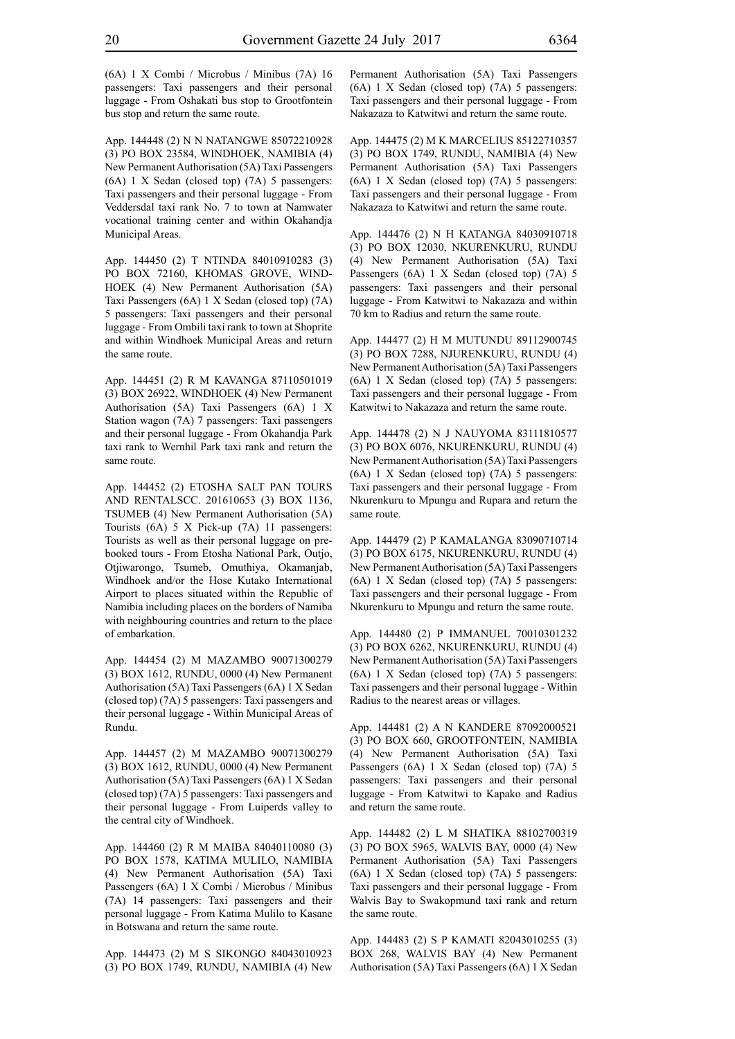(6A) 1 X Combi / Microbus / Minibus (7A) 16 passengers: Taxi passengers and their personal luggage - From Oshakati bus stop to Grootfontein bus stop and return the same route.

App. 144448 (2) N N NATANGWE 85072210928 (3) PO BOX 23584, WINDHOEK, NAMIBIA (4) New Permanent Authorisation (5A) Taxi Passengers (6A) 1 X Sedan (closed top) (7A) 5 passengers: Taxi passengers and their personal luggage - From Veddersdal taxi rank No. 7 to town at Namwater vocational training center and within Okahandja Municipal Areas.

App. 144450 (2) T NTINDA 84010910283 (3) PO BOX 72160, KHOMAS GROVE, WINDHOEK (4) New Permanent Authorisation (5A) Taxi Passengers (6A) 1 X Sedan (closed top) (7A) 5 passengers: Taxi passengers and their personal luggage - From Ombili taxi rank to town at Shoprite and within Windhoek Municipal Areas and return the same route.

App. 144451 (2) R M KAVANGA 87110501019 (3) BOX 26922, WINDHOEK (4) New Permanent Authorisation (5A) Taxi Passengers (6A) 1 X Station wagon (7A) 7 passengers: Taxi passengers and their personal luggage - From Okahandja Park taxi rank to Wernhil Park taxi rank and return the same route.

App. 144452 (2) ETOSHA SALT PAN TOURS AND RENTALSCC. 201610653 (3) BOX 1136, TSUMEB (4) New Permanent Authorisation (5A) Tourists (6A) 5 X Pick-up (7A) 11 passengers: Tourists as well as their personal luggage on pre-booked tours - From Etosha National Park, Outjo, Otjiwarongo, Tsumeb, Omuthiya, Okamanjab, Windhoek and/or the Hose Kutako International Airport to places situated within the Republic of Namibia including places on the borders of Namiba with neighbouring countries and return to the place of embarkation.

App. 144454 (2) M MAZAMBO 90071300279 (3) BOX 1612, RUNDU, 0000 (4) New Permanent Authorisation (5A) Taxi Passengers (6A) 1 X Sedan (closed top) (7A) 5 passengers: Taxi passengers and their personal luggage - Within Municipal Areas of Rundu.

App. 144457 (2) M MAZAMBO 90071300279 (3) BOX 1612, RUNDU, 0000 (4) New Permanent Authorisation (5A) Taxi Passengers (6A) 1 X Sedan (closed top) (7A) 5 passengers: Taxi passengers and their personal luggage - From Luiperds valley to the central city of Windhoek.

App. 144460 (2) R M MAIBA 84040110080 (3) PO BOX 1578, KATIMA MULILO, NAMIBIA (4) New Permanent Authorisation (5A) Taxi Passengers (6A) 1 X Combi / Microbus / Minibus (7A) 14 passengers: Taxi passengers and their personal luggage - From Katima Mulilo to Kasane in Botswana and return the same route.

App. 144473 (2) M S SIKONGO 84043010923 (3) PO BOX 1749, RUNDU, NAMIBIA (4) New Permanent Authorisation (5A) Taxi Passengers (6A) 1 X Sedan (closed top) (7A) 5 passengers: Taxi passengers and their personal luggage - From Nakazaza to Katwitwi and return the same route.

App. 144475 (2) M K MARCELIUS 85122710357 (3) PO BOX 1749, RUNDU, NAMIBIA (4) New Permanent Authorisation (5A) Taxi Passengers (6A) 1 X Sedan (closed top) (7A) 5 passengers: Taxi passengers and their personal luggage - From Nakazaza to Katwitwi and return the same route.

App. 144476 (2) N H KATANGA 84030910718 (3) PO BOX 12030, NKURENKURU, RUNDU (4) New Permanent Authorisation (5A) Taxi Passengers (6A) 1 X Sedan (closed top) (7A) 5 passengers: Taxi passengers and their personal luggage - From Katwitwi to Nakazaza and within 70 km to Radius and return the same route.

App. 144477 (2) H M MUTUNDU 89112900745 (3) PO BOX 7288, NJURENKURU, RUNDU (4) New Permanent Authorisation (5A) Taxi Passengers (6A) 1 X Sedan (closed top) (7A) 5 passengers: Taxi passengers and their personal luggage - From Katwitwi to Nakazaza and return the same route.

App. 144478 (2) N J NAUYOMA 83111810577 (3) PO BOX 6076, NKURENKURU, RUNDU (4) New Permanent Authorisation (5A) Taxi Passengers (6A) 1 X Sedan (closed top) (7A) 5 passengers: Taxi passengers and their personal luggage - From Nkurenkuru to Mpungu and Rupara and return the same route.

App. 144479 (2) P KAMALANGA 83090710714 (3) PO BOX 6175, NKURENKURU, RUNDU (4) New Permanent Authorisation (5A) Taxi Passengers (6A) 1 X Sedan (closed top) (7A) 5 passengers: Taxi passengers and their personal luggage - From Nkurenkuru to Mpungu and return the same route.

App. 144480 (2) P IMMANUEL 70010301232 (3) PO BOX 6262, NKURENKURU, RUNDU (4) New Permanent Authorisation (5A) Taxi Passengers (6A) 1 X Sedan (closed top) (7A) 5 passengers: Taxi passengers and their personal luggage - Within Radius to the nearest areas or villages.

App. 144481 (2) A N KANDERE 87092000521 (3) PO BOX 660, GROOTFONTEIN, NAMIBIA (4) New Permanent Authorisation (5A) Taxi Passengers (6A) 1 X Sedan (closed top) (7A) 5 passengers: Taxi passengers and their personal luggage - From Katwitwi to Kapako and Radius and return the same route.

App. 144482 (2) L M SHATIKA 88102700319 (3) PO BOX 5965, WALVIS BAY, 0000 (4) New Permanent Authorisation (5A) Taxi Passengers (6A) 1 X Sedan (closed top) (7A) 5 passengers: Taxi passengers and their personal luggage - From Walvis Bay to Swakopmund taxi rank and return the same route.

App. 144483 (2) S P KAMATI 82043010255 (3) BOX 268, WALVIS BAY (4) New Permanent Authorisation (5A) Taxi Passengers (6A) 1 X Sedan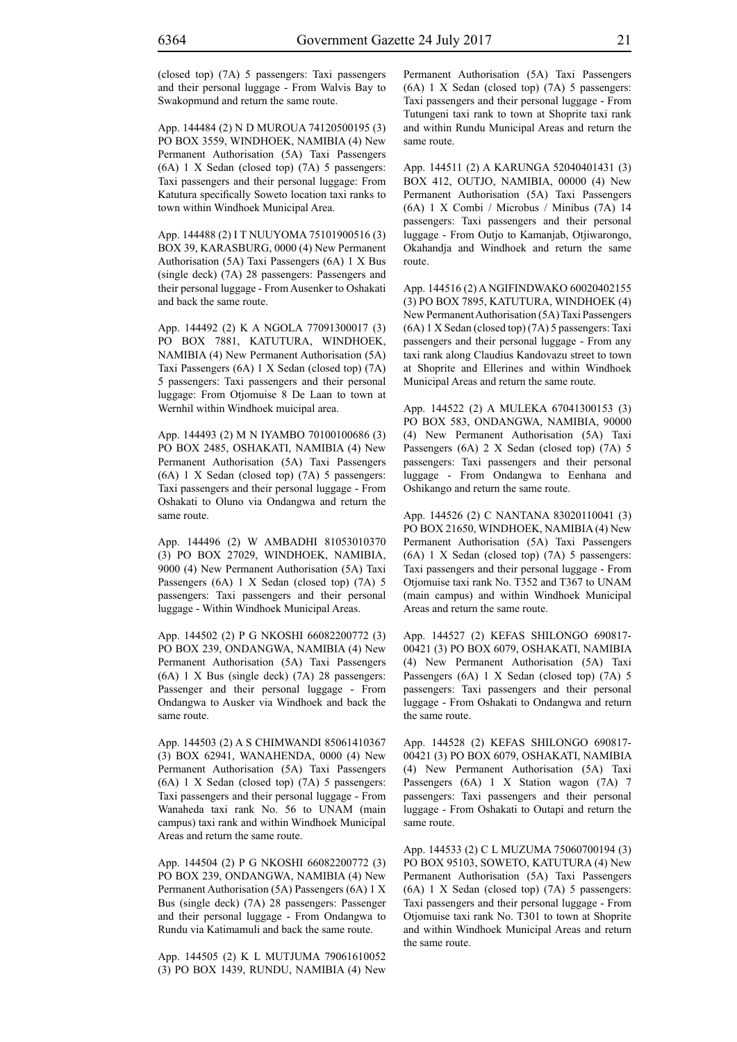(closed top) (7A) 5 passengers: Taxi passengers and their personal luggage - From Walvis Bay to Swakopmund and return the same route.

App. 144484 (2) N D MUROUA 74120500195 (3) PO BOX 3559, WINDHOEK, NAMIBIA (4) New Permanent Authorisation (5A) Taxi Passengers (6A) 1 X Sedan (closed top) (7A) 5 passengers: Taxi passengers and their personal luggage: From Katutura specifically Soweto location taxi ranks to town within Windhoek Municipal Area.

App. 144488 (2) I T NUUYOMA 75101900516 (3) BOX 39, KARASBURG, 0000 (4) New Permanent Authorisation (5A) Taxi Passengers (6A) 1 X Bus (single deck) (7A) 28 passengers: Passengers and their personal luggage - From Ausenker to Oshakati and back the same route.

App. 144492 (2) K A NGOLA 77091300017 (3) PO BOX 7881, KATUTURA, WINDHOEK, NAMIBIA (4) New Permanent Authorisation (5A) Taxi Passengers (6A) 1 X Sedan (closed top) (7A) 5 passengers: Taxi passengers and their personal luggage: From Otjomuise 8 De Laan to town at Wernhil within Windhoek muicipal area.

App. 144493 (2) M N IYAMBO 70100100686 (3) PO BOX 2485, OSHAKATI, NAMIBIA (4) New Permanent Authorisation (5A) Taxi Passengers (6A) 1 X Sedan (closed top) (7A) 5 passengers: Taxi passengers and their personal luggage - From Oshakati to Oluno via Ondangwa and return the same route.

App. 144496 (2) W AMBADHI 81053010370 (3) PO BOX 27029, WINDHOEK, NAMIBIA, 9000 (4) New Permanent Authorisation (5A) Taxi Passengers (6A) 1 X Sedan (closed top) (7A) 5 passengers: Taxi passengers and their personal luggage - Within Windhoek Municipal Areas.

App. 144502 (2) P G NKOSHI 66082200772 (3) PO BOX 239, ONDANGWA, NAMIBIA (4) New Permanent Authorisation (5A) Taxi Passengers (6A) 1 X Bus (single deck) (7A) 28 passengers: Passenger and their personal luggage - From Ondangwa to Ausker via Windhoek and back the same route.

App. 144503 (2) A S CHIMWANDI 85061410367 (3) BOX 62941, WANAHENDA, 0000 (4) New Permanent Authorisation (5A) Taxi Passengers (6A) 1 X Sedan (closed top) (7A) 5 passengers: Taxi passengers and their personal luggage - From Wanaheda taxi rank No. 56 to UNAM (main campus) taxi rank and within Windhoek Municipal Areas and return the same route.

App. 144504 (2) P G NKOSHI 66082200772 (3) PO BOX 239, ONDANGWA, NAMIBIA (4) New Permanent Authorisation (5A) Passengers (6A) 1 X Bus (single deck) (7A) 28 passengers: Passenger and their personal luggage - From Ondangwa to Rundu via Katimamuli and back the same route.

App. 144505 (2) K L MUTJUMA 79061610052 (3) PO BOX 1439, RUNDU, NAMIBIA (4) New Permanent Authorisation (5A) Taxi Passengers (6A) 1 X Sedan (closed top) (7A) 5 passengers: Taxi passengers and their personal luggage - From Tutungeni taxi rank to town at Shoprite taxi rank and within Rundu Municipal Areas and return the same route.

App. 144511 (2) A KARUNGA 52040401431 (3) BOX 412, OUTJO, NAMIBIA, 00000 (4) New Permanent Authorisation (5A) Taxi Passengers (6A) 1 X Combi / Microbus / Minibus (7A) 14 passengers: Taxi passengers and their personal luggage - From Outjo to Kamanjab, Otjiwarongo, Okahandja and Windhoek and return the same route.

App. 144516 (2) A NGIFINDWAKO 60020402155 (3) PO BOX 7895, KATUTURA, WINDHOEK (4) New Permanent Authorisation (5A) Taxi Passengers (6A) 1 X Sedan (closed top) (7A) 5 passengers: Taxi passengers and their personal luggage - From any taxi rank along Claudius Kandovazu street to town at Shoprite and Ellerines and within Windhoek Municipal Areas and return the same route.

App. 144522 (2) A MULEKA 67041300153 (3) PO BOX 583, ONDANGWA, NAMIBIA, 90000 (4) New Permanent Authorisation (5A) Taxi Passengers (6A) 2 X Sedan (closed top) (7A) 5 passengers: Taxi passengers and their personal luggage - From Ondangwa to Eenhana and Oshikango and return the same route.

App. 144526 (2) C NANTANA 83020110041 (3) PO BOX 21650, WINDHOEK, NAMIBIA (4) New Permanent Authorisation (5A) Taxi Passengers (6A) 1 X Sedan (closed top) (7A) 5 passengers: Taxi passengers and their personal luggage - From Otjomuise taxi rank No. T352 and T367 to UNAM (main campus) and within Windhoek Municipal Areas and return the same route.

App. 144527 (2) KEFAS SHILONGO 690817-00421 (3) PO BOX 6079, OSHAKATI, NAMIBIA (4) New Permanent Authorisation (5A) Taxi Passengers (6A) 1 X Sedan (closed top) (7A) 5 passengers: Taxi passengers and their personal luggage - From Oshakati to Ondangwa and return the same route.

App. 144528 (2) KEFAS SHILONGO 690817-00421 (3) PO BOX 6079, OSHAKATI, NAMIBIA (4) New Permanent Authorisation (5A) Taxi Passengers (6A) 1 X Station wagon (7A) 7 passengers: Taxi passengers and their personal luggage - From Oshakati to Outapi and return the same route.

App. 144533 (2) C L MUZUMA 75060700194 (3) PO BOX 95103, SOWETO, KATUTURA (4) New Permanent Authorisation (5A) Taxi Passengers (6A) 1 X Sedan (closed top) (7A) 5 passengers: Taxi passengers and their personal luggage - From Otjomuise taxi rank No. T301 to town at Shoprite and within Windhoek Municipal Areas and return the same route.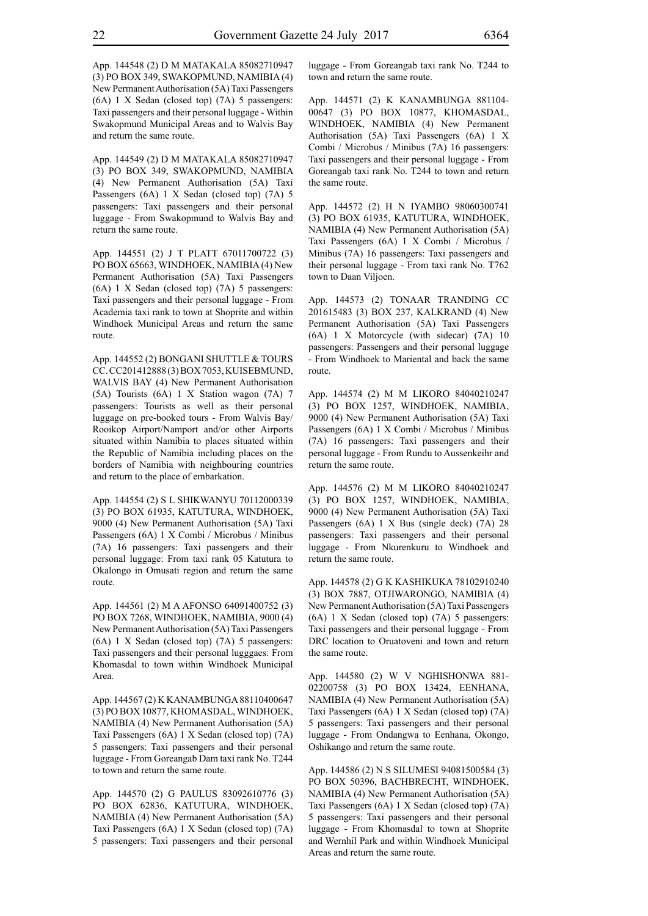App. 144548 (2) D M MATAKALA 85082710947 (3) PO BOX 349, SWAKOPMUND, NAMIBIA (4) New Permanent Authorisation (5A) Taxi Passengers (6A) 1 X Sedan (closed top) (7A) 5 passengers: Taxi passengers and their personal luggage - Within Swakopmund Municipal Areas and to Walvis Bay and return the same route.

App. 144549 (2) D M MATAKALA 85082710947 (3) PO BOX 349, SWAKOPMUND, NAMIBIA (4) New Permanent Authorisation (5A) Taxi Passengers (6A) 1 X Sedan (closed top) (7A) 5 passengers: Taxi passengers and their personal luggage - From Swakopmund to Walvis Bay and return the same route.

App. 144551 (2) J T PLATT 67011700722 (3) PO BOX 65663, WINDHOEK, NAMIBIA (4) New Permanent Authorisation (5A) Taxi Passengers (6A) 1 X Sedan (closed top) (7A) 5 passengers: Taxi passengers and their personal luggage - From Academia taxi rank to town at Shoprite and within Windhoek Municipal Areas and return the same route.

App. 144552 (2) BONGANI SHUTTLE & TOURS CC. CC201412888 (3) BOX 7053, KUISEBMUND, WALVIS BAY (4) New Permanent Authorisation (5A) Tourists (6A) 1 X Station wagon (7A) 7 passengers: Tourists as well as their personal luggage on pre-booked tours - From Walvis Bay/ Rooikop Airport/Namport and/or other Airports situated within Namibia to places situated within the Republic of Namibia including places on the borders of Namibia with neighbouring countries and return to the place of embarkation.

App. 144554 (2) S L SHIKWANYU 70112000339 (3) PO BOX 61935, KATUTURA, WINDHOEK, 9000 (4) New Permanent Authorisation (5A) Taxi Passengers (6A) 1 X Combi / Microbus / Minibus (7A) 16 passengers: Taxi passengers and their personal luggage: From taxi rank 05 Katutura to Okalongo in Omusati region and return the same route.

App. 144561 (2) M A AFONSO 64091400752 (3) PO BOX 7268, WINDHOEK, NAMIBIA, 9000 (4) New Permanent Authorisation (5A) Taxi Passengers (6A) 1 X Sedan (closed top) (7A) 5 passengers: Taxi passengers and their personal lugggaes: From Khomasdal to town within Windhoek Municipal Area.

App. 144567 (2) K KANAMBUNGA 88110400647 (3) PO BOX 10877, KHOMASDAL, WINDHOEK, NAMIBIA (4) New Permanent Authorisation (5A) Taxi Passengers (6A) 1 X Sedan (closed top) (7A) 5 passengers: Taxi passengers and their personal luggage - From Goreangab Dam taxi rank No. T244 to town and return the same route.

App. 144570 (2) G PAULUS 83092610776 (3) PO BOX 62836, KATUTURA, WINDHOEK, NAMIBIA (4) New Permanent Authorisation (5A) Taxi Passengers (6A) 1 X Sedan (closed top) (7A) 5 passengers: Taxi passengers and their personal luggage - From Goreangab taxi rank No. T244 to town and return the same route.

App. 144571 (2) K KANAMBUNGA 881104-00647 (3) PO BOX 10877, KHOMASDAL, WINDHOEK, NAMIBIA (4) New Permanent Authorisation (5A) Taxi Passengers (6A) 1 X Combi / Microbus / Minibus (7A) 16 passengers: Taxi passengers and their personal luggage - From Goreangab taxi rank No. T244 to town and return the same route.

App. 144572 (2) H N IYAMBO 98060300741 (3) PO BOX 61935, KATUTURA, WINDHOEK, NAMIBIA (4) New Permanent Authorisation (5A) Taxi Passengers (6A) 1 X Combi / Microbus / Minibus (7A) 16 passengers: Taxi passengers and their personal luggage - From taxi rank No. T762 town to Daan Viljoen.

App. 144573 (2) TONAAR TRANDING CC 201615483 (3) BOX 237, KALKRAND (4) New Permanent Authorisation (5A) Taxi Passengers (6A) 1 X Motorcycle (with sidecar) (7A) 10 passengers: Passengers and their personal luggage - From Windhoek to Mariental and back the same route.

App. 144574 (2) M M LIKORO 84040210247 (3) PO BOX 1257, WINDHOEK, NAMIBIA, 9000 (4) New Permanent Authorisation (5A) Taxi Passengers (6A) 1 X Combi / Microbus / Minibus (7A) 16 passengers: Taxi passengers and their personal luggage - From Rundu to Aussenkeihr and return the same route.

App. 144576 (2) M M LIKORO 84040210247 (3) PO BOX 1257, WINDHOEK, NAMIBIA, 9000 (4) New Permanent Authorisation (5A) Taxi Passengers (6A) 1 X Bus (single deck) (7A) 28 passengers: Taxi passengers and their personal luggage - From Nkurenkuru to Windhoek and return the same route.

App. 144578 (2) G K KASHIKUKA 78102910240 (3) BOX 7887, OTJIWARONGO, NAMIBIA (4) New Permanent Authorisation (5A) Taxi Passengers (6A) 1 X Sedan (closed top) (7A) 5 passengers: Taxi passengers and their personal luggage - From DRC location to Oruatoveni and town and return the same route.

App. 144580 (2) W V NGHISHONWA 881-02200758 (3) PO BOX 13424, EENHANA, NAMIBIA (4) New Permanent Authorisation (5A) Taxi Passengers (6A) 1 X Sedan (closed top) (7A) 5 passengers: Taxi passengers and their personal luggage - From Ondangwa to Eenhana, Okongo, Oshikango and return the same route.

App. 144586 (2) N S SILUMESI 94081500584 (3) PO BOX 50396, BACHBRECHT, WINDHOEK, NAMIBIA (4) New Permanent Authorisation (5A) Taxi Passengers (6A) 1 X Sedan (closed top) (7A) 5 passengers: Taxi passengers and their personal luggage - From Khomasdal to town at Shoprite and Wernhil Park and within Windhoek Municipal Areas and return the same route.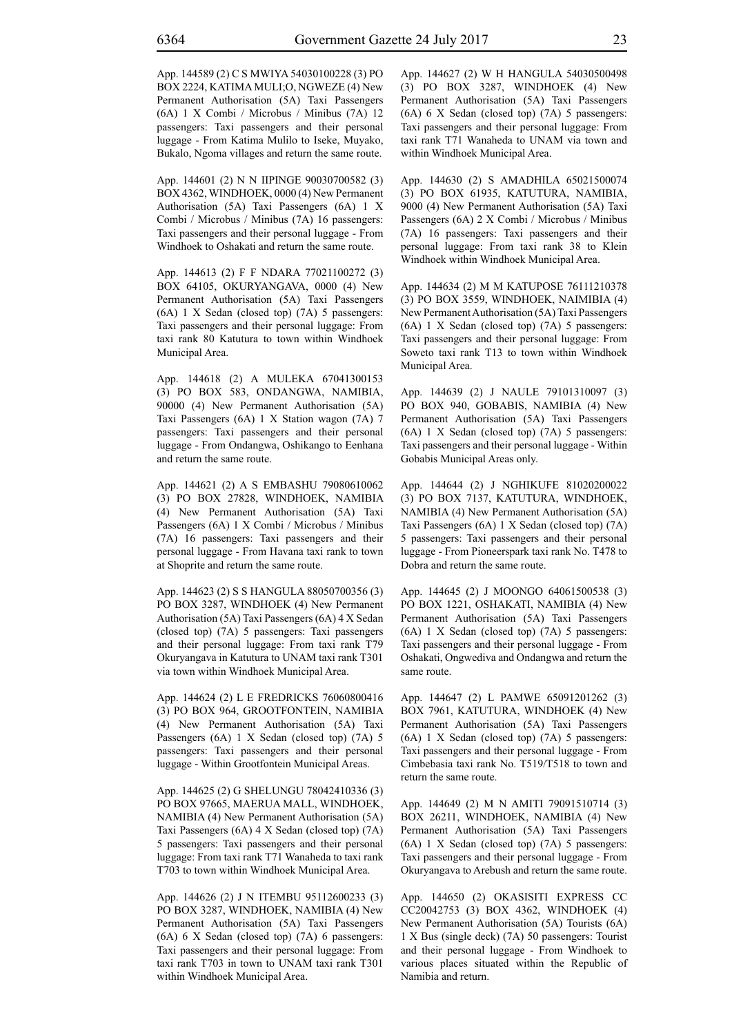App. 144589 (2) C S MWIYA 54030100228 (3) PO BOX 2224, KATIMA MULI;O, NGWEZE (4) New Permanent Authorisation (5A) Taxi Passengers (6A) 1 X Combi / Microbus / Minibus (7A) 12 passengers: Taxi passengers and their personal luggage - From Katima Mulilo to Iseke, Muyako, Bukalo, Ngoma villages and return the same route.

App. 144601 (2) N N IIPINGE 90030700582 (3) BOX 4362, WINDHOEK, 0000 (4) New Permanent Authorisation (5A) Taxi Passengers (6A) 1 X Combi / Microbus / Minibus (7A) 16 passengers: Taxi passengers and their personal luggage - From Windhoek to Oshakati and return the same route.

App. 144613 (2) F F NDARA 77021100272 (3) BOX 64105, OKURYANGAVA, 0000 (4) New Permanent Authorisation (5A) Taxi Passengers (6A) 1 X Sedan (closed top) (7A) 5 passengers: Taxi passengers and their personal luggage: From taxi rank 80 Katutura to town within Windhoek Municipal Area.

App. 144618 (2) A MULEKA 67041300153 (3) PO BOX 583, ONDANGWA, NAMIBIA, 90000 (4) New Permanent Authorisation (5A) Taxi Passengers (6A) 1 X Station wagon (7A) 7 passengers: Taxi passengers and their personal luggage - From Ondangwa, Oshikango to Eenhana and return the same route.

App. 144621 (2) A S EMBASHU 79080610062 (3) PO BOX 27828, WINDHOEK, NAMIBIA (4) New Permanent Authorisation (5A) Taxi Passengers (6A) 1 X Combi / Microbus / Minibus (7A) 16 passengers: Taxi passengers and their personal luggage - From Havana taxi rank to town at Shoprite and return the same route.

App. 144623 (2) S S HANGULA 88050700356 (3) PO BOX 3287, WINDHOEK (4) New Permanent Authorisation (5A) Taxi Passengers (6A) 4 X Sedan (closed top) (7A) 5 passengers: Taxi passengers and their personal luggage: From taxi rank T79 Okuryangava in Katutura to UNAM taxi rank T301 via town within Windhoek Municipal Area.

App. 144624 (2) L E FREDRICKS 76060800416 (3) PO BOX 964, GROOTFONTEIN, NAMIBIA (4) New Permanent Authorisation (5A) Taxi Passengers (6A) 1 X Sedan (closed top) (7A) 5 passengers: Taxi passengers and their personal luggage - Within Grootfontein Municipal Areas.

App. 144625 (2) G SHELUNGU 78042410336 (3) PO BOX 97665, MAERUA MALL, WINDHOEK, NAMIBIA (4) New Permanent Authorisation (5A) Taxi Passengers (6A) 4 X Sedan (closed top) (7A) 5 passengers: Taxi passengers and their personal luggage: From taxi rank T71 Wanaheda to taxi rank T703 to town within Windhoek Municipal Area.

App. 144626 (2) J N ITEMBU 95112600233 (3) PO BOX 3287, WINDHOEK, NAMIBIA (4) New Permanent Authorisation (5A) Taxi Passengers (6A) 6 X Sedan (closed top) (7A) 6 passengers: Taxi passengers and their personal luggage: From taxi rank T703 in town to UNAM taxi rank T301 within Windhoek Municipal Area.

App. 144627 (2) W H HANGULA 54030500498 (3) PO BOX 3287, WINDHOEK (4) New Permanent Authorisation (5A) Taxi Passengers (6A) 6 X Sedan (closed top) (7A) 5 passengers: Taxi passengers and their personal luggage: From taxi rank T71 Wanaheda to UNAM via town and within Windhoek Municipal Area.

App. 144630 (2) S AMADHILA 65021500074 (3) PO BOX 61935, KATUTURA, NAMIBIA, 9000 (4) New Permanent Authorisation (5A) Taxi Passengers (6A) 2 X Combi / Microbus / Minibus (7A) 16 passengers: Taxi passengers and their personal luggage: From taxi rank 38 to Klein Windhoek within Windhoek Municipal Area.

App. 144634 (2) M M KATUPOSE 76111210378 (3) PO BOX 3559, WINDHOEK, NAIMIBIA (4) New Permanent Authorisation (5A) Taxi Passengers (6A) 1 X Sedan (closed top) (7A) 5 passengers: Taxi passengers and their personal luggage: From Soweto taxi rank T13 to town within Windhoek Municipal Area.

App. 144639 (2) J NAULE 79101310097 (3) PO BOX 940, GOBABIS, NAMIBIA (4) New Permanent Authorisation (5A) Taxi Passengers (6A) 1 X Sedan (closed top) (7A) 5 passengers: Taxi passengers and their personal luggage - Within Gobabis Municipal Areas only.

App. 144644 (2) J NGHIKUFE 81020200022 (3) PO BOX 7137, KATUTURA, WINDHOEK, NAMIBIA (4) New Permanent Authorisation (5A) Taxi Passengers (6A) 1 X Sedan (closed top) (7A) 5 passengers: Taxi passengers and their personal luggage - From Pioneerspark taxi rank No. T478 to Dobra and return the same route.

App. 144645 (2) J MOONGO 64061500538 (3) PO BOX 1221, OSHAKATI, NAMIBIA (4) New Permanent Authorisation (5A) Taxi Passengers (6A) 1 X Sedan (closed top) (7A) 5 passengers: Taxi passengers and their personal luggage - From Oshakati, Ongwediva and Ondangwa and return the same route.

App. 144647 (2) L PAMWE 65091201262 (3) BOX 7961, KATUTURA, WINDHOEK (4) New Permanent Authorisation (5A) Taxi Passengers (6A) 1 X Sedan (closed top) (7A) 5 passengers: Taxi passengers and their personal luggage - From Cimbebasia taxi rank No. T519/T518 to town and return the same route.

App. 144649 (2) M N AMITI 79091510714 (3) BOX 26211, WINDHOEK, NAMIBIA (4) New Permanent Authorisation (5A) Taxi Passengers (6A) 1 X Sedan (closed top) (7A) 5 passengers: Taxi passengers and their personal luggage - From Okuryangava to Arebush and return the same route.

App. 144650 (2) OKASISITI EXPRESS CC CC20042753 (3) BOX 4362, WINDHOEK (4) New Permanent Authorisation (5A) Tourists (6A) 1 X Bus (single deck) (7A) 50 passengers: Tourist and their personal luggage - From Windhoek to various places situated within the Republic of Namibia and return.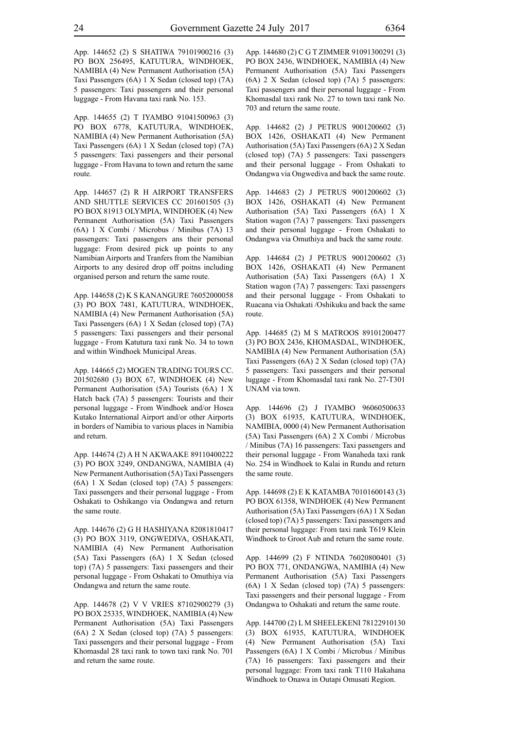App. 144652 (2) S SHATIWA 79101900216 (3) PO BOX 256495, KATUTURA, WINDHOEK, NAMIBIA (4) New Permanent Authorisation (5A) Taxi Passengers (6A) 1 X Sedan (closed top) (7A) 5 passengers: Taxi passengers and their personal luggage - From Havana taxi rank No. 153.

App. 144655 (2) T IYAMBO 91041500963 (3) PO BOX 6778, KATUTURA, WINDHOEK, NAMIBIA (4) New Permanent Authorisation (5A) Taxi Passengers (6A) 1 X Sedan (closed top) (7A) 5 passengers: Taxi passengers and their personal luggage - From Havana to town and return the same route.

App. 144657 (2) R H AIRPORT TRANSFERS AND SHUTTLE SERVICES CC 201601505 (3) PO BOX 81913 OLYMPIA, WINDHOEK (4) New Permanent Authorisation (5A) Taxi Passengers (6A) 1 X Combi / Microbus / Minibus (7A) 13 passengers: Taxi passengers ans their personal luggage: From desired pick up points to any Namibian Airports and Tranfers from the Namibian Airports to any desired drop off poitns including organised person and return the same route.

App. 144658 (2) K S KANANGURE 76052000058 (3) PO BOX 7481, KATUTURA, WINDHOEK, NAMIBIA (4) New Permanent Authorisation (5A) Taxi Passengers (6A) 1 X Sedan (closed top) (7A) 5 passengers: Taxi passengers and their personal luggage - From Katutura taxi rank No. 34 to town and within Windhoek Municipal Areas.

App. 144665 (2) MOGEN TRADING TOURS CC. 201502680 (3) BOX 67, WINDHOEK (4) New Permanent Authorisation (5A) Tourists (6A) 1 X Hatch back (7A) 5 passengers: Tourists and their personal luggage - From Windhoek and/or Hosea Kutako International Airport and/or other Airports in borders of Namibia to various places in Namibia and return.

App. 144674 (2) A H N AKWAAKE 89110400222 (3) PO BOX 3249, ONDANGWA, NAMIBIA (4) New Permanent Authorisation (5A) Taxi Passengers (6A) 1 X Sedan (closed top) (7A) 5 passengers: Taxi passengers and their personal luggage - From Oshakati to Oshikango via Ondangwa and return the same route.

App. 144676 (2) G H HASHIYANA 82081810417 (3) PO BOX 3119, ONGWEDIVA, OSHAKATI, NAMIBIA (4) New Permanent Authorisation (5A) Taxi Passengers (6A) 1 X Sedan (closed top) (7A) 5 passengers: Taxi passengers and their personal luggage - From Oshakati to Omuthiya via Ondangwa and return the same route.

App. 144678 (2) V V VRIES 87102900279 (3) PO BOX 25335, WINDHOEK, NAMIBIA (4) New Permanent Authorisation (5A) Taxi Passengers (6A) 2 X Sedan (closed top) (7A) 5 passengers: Taxi passengers and their personal luggage - From Khomasdal 28 taxi rank to town taxi rank No. 701 and return the same route.

App. 144680 (2) C G T ZIMMER 91091300291 (3) PO BOX 2436, WINDHOEK, NAMIBIA (4) New Permanent Authorisation (5A) Taxi Passengers (6A) 2 X Sedan (closed top) (7A) 5 passengers: Taxi passengers and their personal luggage - From Khomasdal taxi rank No. 27 to town taxi rank No. 703 and return the same route.

App. 144682 (2) J PETRUS 9001200602 (3) BOX 1426, OSHAKATI (4) New Permanent Authorisation (5A) Taxi Passengers (6A) 2 X Sedan (closed top) (7A) 5 passengers: Taxi passengers and their personal luggage - From Oshakati to Ondangwa via Ongwediva and back the same route.

App. 144683 (2) J PETRUS 9001200602 (3) BOX 1426, OSHAKATI (4) New Permanent Authorisation (5A) Taxi Passengers (6A) 1 X Station wagon (7A) 7 passengers: Taxi passengers and their personal luggage - From Oshakati to Ondangwa via Omuthiya and back the same route.

App. 144684 (2) J PETRUS 9001200602 (3) BOX 1426, OSHAKATI (4) New Permanent Authorisation (5A) Taxi Passengers (6A) 1 X Station wagon (7A) 7 passengers: Taxi passengers and their personal luggage - From Oshakati to Ruacana via Oshakati /Oshikuku and back the same route.

App. 144685 (2) M S MATROOS 89101200477 (3) PO BOX 2436, KHOMASDAL, WINDHOEK, NAMIBIA (4) New Permanent Authorisation (5A) Taxi Passengers (6A) 2 X Sedan (closed top) (7A) 5 passengers: Taxi passengers and their personal luggage - From Khomasdal taxi rank No. 27-T301 UNAM via town.

App. 144696 (2) J IYAMBO 96060500633 (3) BOX 61935, KATUTURA, WINDHOEK, NAMIBIA, 0000 (4) New Permanent Authorisation (5A) Taxi Passengers (6A) 2 X Combi / Microbus / Minibus (7A) 16 passengers: Taxi passengers and their personal luggage - From Wanaheda taxi rank No. 254 in Windhoek to Kalai in Rundu and return the same route.

App. 144698 (2) E K KATAMBA 70101600143 (3) PO BOX 61358, WINDHOEK (4) New Permanent Authorisation (5A) Taxi Passengers (6A) 1 X Sedan (closed top) (7A) 5 passengers: Taxi passengers and their personal luggage: From taxi rank T619 Klein Windhoek to Groot Aub and return the same route.

App. 144699 (2) F NTINDA 76020800401 (3) PO BOX 771, ONDANGWA, NAMIBIA (4) New Permanent Authorisation (5A) Taxi Passengers (6A) 1 X Sedan (closed top) (7A) 5 passengers: Taxi passengers and their personal luggage - From Ondangwa to Oshakati and return the same route.

App. 144700 (2) L M SHEELEKENI 78122910130 (3) BOX 61935, KATUTURA, WINDHOEK (4) New Permanent Authorisation (5A) Taxi Passengers (6A) 1 X Combi / Microbus / Minibus (7A) 16 passengers: Taxi passengers and their personal luggage: From taxi rank T110 Hakahana Windhoek to Onawa in Outapi Omusati Region.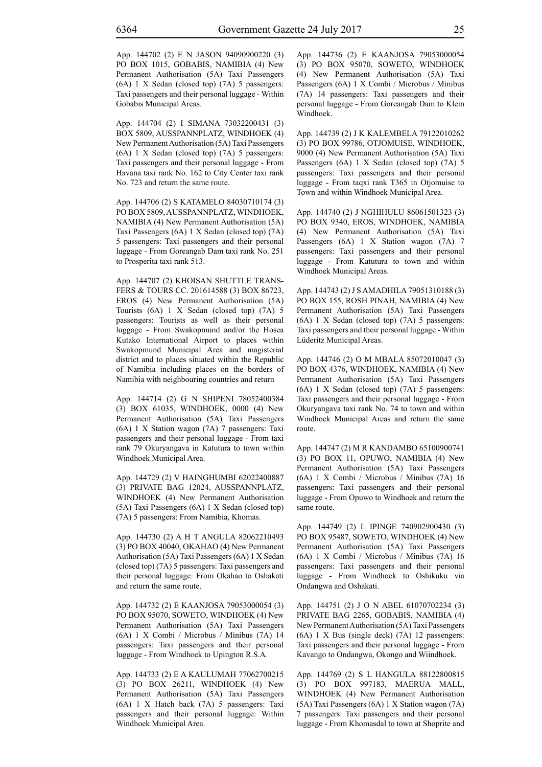App. 144702 (2) E N JASON 94090900220 (3) PO BOX 1015, GOBABIS, NAMIBIA (4) New Permanent Authorisation (5A) Taxi Passengers (6A) 1 X Sedan (closed top) (7A) 5 passengers: Taxi passengers and their personal luggage - Within Gobabis Municipal Areas.

App. 144704 (2) I SIMANA 73032200431 (3) BOX 5809, AUSSPANNPLATZ, WINDHOEK (4) New Permanent Authorisation (5A) Taxi Passengers (6A) 1 X Sedan (closed top) (7A) 5 passengers: Taxi passengers and their personal luggage - From Havana taxi rank No. 162 to City Center taxi rank No. 723 and return the same route.

App. 144706 (2) S KATAMELO 84030710174 (3) PO BOX 5809, AUSSPANNPLATZ, WINDHOEK, NAMIBIA (4) New Permanent Authorisation (5A) Taxi Passengers (6A) 1 X Sedan (closed top) (7A) 5 passengers: Taxi passengers and their personal luggage - From Goreangab Dam taxi rank No. 251 to Prosperita taxi rank 513.

App. 144707 (2) KHOISAN SHUTTLE TRANSFERS & TOURS CC. 201614588 (3) BOX 86723, EROS (4) New Permanent Authorisation (5A) Tourists (6A) 1 X Sedan (closed top) (7A) 5 passengers: Tourists as well as their personal luggage - From Swakopmund and/or the Hosea Kutako International Airport to places within Swakopmund Municipal Area and magisterial district and to places situated within the Republic of Namibia including places on the borders of Namibia with neighbouring countries and return

App. 144714 (2) G N SHIPENI 78052400384 (3) BOX 61035, WINDHOEK, 0000 (4) New Permanent Authorisation (5A) Taxi Passengers (6A) 1 X Station wagon (7A) 7 passengers: Taxi passengers and their personal luggage - From taxi rank 79 Okuryangava in Katutura to town within Windhoek Municipal Area.

App. 144729 (2) V HAINGHUMBI 62022400887 (3) PRIVATE BAG 12024, AUSSPANNPLATZ, WINDHOEK (4) New Permanent Authorisation (5A) Taxi Passengers (6A) 1 X Sedan (closed top) (7A) 5 passengers: From Namibia, Khomas.

App. 144730 (2) A H T ANGULA 82062210493 (3) PO BOX 40040, OKAHAO (4) New Permanent Authorisation (5A) Taxi Passengers (6A) 1 X Sedan (closed top) (7A) 5 passengers: Taxi passengers and their personal luggage: From Okahao to Oshakati and return the same route.

App. 144732 (2) E KAANJOSA 79053000054 (3) PO BOX 95070, SOWETO, WINDHOEK (4) New Permanent Authorisation (5A) Taxi Passengers (6A) 1 X Combi / Microbus / Minibus (7A) 14 passengers: Taxi passengers and their personal luggage - From Windhoek to Upington R.S.A.

App. 144733 (2) E A KAULUMAH 77062700215 (3) PO BOX 26211, WINDHOEK (4) New Permanent Authorisation (5A) Taxi Passengers (6A) 1 X Hatch back (7A) 5 passengers: Taxi passengers and their personal luggage: Within Windhoek Municipal Area.

App. 144736 (2) E KAANJOSA 79053000054 (3) PO BOX 95070, SOWETO, WINDHOEK (4) New Permanent Authorisation (5A) Taxi Passengers (6A) 1 X Combi / Microbus / Minibus (7A) 14 passengers: Taxi passengers and their personal luggage - From Goreangab Dam to Klein Windhoek.

App. 144739 (2) J K KALEMBELA 79122010262 (3) PO BOX 99786, OTJOMUISE, WINDHOEK, 9000 (4) New Permanent Authorisation (5A) Taxi Passengers (6A) 1 X Sedan (closed top) (7A) 5 passengers: Taxi passengers and their personal luggage - From taqxi rank T365 in Otjomuise to Town and within Windhoek Municipal Area.

App. 144740 (2) J NGHIHULU 86061501323 (3) PO BOX 9340, EROS, WINDHOEK, NAMIBIA (4) New Permanent Authorisation (5A) Taxi Passengers (6A) 1 X Station wagon (7A) 7 passengers: Taxi passengers and their personal luggage - From Katutura to town and within Windhoek Municipal Areas.

App. 144743 (2) J S AMADHILA 79051310188 (3) PO BOX 155, ROSH PINAH, NAMIBIA (4) New Permanent Authorisation (5A) Taxi Passengers (6A) 1 X Sedan (closed top) (7A) 5 passengers: Taxi passengers and their personal luggage - Within Lüderitz Municipal Areas.

App. 144746 (2) O M MBALA 85072010047 (3) PO BOX 4376, WINDHOEK, NAMIBIA (4) New Permanent Authorisation (5A) Taxi Passengers (6A) 1 X Sedan (closed top) (7A) 5 passengers: Taxi passengers and their personal luggage - From Okuryangava taxi rank No. 74 to town and within Windhoek Municipal Areas and return the same route.

App. 144747 (2) M R KANDAMBO 65100900741 (3) PO BOX 11, OPUWO, NAMIBIA (4) New Permanent Authorisation (5A) Taxi Passengers (6A) 1 X Combi / Microbus / Minibus (7A) 16 passengers: Taxi passengers and their personal luggage - From Opuwo to Windhoek and return the same route.

App. 144749 (2) L IPINGE 740902900430 (3) PO BOX 95487, SOWETO, WINDHOEK (4) New Permanent Authorisation (5A) Taxi Passengers (6A) 1 X Combi / Microbus / Minibus (7A) 16 passengers: Taxi passengers and their personal luggage - From Windhoek to Oshikuku via Ondangwa and Oshakati.

App. 144751 (2) J O N ABEL 61070702234 (3) PRIVATE BAG 2265, GOBABIS, NAMIBIA (4) New Permanent Authorisation (5A) Taxi Passengers (6A) 1 X Bus (single deck) (7A) 12 passengers: Taxi passengers and their personal luggage - From Kavango to Ondangwa, Okongo and Wiindhoek.

App. 144769 (2) S L HANGULA 88122800815 (3) PO BOX 997183, MAERUA MALL, WINDHOEK (4) New Permanent Authorisation (5A) Taxi Passengers (6A) 1 X Station wagon (7A) 7 passengers: Taxi passengers and their personal luggage - From Khomasdal to town at Shoprite and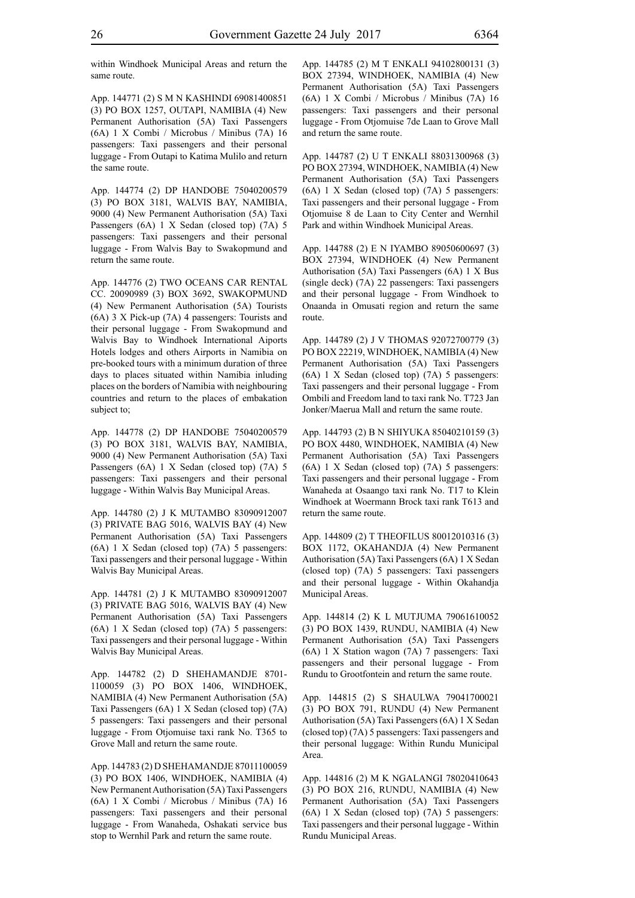within Windhoek Municipal Areas and return the same route.

App. 144771 (2) S M N KASHINDI 69081400851 (3) PO BOX 1257, OUTAPI, NAMIBIA (4) New Permanent Authorisation (5A) Taxi Passengers (6A) 1 X Combi / Microbus / Minibus (7A) 16 passengers: Taxi passengers and their personal luggage - From Outapi to Katima Mulilo and return the same route.

App. 144774 (2) DP HANDOBE 75040200579 (3) PO BOX 3181, WALVIS BAY, NAMIBIA, 9000 (4) New Permanent Authorisation (5A) Taxi Passengers (6A) 1 X Sedan (closed top) (7A) 5 passengers: Taxi passengers and their personal luggage - From Walvis Bay to Swakopmund and return the same route.

App. 144776 (2) TWO OCEANS CAR RENTAL CC. 20090989 (3) BOX 3692, SWAKOPMUND (4) New Permanent Authorisation (5A) Tourists (6A) 3 X Pick-up (7A) 4 passengers: Tourists and their personal luggage - From Swakopmund and Walvis Bay to Windhoek International Aiports Hotels lodges and others Airports in Namibia on pre-booked tours with a minimum duration of three days to places situated within Namibia inluding places on the borders of Namibia with neighbouring countries and return to the places of embakation subject to;

App. 144778 (2) DP HANDOBE 75040200579 (3) PO BOX 3181, WALVIS BAY, NAMIBIA, 9000 (4) New Permanent Authorisation (5A) Taxi Passengers (6A) 1 X Sedan (closed top) (7A) 5 passengers: Taxi passengers and their personal luggage - Within Walvis Bay Municipal Areas.

App. 144780 (2) J K MUTAMBO 83090912007 (3) PRIVATE BAG 5016, WALVIS BAY (4) New Permanent Authorisation (5A) Taxi Passengers (6A) 1 X Sedan (closed top) (7A) 5 passengers: Taxi passengers and their personal luggage - Within Walvis Bay Municipal Areas.

App. 144781 (2) J K MUTAMBO 83090912007 (3) PRIVATE BAG 5016, WALVIS BAY (4) New Permanent Authorisation (5A) Taxi Passengers (6A) 1 X Sedan (closed top) (7A) 5 passengers: Taxi passengers and their personal luggage - Within Walvis Bay Municipal Areas.

App. 144782 (2) D SHEHAMANDJE 8701-1100059 (3) PO BOX 1406, WINDHOEK, NAMIBIA (4) New Permanent Authorisation (5A) Taxi Passengers (6A) 1 X Sedan (closed top) (7A) 5 passengers: Taxi passengers and their personal luggage - From Otjomuise taxi rank No. T365 to Grove Mall and return the same route.

App. 144783 (2) D SHEHAMANDJE 87011100059 (3) PO BOX 1406, WINDHOEK, NAMIBIA (4) New Permanent Authorisation (5A) Taxi Passengers (6A) 1 X Combi / Microbus / Minibus (7A) 16 passengers: Taxi passengers and their personal luggage - From Wanaheda, Oshakati service bus stop to Wernhil Park and return the same route.

App. 144785 (2) M T ENKALI 94102800131 (3) BOX 27394, WINDHOEK, NAMIBIA (4) New Permanent Authorisation (5A) Taxi Passengers (6A) 1 X Combi / Microbus / Minibus (7A) 16 passengers: Taxi passengers and their personal luggage - From Otjomuise 7de Laan to Grove Mall and return the same route.

App. 144787 (2) U T ENKALI 88031300968 (3) PO BOX 27394, WINDHOEK, NAMIBIA (4) New Permanent Authorisation (5A) Taxi Passengers (6A) 1 X Sedan (closed top) (7A) 5 passengers: Taxi passengers and their personal luggage - From Otjomuise 8 de Laan to City Center and Wernhil Park and within Windhoek Municipal Areas.

App. 144788 (2) E N IYAMBO 89050600697 (3) BOX 27394, WINDHOEK (4) New Permanent Authorisation (5A) Taxi Passengers (6A) 1 X Bus (single deck) (7A) 22 passengers: Taxi passengers and their personal luggage - From Windhoek to Onaanda in Omusati region and return the same route.

App. 144789 (2) J V THOMAS 92072700779 (3) PO BOX 22219, WINDHOEK, NAMIBIA (4) New Permanent Authorisation (5A) Taxi Passengers (6A) 1 X Sedan (closed top) (7A) 5 passengers: Taxi passengers and their personal luggage - From Ombili and Freedom land to taxi rank No. T723 Jan Jonker/Maerua Mall and return the same route.

App. 144793 (2) B N SHIYUKA 85040210159 (3) PO BOX 4480, WINDHOEK, NAMIBIA (4) New Permanent Authorisation (5A) Taxi Passengers (6A) 1 X Sedan (closed top) (7A) 5 passengers: Taxi passengers and their personal luggage - From Wanaheda at Osaango taxi rank No. T17 to Klein Windhoek at Woermann Brock taxi rank T613 and return the same route.

App. 144809 (2) T THEOFILUS 80012010316 (3) BOX 1172, OKAHANDJA (4) New Permanent Authorisation (5A) Taxi Passengers (6A) 1 X Sedan (closed top) (7A) 5 passengers: Taxi passengers and their personal luggage - Within Okahandja Municipal Areas.

App. 144814 (2) K L MUTJUMA 79061610052 (3) PO BOX 1439, RUNDU, NAMIBIA (4) New Permanent Authorisation (5A) Taxi Passengers (6A) 1 X Station wagon (7A) 7 passengers: Taxi passengers and their personal luggage - From Rundu to Grootfontein and return the same route.

App. 144815 (2) S SHAULWA 79041700021 (3) PO BOX 791, RUNDU (4) New Permanent Authorisation (5A) Taxi Passengers (6A) 1 X Sedan (closed top) (7A) 5 passengers: Taxi passengers and their personal luggage: Within Rundu Municipal Area.

App. 144816 (2) M K NGALANGI 78020410643 (3) PO BOX 216, RUNDU, NAMIBIA (4) New Permanent Authorisation (5A) Taxi Passengers (6A) 1 X Sedan (closed top) (7A) 5 passengers: Taxi passengers and their personal luggage - Within Rundu Municipal Areas.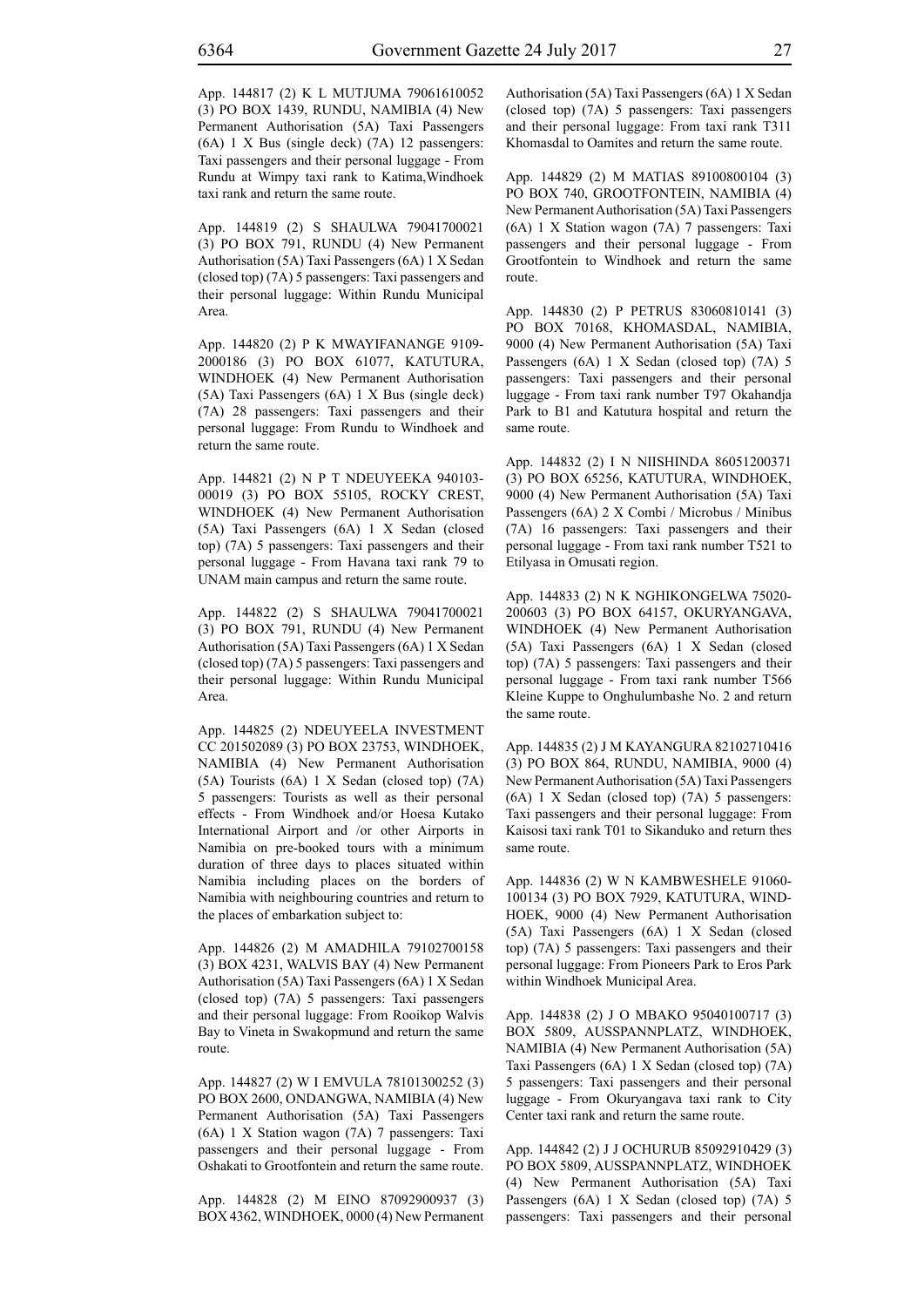App. 144817 (2) K L MUTJUMA 79061610052 (3) PO BOX 1439, RUNDU, NAMIBIA (4) New Permanent Authorisation (5A) Taxi Passengers (6A) 1 X Bus (single deck) (7A) 12 passengers: Taxi passengers and their personal luggage - From Rundu at Wimpy taxi rank to Katima,Windhoek taxi rank and return the same route.

App. 144819 (2) S SHAULWA 79041700021 (3) PO BOX 791, RUNDU (4) New Permanent Authorisation (5A) Taxi Passengers (6A) 1 X Sedan (closed top) (7A) 5 passengers: Taxi passengers and their personal luggage: Within Rundu Municipal Area.

App. 144820 (2) P K MWAYIFANANGE 9109-2000186 (3) PO BOX 61077, KATUTURA, WINDHOEK (4) New Permanent Authorisation (5A) Taxi Passengers (6A) 1 X Bus (single deck) (7A) 28 passengers: Taxi passengers and their personal luggage: From Rundu to Windhoek and return the same route.

App. 144821 (2) N P T NDEUYEEKA 940103-00019 (3) PO BOX 55105, ROCKY CREST, WINDHOEK (4) New Permanent Authorisation (5A) Taxi Passengers (6A) 1 X Sedan (closed top) (7A) 5 passengers: Taxi passengers and their personal luggage - From Havana taxi rank 79 to UNAM main campus and return the same route.

App. 144822 (2) S SHAULWA 79041700021 (3) PO BOX 791, RUNDU (4) New Permanent Authorisation (5A) Taxi Passengers (6A) 1 X Sedan (closed top) (7A) 5 passengers: Taxi passengers and their personal luggage: Within Rundu Municipal Area.

App. 144825 (2) NDEUYEELA INVESTMENT CC 201502089 (3) PO BOX 23753, WINDHOEK, NAMIBIA (4) New Permanent Authorisation (5A) Tourists (6A) 1 X Sedan (closed top) (7A) 5 passengers: Tourists as well as their personal effects - From Windhoek and/or Hoesa Kutako International Airport and /or other Airports in Namibia on pre-booked tours with a minimum duration of three days to places situated within Namibia including places on the borders of Namibia with neighbouring countries and return to the places of embarkation subject to:

App. 144826 (2) M AMADHILA 79102700158 (3) BOX 4231, WALVIS BAY (4) New Permanent Authorisation (5A) Taxi Passengers (6A) 1 X Sedan (closed top) (7A) 5 passengers: Taxi passengers and their personal luggage: From Rooikop Walvis Bay to Vineta in Swakopmund and return the same route.

App. 144827 (2) W I EMVULA 78101300252 (3) PO BOX 2600, ONDANGWA, NAMIBIA (4) New Permanent Authorisation (5A) Taxi Passengers (6A) 1 X Station wagon (7A) 7 passengers: Taxi passengers and their personal luggage - From Oshakati to Grootfontein and return the same route.

App. 144828 (2) M EINO 87092900937 (3) BOX 4362, WINDHOEK, 0000 (4) New Permanent Authorisation (5A) Taxi Passengers (6A) 1 X Sedan (closed top) (7A) 5 passengers: Taxi passengers and their personal luggage: From taxi rank T311 Khomasdal to Oamites and return the same route.

App. 144829 (2) M MATIAS 89100800104 (3) PO BOX 740, GROOTFONTEIN, NAMIBIA (4) New Permanent Authorisation (5A) Taxi Passengers (6A) 1 X Station wagon (7A) 7 passengers: Taxi passengers and their personal luggage - From Grootfontein to Windhoek and return the same route.

App. 144830 (2) P PETRUS 83060810141 (3) PO BOX 70168, KHOMASDAL, NAMIBIA, 9000 (4) New Permanent Authorisation (5A) Taxi Passengers (6A) 1 X Sedan (closed top) (7A) 5 passengers: Taxi passengers and their personal luggage - From taxi rank number T97 Okahandja Park to B1 and Katutura hospital and return the same route.

App. 144832 (2) I N NIISHINDA 86051200371 (3) PO BOX 65256, KATUTURA, WINDHOEK, 9000 (4) New Permanent Authorisation (5A) Taxi Passengers (6A) 2 X Combi / Microbus / Minibus (7A) 16 passengers: Taxi passengers and their personal luggage - From taxi rank number T521 to Etilyasa in Omusati region.

App. 144833 (2) N K NGHIKONGELWA 75020-200603 (3) PO BOX 64157, OKURYANGAVA, WINDHOEK (4) New Permanent Authorisation (5A) Taxi Passengers (6A) 1 X Sedan (closed top) (7A) 5 passengers: Taxi passengers and their personal luggage - From taxi rank number T566 Kleine Kuppe to Onghulumbashe No. 2 and return the same route.

App. 144835 (2) J M KAYANGURA 82102710416 (3) PO BOX 864, RUNDU, NAMIBIA, 9000 (4) New Permanent Authorisation (5A) Taxi Passengers (6A) 1 X Sedan (closed top) (7A) 5 passengers: Taxi passengers and their personal luggage: From Kaisosi taxi rank T01 to Sikanduko and return thes same route.

App. 144836 (2) W N KAMBWESHELE 91060-100134 (3) PO BOX 7929, KATUTURA, WINDHOEK, 9000 (4) New Permanent Authorisation (5A) Taxi Passengers (6A) 1 X Sedan (closed top) (7A) 5 passengers: Taxi passengers and their personal luggage: From Pioneers Park to Eros Park within Windhoek Municipal Area.

App. 144838 (2) J O MBAKO 95040100717 (3) BOX 5809, AUSSPANNPLATZ, WINDHOEK, NAMIBIA (4) New Permanent Authorisation (5A) Taxi Passengers (6A) 1 X Sedan (closed top) (7A) 5 passengers: Taxi passengers and their personal luggage - From Okuryangava taxi rank to City Center taxi rank and return the same route.

App. 144842 (2) J J OCHURUB 85092910429 (3) PO BOX 5809, AUSSPANNPLATZ, WINDHOEK (4) New Permanent Authorisation (5A) Taxi Passengers (6A) 1 X Sedan (closed top) (7A) 5 passengers: Taxi passengers and their personal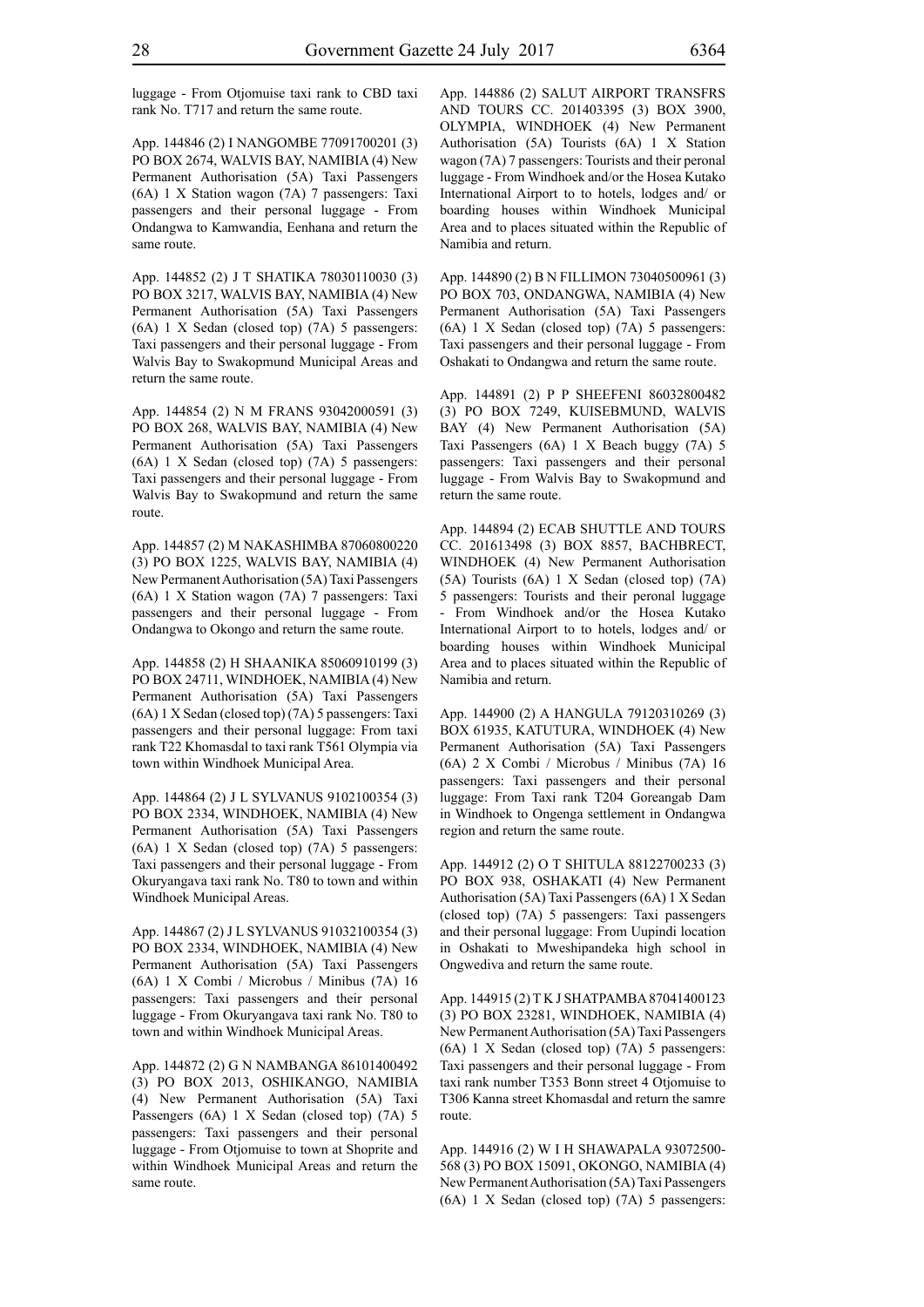luggage - From Otjomuise taxi rank to CBD taxi rank No. T717 and return the same route.

App. 144846 (2) I NANGOMBE 77091700201 (3) PO BOX 2674, WALVIS BAY, NAMIBIA (4) New Permanent Authorisation (5A) Taxi Passengers (6A) 1 X Station wagon (7A) 7 passengers: Taxi passengers and their personal luggage - From Ondangwa to Kamwandia, Eenhana and return the same route.

App. 144852 (2) J T SHATIKA 78030110030 (3) PO BOX 3217, WALVIS BAY, NAMIBIA (4) New Permanent Authorisation (5A) Taxi Passengers (6A) 1 X Sedan (closed top) (7A) 5 passengers: Taxi passengers and their personal luggage - From Walvis Bay to Swakopmund Municipal Areas and return the same route.

App. 144854 (2) N M FRANS 93042000591 (3) PO BOX 268, WALVIS BAY, NAMIBIA (4) New Permanent Authorisation (5A) Taxi Passengers (6A) 1 X Sedan (closed top) (7A) 5 passengers: Taxi passengers and their personal luggage - From Walvis Bay to Swakopmund and return the same route.

App. 144857 (2) M NAKASHIMBA 87060800220 (3) PO BOX 1225, WALVIS BAY, NAMIBIA (4) New Permanent Authorisation (5A) Taxi Passengers (6A) 1 X Station wagon (7A) 7 passengers: Taxi passengers and their personal luggage - From Ondangwa to Okongo and return the same route.

App. 144858 (2) H SHAANIKA 85060910199 (3) PO BOX 24711, WINDHOEK, NAMIBIA (4) New Permanent Authorisation (5A) Taxi Passengers (6A) 1 X Sedan (closed top) (7A) 5 passengers: Taxi passengers and their personal luggage: From taxi rank T22 Khomasdal to taxi rank T561 Olympia via town within Windhoek Municipal Area.

App. 144864 (2) J L SYLVANUS 9102100354 (3) PO BOX 2334, WINDHOEK, NAMIBIA (4) New Permanent Authorisation (5A) Taxi Passengers (6A) 1 X Sedan (closed top) (7A) 5 passengers: Taxi passengers and their personal luggage - From Okuryangava taxi rank No. T80 to town and within Windhoek Municipal Areas.

App. 144867 (2) J L SYLVANUS 91032100354 (3) PO BOX 2334, WINDHOEK, NAMIBIA (4) New Permanent Authorisation (5A) Taxi Passengers (6A) 1 X Combi / Microbus / Minibus (7A) 16 passengers: Taxi passengers and their personal luggage - From Okuryangava taxi rank No. T80 to town and within Windhoek Municipal Areas.

App. 144872 (2) G N NAMBANGA 86101400492 (3) PO BOX 2013, OSHIKANGO, NAMIBIA (4) New Permanent Authorisation (5A) Taxi Passengers (6A) 1 X Sedan (closed top) (7A) 5 passengers: Taxi passengers and their personal luggage - From Otjomuise to town at Shoprite and within Windhoek Municipal Areas and return the same route.

App. 144886 (2) SALUT AIRPORT TRANSFRS AND TOURS CC. 201403395 (3) BOX 3900, OLYMPIA, WINDHOEK (4) New Permanent Authorisation (5A) Tourists (6A) 1 X Station wagon (7A) 7 passengers: Tourists and their peronal luggage - From Windhoek and/or the Hosea Kutako International Airport to to hotels, lodges and/ or boarding houses within Windhoek Municipal Area and to places situated within the Republic of Namibia and return.

App. 144890 (2) B N FILLIMON 73040500961 (3) PO BOX 703, ONDANGWA, NAMIBIA (4) New Permanent Authorisation (5A) Taxi Passengers (6A) 1 X Sedan (closed top) (7A) 5 passengers: Taxi passengers and their personal luggage - From Oshakati to Ondangwa and return the same route.

App. 144891 (2) P P SHEEFENI 86032800482 (3) PO BOX 7249, KUISEBMUND, WALVIS BAY (4) New Permanent Authorisation (5A) Taxi Passengers (6A) 1 X Beach buggy (7A) 5 passengers: Taxi passengers and their personal luggage - From Walvis Bay to Swakopmund and return the same route.

App. 144894 (2) ECAB SHUTTLE AND TOURS CC. 201613498 (3) BOX 8857, BACHBRECT, WINDHOEK (4) New Permanent Authorisation (5A) Tourists (6A) 1 X Sedan (closed top) (7A) 5 passengers: Tourists and their peronal luggage - From Windhoek and/or the Hosea Kutako International Airport to to hotels, lodges and/ or boarding houses within Windhoek Municipal Area and to places situated within the Republic of Namibia and return.

App. 144900 (2) A HANGULA 79120310269 (3) BOX 61935, KATUTURA, WINDHOEK (4) New Permanent Authorisation (5A) Taxi Passengers (6A) 2 X Combi / Microbus / Minibus (7A) 16 passengers: Taxi passengers and their personal luggage: From Taxi rank T204 Goreangab Dam in Windhoek to Ongenga settlement in Ondangwa region and return the same route.

App. 144912 (2) O T SHITULA 88122700233 (3) PO BOX 938, OSHAKATI (4) New Permanent Authorisation (5A) Taxi Passengers (6A) 1 X Sedan (closed top) (7A) 5 passengers: Taxi passengers and their personal luggage: From Uupindi location in Oshakati to Mweshipandeka high school in Ongwediva and return the same route.

App. 144915 (2) T K J SHATPAMBA 87041400123 (3) PO BOX 23281, WINDHOEK, NAMIBIA (4) New Permanent Authorisation (5A) Taxi Passengers (6A) 1 X Sedan (closed top) (7A) 5 passengers: Taxi passengers and their personal luggage - From taxi rank number T353 Bonn street 4 Otjomuise to T306 Kanna street Khomasdal and return the samre route.

App. 144916 (2) W I H SHAWAPALA 93072500-568 (3) PO BOX 15091, OKONGO, NAMIBIA (4) New Permanent Authorisation (5A) Taxi Passengers (6A) 1 X Sedan (closed top) (7A) 5 passengers: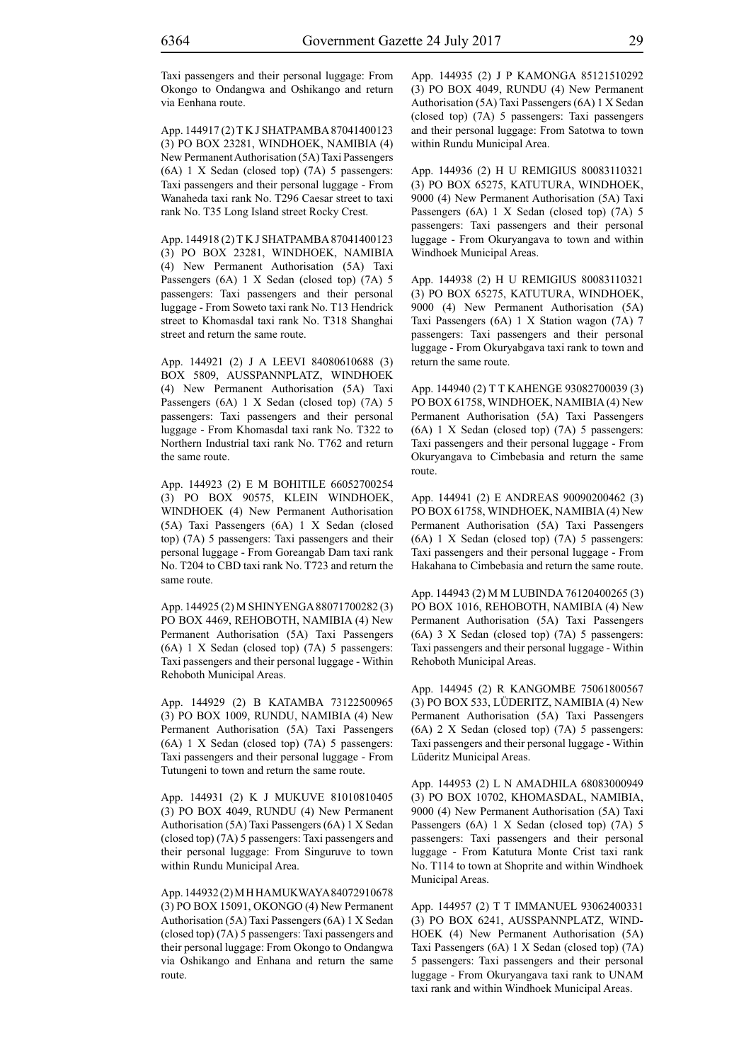Taxi passengers and their personal luggage: From Okongo to Ondangwa and Oshikango and return via Eenhana route.

App. 144917 (2) T K J SHATPAMBA 87041400123 (3) PO BOX 23281, WINDHOEK, NAMIBIA (4) New Permanent Authorisation (5A) Taxi Passengers (6A) 1 X Sedan (closed top) (7A) 5 passengers: Taxi passengers and their personal luggage - From Wanaheda taxi rank No. T296 Caesar street to taxi rank No. T35 Long Island street Rocky Crest.

App. 144918 (2) T K J SHATPAMBA 87041400123 (3) PO BOX 23281, WINDHOEK, NAMIBIA (4) New Permanent Authorisation (5A) Taxi Passengers (6A) 1 X Sedan (closed top) (7A) 5 passengers: Taxi passengers and their personal luggage - From Soweto taxi rank No. T13 Hendrick street to Khomasdal taxi rank No. T318 Shanghai street and return the same route.

App. 144921 (2) J A LEEVI 84080610688 (3) BOX 5809, AUSSPANNPLATZ, WINDHOEK (4) New Permanent Authorisation (5A) Taxi Passengers (6A) 1 X Sedan (closed top) (7A) 5 passengers: Taxi passengers and their personal luggage - From Khomasdal taxi rank No. T322 to Northern Industrial taxi rank No. T762 and return the same route.

App. 144923 (2) E M BOHITILE 66052700254 (3) PO BOX 90575, KLEIN WINDHOEK, WINDHOEK (4) New Permanent Authorisation (5A) Taxi Passengers (6A) 1 X Sedan (closed top) (7A) 5 passengers: Taxi passengers and their personal luggage - From Goreangab Dam taxi rank No. T204 to CBD taxi rank No. T723 and return the same route.

App. 144925 (2) M SHINYENGA 88071700282 (3) PO BOX 4469, REHOBOTH, NAMIBIA (4) New Permanent Authorisation (5A) Taxi Passengers (6A) 1 X Sedan (closed top) (7A) 5 passengers: Taxi passengers and their personal luggage - Within Rehoboth Municipal Areas.

App. 144929 (2) B KATAMBA 73122500965 (3) PO BOX 1009, RUNDU, NAMIBIA (4) New Permanent Authorisation (5A) Taxi Passengers (6A) 1 X Sedan (closed top) (7A) 5 passengers: Taxi passengers and their personal luggage - From Tutungeni to town and return the same route.

App. 144931 (2) K J MUKUVE 81010810405 (3) PO BOX 4049, RUNDU (4) New Permanent Authorisation (5A) Taxi Passengers (6A) 1 X Sedan (closed top) (7A) 5 passengers: Taxi passengers and their personal luggage: From Singuruve to town within Rundu Municipal Area.

App. 144932 (2) M H HAMUKWAYA 84072910678 (3) PO BOX 15091, OKONGO (4) New Permanent Authorisation (5A) Taxi Passengers (6A) 1 X Sedan (closed top) (7A) 5 passengers: Taxi passengers and their personal luggage: From Okongo to Ondangwa via Oshikango and Enhana and return the same route.

App. 144935 (2) J P KAMONGA 85121510292 (3) PO BOX 4049, RUNDU (4) New Permanent Authorisation (5A) Taxi Passengers (6A) 1 X Sedan (closed top) (7A) 5 passengers: Taxi passengers and their personal luggage: From Satotwa to town within Rundu Municipal Area.

App. 144936 (2) H U REMIGIUS 80083110321 (3) PO BOX 65275, KATUTURA, WINDHOEK, 9000 (4) New Permanent Authorisation (5A) Taxi Passengers (6A) 1 X Sedan (closed top) (7A) 5 passengers: Taxi passengers and their personal luggage - From Okuryangava to town and within Windhoek Municipal Areas.

App. 144938 (2) H U REMIGIUS 80083110321 (3) PO BOX 65275, KATUTURA, WINDHOEK, 9000 (4) New Permanent Authorisation (5A) Taxi Passengers (6A) 1 X Station wagon (7A) 7 passengers: Taxi passengers and their personal luggage - From Okuryabgava taxi rank to town and return the same route.

App. 144940 (2) T T KAHENGE 93082700039 (3) PO BOX 61758, WINDHOEK, NAMIBIA (4) New Permanent Authorisation (5A) Taxi Passengers (6A) 1 X Sedan (closed top) (7A) 5 passengers: Taxi passengers and their personal luggage - From Okuryangava to Cimbebasia and return the same route.

App. 144941 (2) E ANDREAS 90090200462 (3) PO BOX 61758, WINDHOEK, NAMIBIA (4) New Permanent Authorisation (5A) Taxi Passengers (6A) 1 X Sedan (closed top) (7A) 5 passengers: Taxi passengers and their personal luggage - From Hakahana to Cimbebasia and return the same route.

App. 144943 (2) M M LUBINDA 76120400265 (3) PO BOX 1016, REHOBOTH, NAMIBIA (4) New Permanent Authorisation (5A) Taxi Passengers (6A) 3 X Sedan (closed top) (7A) 5 passengers: Taxi passengers and their personal luggage - Within Rehoboth Municipal Areas.

App. 144945 (2) R KANGOMBE 75061800567 (3) PO BOX 533, LÜDERITZ, NAMIBIA (4) New Permanent Authorisation (5A) Taxi Passengers (6A) 2 X Sedan (closed top) (7A) 5 passengers: Taxi passengers and their personal luggage - Within Lüderitz Municipal Areas.

App. 144953 (2) L N AMADHILA 68083000949 (3) PO BOX 10702, KHOMASDAL, NAMIBIA, 9000 (4) New Permanent Authorisation (5A) Taxi Passengers (6A) 1 X Sedan (closed top) (7A) 5 passengers: Taxi passengers and their personal luggage - From Katutura Monte Crist taxi rank No. T114 to town at Shoprite and within Windhoek Municipal Areas.

App. 144957 (2) T T IMMANUEL 93062400331 (3) PO BOX 6241, AUSSPANNPLATZ, WINDHOEK (4) New Permanent Authorisation (5A) Taxi Passengers (6A) 1 X Sedan (closed top) (7A) 5 passengers: Taxi passengers and their personal luggage - From Okuryangava taxi rank to UNAM taxi rank and within Windhoek Municipal Areas.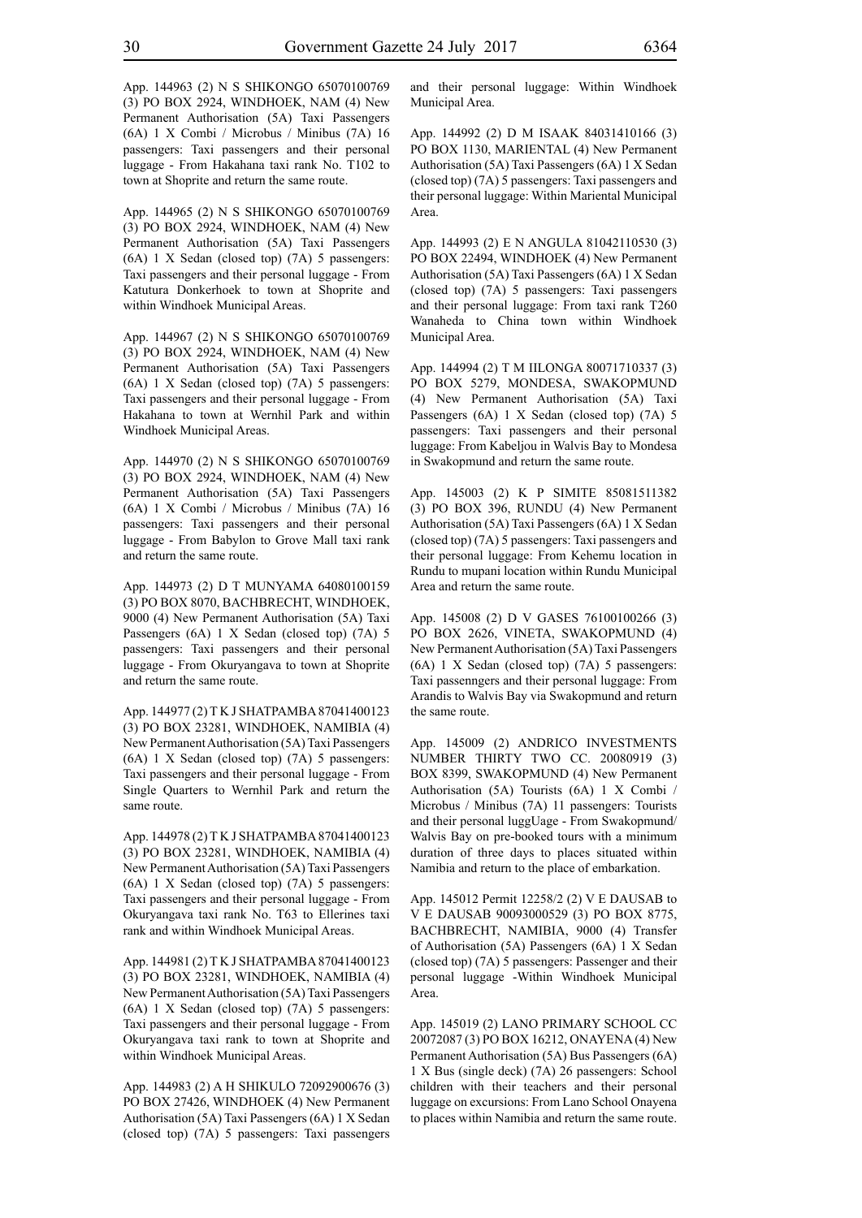App. 144963 (2) N S SHIKONGO 65070100769 (3) PO BOX 2924, WINDHOEK, NAM (4) New Permanent Authorisation (5A) Taxi Passengers (6A) 1 X Combi / Microbus / Minibus (7A) 16 passengers: Taxi passengers and their personal luggage - From Hakahana taxi rank No. T102 to town at Shoprite and return the same route.

App. 144965 (2) N S SHIKONGO 65070100769 (3) PO BOX 2924, WINDHOEK, NAM (4) New Permanent Authorisation (5A) Taxi Passengers (6A) 1 X Sedan (closed top) (7A) 5 passengers: Taxi passengers and their personal luggage - From Katutura Donkerhoek to town at Shoprite and within Windhoek Municipal Areas.

App. 144967 (2) N S SHIKONGO 65070100769 (3) PO BOX 2924, WINDHOEK, NAM (4) New Permanent Authorisation (5A) Taxi Passengers (6A) 1 X Sedan (closed top) (7A) 5 passengers: Taxi passengers and their personal luggage - From Hakahana to town at Wernhil Park and within Windhoek Municipal Areas.

App. 144970 (2) N S SHIKONGO 65070100769 (3) PO BOX 2924, WINDHOEK, NAM (4) New Permanent Authorisation (5A) Taxi Passengers (6A) 1 X Combi / Microbus / Minibus (7A) 16 passengers: Taxi passengers and their personal luggage - From Babylon to Grove Mall taxi rank and return the same route.

App. 144973 (2) D T MUNYAMA 64080100159 (3) PO BOX 8070, BACHBRECHT, WINDHOEK, 9000 (4) New Permanent Authorisation (5A) Taxi Passengers (6A) 1 X Sedan (closed top) (7A) 5 passengers: Taxi passengers and their personal luggage - From Okuryangava to town at Shoprite and return the same route.

App. 144977 (2) T K J SHATPAMBA 87041400123 (3) PO BOX 23281, WINDHOEK, NAMIBIA (4) New Permanent Authorisation (5A) Taxi Passengers (6A) 1 X Sedan (closed top) (7A) 5 passengers: Taxi passengers and their personal luggage - From Single Quarters to Wernhil Park and return the same route.

App. 144978 (2) T K J SHATPAMBA 87041400123 (3) PO BOX 23281, WINDHOEK, NAMIBIA (4) New Permanent Authorisation (5A) Taxi Passengers (6A) 1 X Sedan (closed top) (7A) 5 passengers: Taxi passengers and their personal luggage - From Okuryangava taxi rank No. T63 to Ellerines taxi rank and within Windhoek Municipal Areas.

App. 144981 (2) T K J SHATPAMBA 87041400123 (3) PO BOX 23281, WINDHOEK, NAMIBIA (4) New Permanent Authorisation (5A) Taxi Passengers (6A) 1 X Sedan (closed top) (7A) 5 passengers: Taxi passengers and their personal luggage - From Okuryangava taxi rank to town at Shoprite and within Windhoek Municipal Areas.

App. 144983 (2) A H SHIKULO 72092900676 (3) PO BOX 27426, WINDHOEK (4) New Permanent Authorisation (5A) Taxi Passengers (6A) 1 X Sedan (closed top) (7A) 5 passengers: Taxi passengers and their personal luggage: Within Windhoek Municipal Area.

App. 144992 (2) D M ISAAK 84031410166 (3) PO BOX 1130, MARIENTAL (4) New Permanent Authorisation (5A) Taxi Passengers (6A) 1 X Sedan (closed top) (7A) 5 passengers: Taxi passengers and their personal luggage: Within Mariental Municipal Area.

App. 144993 (2) E N ANGULA 81042110530 (3) PO BOX 22494, WINDHOEK (4) New Permanent Authorisation (5A) Taxi Passengers (6A) 1 X Sedan (closed top) (7A) 5 passengers: Taxi passengers and their personal luggage: From taxi rank T260 Wanaheda to China town within Windhoek Municipal Area.

App. 144994 (2) T M IILONGA 80071710337 (3) PO BOX 5279, MONDESA, SWAKOPMUND (4) New Permanent Authorisation (5A) Taxi Passengers (6A) 1 X Sedan (closed top) (7A) 5 passengers: Taxi passengers and their personal luggage: From Kabeljou in Walvis Bay to Mondesa in Swakopmund and return the same route.

App. 145003 (2) K P SIMITE 85081511382 (3) PO BOX 396, RUNDU (4) New Permanent Authorisation (5A) Taxi Passengers (6A) 1 X Sedan (closed top) (7A) 5 passengers: Taxi passengers and their personal luggage: From Kehemu location in Rundu to mupani location within Rundu Municipal Area and return the same route.

App. 145008 (2) D V GASES 76100100266 (3) PO BOX 2626, VINETA, SWAKOPMUND (4) New Permanent Authorisation (5A) Taxi Passengers (6A) 1 X Sedan (closed top) (7A) 5 passengers: Taxi passenngers and their personal luggage: From Arandis to Walvis Bay via Swakopmund and return the same route.

App. 145009 (2) ANDRICO INVESTMENTS NUMBER THIRTY TWO CC. 20080919 (3) BOX 8399, SWAKOPMUND (4) New Permanent Authorisation (5A) Tourists (6A) 1 X Combi / Microbus / Minibus (7A) 11 passengers: Tourists and their personal luggUage - From Swakopmund/ Walvis Bay on pre-booked tours with a minimum duration of three days to places situated within Namibia and return to the place of embarkation.

App. 145012 Permit 12258/2 (2) V E DAUSAB to V E DAUSAB 90093000529 (3) PO BOX 8775, BACHBRECHT, NAMIBIA, 9000 (4) Transfer of Authorisation (5A) Passengers (6A) 1 X Sedan (closed top) (7A) 5 passengers: Passenger and their personal luggage -Within Windhoek Municipal Area.

App. 145019 (2) LANO PRIMARY SCHOOL CC 20072087 (3) PO BOX 16212, ONAYENA (4) New Permanent Authorisation (5A) Bus Passengers (6A) 1 X Bus (single deck) (7A) 26 passengers: School children with their teachers and their personal luggage on excursions: From Lano School Onayena to places within Namibia and return the same route.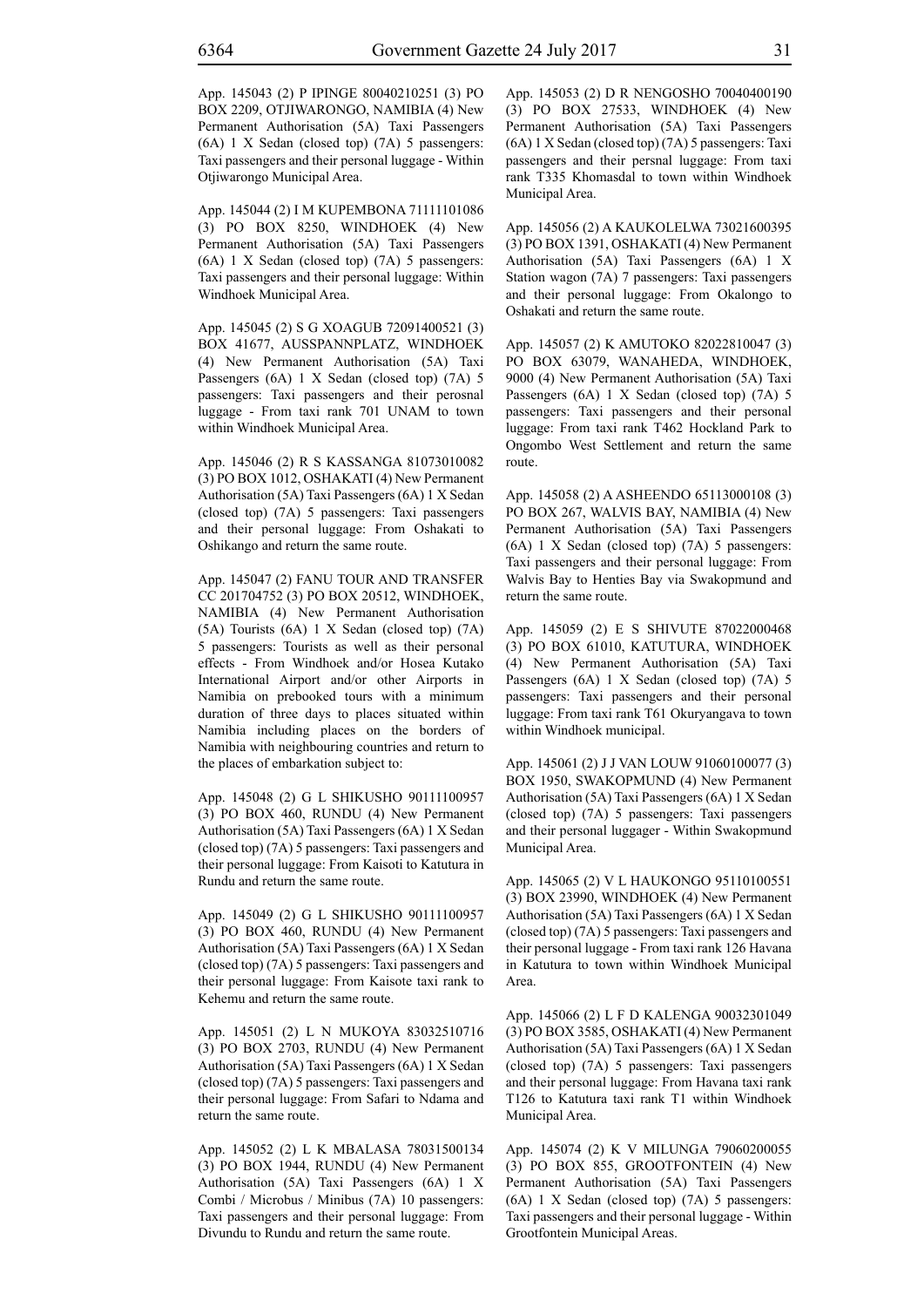App. 145043 (2) P IPINGE 80040210251 (3) PO BOX 2209, OTJIWARONGO, NAMIBIA (4) New Permanent Authorisation (5A) Taxi Passengers (6A) 1 X Sedan (closed top) (7A) 5 passengers: Taxi passengers and their personal luggage - Within Otjiwarongo Municipal Area.

App. 145044 (2) I M KUPEMBONA 71111101086 (3) PO BOX 8250, WINDHOEK (4) New Permanent Authorisation (5A) Taxi Passengers (6A) 1 X Sedan (closed top) (7A) 5 passengers: Taxi passengers and their personal luggage: Within Windhoek Municipal Area.

App. 145045 (2) S G XOAGUB 72091400521 (3) BOX 41677, AUSSPANNPLATZ, WINDHOEK (4) New Permanent Authorisation (5A) Taxi Passengers (6A) 1 X Sedan (closed top) (7A) 5 passengers: Taxi passengers and their perosnal luggage - From taxi rank 701 UNAM to town within Windhoek Municipal Area.

App. 145046 (2) R S KASSANGA 81073010082 (3) PO BOX 1012, OSHAKATI (4) New Permanent Authorisation (5A) Taxi Passengers (6A) 1 X Sedan (closed top) (7A) 5 passengers: Taxi passengers and their personal luggage: From Oshakati to Oshikango and return the same route.

App. 145047 (2) FANU TOUR AND TRANSFER CC 201704752 (3) PO BOX 20512, WINDHOEK, NAMIBIA (4) New Permanent Authorisation (5A) Tourists (6A) 1 X Sedan (closed top) (7A) 5 passengers: Tourists as well as their personal effects - From Windhoek and/or Hosea Kutako International Airport and/or other Airports in Namibia on prebooked tours with a minimum duration of three days to places situated within Namibia including places on the borders of Namibia with neighbouring countries and return to the places of embarkation subject to:

App. 145048 (2) G L SHIKUSHO 90111100957 (3) PO BOX 460, RUNDU (4) New Permanent Authorisation (5A) Taxi Passengers (6A) 1 X Sedan (closed top) (7A) 5 passengers: Taxi passengers and their personal luggage: From Kaisoti to Katutura in Rundu and return the same route.

App. 145049 (2) G L SHIKUSHO 90111100957 (3) PO BOX 460, RUNDU (4) New Permanent Authorisation (5A) Taxi Passengers (6A) 1 X Sedan (closed top) (7A) 5 passengers: Taxi passengers and their personal luggage: From Kaisote taxi rank to Kehemu and return the same route.

App. 145051 (2) L N MUKOYA 83032510716 (3) PO BOX 2703, RUNDU (4) New Permanent Authorisation (5A) Taxi Passengers (6A) 1 X Sedan (closed top) (7A) 5 passengers: Taxi passengers and their personal luggage: From Safari to Ndama and return the same route.

App. 145052 (2) L K MBALASA 78031500134 (3) PO BOX 1944, RUNDU (4) New Permanent Authorisation (5A) Taxi Passengers (6A) 1 X Combi / Microbus / Minibus (7A) 10 passengers: Taxi passengers and their personal luggage: From Divundu to Rundu and return the same route.

App. 145053 (2) D R NENGOSHO 70040400190 (3) PO BOX 27533, WINDHOEK (4) New Permanent Authorisation (5A) Taxi Passengers (6A) 1 X Sedan (closed top) (7A) 5 passengers: Taxi passengers and their persnal luggage: From taxi rank T335 Khomasdal to town within Windhoek Municipal Area.

App. 145056 (2) A KAUKOLELWA 73021600395 (3) PO BOX 1391, OSHAKATI (4) New Permanent Authorisation (5A) Taxi Passengers (6A) 1 X Station wagon (7A) 7 passengers: Taxi passengers and their personal luggage: From Okalongo to Oshakati and return the same route.

App. 145057 (2) K AMUTOKO 82022810047 (3) PO BOX 63079, WANAHEDA, WINDHOEK, 9000 (4) New Permanent Authorisation (5A) Taxi Passengers (6A) 1 X Sedan (closed top) (7A) 5 passengers: Taxi passengers and their personal luggage: From taxi rank T462 Hockland Park to Ongombo West Settlement and return the same route.

App. 145058 (2) A ASHEENDO 65113000108 (3) PO BOX 267, WALVIS BAY, NAMIBIA (4) New Permanent Authorisation (5A) Taxi Passengers (6A) 1 X Sedan (closed top) (7A) 5 passengers: Taxi passengers and their personal luggage: From Walvis Bay to Henties Bay via Swakopmund and return the same route.

App. 145059 (2) E S SHIVUTE 87022000468 (3) PO BOX 61010, KATUTURA, WINDHOEK (4) New Permanent Authorisation (5A) Taxi Passengers (6A) 1 X Sedan (closed top) (7A) 5 passengers: Taxi passengers and their personal luggage: From taxi rank T61 Okuryangava to town within Windhoek municipal.

App. 145061 (2) J J VAN LOUW 91060100077 (3) BOX 1950, SWAKOPMUND (4) New Permanent Authorisation (5A) Taxi Passengers (6A) 1 X Sedan (closed top) (7A) 5 passengers: Taxi passengers and their personal luggager - Within Swakopmund Municipal Area.

App. 145065 (2) V L HAUKONGO 95110100551 (3) BOX 23990, WINDHOEK (4) New Permanent Authorisation (5A) Taxi Passengers (6A) 1 X Sedan (closed top) (7A) 5 passengers: Taxi passengers and their personal luggage - From taxi rank 126 Havana in Katutura to town within Windhoek Municipal Area.

App. 145066 (2) L F D KALENGA 90032301049 (3) PO BOX 3585, OSHAKATI (4) New Permanent Authorisation (5A) Taxi Passengers (6A) 1 X Sedan (closed top) (7A) 5 passengers: Taxi passengers and their personal luggage: From Havana taxi rank T126 to Katutura taxi rank T1 within Windhoek Municipal Area.

App. 145074 (2) K V MILUNGA 79060200055 (3) PO BOX 855, GROOTFONTEIN (4) New Permanent Authorisation (5A) Taxi Passengers (6A) 1 X Sedan (closed top) (7A) 5 passengers: Taxi passengers and their personal luggage - Within Grootfontein Municipal Areas.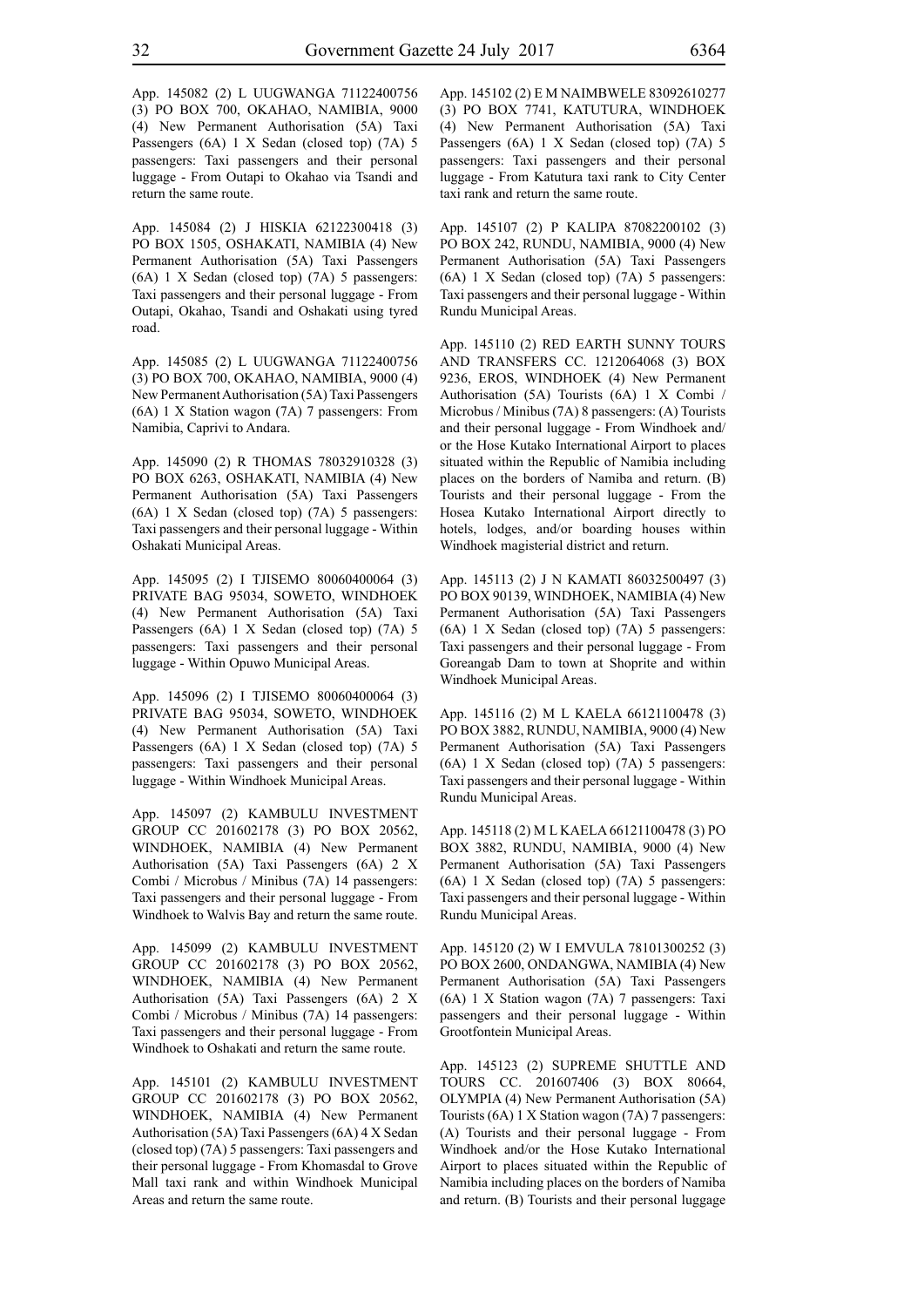App. 145082 (2) L UUGWANGA 71122400756 (3) PO BOX 700, OKAHAO, NAMIBIA, 9000 (4) New Permanent Authorisation (5A) Taxi Passengers (6A) 1 X Sedan (closed top) (7A) 5 passengers: Taxi passengers and their personal luggage - From Outapi to Okahao via Tsandi and return the same route.

App. 145084 (2) J HISKIA 62122300418 (3) PO BOX 1505, OSHAKATI, NAMIBIA (4) New Permanent Authorisation (5A) Taxi Passengers (6A) 1 X Sedan (closed top) (7A) 5 passengers: Taxi passengers and their personal luggage - From Outapi, Okahao, Tsandi and Oshakati using tyred road.

App. 145085 (2) L UUGWANGA 71122400756 (3) PO BOX 700, OKAHAO, NAMIBIA, 9000 (4) New Permanent Authorisation (5A) Taxi Passengers (6A) 1 X Station wagon (7A) 7 passengers: From Namibia, Caprivi to Andara.

App. 145090 (2) R THOMAS 78032910328 (3) PO BOX 6263, OSHAKATI, NAMIBIA (4) New Permanent Authorisation (5A) Taxi Passengers (6A) 1 X Sedan (closed top) (7A) 5 passengers: Taxi passengers and their personal luggage - Within Oshakati Municipal Areas.

App. 145095 (2) I TJISEMO 80060400064 (3) PRIVATE BAG 95034, SOWETO, WINDHOEK (4) New Permanent Authorisation (5A) Taxi Passengers (6A) 1 X Sedan (closed top) (7A) 5 passengers: Taxi passengers and their personal luggage - Within Opuwo Municipal Areas.

App. 145096 (2) I TJISEMO 80060400064 (3) PRIVATE BAG 95034, SOWETO, WINDHOEK (4) New Permanent Authorisation (5A) Taxi Passengers (6A) 1 X Sedan (closed top) (7A) 5 passengers: Taxi passengers and their personal luggage - Within Windhoek Municipal Areas.

App. 145097 (2) KAMBULU INVESTMENT GROUP CC 201602178 (3) PO BOX 20562, WINDHOEK, NAMIBIA (4) New Permanent Authorisation (5A) Taxi Passengers (6A) 2 X Combi / Microbus / Minibus (7A) 14 passengers: Taxi passengers and their personal luggage - From Windhoek to Walvis Bay and return the same route.

App. 145099 (2) KAMBULU INVESTMENT GROUP CC 201602178 (3) PO BOX 20562, WINDHOEK, NAMIBIA (4) New Permanent Authorisation (5A) Taxi Passengers (6A) 2 X Combi / Microbus / Minibus (7A) 14 passengers: Taxi passengers and their personal luggage - From Windhoek to Oshakati and return the same route.

App. 145101 (2) KAMBULU INVESTMENT GROUP CC 201602178 (3) PO BOX 20562, WINDHOEK, NAMIBIA (4) New Permanent Authorisation (5A) Taxi Passengers (6A) 4 X Sedan (closed top) (7A) 5 passengers: Taxi passengers and their personal luggage - From Khomasdal to Grove Mall taxi rank and within Windhoek Municipal Areas and return the same route.

App. 145102 (2) E M NAIMBWELE 83092610277 (3) PO BOX 7741, KATUTURA, WINDHOEK (4) New Permanent Authorisation (5A) Taxi Passengers (6A) 1 X Sedan (closed top) (7A) 5 passengers: Taxi passengers and their personal luggage - From Katutura taxi rank to City Center taxi rank and return the same route.

App. 145107 (2) P KALIPA 87082200102 (3) PO BOX 242, RUNDU, NAMIBIA, 9000 (4) New Permanent Authorisation (5A) Taxi Passengers (6A) 1 X Sedan (closed top) (7A) 5 passengers: Taxi passengers and their personal luggage - Within Rundu Municipal Areas.

App. 145110 (2) RED EARTH SUNNY TOURS AND TRANSFERS CC. 1212064068 (3) BOX 9236, EROS, WINDHOEK (4) New Permanent Authorisation (5A) Tourists (6A) 1 X Combi / Microbus / Minibus (7A) 8 passengers: (A) Tourists and their personal luggage - From Windhoek and/or the Hose Kutako International Airport to places situated within the Republic of Namibia including places on the borders of Namiba and return. (B) Tourists and their personal luggage - From the Hosea Kutako International Airport directly to hotels, lodges, and/or boarding houses within Windhoek magisterial district and return.

App. 145113 (2) J N KAMATI 86032500497 (3) PO BOX 90139, WINDHOEK, NAMIBIA (4) New Permanent Authorisation (5A) Taxi Passengers (6A) 1 X Sedan (closed top) (7A) 5 passengers: Taxi passengers and their personal luggage - From Goreangab Dam to town at Shoprite and within Windhoek Municipal Areas.

App. 145116 (2) M L KAELA 66121100478 (3) PO BOX 3882, RUNDU, NAMIBIA, 9000 (4) New Permanent Authorisation (5A) Taxi Passengers (6A) 1 X Sedan (closed top) (7A) 5 passengers: Taxi passengers and their personal luggage - Within Rundu Municipal Areas.

App. 145118 (2) M L KAELA 66121100478 (3) PO BOX 3882, RUNDU, NAMIBIA, 9000 (4) New Permanent Authorisation (5A) Taxi Passengers (6A) 1 X Sedan (closed top) (7A) 5 passengers: Taxi passengers and their personal luggage - Within Rundu Municipal Areas.

App. 145120 (2) W I EMVULA 78101300252 (3) PO BOX 2600, ONDANGWA, NAMIBIA (4) New Permanent Authorisation (5A) Taxi Passengers (6A) 1 X Station wagon (7A) 7 passengers: Taxi passengers and their personal luggage - Within Grootfontein Municipal Areas.

App. 145123 (2) SUPREME SHUTTLE AND TOURS CC. 201607406 (3) BOX 80664, OLYMPIA (4) New Permanent Authorisation (5A) Tourists (6A) 1 X Station wagon (7A) 7 passengers: (A) Tourists and their personal luggage - From Windhoek and/or the Hose Kutako International Airport to places situated within the Republic of Namibia including places on the borders of Namiba and return. (B) Tourists and their personal luggage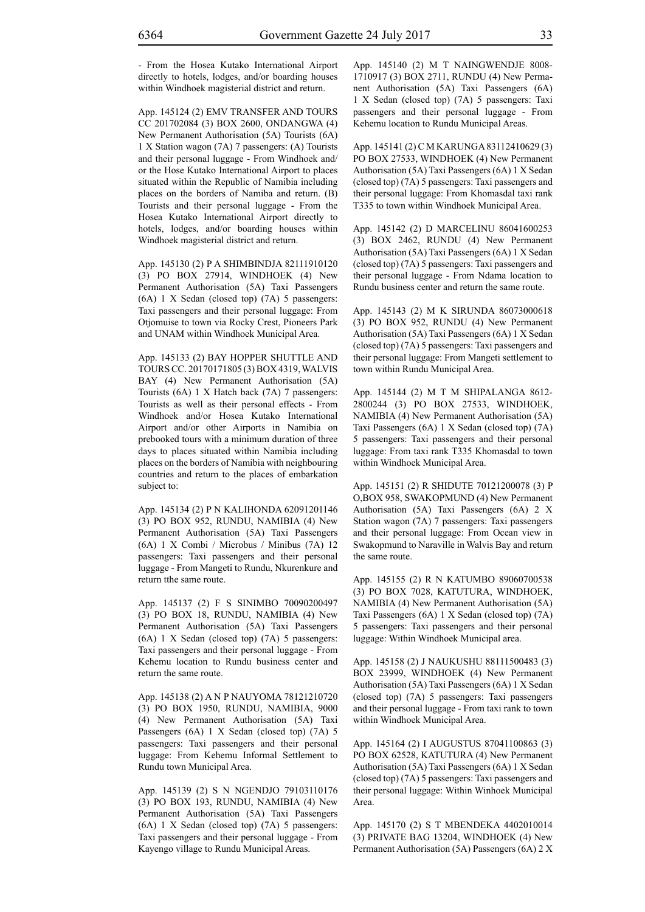- From the Hosea Kutako International Airport directly to hotels, lodges, and/or boarding houses within Windhoek magisterial district and return.

App. 145124 (2) EMV TRANSFER AND TOURS CC 201702084 (3) BOX 2600, ONDANGWA (4) New Permanent Authorisation (5A) Tourists (6A) 1 X Station wagon (7A) 7 passengers: (A) Tourists and their personal luggage - From Windhoek and/or the Hose Kutako International Airport to places situated within the Republic of Namibia including places on the borders of Namiba and return. (B) Tourists and their personal luggage - From the Hosea Kutako International Airport directly to hotels, lodges, and/or boarding houses within Windhoek magisterial district and return.

App. 145130 (2) P A SHIMBINDJA 82111910120 (3) PO BOX 27914, WINDHOEK (4) New Permanent Authorisation (5A) Taxi Passengers (6A) 1 X Sedan (closed top) (7A) 5 passengers: Taxi passengers and their personal luggage: From Otjomuise to town via Rocky Crest, Pioneers Park and UNAM within Windhoek Municipal Area.

App. 145133 (2) BAY HOPPER SHUTTLE AND TOURS CC. 20170171805 (3) BOX 4319, WALVIS BAY (4) New Permanent Authorisation (5A) Tourists (6A) 1 X Hatch back (7A) 7 passengers: Tourists as well as their personal effects - From Windhoek and/or Hosea Kutako International Airport and/or other Airports in Namibia on prebooked tours with a minimum duration of three days to places situated within Namibia including places on the borders of Namibia with neighbouring countries and return to the places of embarkation subject to:

App. 145134 (2) P N KALIHONDA 62091201146 (3) PO BOX 952, RUNDU, NAMIBIA (4) New Permanent Authorisation (5A) Taxi Passengers (6A) 1 X Combi / Microbus / Minibus (7A) 12 passengers: Taxi passengers and their personal luggage - From Mangeti to Rundu, Nkurenkure and return tthe same route.

App. 145137 (2) F S SINIMBO 70090200497 (3) PO BOX 18, RUNDU, NAMIBIA (4) New Permanent Authorisation (5A) Taxi Passengers (6A) 1 X Sedan (closed top) (7A) 5 passengers: Taxi passengers and their personal luggage - From Kehemu location to Rundu business center and return the same route.

App. 145138 (2) A N P NAUYOMA 78121210720 (3) PO BOX 1950, RUNDU, NAMIBIA, 9000 (4) New Permanent Authorisation (5A) Taxi Passengers (6A) 1 X Sedan (closed top) (7A) 5 passengers: Taxi passengers and their personal luggage: From Kehemu Informal Settlement to Rundu town Municipal Area.

App. 145139 (2) S N NGENDJO 79103110176 (3) PO BOX 193, RUNDU, NAMIBIA (4) New Permanent Authorisation (5A) Taxi Passengers (6A) 1 X Sedan (closed top) (7A) 5 passengers: Taxi passengers and their personal luggage - From Kayengo village to Rundu Municipal Areas.

App. 145140 (2) M T NAINGWENDJE 8008-1710917 (3) BOX 2711, RUNDU (4) New Permanent Authorisation (5A) Taxi Passengers (6A) 1 X Sedan (closed top) (7A) 5 passengers: Taxi passengers and their personal luggage - From Kehemu location to Rundu Municipal Areas.

App. 145141 (2) C M KARUNGA 83112410629 (3) PO BOX 27533, WINDHOEK (4) New Permanent Authorisation (5A) Taxi Passengers (6A) 1 X Sedan (closed top) (7A) 5 passengers: Taxi passengers and their personal luggage: From Khomasdal taxi rank T335 to town within Windhoek Municipal Area.

App. 145142 (2) D MARCELINU 86041600253 (3) BOX 2462, RUNDU (4) New Permanent Authorisation (5A) Taxi Passengers (6A) 1 X Sedan (closed top) (7A) 5 passengers: Taxi passengers and their personal luggage - From Ndama location to Rundu business center and return the same route.

App. 145143 (2) M K SIRUNDA 86073000618 (3) PO BOX 952, RUNDU (4) New Permanent Authorisation (5A) Taxi Passengers (6A) 1 X Sedan (closed top) (7A) 5 passengers: Taxi passengers and their personal luggage: From Mangeti settlement to town within Rundu Municipal Area.

App. 145144 (2) M T M SHIPALANGA 8612-2800244 (3) PO BOX 27533, WINDHOEK, NAMIBIA (4) New Permanent Authorisation (5A) Taxi Passengers (6A) 1 X Sedan (closed top) (7A) 5 passengers: Taxi passengers and their personal luggage: From taxi rank T335 Khomasdal to town within Windhoek Municipal Area.

App. 145151 (2) R SHIDUTE 70121200078 (3) P O,BOX 958, SWAKOPMUND (4) New Permanent Authorisation (5A) Taxi Passengers (6A) 2 X Station wagon (7A) 7 passengers: Taxi passengers and their personal luggage: From Ocean view in Swakopmund to Naraville in Walvis Bay and return the same route.

App. 145155 (2) R N KATUMBO 89060700538 (3) PO BOX 7028, KATUTURA, WINDHOEK, NAMIBIA (4) New Permanent Authorisation (5A) Taxi Passengers (6A) 1 X Sedan (closed top) (7A) 5 passengers: Taxi passengers and their personal luggage: Within Windhoek Municipal area.

App. 145158 (2) J NAUKUSHU 88111500483 (3) BOX 23999, WINDHOEK (4) New Permanent Authorisation (5A) Taxi Passengers (6A) 1 X Sedan (closed top) (7A) 5 passengers: Taxi passengers and their personal luggage - From taxi rank to town within Windhoek Municipal Area.

App. 145164 (2) I AUGUSTUS 87041100863 (3) PO BOX 62528, KATUTURA (4) New Permanent Authorisation (5A) Taxi Passengers (6A) 1 X Sedan (closed top) (7A) 5 passengers: Taxi passengers and their personal luggage: Within Winhoek Municipal Area.

App. 145170 (2) S T MBENDEKA 4402010014 (3) PRIVATE BAG 13204, WINDHOEK (4) New Permanent Authorisation (5A) Passengers (6A) 2 X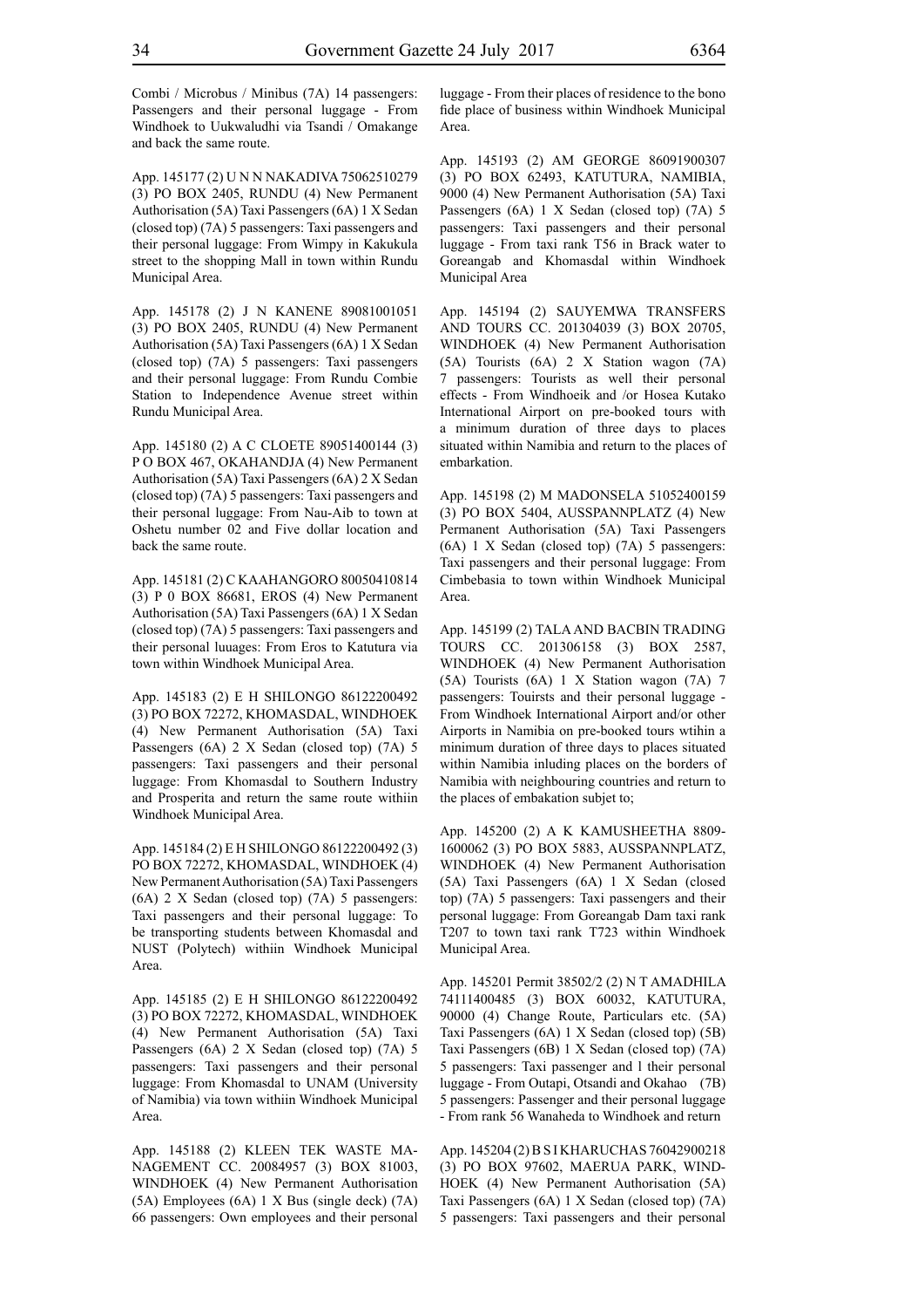Combi / Microbus / Minibus (7A) 14 passengers: Passengers and their personal luggage - From Windhoek to Uukwaludhi via Tsandi / Omakange and back the same route.

App. 145177 (2) U N N NAKADIVA 75062510279 (3) PO BOX 2405, RUNDU (4) New Permanent Authorisation (5A) Taxi Passengers (6A) 1 X Sedan (closed top) (7A) 5 passengers: Taxi passengers and their personal luggage: From Wimpy in Kakukula street to the shopping Mall in town within Rundu Municipal Area.

App. 145178 (2) J N KANENE 89081001051 (3) PO BOX 2405, RUNDU (4) New Permanent Authorisation (5A) Taxi Passengers (6A) 1 X Sedan (closed top) (7A) 5 passengers: Taxi passengers and their personal luggage: From Rundu Combie Station to Independence Avenue street within Rundu Municipal Area.

App. 145180 (2) A C CLOETE 89051400144 (3) P O BOX 467, OKAHANDJA (4) New Permanent Authorisation (5A) Taxi Passengers (6A) 2 X Sedan (closed top) (7A) 5 passengers: Taxi passengers and their personal luggage: From Nau-Aib to town at Oshetu number 02 and Five dollar location and back the same route.

App. 145181 (2) C KAAHANGORO 80050410814 (3) P 0 BOX 86681, EROS (4) New Permanent Authorisation (5A) Taxi Passengers (6A) 1 X Sedan (closed top) (7A) 5 passengers: Taxi passengers and their personal luuages: From Eros to Katutura via town within Windhoek Municipal Area.

App. 145183 (2) E H SHILONGO 86122200492 (3) PO BOX 72272, KHOMASDAL, WINDHOEK (4) New Permanent Authorisation (5A) Taxi Passengers (6A) 2 X Sedan (closed top) (7A) 5 passengers: Taxi passengers and their personal luggage: From Khomasdal to Southern Industry and Prosperita and return the same route withiin Windhoek Municipal Area.

App. 145184 (2) E H SHILONGO 86122200492 (3) PO BOX 72272, KHOMASDAL, WINDHOEK (4) New Permanent Authorisation (5A) Taxi Passengers (6A) 2 X Sedan (closed top) (7A) 5 passengers: Taxi passengers and their personal luggage: To be transporting students between Khomasdal and NUST (Polytech) withiin Windhoek Municipal Area.

App. 145185 (2) E H SHILONGO 86122200492 (3) PO BOX 72272, KHOMASDAL, WINDHOEK (4) New Permanent Authorisation (5A) Taxi Passengers (6A) 2 X Sedan (closed top) (7A) 5 passengers: Taxi passengers and their personal luggage: From Khomasdal to UNAM (University of Namibia) via town withiin Windhoek Municipal Area.

App. 145188 (2) KLEEN TEK WASTE MANAGEMENT CC. 20084957 (3) BOX 81003, WINDHOEK (4) New Permanent Authorisation (5A) Employees (6A) 1 X Bus (single deck) (7A) 66 passengers: Own employees and their personal luggage - From their places of residence to the bono fide place of business within Windhoek Municipal Area.

App. 145193 (2) AM GEORGE 86091900307 (3) PO BOX 62493, KATUTURA, NAMIBIA, 9000 (4) New Permanent Authorisation (5A) Taxi Passengers (6A) 1 X Sedan (closed top) (7A) 5 passengers: Taxi passengers and their personal luggage - From taxi rank T56 in Brack water to Goreangab and Khomasdal within Windhoek Municipal Area

App. 145194 (2) SAUYEMWA TRANSFERS AND TOURS CC. 201304039 (3) BOX 20705, WINDHOEK (4) New Permanent Authorisation (5A) Tourists (6A) 2 X Station wagon (7A) 7 passengers: Tourists as well their personal effects - From Windhoeik and /or Hosea Kutako International Airport on pre-booked tours with a minimum duration of three days to places situated within Namibia and return to the places of embarkation.

App. 145198 (2) M MADONSELA 51052400159 (3) PO BOX 5404, AUSSPANNPLATZ (4) New Permanent Authorisation (5A) Taxi Passengers (6A) 1 X Sedan (closed top) (7A) 5 passengers: Taxi passengers and their personal luggage: From Cimbebasia to town within Windhoek Municipal Area.

App. 145199 (2) TALA AND BACBIN TRADING TOURS CC. 201306158 (3) BOX 2587, WINDHOEK (4) New Permanent Authorisation (5A) Tourists (6A) 1 X Station wagon (7A) 7 passengers: Touirsts and their personal luggage - From Windhoek International Airport and/or other Airports in Namibia on pre-booked tours wtihin a minimum duration of three days to places situated within Namibia inluding places on the borders of Namibia with neighbouring countries and return to the places of embakation subjet to;

App. 145200 (2) A K KAMUSHEETHA 8809-1600062 (3) PO BOX 5883, AUSSPANNPLATZ, WINDHOEK (4) New Permanent Authorisation (5A) Taxi Passengers (6A) 1 X Sedan (closed top) (7A) 5 passengers: Taxi passengers and their personal luggage: From Goreangab Dam taxi rank T207 to town taxi rank T723 within Windhoek Municipal Area.

App. 145201 Permit 38502/2 (2) N T AMADHILA 74111400485 (3) BOX 60032, KATUTURA, 90000 (4) Change Route, Particulars etc. (5A) Taxi Passengers (6A) 1 X Sedan (closed top) (5B) Taxi Passengers (6B) 1 X Sedan (closed top) (7A) 5 passengers: Taxi passenger and l their personal luggage - From Outapi, Otsandi and Okahao (7B) 5 passengers: Passenger and their personal luggage - From rank 56 Wanaheda to Windhoek and return

App. 145204 (2) B S I KHARUCHAS 76042900218 (3) PO BOX 97602, MAERUA PARK, WINDHOEK (4) New Permanent Authorisation (5A) Taxi Passengers (6A) 1 X Sedan (closed top) (7A) 5 passengers: Taxi passengers and their personal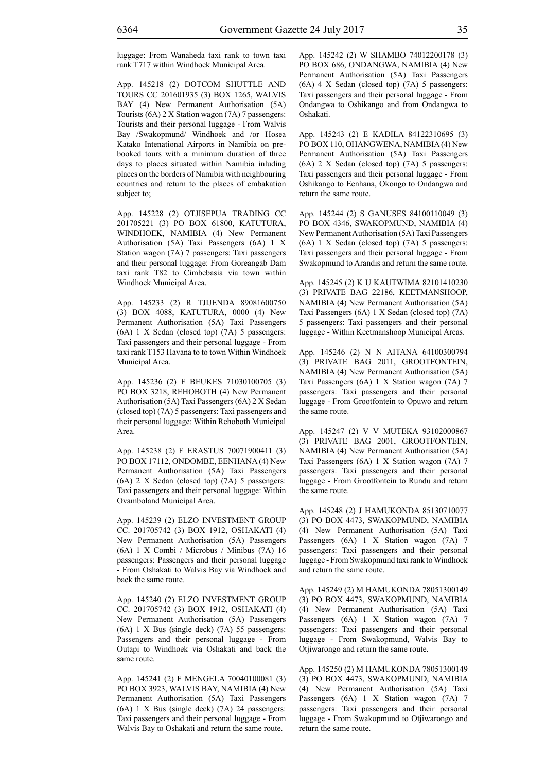luggage: From Wanaheda taxi rank to town taxi rank T717 within Windhoek Municipal Area.

App. 145218 (2) DOTCOM SHUTTLE AND TOURS CC 201601935 (3) BOX 1265, WALVIS BAY (4) New Permanent Authorisation (5A) Tourists (6A) 2 X Station wagon (7A) 7 passengers: Tourists and their personal luggage - From Walvis Bay /Swakopmund/ Windhoek and /or Hosea Katako Intenational Airports in Namibia on pre-booked tours with a minimum duration of three days to places situated within Namibia inluding places on the borders of Namibia with neighbouring countries and return to the places of embakation subject to;

App. 145228 (2) OTJISEPUA TRADING CC 201705221 (3) PO BOX 61800, KATUTURA, WINDHOEK, NAMIBIA (4) New Permanent Authorisation (5A) Taxi Passengers (6A) 1 X Station wagon (7A) 7 passengers: Taxi passengers and their personal luggage: From Goreangab Dam taxi rank T82 to Cimbebasia via town within Windhoek Municipal Area.

App. 145233 (2) R TJIJENDA 89081600750 (3) BOX 4088, KATUTURA, 0000 (4) New Permanent Authorisation (5A) Taxi Passengers (6A) 1 X Sedan (closed top) (7A) 5 passengers: Taxi passengers and their personal luggage - From taxi rank T153 Havana to to town Within Windhoek Municipal Area.

App. 145236 (2) F BEUKES 71030100705 (3) PO BOX 3218, REHOBOTH (4) New Permanent Authorisation (5A) Taxi Passengers (6A) 2 X Sedan (closed top) (7A) 5 passengers: Taxi passengers and their personal luggage: Within Rehoboth Municipal Area.

App. 145238 (2) F ERASTUS 70071900411 (3) PO BOX 17112, ONDOMBE, EENHANA (4) New Permanent Authorisation (5A) Taxi Passengers (6A) 2 X Sedan (closed top) (7A) 5 passengers: Taxi passengers and their personal luggage: Within Ovamboland Municipal Area.

App. 145239 (2) ELZO INVESTMENT GROUP CC. 201705742 (3) BOX 1912, OSHAKATI (4) New Permanent Authorisation (5A) Passengers (6A) 1 X Combi / Microbus / Minibus (7A) 16 passengers: Passengers and their personal luggage - From Oshakati to Walvis Bay via Windhoek and back the same route.

App. 145240 (2) ELZO INVESTMENT GROUP CC. 201705742 (3) BOX 1912, OSHAKATI (4) New Permanent Authorisation (5A) Passengers (6A) 1 X Bus (single deck) (7A) 55 passengers: Passengers and their personal luggage - From Outapi to Windhoek via Oshakati and back the same route.

App. 145241 (2) F MENGELA 70040100081 (3) PO BOX 3923, WALVIS BAY, NAMIBIA (4) New Permanent Authorisation (5A) Taxi Passengers (6A) 1 X Bus (single deck) (7A) 24 passengers: Taxi passengers and their personal luggage - From Walvis Bay to Oshakati and return the same route.

App. 145242 (2) W SHAMBO 74012200178 (3) PO BOX 686, ONDANGWA, NAMIBIA (4) New Permanent Authorisation (5A) Taxi Passengers (6A) 4 X Sedan (closed top) (7A) 5 passengers: Taxi passengers and their personal luggage - From Ondangwa to Oshikango and from Ondangwa to Oshakati.

App. 145243 (2) E KADILA 84122310695 (3) PO BOX 110, OHANGWENA, NAMIBIA (4) New Permanent Authorisation (5A) Taxi Passengers (6A) 2 X Sedan (closed top) (7A) 5 passengers: Taxi passengers and their personal luggage - From Oshikango to Eenhana, Okongo to Ondangwa and return the same route.

App. 145244 (2) S GANUSES 84100110049 (3) PO BOX 4346, SWAKOPMUND, NAMIBIA (4) New Permanent Authorisation (5A) Taxi Passengers (6A) 1 X Sedan (closed top) (7A) 5 passengers: Taxi passengers and their personal luggage - From Swakopmund to Arandis and return the same route.

App. 145245 (2) K U KAUTWIMA 82101410230 (3) PRIVATE BAG 22186, KEETMANSHOOP, NAMIBIA (4) New Permanent Authorisation (5A) Taxi Passengers (6A) 1 X Sedan (closed top) (7A) 5 passengers: Taxi passengers and their personal luggage - Within Keetmanshoop Municipal Areas.

App. 145246 (2) N N AITANA 64100300794 (3) PRIVATE BAG 2011, GROOTFONTEIN, NAMIBIA (4) New Permanent Authorisation (5A) Taxi Passengers (6A) 1 X Station wagon (7A) 7 passengers: Taxi passengers and their personal luggage - From Grootfontein to Opuwo and return the same route.

App. 145247 (2) V V MUTEKA 93102000867 (3) PRIVATE BAG 2001, GROOTFONTEIN, NAMIBIA (4) New Permanent Authorisation (5A) Taxi Passengers (6A) 1 X Station wagon (7A) 7 passengers: Taxi passengers and their personal luggage - From Grootfontein to Rundu and return the same route.

App. 145248 (2) J HAMUKONDA 85130710077 (3) PO BOX 4473, SWAKOPMUND, NAMIBIA (4) New Permanent Authorisation (5A) Taxi Passengers (6A) 1 X Station wagon (7A) 7 passengers: Taxi passengers and their personal luggage - From Swakopmund taxi rank to Windhoek and return the same route.

App. 145249 (2) M HAMUKONDA 78051300149 (3) PO BOX 4473, SWAKOPMUND, NAMIBIA (4) New Permanent Authorisation (5A) Taxi Passengers (6A) 1 X Station wagon (7A) 7 passengers: Taxi passengers and their personal luggage - From Swakopmund, Walvis Bay to Otjiwarongo and return the same route.

App. 145250 (2) M HAMUKONDA 78051300149 (3) PO BOX 4473, SWAKOPMUND, NAMIBIA (4) New Permanent Authorisation (5A) Taxi Passengers (6A) 1 X Station wagon (7A) 7 passengers: Taxi passengers and their personal luggage - From Swakopmund to Otjiwarongo and return the same route.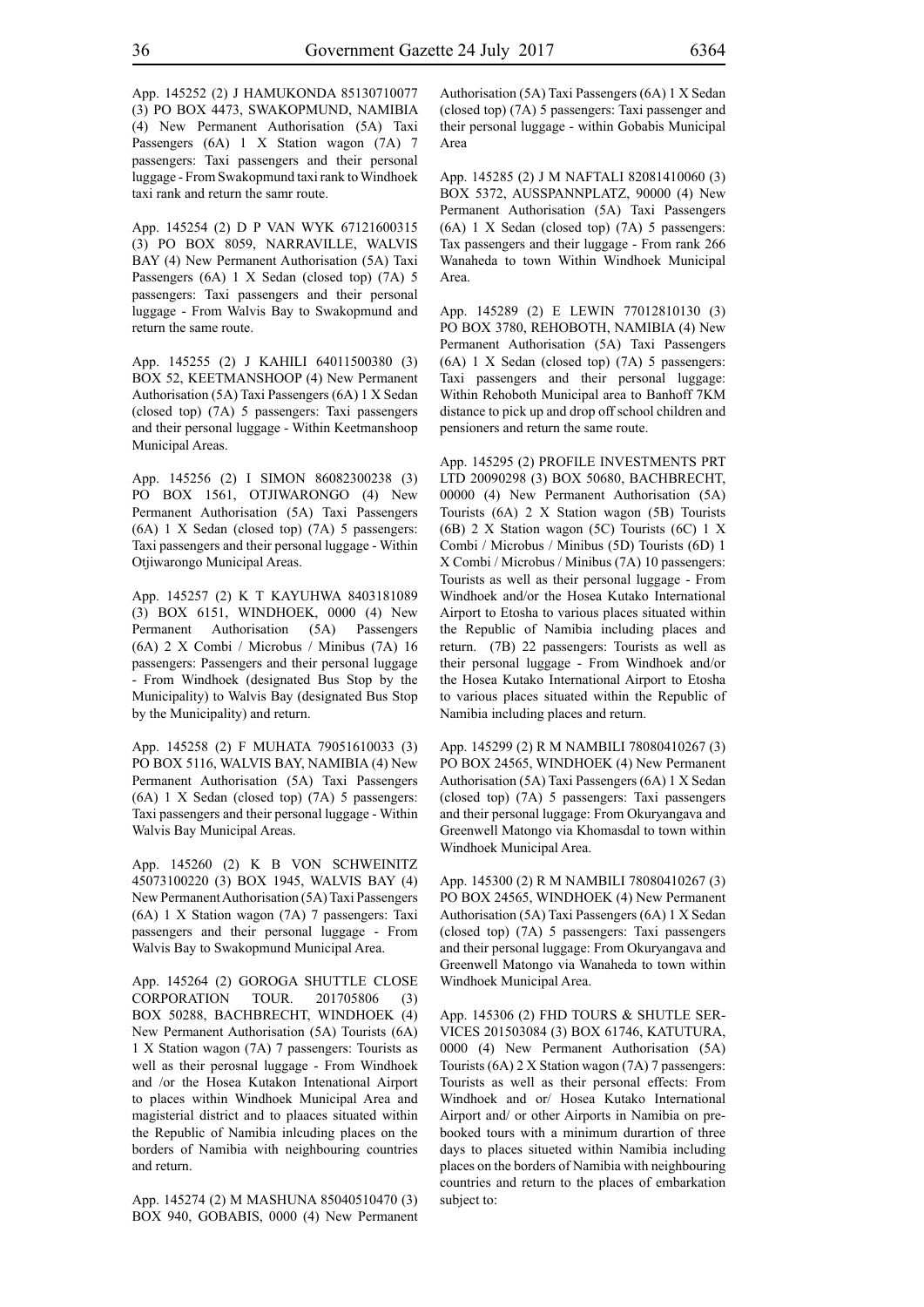App. 145252 (2) J HAMUKONDA 85130710077 (3) PO BOX 4473, SWAKOPMUND, NAMIBIA (4) New Permanent Authorisation (5A) Taxi Passengers (6A) 1 X Station wagon (7A) 7 passengers: Taxi passengers and their personal luggage - From Swakopmund taxi rank to Windhoek taxi rank and return the samr route.

App. 145254 (2) D P VAN WYK 67121600315 (3) PO BOX 8059, NARRAVILLE, WALVIS BAY (4) New Permanent Authorisation (5A) Taxi Passengers (6A) 1 X Sedan (closed top) (7A) 5 passengers: Taxi passengers and their personal luggage - From Walvis Bay to Swakopmund and return the same route.

App. 145255 (2) J KAHILI 64011500380 (3) BOX 52, KEETMANSHOOP (4) New Permanent Authorisation (5A) Taxi Passengers (6A) 1 X Sedan (closed top) (7A) 5 passengers: Taxi passengers and their personal luggage - Within Keetmanshoop Municipal Areas.

App. 145256 (2) I SIMON 86082300238 (3) PO BOX 1561, OTJIWARONGO (4) New Permanent Authorisation (5A) Taxi Passengers (6A) 1 X Sedan (closed top) (7A) 5 passengers: Taxi passengers and their personal luggage - Within Otjiwarongo Municipal Areas.

App. 145257 (2) K T KAYUHWA 8403181089 (3) BOX 6151, WINDHOEK, 0000 (4) New Permanent Authorisation (5A) Passengers (6A) 2 X Combi / Microbus / Minibus (7A) 16 passengers: Passengers and their personal luggage - From Windhoek (designated Bus Stop by the Municipality) to Walvis Bay (designated Bus Stop by the Municipality) and return.

App. 145258 (2) F MUHATA 79051610033 (3) PO BOX 5116, WALVIS BAY, NAMIBIA (4) New Permanent Authorisation (5A) Taxi Passengers (6A) 1 X Sedan (closed top) (7A) 5 passengers: Taxi passengers and their personal luggage - Within Walvis Bay Municipal Areas.

App. 145260 (2) K B VON SCHWEINITZ 45073100220 (3) BOX 1945, WALVIS BAY (4) New Permanent Authorisation (5A) Taxi Passengers (6A) 1 X Station wagon (7A) 7 passengers: Taxi passengers and their personal luggage - From Walvis Bay to Swakopmund Municipal Area.

App. 145264 (2) GOROGA SHUTTLE CLOSE CORPORATION TOUR. 201705806 (3) BOX 50288, BACHBRECHT, WINDHOEK (4) New Permanent Authorisation (5A) Tourists (6A) 1 X Station wagon (7A) 7 passengers: Tourists as well as their perosnal luggage - From Windhoek and /or the Hosea Kutakon Intenational Airport to places within Windhoek Municipal Area and magisterial district and to plaaces situated within the Republic of Namibia inlcuding places on the borders of Namibia with neighbouring countries and return.

App. 145274 (2) M MASHUNA 85040510470 (3) BOX 940, GOBABIS, 0000 (4) New Permanent Authorisation (5A) Taxi Passengers (6A) 1 X Sedan (closed top) (7A) 5 passengers: Taxi passenger and their personal luggage - within Gobabis Municipal Area

App. 145285 (2) J M NAFTALI 82081410060 (3) BOX 5372, AUSSPANNPLATZ, 90000 (4) New Permanent Authorisation (5A) Taxi Passengers (6A) 1 X Sedan (closed top) (7A) 5 passengers: Tax passengers and their luggage - From rank 266 Wanaheda to town Within Windhoek Municipal Area.

App. 145289 (2) E LEWIN 77012810130 (3) PO BOX 3780, REHOBOTH, NAMIBIA (4) New Permanent Authorisation (5A) Taxi Passengers (6A) 1 X Sedan (closed top) (7A) 5 passengers: Taxi passengers and their personal luggage: Within Rehoboth Municipal area to Banhoff 7KM distance to pick up and drop off school children and pensioners and return the same route.

App. 145295 (2) PROFILE INVESTMENTS PRT LTD 20090298 (3) BOX 50680, BACHBRECHT, 00000 (4) New Permanent Authorisation (5A) Tourists (6A) 2 X Station wagon (5B) Tourists (6B) 2 X Station wagon (5C) Tourists (6C) 1 X Combi / Microbus / Minibus (5D) Tourists (6D) 1 X Combi / Microbus / Minibus (7A) 10 passengers: Tourists as well as their personal luggage - From Windhoek and/or the Hosea Kutako International Airport to Etosha to various places situated within the Republic of Namibia including places and return. (7B) 22 passengers: Tourists as well as their personal luggage - From Windhoek and/or the Hosea Kutako International Airport to Etosha to various places situated within the Republic of Namibia including places and return.

App. 145299 (2) R M NAMBILI 78080410267 (3) PO BOX 24565, WINDHOEK (4) New Permanent Authorisation (5A) Taxi Passengers (6A) 1 X Sedan (closed top) (7A) 5 passengers: Taxi passengers and their personal luggage: From Okuryangava and Greenwell Matongo via Khomasdal to town within Windhoek Municipal Area.

App. 145300 (2) R M NAMBILI 78080410267 (3) PO BOX 24565, WINDHOEK (4) New Permanent Authorisation (5A) Taxi Passengers (6A) 1 X Sedan (closed top) (7A) 5 passengers: Taxi passengers and their personal luggage: From Okuryangava and Greenwell Matongo via Wanaheda to town within Windhoek Municipal Area.

App. 145306 (2) FHD TOURS & SHUTLE SERVICES 201503084 (3) BOX 61746, KATUTURA, 0000 (4) New Permanent Authorisation (5A) Tourists (6A) 2 X Station wagon (7A) 7 passengers: Tourists as well as their personal effects: From Windhoek and or/ Hosea Kutako International Airport and/ or other Airports in Namibia on pre-booked tours with a minimum durartion of three days to places situeted within Namibia including places on the borders of Namibia with neighbouring countries and return to the places of embarkation subject to: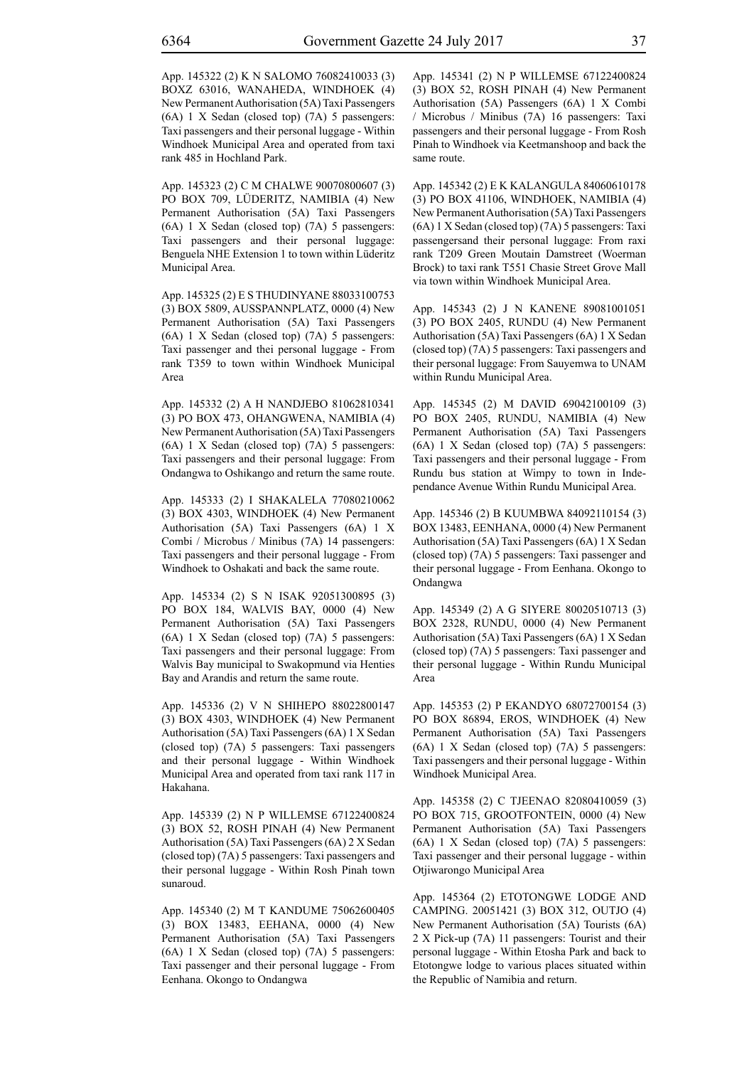App. 145322 (2) K N SALOMO 76082410033 (3) BOXZ 63016, WANAHEDA, WINDHOEK (4) New Permanent Authorisation (5A) Taxi Passengers (6A) 1 X Sedan (closed top) (7A) 5 passengers: Taxi passengers and their personal luggage - Within Windhoek Municipal Area and operated from taxi rank 485 in Hochland Park.

App. 145323 (2) C M CHALWE 90070800607 (3) PO BOX 709, LÜDERITZ, NAMIBIA (4) New Permanent Authorisation (5A) Taxi Passengers (6A) 1 X Sedan (closed top) (7A) 5 passengers: Taxi passengers and their personal luggage: Benguela NHE Extension 1 to town within Lüderitz Municipal Area.

App. 145325 (2) E S THUDINYANE 88033100753 (3) BOX 5809, AUSSPANNPLATZ, 0000 (4) New Permanent Authorisation (5A) Taxi Passengers (6A) 1 X Sedan (closed top) (7A) 5 passengers: Taxi passenger and thei personal luggage - From rank T359 to town within Windhoek Municipal Area

App. 145332 (2) A H NANDJEBO 81062810341 (3) PO BOX 473, OHANGWENA, NAMIBIA (4) New Permanent Authorisation (5A) Taxi Passengers (6A) 1 X Sedan (closed top) (7A) 5 passengers: Taxi passengers and their personal luggage: From Ondangwa to Oshikango and return the same route.

App. 145333 (2) I SHAKALELA 77080210062 (3) BOX 4303, WINDHOEK (4) New Permanent Authorisation (5A) Taxi Passengers (6A) 1 X Combi / Microbus / Minibus (7A) 14 passengers: Taxi passengers and their personal luggage - From Windhoek to Oshakati and back the same route.

App. 145334 (2) S N ISAK 92051300895 (3) PO BOX 184, WALVIS BAY, 0000 (4) New Permanent Authorisation (5A) Taxi Passengers (6A) 1 X Sedan (closed top) (7A) 5 passengers: Taxi passengers and their personal luggage: From Walvis Bay municipal to Swakopmund via Henties Bay and Arandis and return the same route.

App. 145336 (2) V N SHIHEPO 88022800147 (3) BOX 4303, WINDHOEK (4) New Permanent Authorisation (5A) Taxi Passengers (6A) 1 X Sedan (closed top) (7A) 5 passengers: Taxi passengers and their personal luggage - Within Windhoek Municipal Area and operated from taxi rank 117 in Hakahana.

App. 145339 (2) N P WILLEMSE 67122400824 (3) BOX 52, ROSH PINAH (4) New Permanent Authorisation (5A) Taxi Passengers (6A) 2 X Sedan (closed top) (7A) 5 passengers: Taxi passengers and their personal luggage - Within Rosh Pinah town sunaroud.

App. 145340 (2) M T KANDUME 75062600405 (3) BOX 13483, EEHANA, 0000 (4) New Permanent Authorisation (5A) Taxi Passengers (6A) 1 X Sedan (closed top) (7A) 5 passengers: Taxi passenger and their personal luggage - From Eenhana. Okongo to Ondangwa

App. 145341 (2) N P WILLEMSE 67122400824 (3) BOX 52, ROSH PINAH (4) New Permanent Authorisation (5A) Passengers (6A) 1 X Combi / Microbus / Minibus (7A) 16 passengers: Taxi passengers and their personal luggage - From Rosh Pinah to Windhoek via Keetmanshoop and back the same route.

App. 145342 (2) E K KALANGULA 84060610178 (3) PO BOX 41106, WINDHOEK, NAMIBIA (4) New Permanent Authorisation (5A) Taxi Passengers (6A) 1 X Sedan (closed top) (7A) 5 passengers: Taxi passengersand their personal luggage: From raxi rank T209 Green Moutain Damstreet (Woerman Brock) to taxi rank T551 Chasie Street Grove Mall via town within Windhoek Municipal Area.

App. 145343 (2) J N KANENE 89081001051 (3) PO BOX 2405, RUNDU (4) New Permanent Authorisation (5A) Taxi Passengers (6A) 1 X Sedan (closed top) (7A) 5 passengers: Taxi passengers and their personal luggage: From Sauyemwa to UNAM within Rundu Municipal Area.

App. 145345 (2) M DAVID 69042100109 (3) PO BOX 2405, RUNDU, NAMIBIA (4) New Permanent Authorisation (5A) Taxi Passengers (6A) 1 X Sedan (closed top) (7A) 5 passengers: Taxi passengers and their personal luggage - From Rundu bus station at Wimpy to town in Independance Avenue Within Rundu Municipal Area.

App. 145346 (2) B KUUMBWA 84092110154 (3) BOX 13483, EENHANA, 0000 (4) New Permanent Authorisation (5A) Taxi Passengers (6A) 1 X Sedan (closed top) (7A) 5 passengers: Taxi passenger and their personal luggage - From Eenhana. Okongo to Ondangwa

App. 145349 (2) A G SIYERE 80020510713 (3) BOX 2328, RUNDU, 0000 (4) New Permanent Authorisation (5A) Taxi Passengers (6A) 1 X Sedan (closed top) (7A) 5 passengers: Taxi passenger and their personal luggage - Within Rundu Municipal Area

App. 145353 (2) P EKANDYO 68072700154 (3) PO BOX 86894, EROS, WINDHOEK (4) New Permanent Authorisation (5A) Taxi Passengers (6A) 1 X Sedan (closed top) (7A) 5 passengers: Taxi passengers and their personal luggage - Within Windhoek Municipal Area.

App. 145358 (2) C TJEENAO 82080410059 (3) PO BOX 715, GROOTFONTEIN, 0000 (4) New Permanent Authorisation (5A) Taxi Passengers (6A) 1 X Sedan (closed top) (7A) 5 passengers: Taxi passenger and their personal luggage - within Otjiwarongo Municipal Area

App. 145364 (2) ETOTONGWE LODGE AND CAMPING. 20051421 (3) BOX 312, OUTJO (4) New Permanent Authorisation (5A) Tourists (6A) 2 X Pick-up (7A) 11 passengers: Tourist and their personal luggage - Within Etosha Park and back to Etotongwe lodge to various places situated within the Republic of Namibia and return.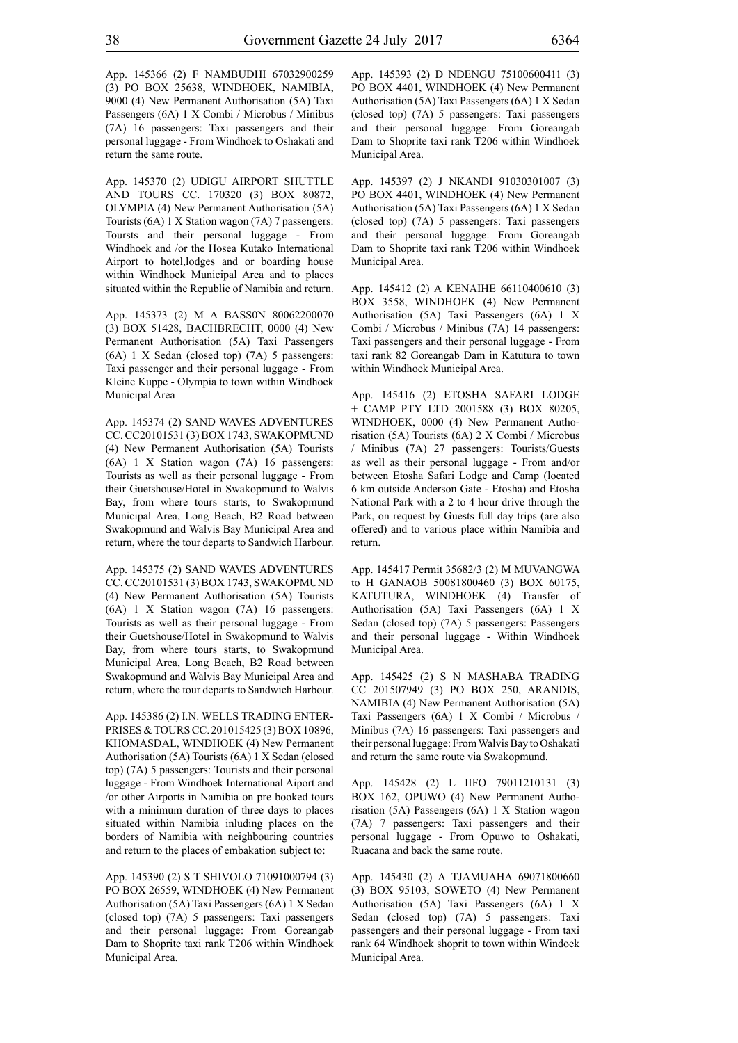App. 145366 (2) F NAMBUDHI 67032900259 (3) PO BOX 25638, WINDHOEK, NAMIBIA, 9000 (4) New Permanent Authorisation (5A) Taxi Passengers (6A) 1 X Combi / Microbus / Minibus (7A) 16 passengers: Taxi passengers and their personal luggage - From Windhoek to Oshakati and return the same route.

App. 145370 (2) UDIGU AIRPORT SHUTTLE AND TOURS CC. 170320 (3) BOX 80872, OLYMPIA (4) New Permanent Authorisation (5A) Tourists (6A) 1 X Station wagon (7A) 7 passengers: Toursts and their personal luggage - From Windhoek and /or the Hosea Kutako International Airport to hotel,lodges and or boarding house within Windhoek Municipal Area and to places situated within the Republic of Namibia and return.

App. 145373 (2) M A BASS0N 80062200070 (3) BOX 51428, BACHBRECHT, 0000 (4) New Permanent Authorisation (5A) Taxi Passengers (6A) 1 X Sedan (closed top) (7A) 5 passengers: Taxi passenger and their personal luggage - From Kleine Kuppe - Olympia to town within Windhoek Municipal Area

App. 145374 (2) SAND WAVES ADVENTURES CC. CC20101531 (3) BOX 1743, SWAKOPMUND (4) New Permanent Authorisation (5A) Tourists (6A) 1 X Station wagon (7A) 16 passengers: Tourists as well as their personal luggage - From their Guetshouse/Hotel in Swakopmund to Walvis Bay, from where tours starts, to Swakopmund Municipal Area, Long Beach, B2 Road between Swakopmund and Walvis Bay Municipal Area and return, where the tour departs to Sandwich Harbour.

App. 145375 (2) SAND WAVES ADVENTURES CC. CC20101531 (3) BOX 1743, SWAKOPMUND (4) New Permanent Authorisation (5A) Tourists (6A) 1 X Station wagon (7A) 16 passengers: Tourists as well as their personal luggage - From their Guetshouse/Hotel in Swakopmund to Walvis Bay, from where tours starts, to Swakopmund Municipal Area, Long Beach, B2 Road between Swakopmund and Walvis Bay Municipal Area and return, where the tour departs to Sandwich Harbour.

App. 145386 (2) I.N. WELLS TRADING ENTERPRISES & TOURS CC. 201015425 (3) BOX 10896, KHOMASDAL, WINDHOEK (4) New Permanent Authorisation (5A) Tourists (6A) 1 X Sedan (closed top) (7A) 5 passengers: Tourists and their personal luggage - From Windhoek International Aiport and /or other Airports in Namibia on pre booked tours with a minimum duration of three days to places situated within Namibia inluding places on the borders of Namibia with neighbouring countries and return to the places of embakation subject to:

App. 145390 (2) S T SHIVOLO 71091000794 (3) PO BOX 26559, WINDHOEK (4) New Permanent Authorisation (5A) Taxi Passengers (6A) 1 X Sedan (closed top) (7A) 5 passengers: Taxi passengers and their personal luggage: From Goreangab Dam to Shoprite taxi rank T206 within Windhoek Municipal Area.

App. 145393 (2) D NDENGU 75100600411 (3) PO BOX 4401, WINDHOEK (4) New Permanent Authorisation (5A) Taxi Passengers (6A) 1 X Sedan (closed top) (7A) 5 passengers: Taxi passengers and their personal luggage: From Goreangab Dam to Shoprite taxi rank T206 within Windhoek Municipal Area.

App. 145397 (2) J NKANDI 91030301007 (3) PO BOX 4401, WINDHOEK (4) New Permanent Authorisation (5A) Taxi Passengers (6A) 1 X Sedan (closed top) (7A) 5 passengers: Taxi passengers and their personal luggage: From Goreangab Dam to Shoprite taxi rank T206 within Windhoek Municipal Area.

App. 145412 (2) A KENAIHE 66110400610 (3) BOX 3558, WINDHOEK (4) New Permanent Authorisation (5A) Taxi Passengers (6A) 1 X Combi / Microbus / Minibus (7A) 14 passengers: Taxi passengers and their personal luggage - From taxi rank 82 Goreangab Dam in Katutura to town within Windhoek Municipal Area.

App. 145416 (2) ETOSHA SAFARI LODGE + CAMP PTY LTD 2001588 (3) BOX 80205, WINDHOEK, 0000 (4) New Permanent Authorisation (5A) Tourists (6A) 2 X Combi / Microbus / Minibus (7A) 27 passengers: Tourists/Guests as well as their personal luggage - From and/or between Etosha Safari Lodge and Camp (located 6 km outside Anderson Gate - Etosha) and Etosha National Park with a 2 to 4 hour drive through the Park, on request by Guests full day trips (are also offered) and to various place within Namibia and return.

App. 145417 Permit 35682/3 (2) M MUVANGWA to H GANAOB 50081800460 (3) BOX 60175, KATUTURA, WINDHOEK (4) Transfer of Authorisation (5A) Taxi Passengers (6A) 1 X Sedan (closed top) (7A) 5 passengers: Passengers and their personal luggage - Within Windhoek Municipal Area.

App. 145425 (2) S N MASHABA TRADING CC 201507949 (3) PO BOX 250, ARANDIS, NAMIBIA (4) New Permanent Authorisation (5A) Taxi Passengers (6A) 1 X Combi / Microbus / Minibus (7A) 16 passengers: Taxi passengers and their personal luggage: From Walvis Bay to Oshakati and return the same route via Swakopmund.

App. 145428 (2) L IIFO 79011210131 (3) BOX 162, OPUWO (4) New Permanent Authorisation (5A) Passengers (6A) 1 X Station wagon (7A) 7 passengers: Taxi passengers and their personal luggage - From Opuwo to Oshakati, Ruacana and back the same route.

App. 145430 (2) A TJAMUAHA 69071800660 (3) BOX 95103, SOWETO (4) New Permanent Authorisation (5A) Taxi Passengers (6A) 1 X Sedan (closed top) (7A) 5 passengers: Taxi passengers and their personal luggage - From taxi rank 64 Windhoek shoprit to town within Windoek Municipal Area.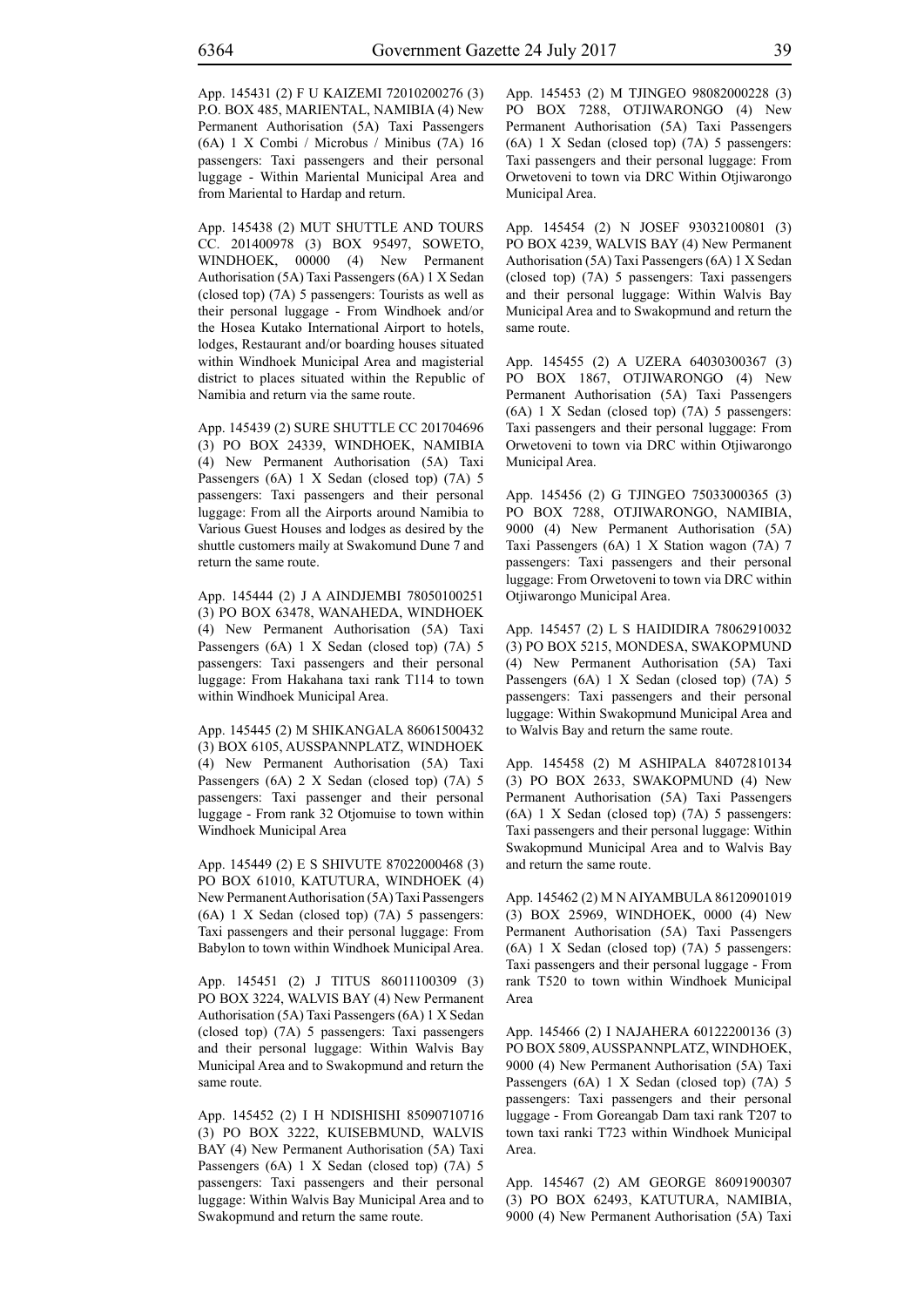App. 145431 (2) F U KAIZEMI 72010200276 (3) P.O. BOX 485, MARIENTAL, NAMIBIA (4) New Permanent Authorisation (5A) Taxi Passengers (6A) 1 X Combi / Microbus / Minibus (7A) 16 passengers: Taxi passengers and their personal luggage - Within Mariental Municipal Area and from Mariental to Hardap and return.

App. 145438 (2) MUT SHUTTLE AND TOURS CC. 201400978 (3) BOX 95497, SOWETO, WINDHOEK, 00000 (4) New Permanent Authorisation (5A) Taxi Passengers (6A) 1 X Sedan (closed top) (7A) 5 passengers: Tourists as well as their personal luggage - From Windhoek and/or the Hosea Kutako International Airport to hotels, lodges, Restaurant and/or boarding houses situated within Windhoek Municipal Area and magisterial district to places situated within the Republic of Namibia and return via the same route.

App. 145439 (2) SURE SHUTTLE CC 201704696 (3) PO BOX 24339, WINDHOEK, NAMIBIA (4) New Permanent Authorisation (5A) Taxi Passengers (6A) 1 X Sedan (closed top) (7A) 5 passengers: Taxi passengers and their personal luggage: From all the Airports around Namibia to Various Guest Houses and lodges as desired by the shuttle customers maily at Swakomund Dune 7 and return the same route.

App. 145444 (2) J A AINDJEMBI 78050100251 (3) PO BOX 63478, WANAHEDA, WINDHOEK (4) New Permanent Authorisation (5A) Taxi Passengers (6A) 1 X Sedan (closed top) (7A) 5 passengers: Taxi passengers and their personal luggage: From Hakahana taxi rank T114 to town within Windhoek Municipal Area.

App. 145445 (2) M SHIKANGALA 86061500432 (3) BOX 6105, AUSSPANNPLATZ, WINDHOEK (4) New Permanent Authorisation (5A) Taxi Passengers (6A) 2 X Sedan (closed top) (7A) 5 passengers: Taxi passenger and their personal luggage - From rank 32 Otjomuise to town within Windhoek Municipal Area

App. 145449 (2) E S SHIVUTE 87022000468 (3) PO BOX 61010, KATUTURA, WINDHOEK (4) New Permanent Authorisation (5A) Taxi Passengers (6A) 1 X Sedan (closed top) (7A) 5 passengers: Taxi passengers and their personal luggage: From Babylon to town within Windhoek Municipal Area.

App. 145451 (2) J TITUS 86011100309 (3) PO BOX 3224, WALVIS BAY (4) New Permanent Authorisation (5A) Taxi Passengers (6A) 1 X Sedan (closed top) (7A) 5 passengers: Taxi passengers and their personal luggage: Within Walvis Bay Municipal Area and to Swakopmund and return the same route.

App. 145452 (2) I H NDISHISHI 85090710716 (3) PO BOX 3222, KUISEBMUND, WALVIS BAY (4) New Permanent Authorisation (5A) Taxi Passengers (6A) 1 X Sedan (closed top) (7A) 5 passengers: Taxi passengers and their personal luggage: Within Walvis Bay Municipal Area and to Swakopmund and return the same route.

App. 145453 (2) M TJINGEO 98082000228 (3) PO BOX 7288, OTJIWARONGO (4) New Permanent Authorisation (5A) Taxi Passengers (6A) 1 X Sedan (closed top) (7A) 5 passengers: Taxi passengers and their personal luggage: From Orwetoveni to town via DRC Within Otjiwarongo Municipal Area.

App. 145454 (2) N JOSEF 93032100801 (3) PO BOX 4239, WALVIS BAY (4) New Permanent Authorisation (5A) Taxi Passengers (6A) 1 X Sedan (closed top) (7A) 5 passengers: Taxi passengers and their personal luggage: Within Walvis Bay Municipal Area and to Swakopmund and return the same route.

App. 145455 (2) A UZERA 64030300367 (3) PO BOX 1867, OTJIWARONGO (4) New Permanent Authorisation (5A) Taxi Passengers (6A) 1 X Sedan (closed top) (7A) 5 passengers: Taxi passengers and their personal luggage: From Orwetoveni to town via DRC within Otjiwarongo Municipal Area.

App. 145456 (2) G TJINGEO 75033000365 (3) PO BOX 7288, OTJIWARONGO, NAMIBIA, 9000 (4) New Permanent Authorisation (5A) Taxi Passengers (6A) 1 X Station wagon (7A) 7 passengers: Taxi passengers and their personal luggage: From Orwetoveni to town via DRC within Otjiwarongo Municipal Area.

App. 145457 (2) L S HAIDIDIRA 78062910032 (3) PO BOX 5215, MONDESA, SWAKOPMUND (4) New Permanent Authorisation (5A) Taxi Passengers (6A) 1 X Sedan (closed top) (7A) 5 passengers: Taxi passengers and their personal luggage: Within Swakopmund Municipal Area and to Walvis Bay and return the same route.

App. 145458 (2) M ASHIPALA 84072810134 (3) PO BOX 2633, SWAKOPMUND (4) New Permanent Authorisation (5A) Taxi Passengers (6A) 1 X Sedan (closed top) (7A) 5 passengers: Taxi passengers and their personal luggage: Within Swakopmund Municipal Area and to Walvis Bay and return the same route.

App. 145462 (2) M N AIYAMBULA 86120901019 (3) BOX 25969, WINDHOEK, 0000 (4) New Permanent Authorisation (5A) Taxi Passengers (6A) 1 X Sedan (closed top) (7A) 5 passengers: Taxi passengers and their personal luggage - From rank T520 to town within Windhoek Municipal Area

App. 145466 (2) I NAJAHERA 60122200136 (3) PO BOX 5809, AUSSPANNPLATZ, WINDHOEK, 9000 (4) New Permanent Authorisation (5A) Taxi Passengers (6A) 1 X Sedan (closed top) (7A) 5 passengers: Taxi passengers and their personal luggage - From Goreangab Dam taxi rank T207 to town taxi ranki T723 within Windhoek Municipal Area.

App. 145467 (2) AM GEORGE 86091900307 (3) PO BOX 62493, KATUTURA, NAMIBIA, 9000 (4) New Permanent Authorisation (5A) Taxi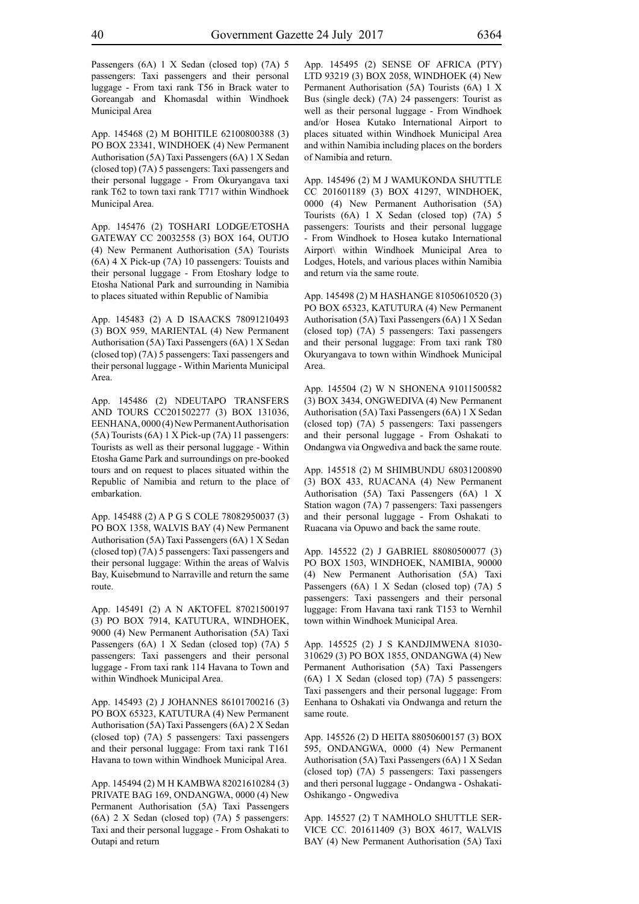Passengers (6A) 1 X Sedan (closed top) (7A) 5 passengers: Taxi passengers and their personal luggage - From taxi rank T56 in Brack water to Goreangab and Khomasdal within Windhoek Municipal Area

App. 145468 (2) M BOHITILE 62100800388 (3) PO BOX 23341, WINDHOEK (4) New Permanent Authorisation (5A) Taxi Passengers (6A) 1 X Sedan (closed top) (7A) 5 passengers: Taxi passengers and their personal luggage - From Okuryangava taxi rank T62 to town taxi rank T717 within Windhoek Municipal Area.

App. 145476 (2) TOSHARI LODGE/ETOSHA GATEWAY CC 20032558 (3) BOX 164, OUTJO (4) New Permanent Authorisation (5A) Tourists (6A) 4 X Pick-up (7A) 10 passengers: Touists and their personal luggage - From Etoshary lodge to Etosha National Park and surrounding in Namibia to places situated within Republic of Namibia

App. 145483 (2) A D ISAACKS 78091210493 (3) BOX 959, MARIENTAL (4) New Permanent Authorisation (5A) Taxi Passengers (6A) 1 X Sedan (closed top) (7A) 5 passengers: Taxi passengers and their personal luggage - Within Marienta Municipal Area.

App. 145486 (2) NDEUTAPO TRANSFERS AND TOURS CC201502277 (3) BOX 131036, EENHANA, 0000 (4) New Permanent Authorisation (5A) Tourists (6A) 1 X Pick-up (7A) 11 passengers: Tourists as well as their personal luggage - Within Etosha Game Park and surroundings on pre-booked tours and on request to places situated within the Republic of Namibia and return to the place of embarkation.

App. 145488 (2) A P G S COLE 78082950037 (3) PO BOX 1358, WALVIS BAY (4) New Permanent Authorisation (5A) Taxi Passengers (6A) 1 X Sedan (closed top) (7A) 5 passengers: Taxi passengers and their personal luggage: Within the areas of Walvis Bay, Kuisebmund to Narraville and return the same route.

App. 145491 (2) A N AKTOFEL 87021500197 (3) PO BOX 7914, KATUTURA, WINDHOEK, 9000 (4) New Permanent Authorisation (5A) Taxi Passengers (6A) 1 X Sedan (closed top) (7A) 5 passengers: Taxi passengers and their personal luggage - From taxi rank 114 Havana to Town and within Windhoek Municipal Area.

App. 145493 (2) J JOHANNES 86101700216 (3) PO BOX 65323, KATUTURA (4) New Permanent Authorisation (5A) Taxi Passengers (6A) 2 X Sedan (closed top) (7A) 5 passengers: Taxi passengers and their personal luggage: From taxi rank T161 Havana to town within Windhoek Municipal Area.

App. 145494 (2) M H KAMBWA 82021610284 (3) PRIVATE BAG 169, ONDANGWA, 0000 (4) New Permanent Authorisation (5A) Taxi Passengers (6A) 2 X Sedan (closed top) (7A) 5 passengers: Taxi and their personal luggage - From Oshakati to Outapi and return

App. 145495 (2) SENSE OF AFRICA (PTY) LTD 93219 (3) BOX 2058, WINDHOEK (4) New Permanent Authorisation (5A) Tourists (6A) 1 X Bus (single deck) (7A) 24 passengers: Tourist as well as their personal luggage - From Windhoek and/or Hosea Kutako International Airport to places situated within Windhoek Municipal Area and within Namibia including places on the borders of Namibia and return.

App. 145496 (2) M J WAMUKONDA SHUTTLE CC 201601189 (3) BOX 41297, WINDHOEK, 0000 (4) New Permanent Authorisation (5A) Tourists (6A) 1 X Sedan (closed top) (7A) 5 passengers: Tourists and their personal luggage - From Windhoek to Hosea kutako International Airport\ within Windhoek Municipal Area to Lodges, Hotels, and various places within Namibia and return via the same route.

App. 145498 (2) M HASHANGE 81050610520 (3) PO BOX 65323, KATUTURA (4) New Permanent Authorisation (5A) Taxi Passengers (6A) 1 X Sedan (closed top) (7A) 5 passengers: Taxi passengers and their personal luggage: From taxi rank T80 Okuryangava to town within Windhoek Municipal Area.

App. 145504 (2) W N SHONENA 91011500582 (3) BOX 3434, ONGWEDIVA (4) New Permanent Authorisation (5A) Taxi Passengers (6A) 1 X Sedan (closed top) (7A) 5 passengers: Taxi passengers and their personal luggage - From Oshakati to Ondangwa via Ongwediva and back the same route.

App. 145518 (2) M SHIMBUNDU 68031200890 (3) BOX 433, RUACANA (4) New Permanent Authorisation (5A) Taxi Passengers (6A) 1 X Station wagon (7A) 7 passengers: Taxi passengers and their personal luggage - From Oshakati to Ruacana via Opuwo and back the same route.

App. 145522 (2) J GABRIEL 88080500077 (3) PO BOX 1503, WINDHOEK, NAMIBIA, 90000 (4) New Permanent Authorisation (5A) Taxi Passengers (6A) 1 X Sedan (closed top) (7A) 5 passengers: Taxi passengers and their personal luggage: From Havana taxi rank T153 to Wernhil town within Windhoek Municipal Area.

App. 145525 (2) J S KANDJIMWENA 81030-310629 (3) PO BOX 1855, ONDANGWA (4) New Permanent Authorisation (5A) Taxi Passengers (6A) 1 X Sedan (closed top) (7A) 5 passengers: Taxi passengers and their personal luggage: From Eenhana to Oshakati via Ondwanga and return the same route.

App. 145526 (2) D HEITA 88050600157 (3) BOX 595, ONDANGWA, 0000 (4) New Permanent Authorisation (5A) Taxi Passengers (6A) 1 X Sedan (closed top) (7A) 5 passengers: Taxi passengers and theri personal luggage - Ondangwa - Oshakati-Oshikango - Ongwediva

App. 145527 (2) T NAMHOLO SHUTTLE SERVICE CC. 201611409 (3) BOX 4617, WALVIS BAY (4) New Permanent Authorisation (5A) Taxi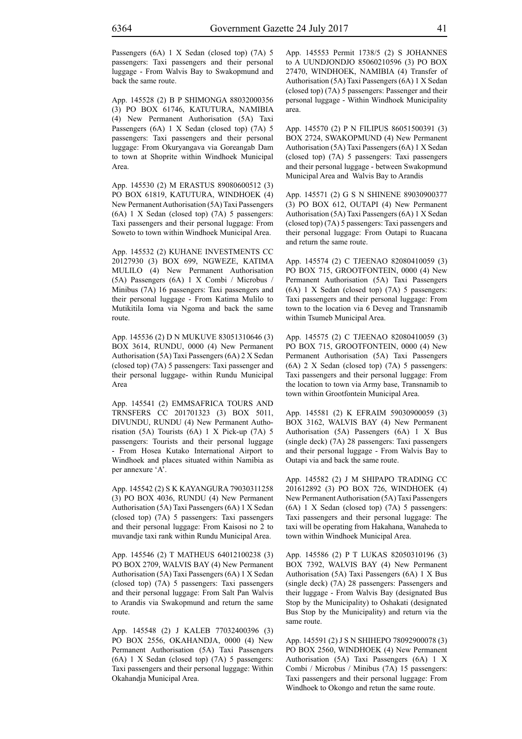Passengers (6A) 1 X Sedan (closed top) (7A) 5 passengers: Taxi passengers and their personal luggage - From Walvis Bay to Swakopmund and back the same route.

App. 145528 (2) B P SHIMONGA 88032000356 (3) PO BOX 61746, KATUTURA, NAMIBIA (4) New Permanent Authorisation (5A) Taxi Passengers (6A) 1 X Sedan (closed top) (7A) 5 passengers: Taxi passengers and their personal luggage: From Okuryangava via Goreangab Dam to town at Shoprite within Windhoek Municipal Area.

App. 145530 (2) M ERASTUS 89080600512 (3) PO BOX 61819, KATUTURA, WINDHOEK (4) New Permanent Authorisation (5A) Taxi Passengers (6A) 1 X Sedan (closed top) (7A) 5 passengers: Taxi passengers and their personal luggage: From Soweto to town within Windhoek Municipal Area.

App. 145532 (2) KUHANE INVESTMENTS CC 20127930 (3) BOX 699, NGWEZE, KATIMA MULILO (4) New Permanent Authorisation (5A) Passengers (6A) 1 X Combi / Microbus / Minibus (7A) 16 passengers: Taxi passengers and their personal luggage - From Katima Mulilo to Mutikitila Ioma via Ngoma and back the same route.

App. 145536 (2) D N MUKUVE 83051310646 (3) BOX 3614, RUNDU, 0000 (4) New Permanent Authorisation (5A) Taxi Passengers (6A) 2 X Sedan (closed top) (7A) 5 passengers: Taxi passenger and their personal luggage- within Rundu Municipal Area

App. 145541 (2) EMMSAFRICA TOURS AND TRNSFERS CC 201701323 (3) BOX 5011, DIVUNDU, RUNDU (4) New Permanent Authorisation (5A) Tourists (6A) 1 X Pick-up (7A) 5 passengers: Tourists and their personal luggage - From Hosea Kutako International Airport to Windhoek and places situated within Namibia as per annexure 'A'.

App. 145542 (2) S K KAYANGURA 79030311258 (3) PO BOX 4036, RUNDU (4) New Permanent Authorisation (5A) Taxi Passengers (6A) 1 X Sedan (closed top) (7A) 5 passengers: Taxi passengers and their personal luggage: From Kaisosi no 2 to muvandje taxi rank within Rundu Municipal Area.

App. 145546 (2) T MATHEUS 64012100238 (3) PO BOX 2709, WALVIS BAY (4) New Permanent Authorisation (5A) Taxi Passengers (6A) 1 X Sedan (closed top) (7A) 5 passengers: Taxi passengers and their personal luggage: From Salt Pan Walvis to Arandis via Swakopmund and return the same route.

App. 145548 (2) J KALEB 77032400396 (3) PO BOX 2556, OKAHANDJA, 0000 (4) New Permanent Authorisation (5A) Taxi Passengers (6A) 1 X Sedan (closed top) (7A) 5 passengers: Taxi passengers and their personal luggage: Within Okahandja Municipal Area.

App. 145553 Permit 1738/5 (2) S JOHANNES to A UUNDJONDJO 85060210596 (3) PO BOX 27470, WINDHOEK, NAMIBIA (4) Transfer of Authorisation (5A) Taxi Passengers (6A) 1 X Sedan (closed top) (7A) 5 passengers: Passenger and their personal luggage - Within Windhoek Municipality area.

App. 145570 (2) P N FILIPUS 86051500391 (3) BOX 2724, SWAKOPMUND (4) New Permanent Authorisation (5A) Taxi Passengers (6A) 1 X Sedan (closed top) (7A) 5 passengers: Taxi passengers and their personal luggage - between Swakopmund Municipal Area and Walvis Bay to Arandis

App. 145571 (2) G S N SHINENE 89030900377 (3) PO BOX 612, OUTAPI (4) New Permanent Authorisation (5A) Taxi Passengers (6A) 1 X Sedan (closed top) (7A) 5 passengers: Taxi passengers and their personal luggage: From Outapi to Ruacana and return the same route.

App. 145574 (2) C TJEENAO 82080410059 (3) PO BOX 715, GROOTFONTEIN, 0000 (4) New Permanent Authorisation (5A) Taxi Passengers (6A) 1 X Sedan (closed top) (7A) 5 passengers: Taxi passengers and their personal luggage: From town to the location via 6 Deveg and Transnamib within Tsumeb Municipal Area.

App. 145575 (2) C TJEENAO 82080410059 (3) PO BOX 715, GROOTFONTEIN, 0000 (4) New Permanent Authorisation (5A) Taxi Passengers (6A) 2 X Sedan (closed top) (7A) 5 passengers: Taxi passengers and their personal luggage: From the location to town via Army base, Transnamib to town within Grootfontein Municipal Area.

App. 145581 (2) K EFRAIM 59030900059 (3) BOX 3162, WALVIS BAY (4) New Permanent Authorisation (5A) Passengers (6A) 1 X Bus (single deck) (7A) 28 passengers: Taxi passengers and their personal luggage - From Walvis Bay to Outapi via and back the same route.

App. 145582 (2) J M SHIPAPO TRADING CC 201612892 (3) PO BOX 726, WINDHOEK (4) New Permanent Authorisation (5A) Taxi Passengers (6A) 1 X Sedan (closed top) (7A) 5 passengers: Taxi passengers and their personal luggage: The taxi will be operating from Hakahana, Wanaheda to town within Windhoek Municipal Area.

App. 145586 (2) P T LUKAS 82050310196 (3) BOX 7392, WALVIS BAY (4) New Permanent Authorisation (5A) Taxi Passengers (6A) 1 X Bus (single deck) (7A) 28 passengers: Passengers and their luggage - From Walvis Bay (designated Bus Stop by the Municipality) to Oshakati (designated Bus Stop by the Municipality) and return via the same route.

App. 145591 (2) J S N SHIHEPO 78092900078 (3) PO BOX 2560, WINDHOEK (4) New Permanent Authorisation (5A) Taxi Passengers (6A) 1 X Combi / Microbus / Minibus (7A) 15 passengers: Taxi passengers and their personal luggage: From Windhoek to Okongo and retun the same route.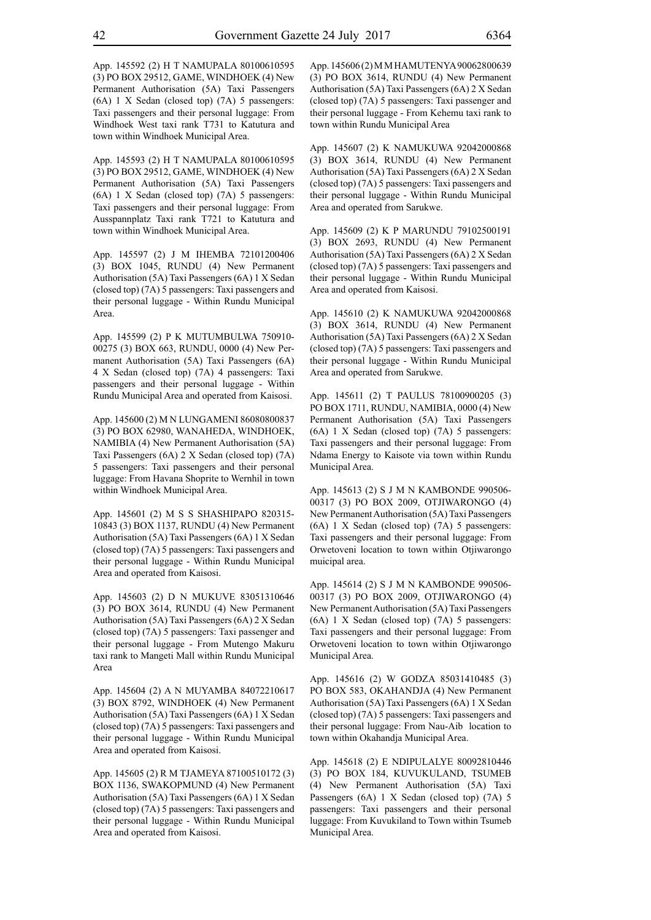App. 145592 (2) H T NAMUPALA 80100610595 (3) PO BOX 29512, GAME, WINDHOEK (4) New Permanent Authorisation (5A) Taxi Passengers (6A) 1 X Sedan (closed top) (7A) 5 passengers: Taxi passengers and their personal luggage: From Windhoek West taxi rank T731 to Katutura and town within Windhoek Municipal Area.

App. 145593 (2) H T NAMUPALA 80100610595 (3) PO BOX 29512, GAME, WINDHOEK (4) New Permanent Authorisation (5A) Taxi Passengers (6A) 1 X Sedan (closed top) (7A) 5 passengers: Taxi passengers and their personal luggage: From Ausspannplatz Taxi rank T721 to Katutura and town within Windhoek Municipal Area.

App. 145597 (2) J M IHEMBA 72101200406 (3) BOX 1045, RUNDU (4) New Permanent Authorisation (5A) Taxi Passengers (6A) 1 X Sedan (closed top) (7A) 5 passengers: Taxi passengers and their personal luggage - Within Rundu Municipal Area.

App. 145599 (2) P K MUTUMBULWA 750910-00275 (3) BOX 663, RUNDU, 0000 (4) New Permanent Authorisation (5A) Taxi Passengers (6A) 4 X Sedan (closed top) (7A) 4 passengers: Taxi passengers and their personal luggage - Within Rundu Municipal Area and operated from Kaisosi.

App. 145600 (2) M N LUNGAMENI 86080800837 (3) PO BOX 62980, WANAHEDA, WINDHOEK, NAMIBIA (4) New Permanent Authorisation (5A) Taxi Passengers (6A) 2 X Sedan (closed top) (7A) 5 passengers: Taxi passengers and their personal luggage: From Havana Shoprite to Wernhil in town within Windhoek Municipal Area.

App. 145601 (2) M S S SHASHIPAPO 820315-10843 (3) BOX 1137, RUNDU (4) New Permanent Authorisation (5A) Taxi Passengers (6A) 1 X Sedan (closed top) (7A) 5 passengers: Taxi passengers and their personal luggage - Within Rundu Municipal Area and operated from Kaisosi.

App. 145603 (2) D N MUKUVE 83051310646 (3) PO BOX 3614, RUNDU (4) New Permanent Authorisation (5A) Taxi Passengers (6A) 2 X Sedan (closed top) (7A) 5 passengers: Taxi passenger and their personal luggage - From Mutengo Makuru taxi rank to Mangeti Mall within Rundu Municipal Area

App. 145604 (2) A N MUYAMBA 84072210617 (3) BOX 8792, WINDHOEK (4) New Permanent Authorisation (5A) Taxi Passengers (6A) 1 X Sedan (closed top) (7A) 5 passengers: Taxi passengers and their personal luggage - Within Rundu Municipal Area and operated from Kaisosi.

App. 145605 (2) R M TJAMEYA 87100510172 (3) BOX 1136, SWAKOPMUND (4) New Permanent Authorisation (5A) Taxi Passengers (6A) 1 X Sedan (closed top) (7A) 5 passengers: Taxi passengers and their personal luggage - Within Rundu Municipal Area and operated from Kaisosi.

App. 145606 (2) M M HAMUTENYA 90062800639 (3) PO BOX 3614, RUNDU (4) New Permanent Authorisation (5A) Taxi Passengers (6A) 2 X Sedan (closed top) (7A) 5 passengers: Taxi passenger and their personal luggage - From Kehemu taxi rank to town within Rundu Municipal Area

App. 145607 (2) K NAMUKUWA 92042000868 (3) BOX 3614, RUNDU (4) New Permanent Authorisation (5A) Taxi Passengers (6A) 2 X Sedan (closed top) (7A) 5 passengers: Taxi passengers and their personal luggage - Within Rundu Municipal Area and operated from Sarukwe.

App. 145609 (2) K P MARUNDU 79102500191 (3) BOX 2693, RUNDU (4) New Permanent Authorisation (5A) Taxi Passengers (6A) 2 X Sedan (closed top) (7A) 5 passengers: Taxi passengers and their personal luggage - Within Rundu Municipal Area and operated from Kaisosi.

App. 145610 (2) K NAMUKUWA 92042000868 (3) BOX 3614, RUNDU (4) New Permanent Authorisation (5A) Taxi Passengers (6A) 2 X Sedan (closed top) (7A) 5 passengers: Taxi passengers and their personal luggage - Within Rundu Municipal Area and operated from Sarukwe.

App. 145611 (2) T PAULUS 78100900205 (3) PO BOX 1711, RUNDU, NAMIBIA, 0000 (4) New Permanent Authorisation (5A) Taxi Passengers (6A) 1 X Sedan (closed top) (7A) 5 passengers: Taxi passengers and their personal luggage: From Ndama Energy to Kaisote via town within Rundu Municipal Area.

App. 145613 (2) S J M N KAMBONDE 990506-00317 (3) PO BOX 2009, OTJIWARONGO (4) New Permanent Authorisation (5A) Taxi Passengers (6A) 1 X Sedan (closed top) (7A) 5 passengers: Taxi passengers and their personal luggage: From Orwetoveni location to town within Otjiwarongo muicipal area.

App. 145614 (2) S J M N KAMBONDE 990506-00317 (3) PO BOX 2009, OTJIWARONGO (4) New Permanent Authorisation (5A) Taxi Passengers (6A) 1 X Sedan (closed top) (7A) 5 passengers: Taxi passengers and their personal luggage: From Orwetoveni location to town within Otjiwarongo Municipal Area.

App. 145616 (2) W GODZA 85031410485 (3) PO BOX 583, OKAHANDJA (4) New Permanent Authorisation (5A) Taxi Passengers (6A) 1 X Sedan (closed top) (7A) 5 passengers: Taxi passengers and their personal luggage: From Nau-Aib location to town within Okahandja Municipal Area.

App. 145618 (2) E NDIPULALYE 80092810446 (3) PO BOX 184, KUVUKULAND, TSUMEB (4) New Permanent Authorisation (5A) Taxi Passengers (6A) 1 X Sedan (closed top) (7A) 5 passengers: Taxi passengers and their personal luggage: From Kuvukiland to Town within Tsumeb Municipal Area.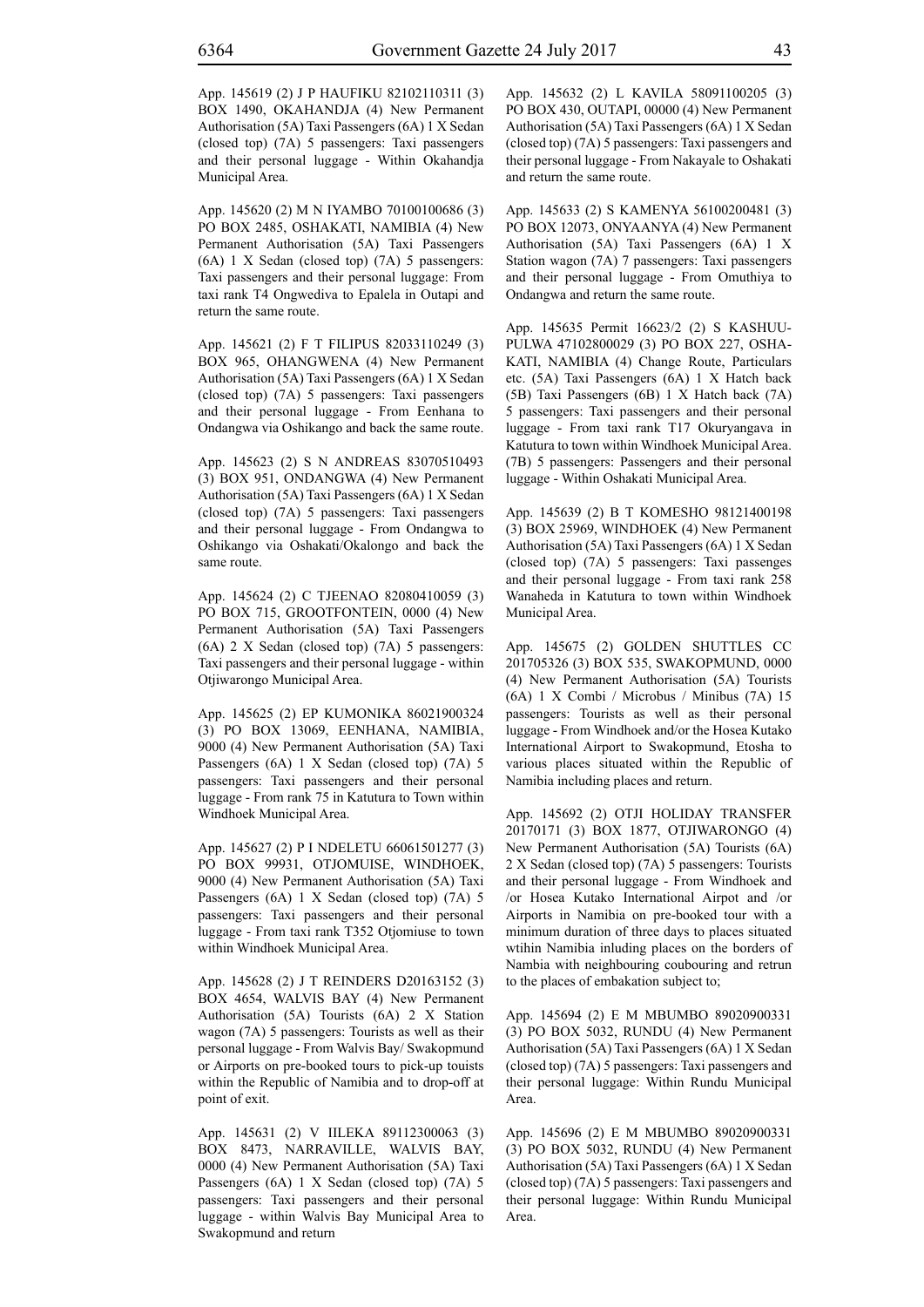App. 145619 (2) J P HAUFIKU 82102110311 (3) BOX 1490, OKAHANDJA (4) New Permanent Authorisation (5A) Taxi Passengers (6A) 1 X Sedan (closed top) (7A) 5 passengers: Taxi passengers and their personal luggage - Within Okahandja Municipal Area.

App. 145620 (2) M N IYAMBO 70100100686 (3) PO BOX 2485, OSHAKATI, NAMIBIA (4) New Permanent Authorisation (5A) Taxi Passengers (6A) 1 X Sedan (closed top) (7A) 5 passengers: Taxi passengers and their personal luggage: From taxi rank T4 Ongwediva to Epalela in Outapi and return the same route.

App. 145621 (2) F T FILIPUS 82033110249 (3) BOX 965, OHANGWENA (4) New Permanent Authorisation (5A) Taxi Passengers (6A) 1 X Sedan (closed top) (7A) 5 passengers: Taxi passengers and their personal luggage - From Eenhana to Ondangwa via Oshikango and back the same route.

App. 145623 (2) S N ANDREAS 83070510493 (3) BOX 951, ONDANGWA (4) New Permanent Authorisation (5A) Taxi Passengers (6A) 1 X Sedan (closed top) (7A) 5 passengers: Taxi passengers and their personal luggage - From Ondangwa to Oshikango via Oshakati/Okalongo and back the same route.

App. 145624 (2) C TJEENAO 82080410059 (3) PO BOX 715, GROOTFONTEIN, 0000 (4) New Permanent Authorisation (5A) Taxi Passengers (6A) 2 X Sedan (closed top) (7A) 5 passengers: Taxi passengers and their personal luggage - within Otjiwarongo Municipal Area.

App. 145625 (2) EP KUMONIKA 86021900324 (3) PO BOX 13069, EENHANA, NAMIBIA, 9000 (4) New Permanent Authorisation (5A) Taxi Passengers (6A) 1 X Sedan (closed top) (7A) 5 passengers: Taxi passengers and their personal luggage - From rank 75 in Katutura to Town within Windhoek Municipal Area.

App. 145627 (2) P I NDELETU 66061501277 (3) PO BOX 99931, OTJOMUISE, WINDHOEK, 9000 (4) New Permanent Authorisation (5A) Taxi Passengers (6A) 1 X Sedan (closed top) (7A) 5 passengers: Taxi passengers and their personal luggage - From taxi rank T352 Otjomiuse to town within Windhoek Municipal Area.

App. 145628 (2) J T REINDERS D20163152 (3) BOX 4654, WALVIS BAY (4) New Permanent Authorisation (5A) Tourists (6A) 2 X Station wagon (7A) 5 passengers: Tourists as well as their personal luggage - From Walvis Bay/ Swakopmund or Airports on pre-booked tours to pick-up touists within the Republic of Namibia and to drop-off at point of exit.

App. 145631 (2) V IILEKA 89112300063 (3) BOX 8473, NARRAVILLE, WALVIS BAY, 0000 (4) New Permanent Authorisation (5A) Taxi Passengers (6A) 1 X Sedan (closed top) (7A) 5 passengers: Taxi passengers and their personal luggage - within Walvis Bay Municipal Area to Swakopmund and return

App. 145632 (2) L KAVILA 58091100205 (3) PO BOX 430, OUTAPI, 00000 (4) New Permanent Authorisation (5A) Taxi Passengers (6A) 1 X Sedan (closed top) (7A) 5 passengers: Taxi passengers and their personal luggage - From Nakayale to Oshakati and return the same route.

App. 145633 (2) S KAMENYA 56100200481 (3) PO BOX 12073, ONYAANYA (4) New Permanent Authorisation (5A) Taxi Passengers (6A) 1 X Station wagon (7A) 7 passengers: Taxi passengers and their personal luggage - From Omuthiya to Ondangwa and return the same route.

App. 145635 Permit 16623/2 (2) S KASHUU-PULWA 47102800029 (3) PO BOX 227, OSHA-KATI, NAMIBIA (4) Change Route, Particulars etc. (5A) Taxi Passengers (6A) 1 X Hatch back (5B) Taxi Passengers (6B) 1 X Hatch back (7A) 5 passengers: Taxi passengers and their personal luggage - From taxi rank T17 Okuryangava in Katutura to town within Windhoek Municipal Area. (7B) 5 passengers: Passengers and their personal luggage - Within Oshakati Municipal Area.

App. 145639 (2) B T KOMESHO 98121400198 (3) BOX 25969, WINDHOEK (4) New Permanent Authorisation (5A) Taxi Passengers (6A) 1 X Sedan (closed top) (7A) 5 passengers: Taxi passenges and their personal luggage - From taxi rank 258 Wanaheda in Katutura to town within Windhoek Municipal Area.

App. 145675 (2) GOLDEN SHUTTLES CC 201705326 (3) BOX 535, SWAKOPMUND, 0000 (4) New Permanent Authorisation (5A) Tourists (6A) 1 X Combi / Microbus / Minibus (7A) 15 passengers: Tourists as well as their personal luggage - From Windhoek and/or the Hosea Kutako International Airport to Swakopmund, Etosha to various places situated within the Republic of Namibia including places and return.

App. 145692 (2) OTJI HOLIDAY TRANSFER 20170171 (3) BOX 1877, OTJIWARONGO (4) New Permanent Authorisation (5A) Tourists (6A) 2 X Sedan (closed top) (7A) 5 passengers: Tourists and their personal luggage - From Windhoek and /or Hosea Kutako International Airpot and /or Airports in Namibia on pre-booked tour with a minimum duration of three days to places situated wtihin Namibia inluding places on the borders of Nambia with neighbouring coubouring and retrun to the places of embakation subject to;

App. 145694 (2) E M MBUMBO 89020900331 (3) PO BOX 5032, RUNDU (4) New Permanent Authorisation (5A) Taxi Passengers (6A) 1 X Sedan (closed top) (7A) 5 passengers: Taxi passengers and their personal luggage: Within Rundu Municipal Area.

App. 145696 (2) E M MBUMBO 89020900331 (3) PO BOX 5032, RUNDU (4) New Permanent Authorisation (5A) Taxi Passengers (6A) 1 X Sedan (closed top) (7A) 5 passengers: Taxi passengers and their personal luggage: Within Rundu Municipal Area.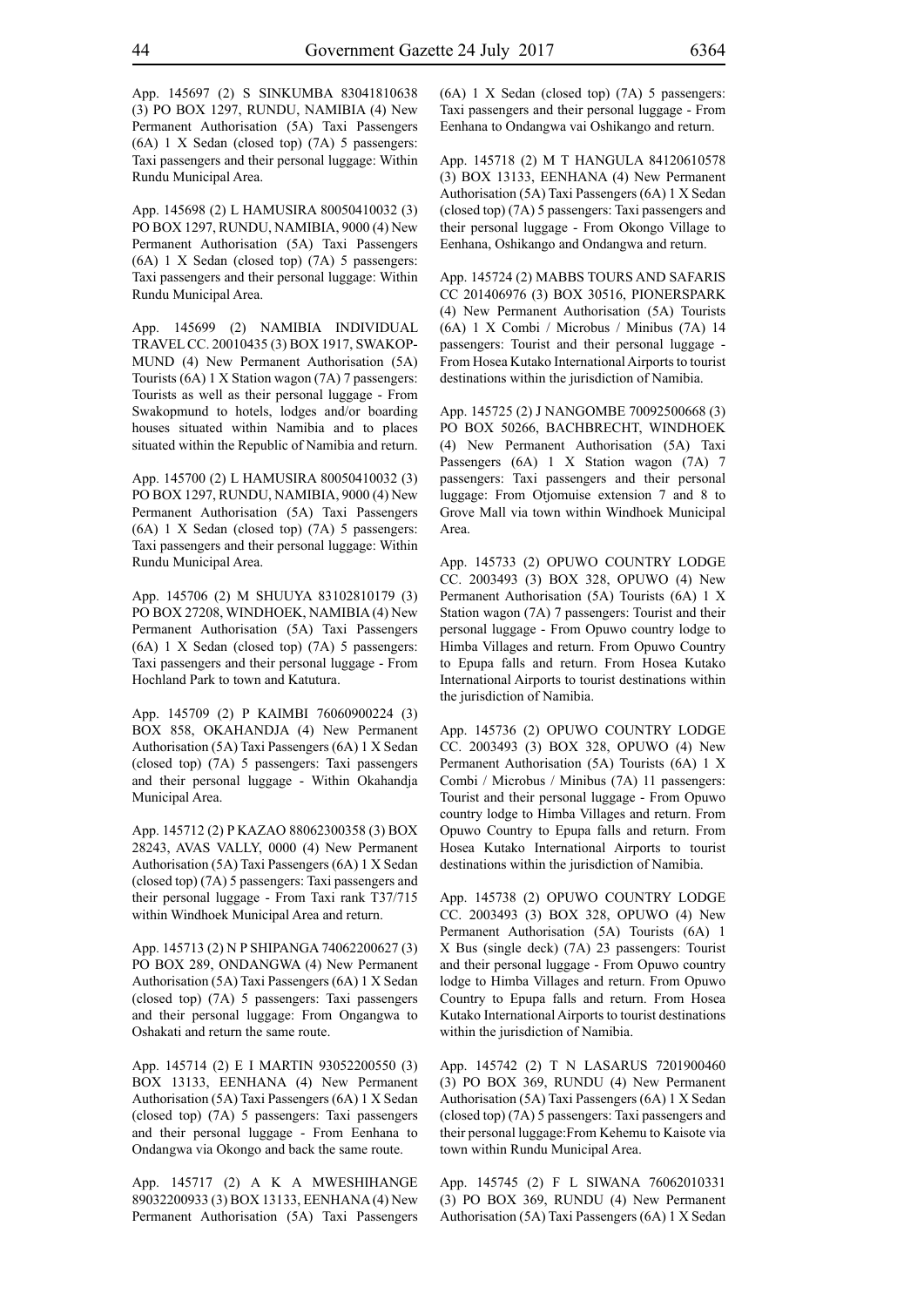App. 145697 (2) S SINKUMBA 83041810638 (3) PO BOX 1297, RUNDU, NAMIBIA (4) New Permanent Authorisation (5A) Taxi Passengers (6A) 1 X Sedan (closed top) (7A) 5 passengers: Taxi passengers and their personal luggage: Within Rundu Municipal Area.

App. 145698 (2) L HAMUSIRA 80050410032 (3) PO BOX 1297, RUNDU, NAMIBIA, 9000 (4) New Permanent Authorisation (5A) Taxi Passengers (6A) 1 X Sedan (closed top) (7A) 5 passengers: Taxi passengers and their personal luggage: Within Rundu Municipal Area.

App. 145699 (2) NAMIBIA INDIVIDUAL TRAVEL CC. 20010435 (3) BOX 1917, SWAKOPMUND (4) New Permanent Authorisation (5A) Tourists (6A) 1 X Station wagon (7A) 7 passengers: Tourists as well as their personal luggage - From Swakopmund to hotels, lodges and/or boarding houses situated within Namibia and to places situated within the Republic of Namibia and return.

App. 145700 (2) L HAMUSIRA 80050410032 (3) PO BOX 1297, RUNDU, NAMIBIA, 9000 (4) New Permanent Authorisation (5A) Taxi Passengers (6A) 1 X Sedan (closed top) (7A) 5 passengers: Taxi passengers and their personal luggage: Within Rundu Municipal Area.

App. 145706 (2) M SHUUYA 83102810179 (3) PO BOX 27208, WINDHOEK, NAMIBIA (4) New Permanent Authorisation (5A) Taxi Passengers (6A) 1 X Sedan (closed top) (7A) 5 passengers: Taxi passengers and their personal luggage - From Hochland Park to town and Katutura.

App. 145709 (2) P KAIMBI 76060900224 (3) BOX 858, OKAHANDJA (4) New Permanent Authorisation (5A) Taxi Passengers (6A) 1 X Sedan (closed top) (7A) 5 passengers: Taxi passengers and their personal luggage - Within Okahandja Municipal Area.

App. 145712 (2) P KAZAO 88062300358 (3) BOX 28243, AVAS VALLY, 0000 (4) New Permanent Authorisation (5A) Taxi Passengers (6A) 1 X Sedan (closed top) (7A) 5 passengers: Taxi passengers and their personal luggage - From Taxi rank T37/715 within Windhoek Municipal Area and return.

App. 145713 (2) N P SHIPANGA 74062200627 (3) PO BOX 289, ONDANGWA (4) New Permanent Authorisation (5A) Taxi Passengers (6A) 1 X Sedan (closed top) (7A) 5 passengers: Taxi passengers and their personal luggage: From Ongangwa to Oshakati and return the same route.

App. 145714 (2) E I MARTIN 93052200550 (3) BOX 13133, EENHANA (4) New Permanent Authorisation (5A) Taxi Passengers (6A) 1 X Sedan (closed top) (7A) 5 passengers: Taxi passengers and their personal luggage - From Eenhana to Ondangwa via Okongo and back the same route.

App. 145717 (2) A K A MWESHIHANGE 89032200933 (3) BOX 13133, EENHANA (4) New Permanent Authorisation (5A) Taxi Passengers (6A) 1 X Sedan (closed top) (7A) 5 passengers: Taxi passengers and their personal luggage - From Eenhana to Ondangwa vai Oshikango and return.

App. 145718 (2) M T HANGULA 84120610578 (3) BOX 13133, EENHANA (4) New Permanent Authorisation (5A) Taxi Passengers (6A) 1 X Sedan (closed top) (7A) 5 passengers: Taxi passengers and their personal luggage - From Okongo Village to Eenhana, Oshikango and Ondangwa and return.

App. 145724 (2) MABBS TOURS AND SAFARIS CC 201406976 (3) BOX 30516, PIONERSPARK (4) New Permanent Authorisation (5A) Tourists (6A) 1 X Combi / Microbus / Minibus (7A) 14 passengers: Tourist and their personal luggage - From Hosea Kutako International Airports to tourist destinations within the jurisdiction of Namibia.

App. 145725 (2) J NANGOMBE 70092500668 (3) PO BOX 50266, BACHBRECHT, WINDHOEK (4) New Permanent Authorisation (5A) Taxi Passengers (6A) 1 X Station wagon (7A) 7 passengers: Taxi passengers and their personal luggage: From Otjomuise extension 7 and 8 to Grove Mall via town within Windhoek Municipal Area.

App. 145733 (2) OPUWO COUNTRY LODGE CC. 2003493 (3) BOX 328, OPUWO (4) New Permanent Authorisation (5A) Tourists (6A) 1 X Station wagon (7A) 7 passengers: Tourist and their personal luggage - From Opuwo country lodge to Himba Villages and return. From Opuwo Country to Epupa falls and return. From Hosea Kutako International Airports to tourist destinations within the jurisdiction of Namibia.

App. 145736 (2) OPUWO COUNTRY LODGE CC. 2003493 (3) BOX 328, OPUWO (4) New Permanent Authorisation (5A) Tourists (6A) 1 X Combi / Microbus / Minibus (7A) 11 passengers: Tourist and their personal luggage - From Opuwo country lodge to Himba Villages and return. From Opuwo Country to Epupa falls and return. From Hosea Kutako International Airports to tourist destinations within the jurisdiction of Namibia.

App. 145738 (2) OPUWO COUNTRY LODGE CC. 2003493 (3) BOX 328, OPUWO (4) New Permanent Authorisation (5A) Tourists (6A) 1 X Bus (single deck) (7A) 23 passengers: Tourist and their personal luggage - From Opuwo country lodge to Himba Villages and return. From Opuwo Country to Epupa falls and return. From Hosea Kutako International Airports to tourist destinations within the jurisdiction of Namibia.

App. 145742 (2) T N LASARUS 7201900460 (3) PO BOX 369, RUNDU (4) New Permanent Authorisation (5A) Taxi Passengers (6A) 1 X Sedan (closed top) (7A) 5 passengers: Taxi passengers and their personal luggage:From Kehemu to Kaisote via town within Rundu Municipal Area.

App. 145745 (2) F L SIWANA 76062010331 (3) PO BOX 369, RUNDU (4) New Permanent Authorisation (5A) Taxi Passengers (6A) 1 X Sedan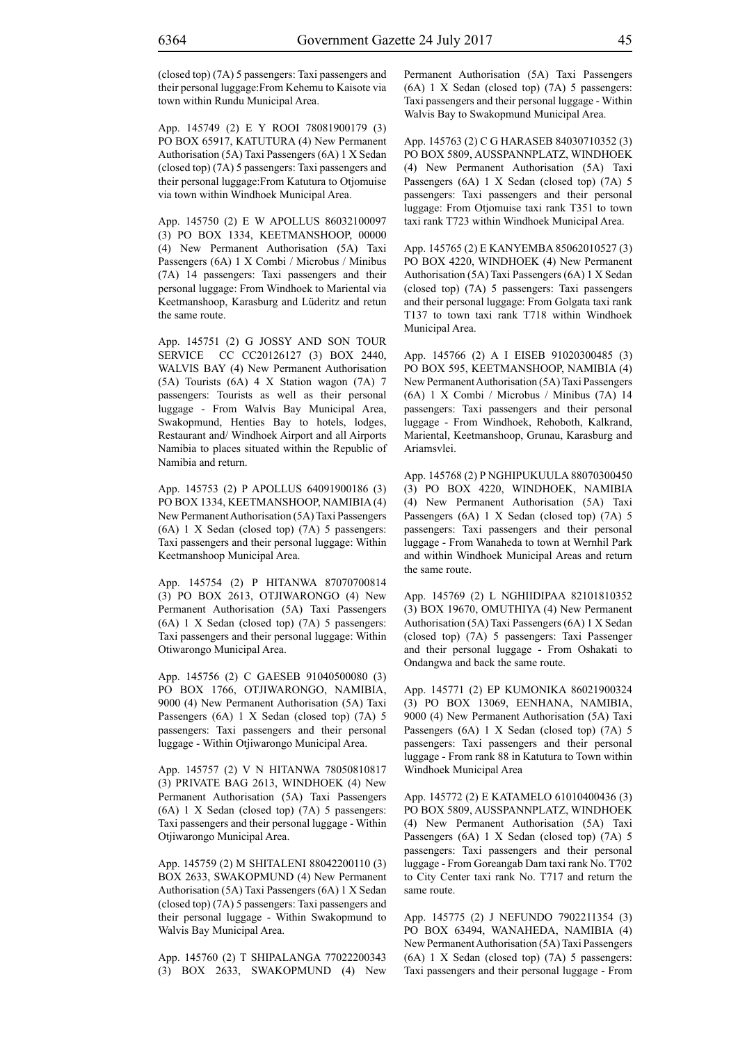(closed top) (7A) 5 passengers: Taxi passengers and their personal luggage:From Kehemu to Kaisote via town within Rundu Municipal Area.

App. 145749 (2) E Y ROOI 78081900179 (3) PO BOX 65917, KATUTURA (4) New Permanent Authorisation (5A) Taxi Passengers (6A) 1 X Sedan (closed top) (7A) 5 passengers: Taxi passengers and their personal luggage:From Katutura to Otjomuise via town within Windhoek Municipal Area.

App. 145750 (2) E W APOLLUS 86032100097 (3) PO BOX 1334, KEETMANSHOOP, 00000 (4) New Permanent Authorisation (5A) Taxi Passengers (6A) 1 X Combi / Microbus / Minibus (7A) 14 passengers: Taxi passengers and their personal luggage: From Windhoek to Mariental via Keetmanshoop, Karasburg and Lüderitz and retun the same route.

App. 145751 (2) G JOSSY AND SON TOUR SERVICE CC CC20126127 (3) BOX 2440, WALVIS BAY (4) New Permanent Authorisation (5A) Tourists (6A) 4 X Station wagon (7A) 7 passengers: Tourists as well as their personal luggage - From Walvis Bay Municipal Area, Swakopmund, Henties Bay to hotels, lodges, Restaurant and/ Windhoek Airport and all Airports Namibia to places situated within the Republic of Namibia and return.

App. 145753 (2) P APOLLUS 64091900186 (3) PO BOX 1334, KEETMANSHOOP, NAMIBIA (4) New Permanent Authorisation (5A) Taxi Passengers (6A) 1 X Sedan (closed top) (7A) 5 passengers: Taxi passengers and their personal luggage: Within Keetmanshoop Municipal Area.

App. 145754 (2) P HITANWA 87070700814 (3) PO BOX 2613, OTJIWARONGO (4) New Permanent Authorisation (5A) Taxi Passengers (6A) 1 X Sedan (closed top) (7A) 5 passengers: Taxi passengers and their personal luggage: Within Otiwarongo Municipal Area.

App. 145756 (2) C GAESEB 91040500080 (3) PO BOX 1766, OTJIWARONGO, NAMIBIA, 9000 (4) New Permanent Authorisation (5A) Taxi Passengers (6A) 1 X Sedan (closed top) (7A) 5 passengers: Taxi passengers and their personal luggage - Within Otjiwarongo Municipal Area.

App. 145757 (2) V N HITANWA 78050810817 (3) PRIVATE BAG 2613, WINDHOEK (4) New Permanent Authorisation (5A) Taxi Passengers (6A) 1 X Sedan (closed top) (7A) 5 passengers: Taxi passengers and their personal luggage - Within Otjiwarongo Municipal Area.

App. 145759 (2) M SHITALENI 88042200110 (3) BOX 2633, SWAKOPMUND (4) New Permanent Authorisation (5A) Taxi Passengers (6A) 1 X Sedan (closed top) (7A) 5 passengers: Taxi passengers and their personal luggage - Within Swakopmund to Walvis Bay Municipal Area.

App. 145760 (2) T SHIPALANGA 77022200343 (3) BOX 2633, SWAKOPMUND (4) New Permanent Authorisation (5A) Taxi Passengers (6A) 1 X Sedan (closed top) (7A) 5 passengers: Taxi passengers and their personal luggage - Within Walvis Bay to Swakopmund Municipal Area.

App. 145763 (2) C G HARASEB 84030710352 (3) PO BOX 5809, AUSSPANNPLATZ, WINDHOEK (4) New Permanent Authorisation (5A) Taxi Passengers (6A) 1 X Sedan (closed top) (7A) 5 passengers: Taxi passengers and their personal luggage: From Otjomuise taxi rank T351 to town taxi rank T723 within Windhoek Municipal Area.

App. 145765 (2) E KANYEMBA 85062010527 (3) PO BOX 4220, WINDHOEK (4) New Permanent Authorisation (5A) Taxi Passengers (6A) 1 X Sedan (closed top) (7A) 5 passengers: Taxi passengers and their personal luggage: From Golgata taxi rank T137 to town taxi rank T718 within Windhoek Municipal Area.

App. 145766 (2) A I EISEB 91020300485 (3) PO BOX 595, KEETMANSHOOP, NAMIBIA (4) New Permanent Authorisation (5A) Taxi Passengers (6A) 1 X Combi / Microbus / Minibus (7A) 14 passengers: Taxi passengers and their personal luggage - From Windhoek, Rehoboth, Kalkrand, Mariental, Keetmanshoop, Grunau, Karasburg and Ariamsvlei.

App. 145768 (2) P NGHIPUKUULA 88070300450 (3) PO BOX 4220, WINDHOEK, NAMIBIA (4) New Permanent Authorisation (5A) Taxi Passengers (6A) 1 X Sedan (closed top) (7A) 5 passengers: Taxi passengers and their personal luggage - From Wanaheda to town at Wernhil Park and within Windhoek Municipal Areas and return the same route.

App. 145769 (2) L NGHIIDIPAA 82101810352 (3) BOX 19670, OMUTHIYA (4) New Permanent Authorisation (5A) Taxi Passengers (6A) 1 X Sedan (closed top) (7A) 5 passengers: Taxi Passenger and their personal luggage - From Oshakati to Ondangwa and back the same route.

App. 145771 (2) EP KUMONIKA 86021900324 (3) PO BOX 13069, EENHANA, NAMIBIA, 9000 (4) New Permanent Authorisation (5A) Taxi Passengers (6A) 1 X Sedan (closed top) (7A) 5 passengers: Taxi passengers and their personal luggage - From rank 88 in Katutura to Town within Windhoek Municipal Area

App. 145772 (2) E KATAMELO 61010400436 (3) PO BOX 5809, AUSSPANNPLATZ, WINDHOEK (4) New Permanent Authorisation (5A) Taxi Passengers (6A) 1 X Sedan (closed top) (7A) 5 passengers: Taxi passengers and their personal luggage - From Goreangab Dam taxi rank No. T702 to City Center taxi rank No. T717 and return the same route.

App. 145775 (2) J NEFUNDO 7902211354 (3) PO BOX 63494, WANAHEDA, NAMIBIA (4) New Permanent Authorisation (5A) Taxi Passengers (6A) 1 X Sedan (closed top) (7A) 5 passengers: Taxi passengers and their personal luggage - From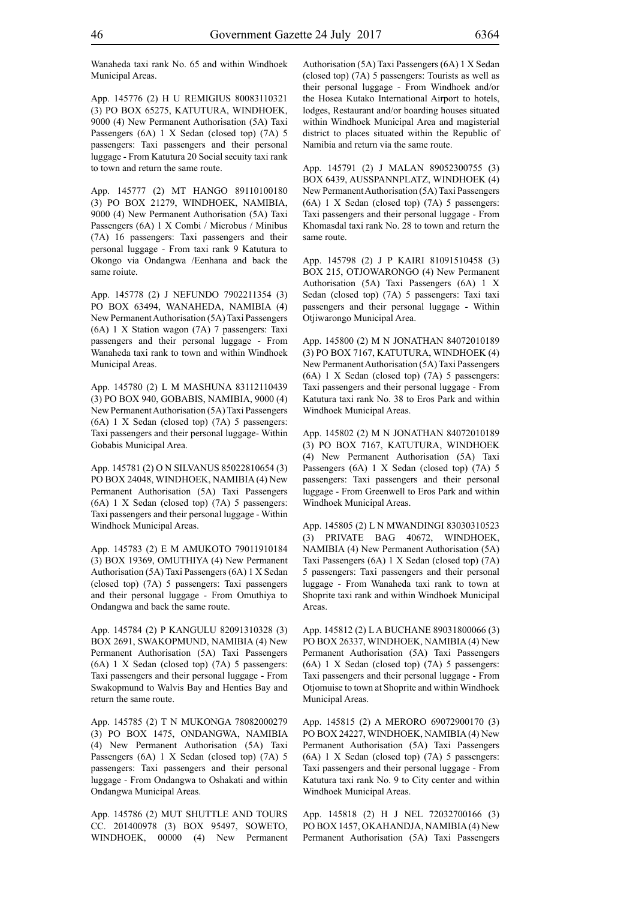Wanaheda taxi rank No. 65 and within Windhoek Municipal Areas.

App. 145776 (2) H U REMIGIUS 80083110321 (3) PO BOX 65275, KATUTURA, WINDHOEK, 9000 (4) New Permanent Authorisation (5A) Taxi Passengers (6A) 1 X Sedan (closed top) (7A) 5 passengers: Taxi passengers and their personal luggage - From Katutura 20 Social secuity taxi rank to town and return the same route.

App. 145777 (2) MT HANGO 89110100180 (3) PO BOX 21279, WINDHOEK, NAMIBIA, 9000 (4) New Permanent Authorisation (5A) Taxi Passengers (6A) 1 X Combi / Microbus / Minibus (7A) 16 passengers: Taxi passengers and their personal luggage - From taxi rank 9 Katutura to Okongo via Ondangwa /Eenhana and back the same roiute.

App. 145778 (2) J NEFUNDO 7902211354 (3) PO BOX 63494, WANAHEDA, NAMIBIA (4) New Permanent Authorisation (5A) Taxi Passengers (6A) 1 X Station wagon (7A) 7 passengers: Taxi passengers and their personal luggage - From Wanaheda taxi rank to town and within Windhoek Municipal Areas.

App. 145780 (2) L M MASHUNA 83112110439 (3) PO BOX 940, GOBABIS, NAMIBIA, 9000 (4) New Permanent Authorisation (5A) Taxi Passengers (6A) 1 X Sedan (closed top) (7A) 5 passengers: Taxi passengers and their personal luggage- Within Gobabis Municipal Area.

App. 145781 (2) O N SILVANUS 85022810654 (3) PO BOX 24048, WINDHOEK, NAMIBIA (4) New Permanent Authorisation (5A) Taxi Passengers (6A) 1 X Sedan (closed top) (7A) 5 passengers: Taxi passengers and their personal luggage - Within Windhoek Municipal Areas.

App. 145783 (2) E M AMUKOTO 79011910184 (3) BOX 19369, OMUTHIYA (4) New Permanent Authorisation (5A) Taxi Passengers (6A) 1 X Sedan (closed top) (7A) 5 passengers: Taxi passengers and their personal luggage - From Omuthiya to Ondangwa and back the same route.

App. 145784 (2) P KANGULU 82091310328 (3) BOX 2691, SWAKOPMUND, NAMIBIA (4) New Permanent Authorisation (5A) Taxi Passengers (6A) 1 X Sedan (closed top) (7A) 5 passengers: Taxi passengers and their personal luggage - From Swakopmund to Walvis Bay and Henties Bay and return the same route.

App. 145785 (2) T N MUKONGA 78082000279 (3) PO BOX 1475, ONDANGWA, NAMIBIA (4) New Permanent Authorisation (5A) Taxi Passengers (6A) 1 X Sedan (closed top) (7A) 5 passengers: Taxi passengers and their personal luggage - From Ondangwa to Oshakati and within Ondangwa Municipal Areas.

App. 145786 (2) MUT SHUTTLE AND TOURS CC. 201400978 (3) BOX 95497, SOWETO, WINDHOEK, 00000 (4) New Permanent Authorisation (5A) Taxi Passengers (6A) 1 X Sedan (closed top) (7A) 5 passengers: Tourists as well as their personal luggage - From Windhoek and/or the Hosea Kutako International Airport to hotels, lodges, Restaurant and/or boarding houses situated within Windhoek Municipal Area and magisterial district to places situated within the Republic of Namibia and return via the same route.

App. 145791 (2) J MALAN 89052300755 (3) BOX 6439, AUSSPANNPLATZ, WINDHOEK (4) New Permanent Authorisation (5A) Taxi Passengers (6A) 1 X Sedan (closed top) (7A) 5 passengers: Taxi passengers and their personal luggage - From Khomasdal taxi rank No. 28 to town and return the same route.

App. 145798 (2) J P KAIRI 81091510458 (3) BOX 215, OTJOWARONGO (4) New Permanent Authorisation (5A) Taxi Passengers (6A) 1 X Sedan (closed top) (7A) 5 passengers: Taxi taxi passengers and their personal luggage - Within Otjiwarongo Municipal Area.

App. 145800 (2) M N JONATHAN 84072010189 (3) PO BOX 7167, KATUTURA, WINDHOEK (4) New Permanent Authorisation (5A) Taxi Passengers (6A) 1 X Sedan (closed top) (7A) 5 passengers: Taxi passengers and their personal luggage - From Katutura taxi rank No. 38 to Eros Park and within Windhoek Municipal Areas.

App. 145802 (2) M N JONATHAN 84072010189 (3) PO BOX 7167, KATUTURA, WINDHOEK (4) New Permanent Authorisation (5A) Taxi Passengers (6A) 1 X Sedan (closed top) (7A) 5 passengers: Taxi passengers and their personal luggage - From Greenwell to Eros Park and within Windhoek Municipal Areas.

App. 145805 (2) L N MWANDINGI 83030310523 (3) PRIVATE BAG 40672, WINDHOEK, NAMIBIA (4) New Permanent Authorisation (5A) Taxi Passengers (6A) 1 X Sedan (closed top) (7A) 5 passengers: Taxi passengers and their personal luggage - From Wanaheda taxi rank to town at Shoprite taxi rank and within Windhoek Municipal Areas.

App. 145812 (2) L A BUCHANE 89031800066 (3) PO BOX 26337, WINDHOEK, NAMIBIA (4) New Permanent Authorisation (5A) Taxi Passengers (6A) 1 X Sedan (closed top) (7A) 5 passengers: Taxi passengers and their personal luggage - From Otjomuise to town at Shoprite and within Windhoek Municipal Areas.

App. 145815 (2) A MERORO 69072900170 (3) PO BOX 24227, WINDHOEK, NAMIBIA (4) New Permanent Authorisation (5A) Taxi Passengers (6A) 1 X Sedan (closed top) (7A) 5 passengers: Taxi passengers and their personal luggage - From Katutura taxi rank No. 9 to City center and within Windhoek Municipal Areas.

App. 145818 (2) H J NEL 72032700166 (3) PO BOX 1457, OKAHANDJA, NAMIBIA (4) New Permanent Authorisation (5A) Taxi Passengers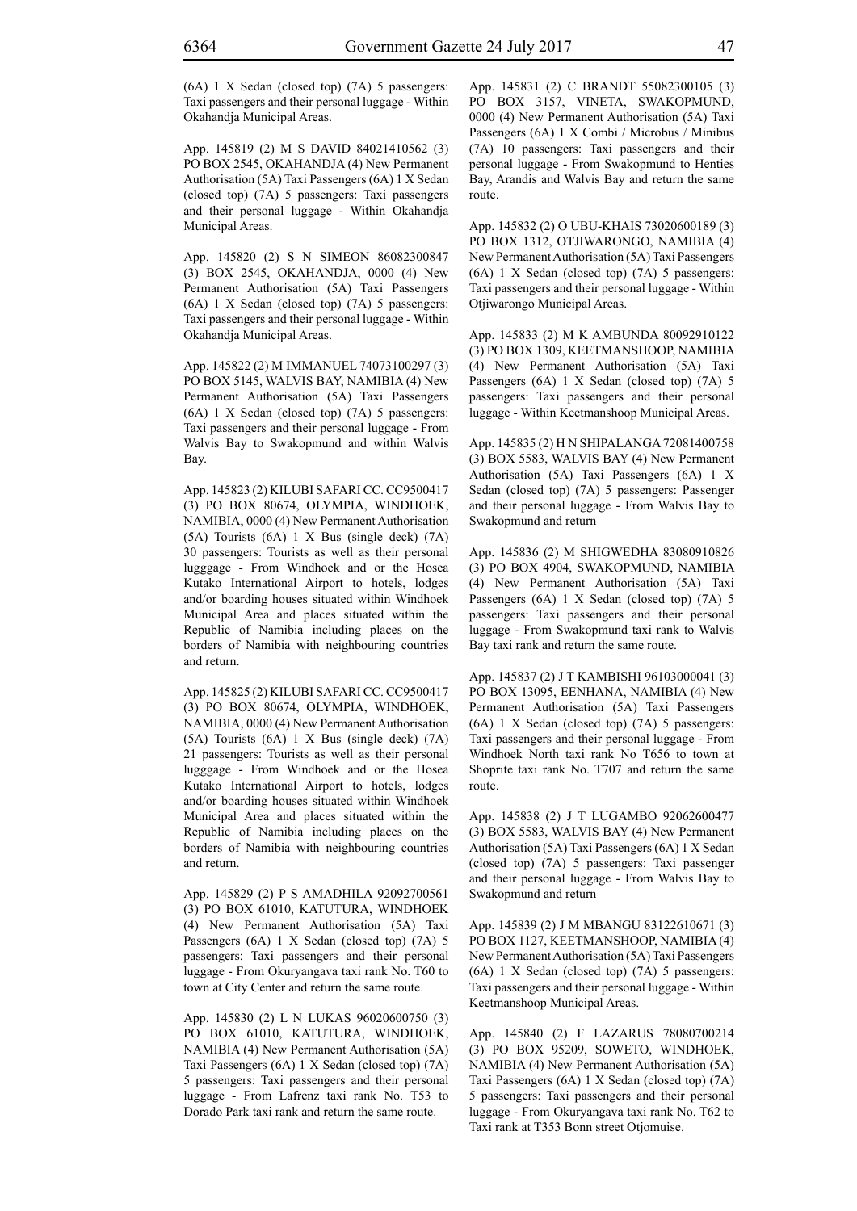(6A) 1 X Sedan (closed top) (7A) 5 passengers: Taxi passengers and their personal luggage - Within Okahandja Municipal Areas.

App. 145819 (2) M S DAVID 84021410562 (3) PO BOX 2545, OKAHANDJA (4) New Permanent Authorisation (5A) Taxi Passengers (6A) 1 X Sedan (closed top) (7A) 5 passengers: Taxi passengers and their personal luggage - Within Okahandja Municipal Areas.

App. 145820 (2) S N SIMEON 86082300847 (3) BOX 2545, OKAHANDJA, 0000 (4) New Permanent Authorisation (5A) Taxi Passengers (6A) 1 X Sedan (closed top) (7A) 5 passengers: Taxi passengers and their personal luggage - Within Okahandja Municipal Areas.

App. 145822 (2) M IMMANUEL 74073100297 (3) PO BOX 5145, WALVIS BAY, NAMIBIA (4) New Permanent Authorisation (5A) Taxi Passengers (6A) 1 X Sedan (closed top) (7A) 5 passengers: Taxi passengers and their personal luggage - From Walvis Bay to Swakopmund and within Walvis Bay.

App. 145823 (2) KILUBI SAFARI CC. CC9500417 (3) PO BOX 80674, OLYMPIA, WINDHOEK, NAMIBIA, 0000 (4) New Permanent Authorisation (5A) Tourists (6A) 1 X Bus (single deck) (7A) 30 passengers: Tourists as well as their personal lugggage - From Windhoek and or the Hosea Kutako International Airport to hotels, lodges and/or boarding houses situated within Windhoek Municipal Area and places situated within the Republic of Namibia including places on the borders of Namibia with neighbouring countries and return.

App. 145825 (2) KILUBI SAFARI CC. CC9500417 (3) PO BOX 80674, OLYMPIA, WINDHOEK, NAMIBIA, 0000 (4) New Permanent Authorisation (5A) Tourists (6A) 1 X Bus (single deck) (7A) 21 passengers: Tourists as well as their personal lugggage - From Windhoek and or the Hosea Kutako International Airport to hotels, lodges and/or boarding houses situated within Windhoek Municipal Area and places situated within the Republic of Namibia including places on the borders of Namibia with neighbouring countries and return.

App. 145829 (2) P S AMADHILA 92092700561 (3) PO BOX 61010, KATUTURA, WINDHOEK (4) New Permanent Authorisation (5A) Taxi Passengers (6A) 1 X Sedan (closed top) (7A) 5 passengers: Taxi passengers and their personal luggage - From Okuryangava taxi rank No. T60 to town at City Center and return the same route.

App. 145830 (2) L N LUKAS 96020600750 (3) PO BOX 61010, KATUTURA, WINDHOEK, NAMIBIA (4) New Permanent Authorisation (5A) Taxi Passengers (6A) 1 X Sedan (closed top) (7A) 5 passengers: Taxi passengers and their personal luggage - From Lafrenz taxi rank No. T53 to Dorado Park taxi rank and return the same route.

App. 145831 (2) C BRANDT 55082300105 (3) PO BOX 3157, VINETA, SWAKOPMUND, 0000 (4) New Permanent Authorisation (5A) Taxi Passengers (6A) 1 X Combi / Microbus / Minibus (7A) 10 passengers: Taxi passengers and their personal luggage - From Swakopmund to Henties Bay, Arandis and Walvis Bay and return the same route.

App. 145832 (2) O UBU-KHAIS 73020600189 (3) PO BOX 1312, OTJIWARONGO, NAMIBIA (4) New Permanent Authorisation (5A) Taxi Passengers (6A) 1 X Sedan (closed top) (7A) 5 passengers: Taxi passengers and their personal luggage - Within Otjiwarongo Municipal Areas.

App. 145833 (2) M K AMBUNDA 80092910122 (3) PO BOX 1309, KEETMANSHOOP, NAMIBIA (4) New Permanent Authorisation (5A) Taxi Passengers (6A) 1 X Sedan (closed top) (7A) 5 passengers: Taxi passengers and their personal luggage - Within Keetmanshoop Municipal Areas.

App. 145835 (2) H N SHIPALANGA 72081400758 (3) BOX 5583, WALVIS BAY (4) New Permanent Authorisation (5A) Taxi Passengers (6A) 1 X Sedan (closed top) (7A) 5 passengers: Passenger and their personal luggage - From Walvis Bay to Swakopmund and return

App. 145836 (2) M SHIGWEDHA 83080910826 (3) PO BOX 4904, SWAKOPMUND, NAMIBIA (4) New Permanent Authorisation (5A) Taxi Passengers (6A) 1 X Sedan (closed top) (7A) 5 passengers: Taxi passengers and their personal luggage - From Swakopmund taxi rank to Walvis Bay taxi rank and return the same route.

App. 145837 (2) J T KAMBISHI 96103000041 (3) PO BOX 13095, EENHANA, NAMIBIA (4) New Permanent Authorisation (5A) Taxi Passengers (6A) 1 X Sedan (closed top) (7A) 5 passengers: Taxi passengers and their personal luggage - From Windhoek North taxi rank No T656 to town at Shoprite taxi rank No. T707 and return the same route.

App. 145838 (2) J T LUGAMBO 92062600477 (3) BOX 5583, WALVIS BAY (4) New Permanent Authorisation (5A) Taxi Passengers (6A) 1 X Sedan (closed top) (7A) 5 passengers: Taxi passenger and their personal luggage - From Walvis Bay to Swakopmund and return

App. 145839 (2) J M MBANGU 83122610671 (3) PO BOX 1127, KEETMANSHOOP, NAMIBIA (4) New Permanent Authorisation (5A) Taxi Passengers (6A) 1 X Sedan (closed top) (7A) 5 passengers: Taxi passengers and their personal luggage - Within Keetmanshoop Municipal Areas.

App. 145840 (2) F LAZARUS 78080700214 (3) PO BOX 95209, SOWETO, WINDHOEK, NAMIBIA (4) New Permanent Authorisation (5A) Taxi Passengers (6A) 1 X Sedan (closed top) (7A) 5 passengers: Taxi passengers and their personal luggage - From Okuryangava taxi rank No. T62 to Taxi rank at T353 Bonn street Otjomuise.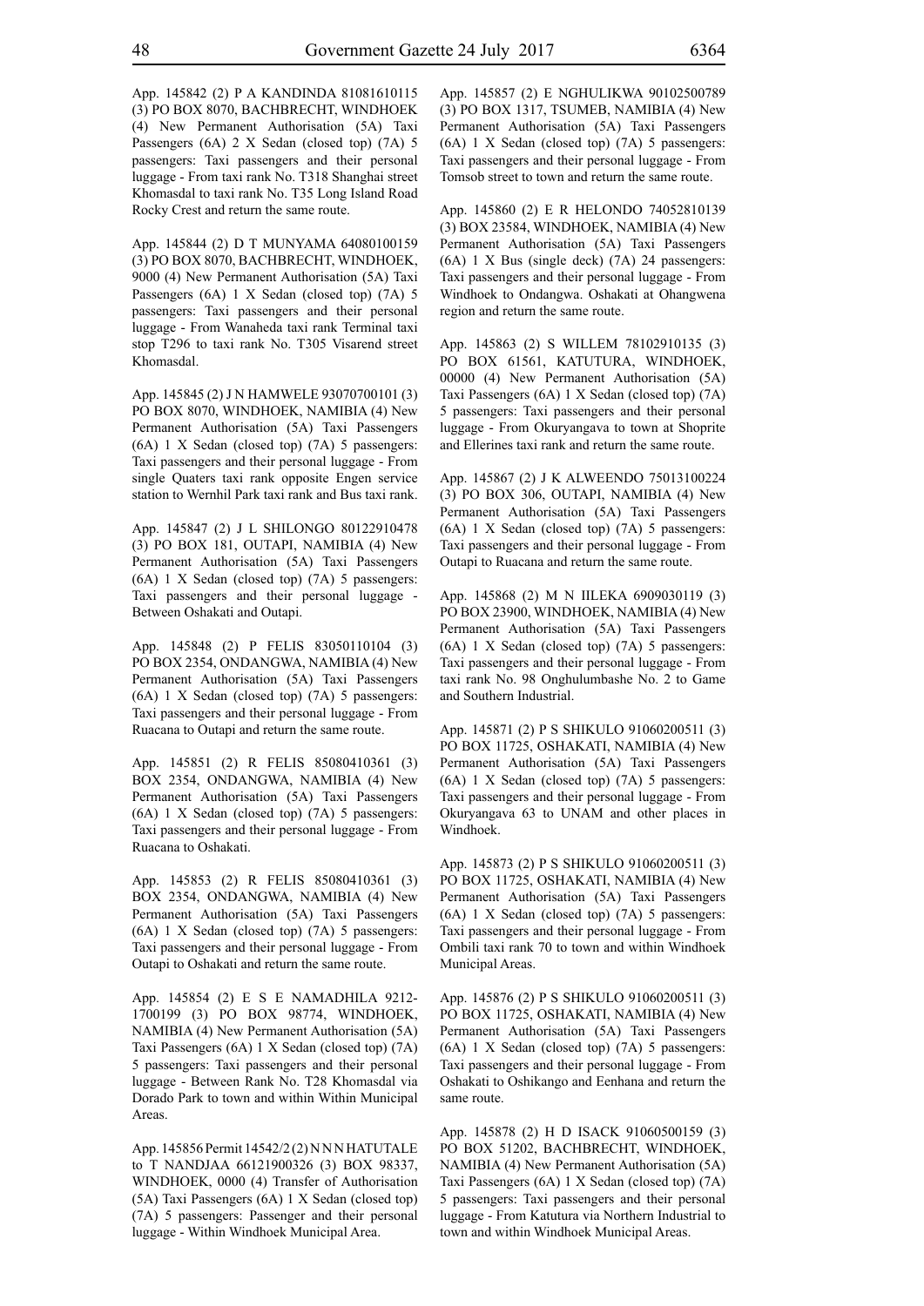App. 145842 (2) P A KANDINDA 81081610115 (3) PO BOX 8070, BACHBRECHT, WINDHOEK (4) New Permanent Authorisation (5A) Taxi Passengers (6A) 2 X Sedan (closed top) (7A) 5 passengers: Taxi passengers and their personal luggage - From taxi rank No. T318 Shanghai street Khomasdal to taxi rank No. T35 Long Island Road Rocky Crest and return the same route.

App. 145844 (2) D T MUNYAMA 64080100159 (3) PO BOX 8070, BACHBRECHT, WINDHOEK, 9000 (4) New Permanent Authorisation (5A) Taxi Passengers (6A) 1 X Sedan (closed top) (7A) 5 passengers: Taxi passengers and their personal luggage - From Wanaheda taxi rank Terminal taxi stop T296 to taxi rank No. T305 Visarend street Khomasdal.

App. 145845 (2) J N HAMWELE 93070700101 (3) PO BOX 8070, WINDHOEK, NAMIBIA (4) New Permanent Authorisation (5A) Taxi Passengers (6A) 1 X Sedan (closed top) (7A) 5 passengers: Taxi passengers and their personal luggage - From single Quaters taxi rank opposite Engen service station to Wernhil Park taxi rank and Bus taxi rank.

App. 145847 (2) J L SHILONGO 80122910478 (3) PO BOX 181, OUTAPI, NAMIBIA (4) New Permanent Authorisation (5A) Taxi Passengers (6A) 1 X Sedan (closed top) (7A) 5 passengers: Taxi passengers and their personal luggage - Between Oshakati and Outapi.

App. 145848 (2) P FELIS 83050110104 (3) PO BOX 2354, ONDANGWA, NAMIBIA (4) New Permanent Authorisation (5A) Taxi Passengers (6A) 1 X Sedan (closed top) (7A) 5 passengers: Taxi passengers and their personal luggage - From Ruacana to Outapi and return the same route.

App. 145851 (2) R FELIS 85080410361 (3) BOX 2354, ONDANGWA, NAMIBIA (4) New Permanent Authorisation (5A) Taxi Passengers (6A) 1 X Sedan (closed top) (7A) 5 passengers: Taxi passengers and their personal luggage - From Ruacana to Oshakati.

App. 145853 (2) R FELIS 85080410361 (3) BOX 2354, ONDANGWA, NAMIBIA (4) New Permanent Authorisation (5A) Taxi Passengers (6A) 1 X Sedan (closed top) (7A) 5 passengers: Taxi passengers and their personal luggage - From Outapi to Oshakati and return the same route.

App. 145854 (2) E S E NAMADHILA 9212-1700199 (3) PO BOX 98774, WINDHOEK, NAMIBIA (4) New Permanent Authorisation (5A) Taxi Passengers (6A) 1 X Sedan (closed top) (7A) 5 passengers: Taxi passengers and their personal luggage - Between Rank No. T28 Khomasdal via Dorado Park to town and within Within Municipal Areas.

App. 145856 Permit 14542/2 (2) N N N HATUTALE to T NANDJAA 66121900326 (3) BOX 98337, WINDHOEK, 0000 (4) Transfer of Authorisation (5A) Taxi Passengers (6A) 1 X Sedan (closed top) (7A) 5 passengers: Passenger and their personal luggage - Within Windhoek Municipal Area.

App. 145857 (2) E NGHULIKWA 90102500789 (3) PO BOX 1317, TSUMEB, NAMIBIA (4) New Permanent Authorisation (5A) Taxi Passengers (6A) 1 X Sedan (closed top) (7A) 5 passengers: Taxi passengers and their personal luggage - From Tomsob street to town and return the same route.

App. 145860 (2) E R HELONDO 74052810139 (3) BOX 23584, WINDHOEK, NAMIBIA (4) New Permanent Authorisation (5A) Taxi Passengers (6A) 1 X Bus (single deck) (7A) 24 passengers: Taxi passengers and their personal luggage - From Windhoek to Ondangwa. Oshakati at Ohangwena region and return the same route.

App. 145863 (2) S WILLEM 78102910135 (3) PO BOX 61561, KATUTURA, WINDHOEK, 00000 (4) New Permanent Authorisation (5A) Taxi Passengers (6A) 1 X Sedan (closed top) (7A) 5 passengers: Taxi passengers and their personal luggage - From Okuryangava to town at Shoprite and Ellerines taxi rank and return the same route.

App. 145867 (2) J K ALWEENDO 75013100224 (3) PO BOX 306, OUTAPI, NAMIBIA (4) New Permanent Authorisation (5A) Taxi Passengers (6A) 1 X Sedan (closed top) (7A) 5 passengers: Taxi passengers and their personal luggage - From Outapi to Ruacana and return the same route.

App. 145868 (2) M N IILEKA 6909030119 (3) PO BOX 23900, WINDHOEK, NAMIBIA (4) New Permanent Authorisation (5A) Taxi Passengers (6A) 1 X Sedan (closed top) (7A) 5 passengers: Taxi passengers and their personal luggage - From taxi rank No. 98 Onghulumbashe No. 2 to Game and Southern Industrial.

App. 145871 (2) P S SHIKULO 91060200511 (3) PO BOX 11725, OSHAKATI, NAMIBIA (4) New Permanent Authorisation (5A) Taxi Passengers (6A) 1 X Sedan (closed top) (7A) 5 passengers: Taxi passengers and their personal luggage - From Okuryangava 63 to UNAM and other places in Windhoek.

App. 145873 (2) P S SHIKULO 91060200511 (3) PO BOX 11725, OSHAKATI, NAMIBIA (4) New Permanent Authorisation (5A) Taxi Passengers (6A) 1 X Sedan (closed top) (7A) 5 passengers: Taxi passengers and their personal luggage - From Ombili taxi rank 70 to town and within Windhoek Municipal Areas.

App. 145876 (2) P S SHIKULO 91060200511 (3) PO BOX 11725, OSHAKATI, NAMIBIA (4) New Permanent Authorisation (5A) Taxi Passengers (6A) 1 X Sedan (closed top) (7A) 5 passengers: Taxi passengers and their personal luggage - From Oshakati to Oshikango and Eenhana and return the same route.

App. 145878 (2) H D ISACK 91060500159 (3) PO BOX 51202, BACHBRECHT, WINDHOEK, NAMIBIA (4) New Permanent Authorisation (5A) Taxi Passengers (6A) 1 X Sedan (closed top) (7A) 5 passengers: Taxi passengers and their personal luggage - From Katutura via Northern Industrial to town and within Windhoek Municipal Areas.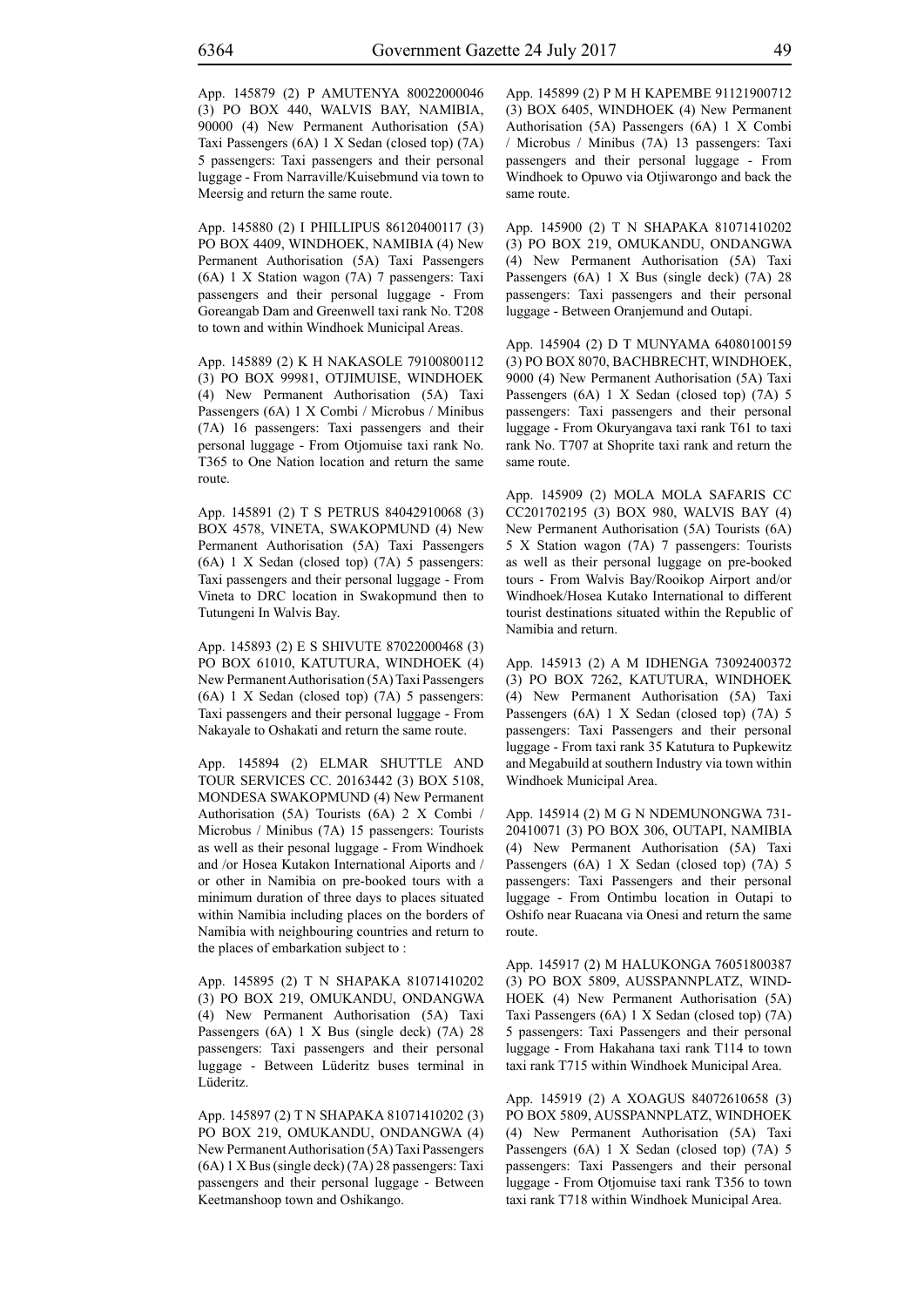App. 145879 (2) P AMUTENYA 80022000046 (3) PO BOX 440, WALVIS BAY, NAMIBIA, 90000 (4) New Permanent Authorisation (5A) Taxi Passengers (6A) 1 X Sedan (closed top) (7A) 5 passengers: Taxi passengers and their personal luggage - From Narraville/Kuisebmund via town to Meersig and return the same route.

App. 145880 (2) I PHILLIPUS 86120400117 (3) PO BOX 4409, WINDHOEK, NAMIBIA (4) New Permanent Authorisation (5A) Taxi Passengers (6A) 1 X Station wagon (7A) 7 passengers: Taxi passengers and their personal luggage - From Goreangab Dam and Greenwell taxi rank No. T208 to town and within Windhoek Municipal Areas.

App. 145889 (2) K H NAKASOLE 79100800112 (3) PO BOX 99981, OTJIMUISE, WINDHOEK (4) New Permanent Authorisation (5A) Taxi Passengers (6A) 1 X Combi / Microbus / Minibus (7A) 16 passengers: Taxi passengers and their personal luggage - From Otjomuise taxi rank No. T365 to One Nation location and return the same route.

App. 145891 (2) T S PETRUS 84042910068 (3) BOX 4578, VINETA, SWAKOPMUND (4) New Permanent Authorisation (5A) Taxi Passengers (6A) 1 X Sedan (closed top) (7A) 5 passengers: Taxi passengers and their personal luggage - From Vineta to DRC location in Swakopmund then to Tutungeni In Walvis Bay.

App. 145893 (2) E S SHIVUTE 87022000468 (3) PO BOX 61010, KATUTURA, WINDHOEK (4) New Permanent Authorisation (5A) Taxi Passengers (6A) 1 X Sedan (closed top) (7A) 5 passengers: Taxi passengers and their personal luggage - From Nakayale to Oshakati and return the same route.

App. 145894 (2) ELMAR SHUTTLE AND TOUR SERVICES CC. 20163442 (3) BOX 5108, MONDESA SWAKOPMUND (4) New Permanent Authorisation (5A) Tourists (6A) 2 X Combi / Microbus / Minibus (7A) 15 passengers: Tourists as well as their pesonal luggage - From Windhoek and /or Hosea Kutakon International Aiports and / or other in Namibia on pre-booked tours with a minimum duration of three days to places situated within Namibia including places on the borders of Namibia with neighbouring countries and return to the places of embarkation subject to :

App. 145895 (2) T N SHAPAKA 81071410202 (3) PO BOX 219, OMUKANDU, ONDANGWA (4) New Permanent Authorisation (5A) Taxi Passengers (6A) 1 X Bus (single deck) (7A) 28 passengers: Taxi passengers and their personal luggage - Between Lüderitz buses terminal in Lüderitz.

App. 145897 (2) T N SHAPAKA 81071410202 (3) PO BOX 219, OMUKANDU, ONDANGWA (4) New Permanent Authorisation (5A) Taxi Passengers (6A) 1 X Bus (single deck) (7A) 28 passengers: Taxi passengers and their personal luggage - Between Keetmanshoop town and Oshikango.

App. 145899 (2) P M H KAPEMBE 91121900712 (3) BOX 6405, WINDHOEK (4) New Permanent Authorisation (5A) Passengers (6A) 1 X Combi / Microbus / Minibus (7A) 13 passengers: Taxi passengers and their personal luggage - From Windhoek to Opuwo via Otjiwarongo and back the same route.

App. 145900 (2) T N SHAPAKA 81071410202 (3) PO BOX 219, OMUKANDU, ONDANGWA (4) New Permanent Authorisation (5A) Taxi Passengers (6A) 1 X Bus (single deck) (7A) 28 passengers: Taxi passengers and their personal luggage - Between Oranjemund and Outapi.

App. 145904 (2) D T MUNYAMA 64080100159 (3) PO BOX 8070, BACHBRECHT, WINDHOEK, 9000 (4) New Permanent Authorisation (5A) Taxi Passengers (6A) 1 X Sedan (closed top) (7A) 5 passengers: Taxi passengers and their personal luggage - From Okuryangava taxi rank T61 to taxi rank No. T707 at Shoprite taxi rank and return the same route.

App. 145909 (2) MOLA MOLA SAFARIS CC CC201702195 (3) BOX 980, WALVIS BAY (4) New Permanent Authorisation (5A) Tourists (6A) 5 X Station wagon (7A) 7 passengers: Tourists as well as their personal luggage on pre-booked tours - From Walvis Bay/Rooikop Airport and/or Windhoek/Hosea Kutako International to different tourist destinations situated within the Republic of Namibia and return.

App. 145913 (2) A M IDHENGA 73092400372 (3) PO BOX 7262, KATUTURA, WINDHOEK (4) New Permanent Authorisation (5A) Taxi Passengers (6A) 1 X Sedan (closed top) (7A) 5 passengers: Taxi Passengers and their personal luggage - From taxi rank 35 Katutura to Pupkewitz and Megabuild at southern Industry via town within Windhoek Municipal Area.

App. 145914 (2) M G N NDEMUNONGWA 731-20410071 (3) PO BOX 306, OUTAPI, NAMIBIA (4) New Permanent Authorisation (5A) Taxi Passengers (6A) 1 X Sedan (closed top) (7A) 5 passengers: Taxi Passengers and their personal luggage - From Ontimbu location in Outapi to Oshifo near Ruacana via Onesi and return the same route.

App. 145917 (2) M HALUKONGA 76051800387 (3) PO BOX 5809, AUSSPANNPLATZ, WINDHOEK (4) New Permanent Authorisation (5A) Taxi Passengers (6A) 1 X Sedan (closed top) (7A) 5 passengers: Taxi Passengers and their personal luggage - From Hakahana taxi rank T114 to town taxi rank T715 within Windhoek Municipal Area.

App. 145919 (2) A XOAGUS 84072610658 (3) PO BOX 5809, AUSSPANNPLATZ, WINDHOEK (4) New Permanent Authorisation (5A) Taxi Passengers (6A) 1 X Sedan (closed top) (7A) 5 passengers: Taxi Passengers and their personal luggage - From Otjomuise taxi rank T356 to town taxi rank T718 within Windhoek Municipal Area.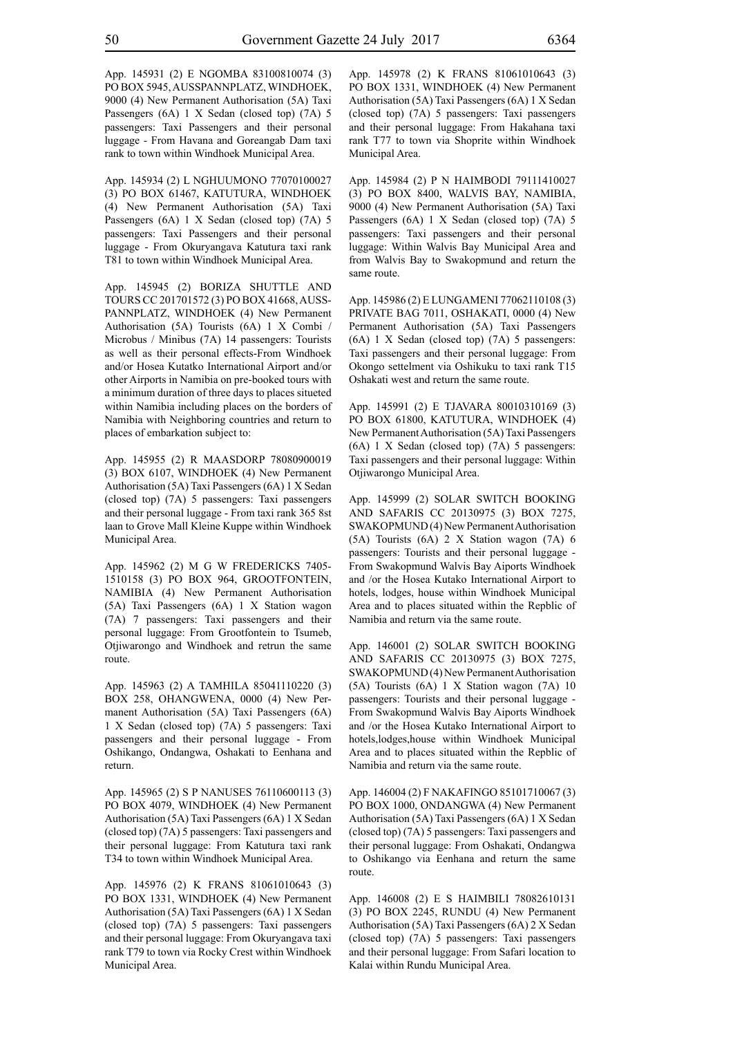App. 145931 (2) E NGOMBA 83100810074 (3) PO BOX 5945, AUSSPANNPLATZ, WINDHOEK, 9000 (4) New Permanent Authorisation (5A) Taxi Passengers (6A) 1 X Sedan (closed top) (7A) 5 passengers: Taxi Passengers and their personal luggage - From Havana and Goreangab Dam taxi rank to town within Windhoek Municipal Area.

App. 145934 (2) L NGHUUMONO 77070100027 (3) PO BOX 61467, KATUTURA, WINDHOEK (4) New Permanent Authorisation (5A) Taxi Passengers (6A) 1 X Sedan (closed top) (7A) 5 passengers: Taxi Passengers and their personal luggage - From Okuryangava Katutura taxi rank T81 to town within Windhoek Municipal Area.

App. 145945 (2) BORIZA SHUTTLE AND TOURS CC 201701572 (3) PO BOX 41668, AUSSPANNPLATZ, WINDHOEK (4) New Permanent Authorisation (5A) Tourists (6A) 1 X Combi / Microbus / Minibus (7A) 14 passengers: Tourists as well as their personal effects-From Windhoek and/or Hosea Kutatko International Airport and/or other Airports in Namibia on pre-booked tours with a minimum duration of three days to places situeted within Namibia including places on the borders of Namibia with Neighboring countries and return to places of embarkation subject to:

App. 145955 (2) R MAASDORP 78080900019 (3) BOX 6107, WINDHOEK (4) New Permanent Authorisation (5A) Taxi Passengers (6A) 1 X Sedan (closed top) (7A) 5 passengers: Taxi passengers and their personal luggage - From taxi rank 365 8st laan to Grove Mall Kleine Kuppe within Windhoek Municipal Area.

App. 145962 (2) M G W FREDERICKS 7405-1510158 (3) PO BOX 964, GROOTFONTEIN, NAMIBIA (4) New Permanent Authorisation (5A) Taxi Passengers (6A) 1 X Station wagon (7A) 7 passengers: Taxi passengers and their personal luggage: From Grootfontein to Tsumeb, Otjiwarongo and Windhoek and retrun the same route.

App. 145963 (2) A TAMHILA 85041110220 (3) BOX 258, OHANGWENA, 0000 (4) New Permanent Authorisation (5A) Taxi Passengers (6A) 1 X Sedan (closed top) (7A) 5 passengers: Taxi passengers and their personal luggage - From Oshikango, Ondangwa, Oshakati to Eenhana and return.

App. 145965 (2) S P NANUSES 76110600113 (3) PO BOX 4079, WINDHOEK (4) New Permanent Authorisation (5A) Taxi Passengers (6A) 1 X Sedan (closed top) (7A) 5 passengers: Taxi passengers and their personal luggage: From Katutura taxi rank T34 to town within Windhoek Municipal Area.

App. 145976 (2) K FRANS 81061010643 (3) PO BOX 1331, WINDHOEK (4) New Permanent Authorisation (5A) Taxi Passengers (6A) 1 X Sedan (closed top) (7A) 5 passengers: Taxi passengers and their personal luggage: From Okuryangava taxi rank T79 to town via Rocky Crest within Windhoek Municipal Area.

App. 145978 (2) K FRANS 81061010643 (3) PO BOX 1331, WINDHOEK (4) New Permanent Authorisation (5A) Taxi Passengers (6A) 1 X Sedan (closed top) (7A) 5 passengers: Taxi passengers and their personal luggage: From Hakahana taxi rank T77 to town via Shoprite within Windhoek Municipal Area.

App. 145984 (2) P N HAIMBODI 79111410027 (3) PO BOX 8400, WALVIS BAY, NAMIBIA, 9000 (4) New Permanent Authorisation (5A) Taxi Passengers (6A) 1 X Sedan (closed top) (7A) 5 passengers: Taxi passengers and their personal luggage: Within Walvis Bay Municipal Area and from Walvis Bay to Swakopmund and return the same route.

App. 145986 (2) E LUNGAMENI 77062110108 (3) PRIVATE BAG 7011, OSHAKATI, 0000 (4) New Permanent Authorisation (5A) Taxi Passengers (6A) 1 X Sedan (closed top) (7A) 5 passengers: Taxi passengers and their personal luggage: From Okongo settelment via Oshikuku to taxi rank T15 Oshakati west and return the same route.

App. 145991 (2) E TJAVARA 80010310169 (3) PO BOX 61800, KATUTURA, WINDHOEK (4) New Permanent Authorisation (5A) Taxi Passengers (6A) 1 X Sedan (closed top) (7A) 5 passengers: Taxi passengers and their personal luggage: Within Otjiwarongo Municipal Area.

App. 145999 (2) SOLAR SWITCH BOOKING AND SAFARIS CC 20130975 (3) BOX 7275, SWAKOPMUND (4) New Permanent Authorisation (5A) Tourists (6A) 2 X Station wagon (7A) 6 passengers: Tourists and their personal luggage - From Swakopmund Walvis Bay Aiports Windhoek and /or the Hosea Kutako International Airport to hotels, lodges, house within Windhoek Municipal Area and to places situated within the Repblic of Namibia and return via the same route.

App. 146001 (2) SOLAR SWITCH BOOKING AND SAFARIS CC 20130975 (3) BOX 7275, SWAKOPMUND (4) New Permanent Authorisation (5A) Tourists (6A) 1 X Station wagon (7A) 10 passengers: Tourists and their personal luggage - From Swakopmund Walvis Bay Aiports Windhoek and /or the Hosea Kutako International Airport to hotels,lodges,house within Windhoek Municipal Area and to places situated within the Repblic of Namibia and return via the same route.

App. 146004 (2) F NAKAFINGO 85101710067 (3) PO BOX 1000, ONDANGWA (4) New Permanent Authorisation (5A) Taxi Passengers (6A) 1 X Sedan (closed top) (7A) 5 passengers: Taxi passengers and their personal luggage: From Oshakati, Ondangwa to Oshikango via Eenhana and return the same route.

App. 146008 (2) E S HAIMBILI 78082610131 (3) PO BOX 2245, RUNDU (4) New Permanent Authorisation (5A) Taxi Passengers (6A) 2 X Sedan (closed top) (7A) 5 passengers: Taxi passengers and their personal luggage: From Safari location to Kalai within Rundu Municipal Area.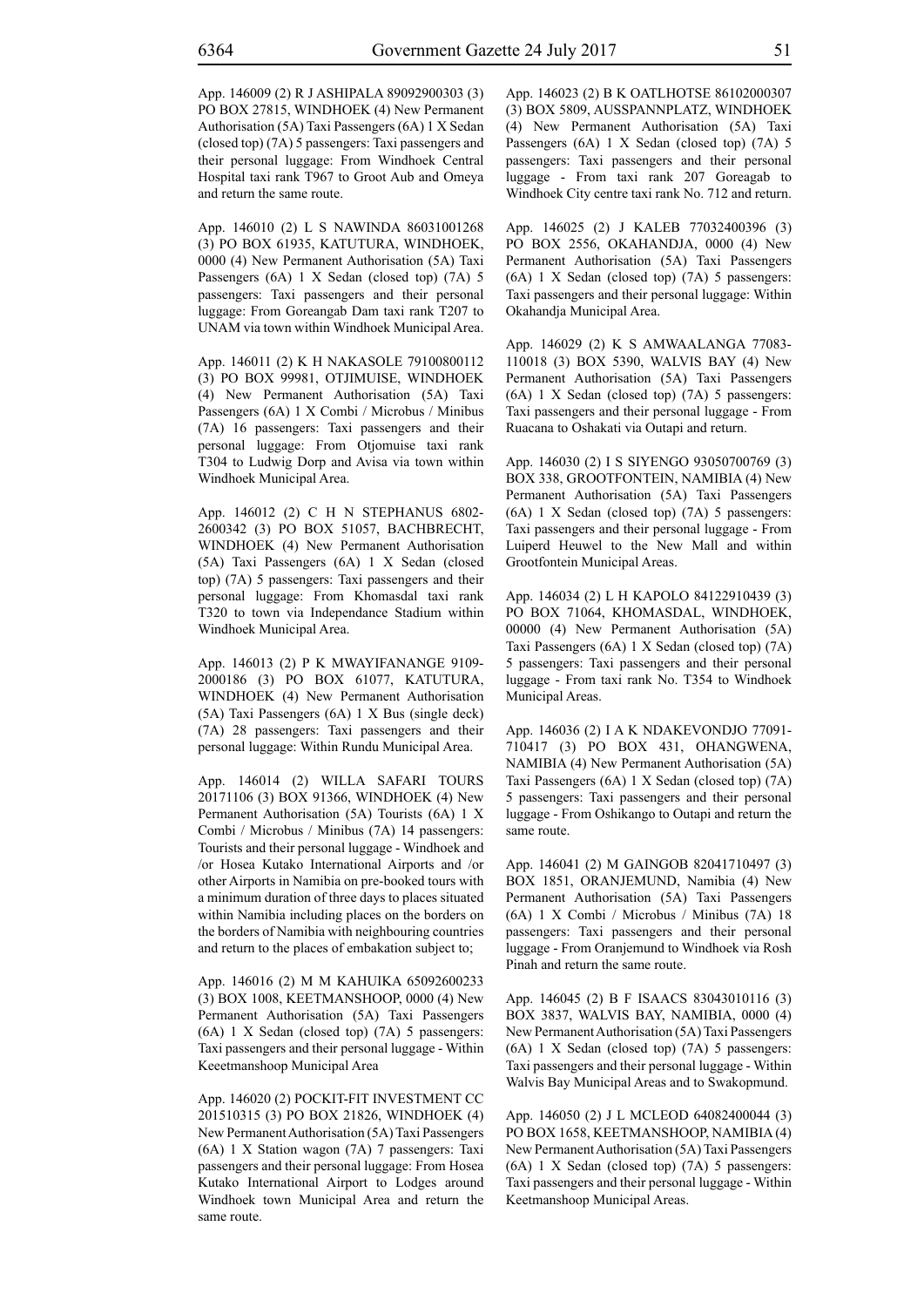App. 146009 (2) R J ASHIPALA 89092900303 (3) PO BOX 27815, WINDHOEK (4) New Permanent Authorisation (5A) Taxi Passengers (6A) 1 X Sedan (closed top) (7A) 5 passengers: Taxi passengers and their personal luggage: From Windhoek Central Hospital taxi rank T967 to Groot Aub and Omeya and return the same route.

App. 146010 (2) L S NAWINDA 86031001268 (3) PO BOX 61935, KATUTURA, WINDHOEK, 0000 (4) New Permanent Authorisation (5A) Taxi Passengers (6A) 1 X Sedan (closed top) (7A) 5 passengers: Taxi passengers and their personal luggage: From Goreangab Dam taxi rank T207 to UNAM via town within Windhoek Municipal Area.

App. 146011 (2) K H NAKASOLE 79100800112 (3) PO BOX 99981, OTJIMUISE, WINDHOEK (4) New Permanent Authorisation (5A) Taxi Passengers (6A) 1 X Combi / Microbus / Minibus (7A) 16 passengers: Taxi passengers and their personal luggage: From Otjomuise taxi rank T304 to Ludwig Dorp and Avisa via town within Windhoek Municipal Area.

App. 146012 (2) C H N STEPHANUS 6802-2600342 (3) PO BOX 51057, BACHBRECHT, WINDHOEK (4) New Permanent Authorisation (5A) Taxi Passengers (6A) 1 X Sedan (closed top) (7A) 5 passengers: Taxi passengers and their personal luggage: From Khomasdal taxi rank T320 to town via Independance Stadium within Windhoek Municipal Area.

App. 146013 (2) P K MWAYIFANANGE 9109-2000186 (3) PO BOX 61077, KATUTURA, WINDHOEK (4) New Permanent Authorisation (5A) Taxi Passengers (6A) 1 X Bus (single deck) (7A) 28 passengers: Taxi passengers and their personal luggage: Within Rundu Municipal Area.

App. 146014 (2) WILLA SAFARI TOURS 20171106 (3) BOX 91366, WINDHOEK (4) New Permanent Authorisation (5A) Tourists (6A) 1 X Combi / Microbus / Minibus (7A) 14 passengers: Tourists and their personal luggage - Windhoek and /or Hosea Kutako International Airports and /or other Airports in Namibia on pre-booked tours with a minimum duration of three days to places situated within Namibia including places on the borders on the borders of Namibia with neighbouring countries and return to the places of embakation subject to;

App. 146016 (2) M M KAHUIKA 65092600233 (3) BOX 1008, KEETMANSHOOP, 0000 (4) New Permanent Authorisation (5A) Taxi Passengers (6A) 1 X Sedan (closed top) (7A) 5 passengers: Taxi passengers and their personal luggage - Within Keeetmanshoop Municipal Area

App. 146020 (2) POCKIT-FIT INVESTMENT CC 201510315 (3) PO BOX 21826, WINDHOEK (4) New Permanent Authorisation (5A) Taxi Passengers (6A) 1 X Station wagon (7A) 7 passengers: Taxi passengers and their personal luggage: From Hosea Kutako International Airport to Lodges around Windhoek town Municipal Area and return the same route.

App. 146023 (2) B K OATLHOTSE 86102000307 (3) BOX 5809, AUSSPANNPLATZ, WINDHOEK (4) New Permanent Authorisation (5A) Taxi Passengers (6A) 1 X Sedan (closed top) (7A) 5 passengers: Taxi passengers and their personal luggage - From taxi rank 207 Goreagab to Windhoek City centre taxi rank No. 712 and return.

App. 146025 (2) J KALEB 77032400396 (3) PO BOX 2556, OKAHANDJA, 0000 (4) New Permanent Authorisation (5A) Taxi Passengers (6A) 1 X Sedan (closed top) (7A) 5 passengers: Taxi passengers and their personal luggage: Within Okahandja Municipal Area.

App. 146029 (2) K S AMWAALANGA 77083-110018 (3) BOX 5390, WALVIS BAY (4) New Permanent Authorisation (5A) Taxi Passengers (6A) 1 X Sedan (closed top) (7A) 5 passengers: Taxi passengers and their personal luggage - From Ruacana to Oshakati via Outapi and return.

App. 146030 (2) I S SIYENGO 93050700769 (3) BOX 338, GROOTFONTEIN, NAMIBIA (4) New Permanent Authorisation (5A) Taxi Passengers (6A) 1 X Sedan (closed top) (7A) 5 passengers: Taxi passengers and their personal luggage - From Luiperd Heuwel to the New Mall and within Grootfontein Municipal Areas.

App. 146034 (2) L H KAPOLO 84122910439 (3) PO BOX 71064, KHOMASDAL, WINDHOEK, 00000 (4) New Permanent Authorisation (5A) Taxi Passengers (6A) 1 X Sedan (closed top) (7A) 5 passengers: Taxi passengers and their personal luggage - From taxi rank No. T354 to Windhoek Municipal Areas.

App. 146036 (2) I A K NDAKEVONDJO 77091-710417 (3) PO BOX 431, OHANGWENA, NAMIBIA (4) New Permanent Authorisation (5A) Taxi Passengers (6A) 1 X Sedan (closed top) (7A) 5 passengers: Taxi passengers and their personal luggage - From Oshikango to Outapi and return the same route.

App. 146041 (2) M GAINGOB 82041710497 (3) BOX 1851, ORANJEMUND, Namibia (4) New Permanent Authorisation (5A) Taxi Passengers (6A) 1 X Combi / Microbus / Minibus (7A) 18 passengers: Taxi passengers and their personal luggage - From Oranjemund to Windhoek via Rosh Pinah and return the same route.

App. 146045 (2) B F ISAACS 83043010116 (3) BOX 3837, WALVIS BAY, NAMIBIA, 0000 (4) New Permanent Authorisation (5A) Taxi Passengers (6A) 1 X Sedan (closed top) (7A) 5 passengers: Taxi passengers and their personal luggage - Within Walvis Bay Municipal Areas and to Swakopmund.

App. 146050 (2) J L MCLEOD 64082400044 (3) PO BOX 1658, KEETMANSHOOP, NAMIBIA (4) New Permanent Authorisation (5A) Taxi Passengers (6A) 1 X Sedan (closed top) (7A) 5 passengers: Taxi passengers and their personal luggage - Within Keetmanshoop Municipal Areas.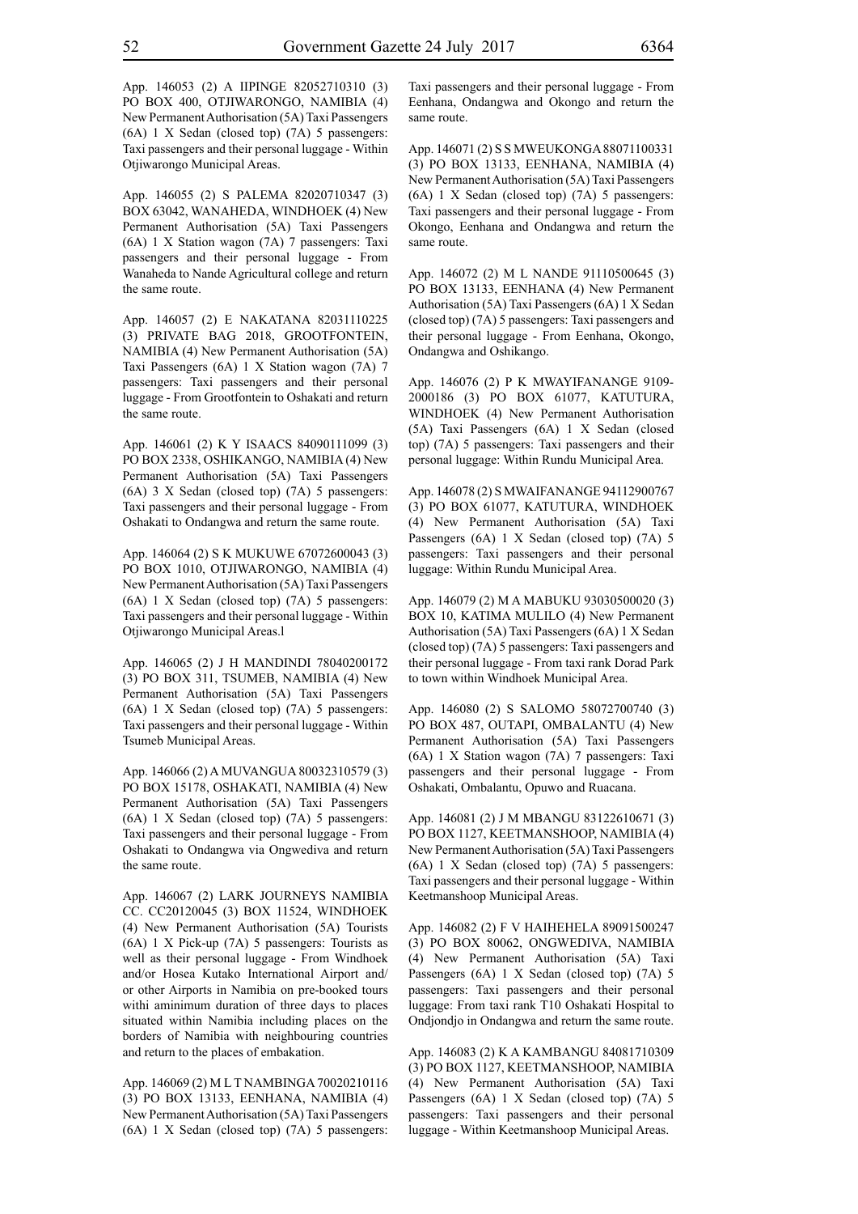App. 146053 (2) A IIPINGE 82052710310 (3) PO BOX 400, OTJIWARONGO, NAMIBIA (4) New Permanent Authorisation (5A) Taxi Passengers (6A) 1 X Sedan (closed top) (7A) 5 passengers: Taxi passengers and their personal luggage - Within Otjiwarongo Municipal Areas.

App. 146055 (2) S PALEMA 82020710347 (3) BOX 63042, WANAHEDA, WINDHOEK (4) New Permanent Authorisation (5A) Taxi Passengers (6A) 1 X Station wagon (7A) 7 passengers: Taxi passengers and their personal luggage - From Wanaheda to Nande Agricultural college and return the same route.

App. 146057 (2) E NAKATANA 82031110225 (3) PRIVATE BAG 2018, GROOTFONTEIN, NAMIBIA (4) New Permanent Authorisation (5A) Taxi Passengers (6A) 1 X Station wagon (7A) 7 passengers: Taxi passengers and their personal luggage - From Grootfontein to Oshakati and return the same route.

App. 146061 (2) K Y ISAACS 84090111099 (3) PO BOX 2338, OSHIKANGO, NAMIBIA (4) New Permanent Authorisation (5A) Taxi Passengers (6A) 3 X Sedan (closed top) (7A) 5 passengers: Taxi passengers and their personal luggage - From Oshakati to Ondangwa and return the same route.

App. 146064 (2) S K MUKUWE 67072600043 (3) PO BOX 1010, OTJIWARONGO, NAMIBIA (4) New Permanent Authorisation (5A) Taxi Passengers (6A) 1 X Sedan (closed top) (7A) 5 passengers: Taxi passengers and their personal luggage - Within Otjiwarongo Municipal Areas.l

App. 146065 (2) J H MANDINDI 78040200172 (3) PO BOX 311, TSUMEB, NAMIBIA (4) New Permanent Authorisation (5A) Taxi Passengers (6A) 1 X Sedan (closed top) (7A) 5 passengers: Taxi passengers and their personal luggage - Within Tsumeb Municipal Areas.

App. 146066 (2) A MUVANGUA 80032310579 (3) PO BOX 15178, OSHAKATI, NAMIBIA (4) New Permanent Authorisation (5A) Taxi Passengers (6A) 1 X Sedan (closed top) (7A) 5 passengers: Taxi passengers and their personal luggage - From Oshakati to Ondangwa via Ongwediva and return the same route.

App. 146067 (2) LARK JOURNEYS NAMIBIA CC. CC20120045 (3) BOX 11524, WINDHOEK (4) New Permanent Authorisation (5A) Tourists (6A) 1 X Pick-up (7A) 5 passengers: Tourists as well as their personal luggage - From Windhoek and/or Hosea Kutako International Airport and/or other Airports in Namibia on pre-booked tours withi aminimum duration of three days to places situated within Namibia including places on the borders of Namibia with neighbouring countries and return to the places of embakation.

App. 146069 (2) M L T NAMBINGA 70020210116 (3) PO BOX 13133, EENHANA, NAMIBIA (4) New Permanent Authorisation (5A) Taxi Passengers (6A) 1 X Sedan (closed top) (7A) 5 passengers: Taxi passengers and their personal luggage - From Eenhana, Ondangwa and Okongo and return the same route.

App. 146071 (2) S S MWEUKONGA 88071100331 (3) PO BOX 13133, EENHANA, NAMIBIA (4) New Permanent Authorisation (5A) Taxi Passengers (6A) 1 X Sedan (closed top) (7A) 5 passengers: Taxi passengers and their personal luggage - From Okongo, Eenhana and Ondangwa and return the same route.

App. 146072 (2) M L NANDE 91110500645 (3) PO BOX 13133, EENHANA (4) New Permanent Authorisation (5A) Taxi Passengers (6A) 1 X Sedan (closed top) (7A) 5 passengers: Taxi passengers and their personal luggage - From Eenhana, Okongo, Ondangwa and Oshikango.

App. 146076 (2) P K MWAYIFANANGE 9109-2000186 (3) PO BOX 61077, KATUTURA, WINDHOEK (4) New Permanent Authorisation (5A) Taxi Passengers (6A) 1 X Sedan (closed top) (7A) 5 passengers: Taxi passengers and their personal luggage: Within Rundu Municipal Area.

App. 146078 (2) S MWAIFANANGE 94112900767 (3) PO BOX 61077, KATUTURA, WINDHOEK (4) New Permanent Authorisation (5A) Taxi Passengers (6A) 1 X Sedan (closed top) (7A) 5 passengers: Taxi passengers and their personal luggage: Within Rundu Municipal Area.

App. 146079 (2) M A MABUKU 93030500020 (3) BOX 10, KATIMA MULILO (4) New Permanent Authorisation (5A) Taxi Passengers (6A) 1 X Sedan (closed top) (7A) 5 passengers: Taxi passengers and their personal luggage - From taxi rank Dorad Park to town within Windhoek Municipal Area.

App. 146080 (2) S SALOMO 58072700740 (3) PO BOX 487, OUTAPI, OMBALANTU (4) New Permanent Authorisation (5A) Taxi Passengers (6A) 1 X Station wagon (7A) 7 passengers: Taxi passengers and their personal luggage - From Oshakati, Ombalantu, Opuwo and Ruacana.

App. 146081 (2) J M MBANGU 83122610671 (3) PO BOX 1127, KEETMANSHOOP, NAMIBIA (4) New Permanent Authorisation (5A) Taxi Passengers (6A) 1 X Sedan (closed top) (7A) 5 passengers: Taxi passengers and their personal luggage - Within Keetmanshoop Municipal Areas.

App. 146082 (2) F V HAIHEHELA 89091500247 (3) PO BOX 80062, ONGWEDIVA, NAMIBIA (4) New Permanent Authorisation (5A) Taxi Passengers (6A) 1 X Sedan (closed top) (7A) 5 passengers: Taxi passengers and their personal luggage: From taxi rank T10 Oshakati Hospital to Ondjondjo in Ondangwa and return the same route.

App. 146083 (2) K A KAMBANGU 84081710309 (3) PO BOX 1127, KEETMANSHOOP, NAMIBIA (4) New Permanent Authorisation (5A) Taxi Passengers (6A) 1 X Sedan (closed top) (7A) 5 passengers: Taxi passengers and their personal luggage - Within Keetmanshoop Municipal Areas.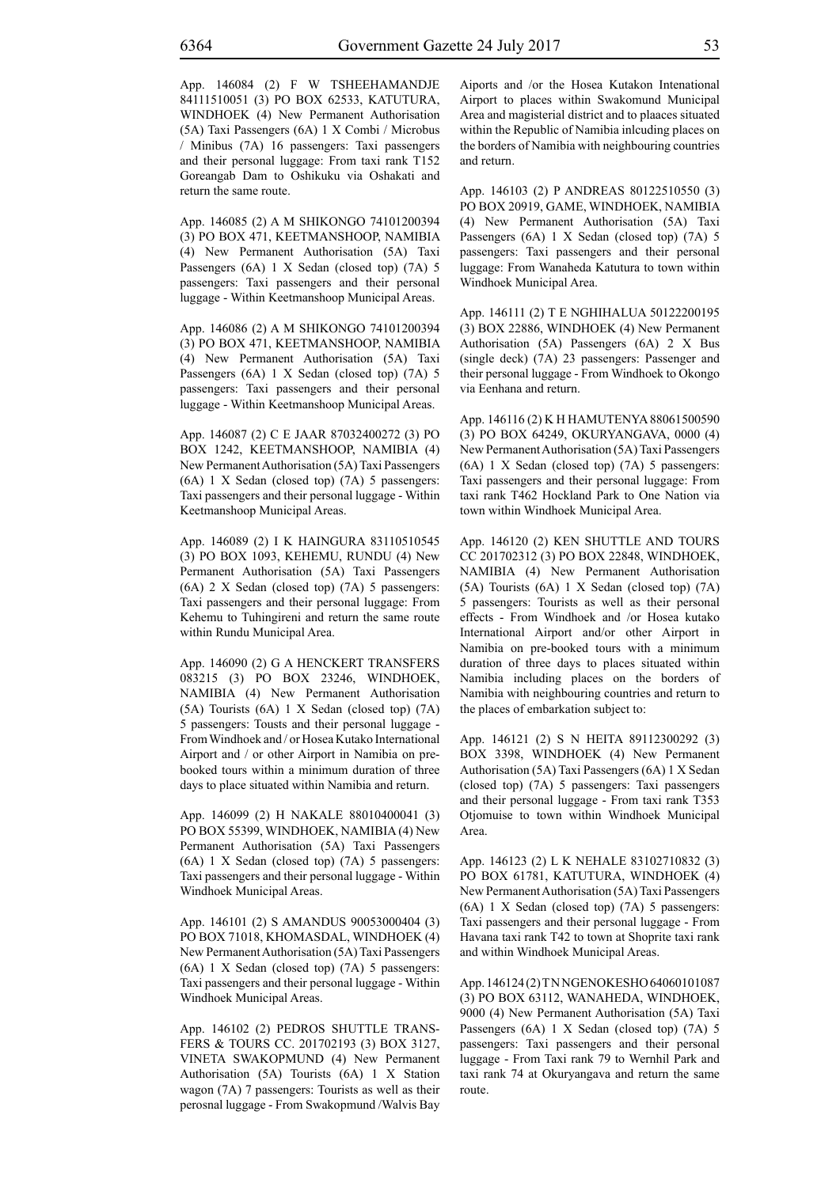App. 146084 (2) F W TSHEEHAMANDJE 84111510051 (3) PO BOX 62533, KATUTURA, WINDHOEK (4) New Permanent Authorisation (5A) Taxi Passengers (6A) 1 X Combi / Microbus / Minibus (7A) 16 passengers: Taxi passengers and their personal luggage: From taxi rank T152 Goreangab Dam to Oshikuku via Oshakati and return the same route.

App. 146085 (2) A M SHIKONGO 74101200394 (3) PO BOX 471, KEETMANSHOOP, NAMIBIA (4) New Permanent Authorisation (5A) Taxi Passengers (6A) 1 X Sedan (closed top) (7A) 5 passengers: Taxi passengers and their personal luggage - Within Keetmanshoop Municipal Areas.

App. 146086 (2) A M SHIKONGO 74101200394 (3) PO BOX 471, KEETMANSHOOP, NAMIBIA (4) New Permanent Authorisation (5A) Taxi Passengers (6A) 1 X Sedan (closed top) (7A) 5 passengers: Taxi passengers and their personal luggage - Within Keetmanshoop Municipal Areas.

App. 146087 (2) C E JAAR 87032400272 (3) PO BOX 1242, KEETMANSHOOP, NAMIBIA (4) New Permanent Authorisation (5A) Taxi Passengers (6A) 1 X Sedan (closed top) (7A) 5 passengers: Taxi passengers and their personal luggage - Within Keetmanshoop Municipal Areas.

App. 146089 (2) I K HAINGURA 83110510545 (3) PO BOX 1093, KEHEMU, RUNDU (4) New Permanent Authorisation (5A) Taxi Passengers (6A) 2 X Sedan (closed top) (7A) 5 passengers: Taxi passengers and their personal luggage: From Kehemu to Tuhingireni and return the same route within Rundu Municipal Area.

App. 146090 (2) G A HENCKERT TRANSFERS 083215 (3) PO BOX 23246, WINDHOEK, NAMIBIA (4) New Permanent Authorisation (5A) Tourists (6A) 1 X Sedan (closed top) (7A) 5 passengers: Tousts and their personal luggage - From Windhoek and / or Hosea Kutako International Airport and / or other Airport in Namibia on pre-booked tours within a minimum duration of three days to place situated within Namibia and return.

App. 146099 (2) H NAKALE 88010400041 (3) PO BOX 55399, WINDHOEK, NAMIBIA (4) New Permanent Authorisation (5A) Taxi Passengers (6A) 1 X Sedan (closed top) (7A) 5 passengers: Taxi passengers and their personal luggage - Within Windhoek Municipal Areas.

App. 146101 (2) S AMANDUS 90053000404 (3) PO BOX 71018, KHOMASDAL, WINDHOEK (4) New Permanent Authorisation (5A) Taxi Passengers (6A) 1 X Sedan (closed top) (7A) 5 passengers: Taxi passengers and their personal luggage - Within Windhoek Municipal Areas.

App. 146102 (2) PEDROS SHUTTLE TRANSFERS & TOURS CC. 201702193 (3) BOX 3127, VINETA SWAKOPMUND (4) New Permanent Authorisation (5A) Tourists (6A) 1 X Station wagon (7A) 7 passengers: Tourists as well as their perosnal luggage - From Swakopmund /Walvis Bay Aiports and /or the Hosea Kutakon Intenational Airport to places within Swakomund Municipal Area and magisterial district and to plaaces situated within the Republic of Namibia inlcuding places on the borders of Namibia with neighbouring countries and return.

App. 146103 (2) P ANDREAS 80122510550 (3) PO BOX 20919, GAME, WINDHOEK, NAMIBIA (4) New Permanent Authorisation (5A) Taxi Passengers (6A) 1 X Sedan (closed top) (7A) 5 passengers: Taxi passengers and their personal luggage: From Wanaheda Katutura to town within Windhoek Municipal Area.

App. 146111 (2) T E NGHIHALUA 50122200195 (3) BOX 22886, WINDHOEK (4) New Permanent Authorisation (5A) Passengers (6A) 2 X Bus (single deck) (7A) 23 passengers: Passenger and their personal luggage - From Windhoek to Okongo via Eenhana and return.

App. 146116 (2) K H HAMUTENYA 88061500590 (3) PO BOX 64249, OKURYANGAVA, 0000 (4) New Permanent Authorisation (5A) Taxi Passengers (6A) 1 X Sedan (closed top) (7A) 5 passengers: Taxi passengers and their personal luggage: From taxi rank T462 Hockland Park to One Nation via town within Windhoek Municipal Area.

App. 146120 (2) KEN SHUTTLE AND TOURS CC 201702312 (3) PO BOX 22848, WINDHOEK, NAMIBIA (4) New Permanent Authorisation (5A) Tourists (6A) 1 X Sedan (closed top) (7A) 5 passengers: Tourists as well as their personal effects - From Windhoek and /or Hosea kutako International Airport and/or other Airport in Namibia on pre-booked tours with a minimum duration of three days to places situated within Namibia including places on the borders of Namibia with neighbouring countries and return to the places of embarkation subject to:

App. 146121 (2) S N HEITA 89112300292 (3) BOX 3398, WINDHOEK (4) New Permanent Authorisation (5A) Taxi Passengers (6A) 1 X Sedan (closed top) (7A) 5 passengers: Taxi passengers and their personal luggage - From taxi rank T353 Otjomuise to town within Windhoek Municipal Area.

App. 146123 (2) L K NEHALE 83102710832 (3) PO BOX 61781, KATUTURA, WINDHOEK (4) New Permanent Authorisation (5A) Taxi Passengers (6A) 1 X Sedan (closed top) (7A) 5 passengers: Taxi passengers and their personal luggage - From Havana taxi rank T42 to town at Shoprite taxi rank and within Windhoek Municipal Areas.

App. 146124 (2) T N NGENOKESHO 64060101087 (3) PO BOX 63112, WANAHEDA, WINDHOEK, 9000 (4) New Permanent Authorisation (5A) Taxi Passengers (6A) 1 X Sedan (closed top) (7A) 5 passengers: Taxi passengers and their personal luggage - From Taxi rank 79 to Wernhil Park and taxi rank 74 at Okuryangava and return the same route.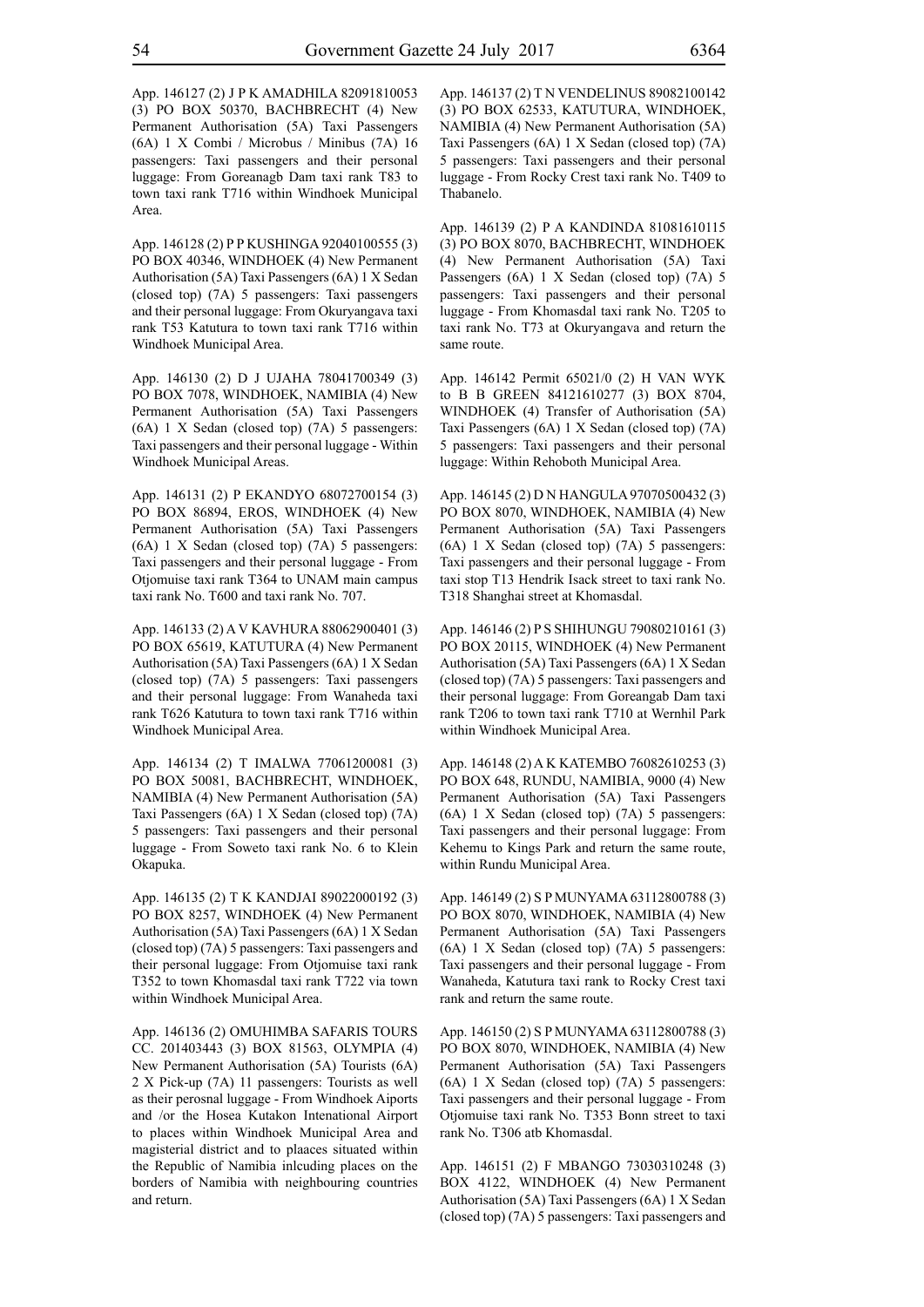App. 146127 (2) J P K AMADHILA 82091810053 (3) PO BOX 50370, BACHBRECHT (4) New Permanent Authorisation (5A) Taxi Passengers (6A) 1 X Combi / Microbus / Minibus (7A) 16 passengers: Taxi passengers and their personal luggage: From Goreanagb Dam taxi rank T83 to town taxi rank T716 within Windhoek Municipal Area.

App. 146128 (2) P P KUSHINGA 92040100555 (3) PO BOX 40346, WINDHOEK (4) New Permanent Authorisation (5A) Taxi Passengers (6A) 1 X Sedan (closed top) (7A) 5 passengers: Taxi passengers and their personal luggage: From Okuryangava taxi rank T53 Katutura to town taxi rank T716 within Windhoek Municipal Area.

App. 146130 (2) D J UJAHA 78041700349 (3) PO BOX 7078, WINDHOEK, NAMIBIA (4) New Permanent Authorisation (5A) Taxi Passengers (6A) 1 X Sedan (closed top) (7A) 5 passengers: Taxi passengers and their personal luggage - Within Windhoek Municipal Areas.

App. 146131 (2) P EKANDYO 68072700154 (3) PO BOX 86894, EROS, WINDHOEK (4) New Permanent Authorisation (5A) Taxi Passengers (6A) 1 X Sedan (closed top) (7A) 5 passengers: Taxi passengers and their personal luggage - From Otjomuise taxi rank T364 to UNAM main campus taxi rank No. T600 and taxi rank No. 707.

App. 146133 (2) A V KAVHURA 88062900401 (3) PO BOX 65619, KATUTURA (4) New Permanent Authorisation (5A) Taxi Passengers (6A) 1 X Sedan (closed top) (7A) 5 passengers: Taxi passengers and their personal luggage: From Wanaheda taxi rank T626 Katutura to town taxi rank T716 within Windhoek Municipal Area.

App. 146134 (2) T IMALWA 77061200081 (3) PO BOX 50081, BACHBRECHT, WINDHOEK, NAMIBIA (4) New Permanent Authorisation (5A) Taxi Passengers (6A) 1 X Sedan (closed top) (7A) 5 passengers: Taxi passengers and their personal luggage - From Soweto taxi rank No. 6 to Klein Okapuka.

App. 146135 (2) T K KANDJAI 89022000192 (3) PO BOX 8257, WINDHOEK (4) New Permanent Authorisation (5A) Taxi Passengers (6A) 1 X Sedan (closed top) (7A) 5 passengers: Taxi passengers and their personal luggage: From Otjomuise taxi rank T352 to town Khomasdal taxi rank T722 via town within Windhoek Municipal Area.

App. 146136 (2) OMUHIMBA SAFARIS TOURS CC. 201403443 (3) BOX 81563, OLYMPIA (4) New Permanent Authorisation (5A) Tourists (6A) 2 X Pick-up (7A) 11 passengers: Tourists as well as their perosnal luggage - From Windhoek Aiports and /or the Hosea Kutakon Intenational Airport to places within Windhoek Municipal Area and magisterial district and to plaaces situated within the Republic of Namibia inlcuding places on the borders of Namibia with neighbouring countries and return.

App. 146137 (2) T N VENDELINUS 89082100142 (3) PO BOX 62533, KATUTURA, WINDHOEK, NAMIBIA (4) New Permanent Authorisation (5A) Taxi Passengers (6A) 1 X Sedan (closed top) (7A) 5 passengers: Taxi passengers and their personal luggage - From Rocky Crest taxi rank No. T409 to Thabanelo.

App. 146139 (2) P A KANDINDA 81081610115 (3) PO BOX 8070, BACHBRECHT, WINDHOEK (4) New Permanent Authorisation (5A) Taxi Passengers (6A) 1 X Sedan (closed top) (7A) 5 passengers: Taxi passengers and their personal luggage - From Khomasdal taxi rank No. T205 to taxi rank No. T73 at Okuryangava and return the same route.

App. 146142 Permit 65021/0 (2) H VAN WYK to B B GREEN 84121610277 (3) BOX 8704, WINDHOEK (4) Transfer of Authorisation (5A) Taxi Passengers (6A) 1 X Sedan (closed top) (7A) 5 passengers: Taxi passengers and their personal luggage: Within Rehoboth Municipal Area.

App. 146145 (2) D N HANGULA 97070500432 (3) PO BOX 8070, WINDHOEK, NAMIBIA (4) New Permanent Authorisation (5A) Taxi Passengers (6A) 1 X Sedan (closed top) (7A) 5 passengers: Taxi passengers and their personal luggage - From taxi stop T13 Hendrik Isack street to taxi rank No. T318 Shanghai street at Khomasdal.

App. 146146 (2) P S SHIHUNGU 79080210161 (3) PO BOX 20115, WINDHOEK (4) New Permanent Authorisation (5A) Taxi Passengers (6A) 1 X Sedan (closed top) (7A) 5 passengers: Taxi passengers and their personal luggage: From Goreangab Dam taxi rank T206 to town taxi rank T710 at Wernhil Park within Windhoek Municipal Area.

App. 146148 (2) A K KATEMBO 76082610253 (3) PO BOX 648, RUNDU, NAMIBIA, 9000 (4) New Permanent Authorisation (5A) Taxi Passengers (6A) 1 X Sedan (closed top) (7A) 5 passengers: Taxi passengers and their personal luggage: From Kehemu to Kings Park and return the same route, within Rundu Municipal Area.

App. 146149 (2) S P MUNYAMA 63112800788 (3) PO BOX 8070, WINDHOEK, NAMIBIA (4) New Permanent Authorisation (5A) Taxi Passengers (6A) 1 X Sedan (closed top) (7A) 5 passengers: Taxi passengers and their personal luggage - From Wanaheda, Katutura taxi rank to Rocky Crest taxi rank and return the same route.

App. 146150 (2) S P MUNYAMA 63112800788 (3) PO BOX 8070, WINDHOEK, NAMIBIA (4) New Permanent Authorisation (5A) Taxi Passengers (6A) 1 X Sedan (closed top) (7A) 5 passengers: Taxi passengers and their personal luggage - From Otjomuise taxi rank No. T353 Bonn street to taxi rank No. T306 atb Khomasdal.

App. 146151 (2) F MBANGO 73030310248 (3) BOX 4122, WINDHOEK (4) New Permanent Authorisation (5A) Taxi Passengers (6A) 1 X Sedan (closed top) (7A) 5 passengers: Taxi passengers and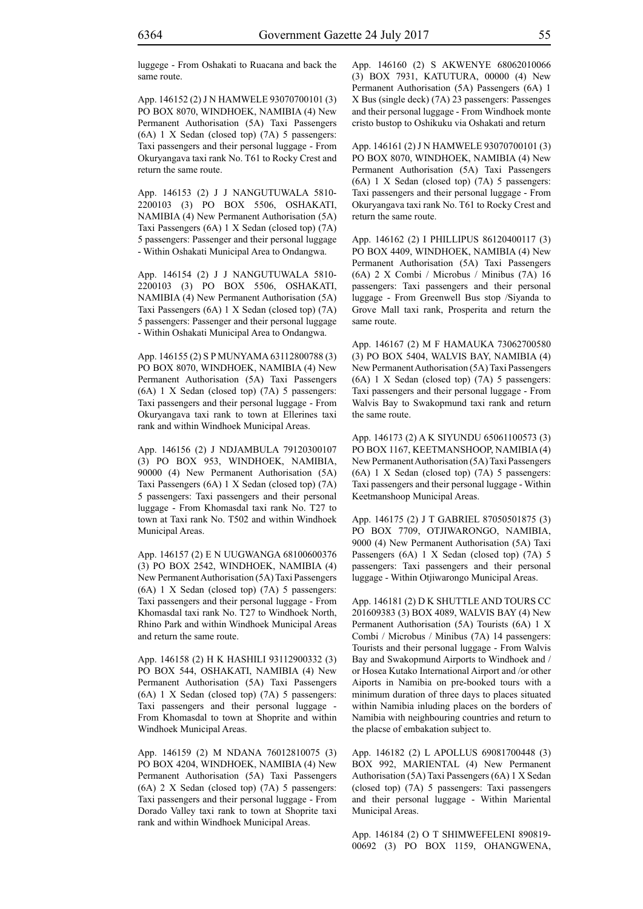luggege - From Oshakati to Ruacana and back the same route.

App. 146152 (2) J N HAMWELE 93070700101 (3) PO BOX 8070, WINDHOEK, NAMIBIA (4) New Permanent Authorisation (5A) Taxi Passengers (6A) 1 X Sedan (closed top) (7A) 5 passengers: Taxi passengers and their personal luggage - From Okuryangava taxi rank No. T61 to Rocky Crest and return the same route.

App. 146153 (2) J J NANGUTUWALA 5810-2200103 (3) PO BOX 5506, OSHAKATI, NAMIBIA (4) New Permanent Authorisation (5A) Taxi Passengers (6A) 1 X Sedan (closed top) (7A) 5 passengers: Passenger and their personal luggage - Within Oshakati Municipal Area to Ondangwa.

App. 146154 (2) J J NANGUTUWALA 5810-2200103 (3) PO BOX 5506, OSHAKATI, NAMIBIA (4) New Permanent Authorisation (5A) Taxi Passengers (6A) 1 X Sedan (closed top) (7A) 5 passengers: Passenger and their personal luggage - Within Oshakati Municipal Area to Ondangwa.

App. 146155 (2) S P MUNYAMA 63112800788 (3) PO BOX 8070, WINDHOEK, NAMIBIA (4) New Permanent Authorisation (5A) Taxi Passengers (6A) 1 X Sedan (closed top) (7A) 5 passengers: Taxi passengers and their personal luggage - From Okuryangava taxi rank to town at Ellerines taxi rank and within Windhoek Municipal Areas.

App. 146156 (2) J NDJAMBULA 79120300107 (3) PO BOX 953, WINDHOEK, NAMIBIA, 90000 (4) New Permanent Authorisation (5A) Taxi Passengers (6A) 1 X Sedan (closed top) (7A) 5 passengers: Taxi passengers and their personal luggage - From Khomasdal taxi rank No. T27 to town at Taxi rank No. T502 and within Windhoek Municipal Areas.

App. 146157 (2) E N UUGWANGA 68100600376 (3) PO BOX 2542, WINDHOEK, NAMIBIA (4) New Permanent Authorisation (5A) Taxi Passengers (6A) 1 X Sedan (closed top) (7A) 5 passengers: Taxi passengers and their personal luggage - From Khomasdal taxi rank No. T27 to Windhoek North, Rhino Park and within Windhoek Municipal Areas and return the same route.

App. 146158 (2) H K HASHILI 93112900332 (3) PO BOX 544, OSHAKATI, NAMIBIA (4) New Permanent Authorisation (5A) Taxi Passengers (6A) 1 X Sedan (closed top) (7A) 5 passengers: Taxi passengers and their personal luggage - From Khomasdal to town at Shoprite and within Windhoek Municipal Areas.

App. 146159 (2) M NDANA 76012810075 (3) PO BOX 4204, WINDHOEK, NAMIBIA (4) New Permanent Authorisation (5A) Taxi Passengers (6A) 2 X Sedan (closed top) (7A) 5 passengers: Taxi passengers and their personal luggage - From Dorado Valley taxi rank to town at Shoprite taxi rank and within Windhoek Municipal Areas.

App. 146160 (2) S AKWENYE 68062010066 (3) BOX 7931, KATUTURA, 00000 (4) New Permanent Authorisation (5A) Passengers (6A) 1 X Bus (single deck) (7A) 23 passengers: Passenges and their personal luggage - From Windhoek monte cristo bustop to Oshikuku via Oshakati and return

App. 146161 (2) J N HAMWELE 93070700101 (3) PO BOX 8070, WINDHOEK, NAMIBIA (4) New Permanent Authorisation (5A) Taxi Passengers (6A) 1 X Sedan (closed top) (7A) 5 passengers: Taxi passengers and their personal luggage - From Okuryangava taxi rank No. T61 to Rocky Crest and return the same route.

App. 146162 (2) I PHILLIPUS 86120400117 (3) PO BOX 4409, WINDHOEK, NAMIBIA (4) New Permanent Authorisation (5A) Taxi Passengers (6A) 2 X Combi / Microbus / Minibus (7A) 16 passengers: Taxi passengers and their personal luggage - From Greenwell Bus stop /Siyanda to Grove Mall taxi rank, Prosperita and return the same route.

App. 146167 (2) M F HAMAUKA 73062700580 (3) PO BOX 5404, WALVIS BAY, NAMIBIA (4) New Permanent Authorisation (5A) Taxi Passengers (6A) 1 X Sedan (closed top) (7A) 5 passengers: Taxi passengers and their personal luggage - From Walvis Bay to Swakopmund taxi rank and return the same route.

App. 146173 (2) A K SIYUNDU 65061100573 (3) PO BOX 1167, KEETMANSHOOP, NAMIBIA (4) New Permanent Authorisation (5A) Taxi Passengers (6A) 1 X Sedan (closed top) (7A) 5 passengers: Taxi passengers and their personal luggage - Within Keetmanshoop Municipal Areas.

App. 146175 (2) J T GABRIEL 87050501875 (3) PO BOX 7709, OTJIWARONGO, NAMIBIA, 9000 (4) New Permanent Authorisation (5A) Taxi Passengers (6A) 1 X Sedan (closed top) (7A) 5 passengers: Taxi passengers and their personal luggage - Within Otjiwarongo Municipal Areas.

App. 146181 (2) D K SHUTTLE AND TOURS CC 201609383 (3) BOX 4089, WALVIS BAY (4) New Permanent Authorisation (5A) Tourists (6A) 1 X Combi / Microbus / Minibus (7A) 14 passengers: Tourists and their personal luggage - From Walvis Bay and Swakopmund Airports to Windhoek and / or Hosea Kutako International Airport and /or other Aiports in Namibia on pre-booked tours with a minimum duration of three days to places situated within Namibia inluding places on the borders of Namibia with neighbouring countries and return to the placse of embakation subject to.

App. 146182 (2) L APOLLUS 69081700448 (3) BOX 992, MARIENTAL (4) New Permanent Authorisation (5A) Taxi Passengers (6A) 1 X Sedan (closed top) (7A) 5 passengers: Taxi passengers and their personal luggage - Within Mariental Municipal Areas.

App. 146184 (2) O T SHIMWEFELENI 890819-00692 (3) PO BOX 1159, OHANGWENA,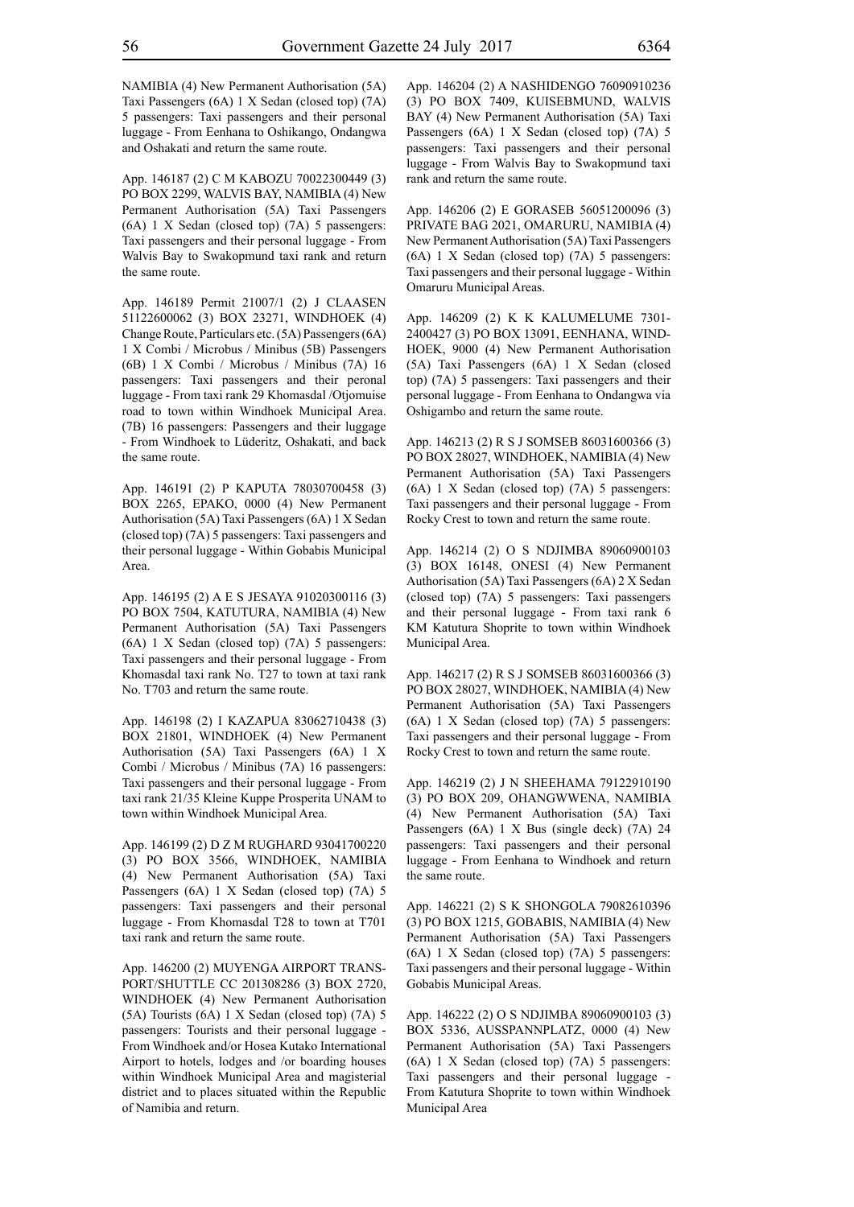NAMIBIA (4) New Permanent Authorisation (5A) Taxi Passengers (6A) 1 X Sedan (closed top) (7A) 5 passengers: Taxi passengers and their personal luggage - From Eenhana to Oshikango, Ondangwa and Oshakati and return the same route.

App. 146187 (2) C M KABOZU 70022300449 (3) PO BOX 2299, WALVIS BAY, NAMIBIA (4) New Permanent Authorisation (5A) Taxi Passengers (6A) 1 X Sedan (closed top) (7A) 5 passengers: Taxi passengers and their personal luggage - From Walvis Bay to Swakopmund taxi rank and return the same route.

App. 146189 Permit 21007/1 (2) J CLAASEN 51122600062 (3) BOX 23271, WINDHOEK (4) Change Route, Particulars etc. (5A) Passengers (6A) 1 X Combi / Microbus / Minibus (5B) Passengers (6B) 1 X Combi / Microbus / Minibus (7A) 16 passengers: Taxi passengers and their peronal luggage - From taxi rank 29 Khomasdal /Otjomuise road to town within Windhoek Municipal Area. (7B) 16 passengers: Passengers and their luggage - From Windhoek to Lüderitz, Oshakati, and back the same route.

App. 146191 (2) P KAPUTA 78030700458 (3) BOX 2265, EPAKO, 0000 (4) New Permanent Authorisation (5A) Taxi Passengers (6A) 1 X Sedan (closed top) (7A) 5 passengers: Taxi passengers and their personal luggage - Within Gobabis Municipal Area.

App. 146195 (2) A E S JESAYA 91020300116 (3) PO BOX 7504, KATUTURA, NAMIBIA (4) New Permanent Authorisation (5A) Taxi Passengers (6A) 1 X Sedan (closed top) (7A) 5 passengers: Taxi passengers and their personal luggage - From Khomasdal taxi rank No. T27 to town at taxi rank No. T703 and return the same route.

App. 146198 (2) I KAZAPUA 83062710438 (3) BOX 21801, WINDHOEK (4) New Permanent Authorisation (5A) Taxi Passengers (6A) 1 X Combi / Microbus / Minibus (7A) 16 passengers: Taxi passengers and their personal luggage - From taxi rank 21/35 Kleine Kuppe Prosperita UNAM to town within Windhoek Municipal Area.

App. 146199 (2) D Z M RUGHARD 93041700220 (3) PO BOX 3566, WINDHOEK, NAMIBIA (4) New Permanent Authorisation (5A) Taxi Passengers (6A) 1 X Sedan (closed top) (7A) 5 passengers: Taxi passengers and their personal luggage - From Khomasdal T28 to town at T701 taxi rank and return the same route.

App. 146200 (2) MUYENGA AIRPORT TRANSPORT/SHUTTLE CC 201308286 (3) BOX 2720, WINDHOEK (4) New Permanent Authorisation (5A) Tourists (6A) 1 X Sedan (closed top) (7A) 5 passengers: Tourists and their personal luggage - From Windhoek and/or Hosea Kutako International Airport to hotels, lodges and /or boarding houses within Windhoek Municipal Area and magisterial district and to places situated within the Republic of Namibia and return.

App. 146204 (2) A NASHIDENGO 76090910236 (3) PO BOX 7409, KUISEBMUND, WALVIS BAY (4) New Permanent Authorisation (5A) Taxi Passengers (6A) 1 X Sedan (closed top) (7A) 5 passengers: Taxi passengers and their personal luggage - From Walvis Bay to Swakopmund taxi rank and return the same route.

App. 146206 (2) E GORASEB 56051200096 (3) PRIVATE BAG 2021, OMARURU, NAMIBIA (4) New Permanent Authorisation (5A) Taxi Passengers (6A) 1 X Sedan (closed top) (7A) 5 passengers: Taxi passengers and their personal luggage - Within Omaruru Municipal Areas.

App. 146209 (2) K K KALUMELUME 7301-2400427 (3) PO BOX 13091, EENHANA, WINDHOEK, 9000 (4) New Permanent Authorisation (5A) Taxi Passengers (6A) 1 X Sedan (closed top) (7A) 5 passengers: Taxi passengers and their personal luggage - From Eenhana to Ondangwa via Oshigambo and return the same route.

App. 146213 (2) R S J SOMSEB 86031600366 (3) PO BOX 28027, WINDHOEK, NAMIBIA (4) New Permanent Authorisation (5A) Taxi Passengers (6A) 1 X Sedan (closed top) (7A) 5 passengers: Taxi passengers and their personal luggage - From Rocky Crest to town and return the same route.

App. 146214 (2) O S NDJIMBA 89060900103 (3) BOX 16148, ONESI (4) New Permanent Authorisation (5A) Taxi Passengers (6A) 2 X Sedan (closed top) (7A) 5 passengers: Taxi passengers and their personal luggage - From taxi rank 6 KM Katutura Shoprite to town within Windhoek Municipal Area.

App. 146217 (2) R S J SOMSEB 86031600366 (3) PO BOX 28027, WINDHOEK, NAMIBIA (4) New Permanent Authorisation (5A) Taxi Passengers (6A) 1 X Sedan (closed top) (7A) 5 passengers: Taxi passengers and their personal luggage - From Rocky Crest to town and return the same route.

App. 146219 (2) J N SHEEHAMA 79122910190 (3) PO BOX 209, OHANGWWENA, NAMIBIA (4) New Permanent Authorisation (5A) Taxi Passengers (6A) 1 X Bus (single deck) (7A) 24 passengers: Taxi passengers and their personal luggage - From Eenhana to Windhoek and return the same route.

App. 146221 (2) S K SHONGOLA 79082610396 (3) PO BOX 1215, GOBABIS, NAMIBIA (4) New Permanent Authorisation (5A) Taxi Passengers (6A) 1 X Sedan (closed top) (7A) 5 passengers: Taxi passengers and their personal luggage - Within Gobabis Municipal Areas.

App. 146222 (2) O S NDJIMBA 89060900103 (3) BOX 5336, AUSSPANNPLATZ, 0000 (4) New Permanent Authorisation (5A) Taxi Passengers (6A) 1 X Sedan (closed top) (7A) 5 passengers: Taxi passengers and their personal luggage - From Katutura Shoprite to town within Windhoek Municipal Area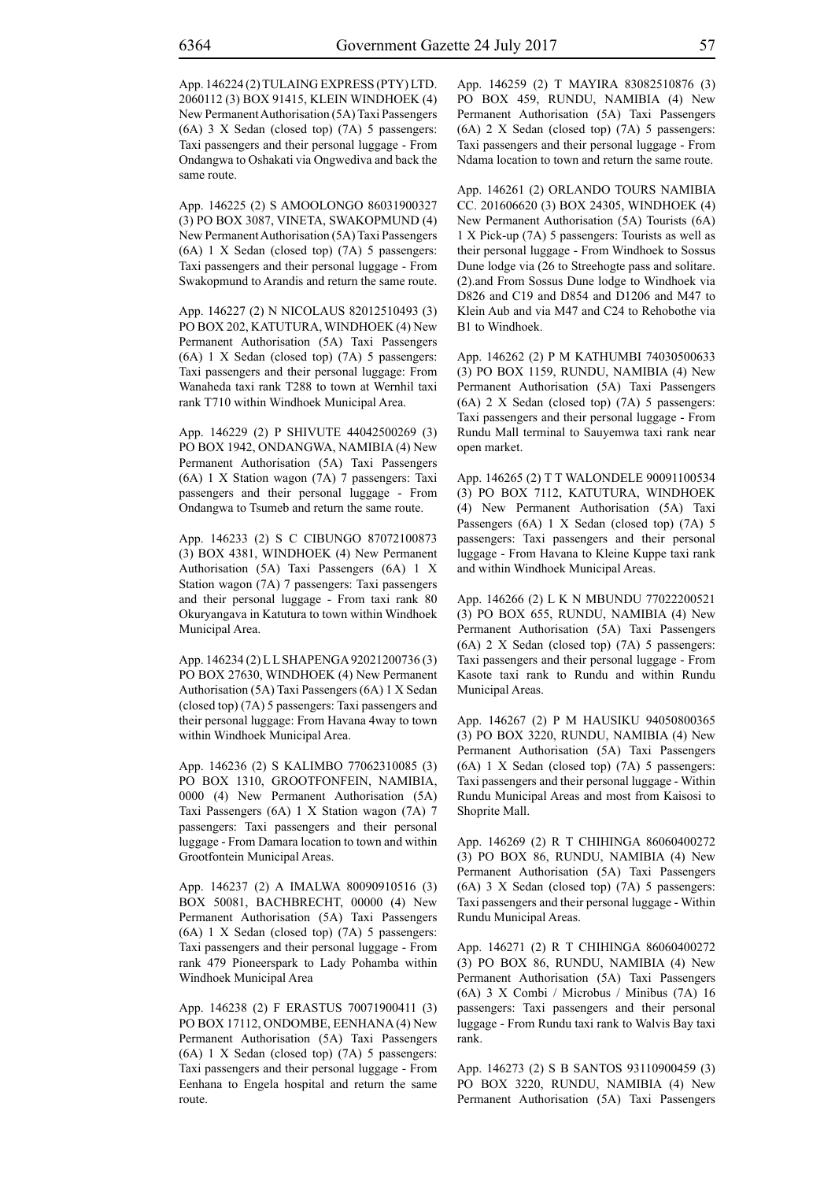App. 146224 (2) TULAING EXPRESS (PTY) LTD. 2060112 (3) BOX 91415, KLEIN WINDHOEK (4) New Permanent Authorisation (5A) Taxi Passengers (6A) 3 X Sedan (closed top) (7A) 5 passengers: Taxi passengers and their personal luggage - From Ondangwa to Oshakati via Ongwediva and back the same route.

App. 146225 (2) S AMOOLONGO 86031900327 (3) PO BOX 3087, VINETA, SWAKOPMUND (4) New Permanent Authorisation (5A) Taxi Passengers (6A) 1 X Sedan (closed top) (7A) 5 passengers: Taxi passengers and their personal luggage - From Swakopmund to Arandis and return the same route.

App. 146227 (2) N NICOLAUS 82012510493 (3) PO BOX 202, KATUTURA, WINDHOEK (4) New Permanent Authorisation (5A) Taxi Passengers (6A) 1 X Sedan (closed top) (7A) 5 passengers: Taxi passengers and their personal luggage: From Wanaheda taxi rank T288 to town at Wernhil taxi rank T710 within Windhoek Municipal Area.

App. 146229 (2) P SHIVUTE 44042500269 (3) PO BOX 1942, ONDANGWA, NAMIBIA (4) New Permanent Authorisation (5A) Taxi Passengers (6A) 1 X Station wagon (7A) 7 passengers: Taxi passengers and their personal luggage - From Ondangwa to Tsumeb and return the same route.

App. 146233 (2) S C CIBUNGO 87072100873 (3) BOX 4381, WINDHOEK (4) New Permanent Authorisation (5A) Taxi Passengers (6A) 1 X Station wagon (7A) 7 passengers: Taxi passengers and their personal luggage - From taxi rank 80 Okuryangava in Katutura to town within Windhoek Municipal Area.

App. 146234 (2) L L SHAPENGA 92021200736 (3) PO BOX 27630, WINDHOEK (4) New Permanent Authorisation (5A) Taxi Passengers (6A) 1 X Sedan (closed top) (7A) 5 passengers: Taxi passengers and their personal luggage: From Havana 4way to town within Windhoek Municipal Area.

App. 146236 (2) S KALIMBO 77062310085 (3) PO BOX 1310, GROOTFONFEIN, NAMIBIA, 0000 (4) New Permanent Authorisation (5A) Taxi Passengers (6A) 1 X Station wagon (7A) 7 passengers: Taxi passengers and their personal luggage - From Damara location to town and within Grootfontein Municipal Areas.

App. 146237 (2) A IMALWA 80090910516 (3) BOX 50081, BACHBRECHT, 00000 (4) New Permanent Authorisation (5A) Taxi Passengers (6A) 1 X Sedan (closed top) (7A) 5 passengers: Taxi passengers and their personal luggage - From rank 479 Pioneerspark to Lady Pohamba within Windhoek Municipal Area

App. 146238 (2) F ERASTUS 70071900411 (3) PO BOX 17112, ONDOMBE, EENHANA (4) New Permanent Authorisation (5A) Taxi Passengers (6A) 1 X Sedan (closed top) (7A) 5 passengers: Taxi passengers and their personal luggage - From Eenhana to Engela hospital and return the same route.

App. 146259 (2) T MAYIRA 83082510876 (3) PO BOX 459, RUNDU, NAMIBIA (4) New Permanent Authorisation (5A) Taxi Passengers (6A) 2 X Sedan (closed top) (7A) 5 passengers: Taxi passengers and their personal luggage - From Ndama location to town and return the same route.

App. 146261 (2) ORLANDO TOURS NAMIBIA CC. 201606620 (3) BOX 24305, WINDHOEK (4) New Permanent Authorisation (5A) Tourists (6A) 1 X Pick-up (7A) 5 passengers: Tourists as well as their personal luggage - From Windhoek to Sossus Dune lodge via (26 to Streehogte pass and solitare. (2).and From Sossus Dune lodge to Windhoek via D826 and C19 and D854 and D1206 and M47 to Klein Aub and via M47 and C24 to Rehobothe via B1 to Windhoek.

App. 146262 (2) P M KATHUMBI 74030500633 (3) PO BOX 1159, RUNDU, NAMIBIA (4) New Permanent Authorisation (5A) Taxi Passengers (6A) 2 X Sedan (closed top) (7A) 5 passengers: Taxi passengers and their personal luggage - From Rundu Mall terminal to Sauyemwa taxi rank near open market.

App. 146265 (2) T T WALONDELE 90091100534 (3) PO BOX 7112, KATUTURA, WINDHOEK (4) New Permanent Authorisation (5A) Taxi Passengers (6A) 1 X Sedan (closed top) (7A) 5 passengers: Taxi passengers and their personal luggage - From Havana to Kleine Kuppe taxi rank and within Windhoek Municipal Areas.

App. 146266 (2) L K N MBUNDU 77022200521 (3) PO BOX 655, RUNDU, NAMIBIA (4) New Permanent Authorisation (5A) Taxi Passengers (6A) 2 X Sedan (closed top) (7A) 5 passengers: Taxi passengers and their personal luggage - From Kasote taxi rank to Rundu and within Rundu Municipal Areas.

App. 146267 (2) P M HAUSIKU 94050800365 (3) PO BOX 3220, RUNDU, NAMIBIA (4) New Permanent Authorisation (5A) Taxi Passengers (6A) 1 X Sedan (closed top) (7A) 5 passengers: Taxi passengers and their personal luggage - Within Rundu Municipal Areas and most from Kaisosi to Shoprite Mall.

App. 146269 (2) R T CHIHINGA 86060400272 (3) PO BOX 86, RUNDU, NAMIBIA (4) New Permanent Authorisation (5A) Taxi Passengers (6A) 3 X Sedan (closed top) (7A) 5 passengers: Taxi passengers and their personal luggage - Within Rundu Municipal Areas.

App. 146271 (2) R T CHIHINGA 86060400272 (3) PO BOX 86, RUNDU, NAMIBIA (4) New Permanent Authorisation (5A) Taxi Passengers (6A) 3 X Combi / Microbus / Minibus (7A) 16 passengers: Taxi passengers and their personal luggage - From Rundu taxi rank to Walvis Bay taxi rank.

App. 146273 (2) S B SANTOS 93110900459 (3) PO BOX 3220, RUNDU, NAMIBIA (4) New Permanent Authorisation (5A) Taxi Passengers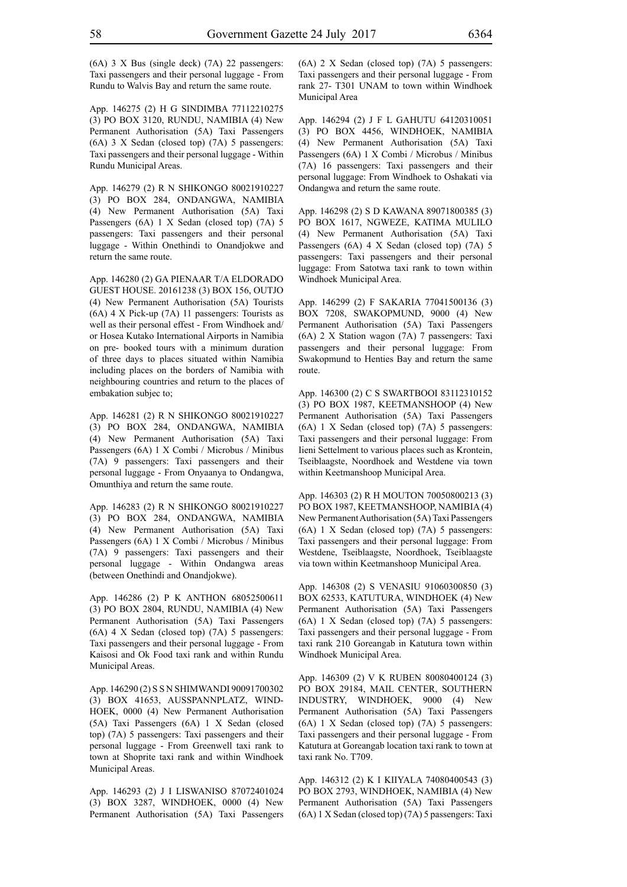(6A) 3 X Bus (single deck) (7A) 22 passengers: Taxi passengers and their personal luggage - From Rundu to Walvis Bay and return the same route.

App. 146275 (2) H G SINDIMBA 77112210275 (3) PO BOX 3120, RUNDU, NAMIBIA (4) New Permanent Authorisation (5A) Taxi Passengers (6A) 3 X Sedan (closed top) (7A) 5 passengers: Taxi passengers and their personal luggage - Within Rundu Municipal Areas.

App. 146279 (2) R N SHIKONGO 80021910227 (3) PO BOX 284, ONDANGWA, NAMIBIA (4) New Permanent Authorisation (5A) Taxi Passengers (6A) 1 X Sedan (closed top) (7A) 5 passengers: Taxi passengers and their personal luggage - Within Onethindi to Onandjokwe and return the same route.

App. 146280 (2) GA PIENAAR T/A ELDORADO GUEST HOUSE. 20161238 (3) BOX 156, OUTJO (4) New Permanent Authorisation (5A) Tourists (6A) 4 X Pick-up (7A) 11 passengers: Tourists as well as their personal effest - From Windhoek and/ or Hosea Kutako International Airports in Namibia on pre- booked tours with a minimum duration of three days to places situated within Namibia including places on the borders of Namibia with neighbouring countries and return to the places of embakation subjec to;

App. 146281 (2) R N SHIKONGO 80021910227 (3) PO BOX 284, ONDANGWA, NAMIBIA (4) New Permanent Authorisation (5A) Taxi Passengers (6A) 1 X Combi / Microbus / Minibus (7A) 9 passengers: Taxi passengers and their personal luggage - From Onyaanya to Ondangwa, Omunthiya and return the same route.

App. 146283 (2) R N SHIKONGO 80021910227 (3) PO BOX 284, ONDANGWA, NAMIBIA (4) New Permanent Authorisation (5A) Taxi Passengers (6A) 1 X Combi / Microbus / Minibus (7A) 9 passengers: Taxi passengers and their personal luggage - Within Ondangwa areas (between Onethindi and Onandjokwe).

App. 146286 (2) P K ANTHON 68052500611 (3) PO BOX 2804, RUNDU, NAMIBIA (4) New Permanent Authorisation (5A) Taxi Passengers (6A) 4 X Sedan (closed top) (7A) 5 passengers: Taxi passengers and their personal luggage - From Kaisosi and Ok Food taxi rank and within Rundu Municipal Areas.

App. 146290 (2) S S N SHIMWANDI 90091700302 (3) BOX 41653, AUSSPANNPLATZ, WINDHOEK, 0000 (4) New Permanent Authorisation (5A) Taxi Passengers (6A) 1 X Sedan (closed top) (7A) 5 passengers: Taxi passengers and their personal luggage - From Greenwell taxi rank to town at Shoprite taxi rank and within Windhoek Municipal Areas.

App. 146293 (2) J I LISWANISO 87072401024 (3) BOX 3287, WINDHOEK, 0000 (4) New Permanent Authorisation (5A) Taxi Passengers (6A) 2 X Sedan (closed top) (7A) 5 passengers: Taxi passengers and their personal luggage - From rank 27- T301 UNAM to town within Windhoek Municipal Area

App. 146294 (2) J F L GAHUTU 64120310051 (3) PO BOX 4456, WINDHOEK, NAMIBIA (4) New Permanent Authorisation (5A) Taxi Passengers (6A) 1 X Combi / Microbus / Minibus (7A) 16 passengers: Taxi passengers and their personal luggage: From Windhoek to Oshakati via Ondangwa and return the same route.

App. 146298 (2) S D KAWANA 89071800385 (3) PO BOX 1617, NGWEZE, KATIMA MULILO (4) New Permanent Authorisation (5A) Taxi Passengers (6A) 4 X Sedan (closed top) (7A) 5 passengers: Taxi passengers and their personal luggage: From Satotwa taxi rank to town within Windhoek Municipal Area.

App. 146299 (2) F SAKARIA 77041500136 (3) BOX 7208, SWAKOPMUND, 9000 (4) New Permanent Authorisation (5A) Taxi Passengers (6A) 2 X Station wagon (7A) 7 passengers: Taxi passengers and their personal luggage: From Swakopmund to Henties Bay and return the same route.

App. 146300 (2) C S SWARTBOOI 83112310152 (3) PO BOX 1987, KEETMANSHOOP (4) New Permanent Authorisation (5A) Taxi Passengers (6A) 1 X Sedan (closed top) (7A) 5 passengers: Taxi passengers and their personal luggage: From Iieni Settelment to various places such as Krontein, Tseiblaagste, Noordhoek and Westdene via town within Keetmanshoop Municipal Area.

App. 146303 (2) R H MOUTON 70050800213 (3) PO BOX 1987, KEETMANSHOOP, NAMIBIA (4) New Permanent Authorisation (5A) Taxi Passengers (6A) 1 X Sedan (closed top) (7A) 5 passengers: Taxi passengers and their personal luggage: From Westdene, Tseiblaagste, Noordhoek, Tseiblaagste via town within Keetmanshoop Municipal Area.

App. 146308 (2) S VENASIU 91060300850 (3) BOX 62533, KATUTURA, WINDHOEK (4) New Permanent Authorisation (5A) Taxi Passengers (6A) 1 X Sedan (closed top) (7A) 5 passengers: Taxi passengers and their personal luggage - From taxi rank 210 Goreangab in Katutura town within Windhoek Municipal Area.

App. 146309 (2) V K RUBEN 80080400124 (3) PO BOX 29184, MAIL CENTER, SOUTHERN INDUSTRY, WINDHOEK, 9000 (4) New Permanent Authorisation (5A) Taxi Passengers (6A) 1 X Sedan (closed top) (7A) 5 passengers: Taxi passengers and their personal luggage - From Katutura at Goreangab location taxi rank to town at taxi rank No. T709.

App. 146312 (2) K I KIIYALA 74080400543 (3) PO BOX 2793, WINDHOEK, NAMIBIA (4) New Permanent Authorisation (5A) Taxi Passengers (6A) 1 X Sedan (closed top) (7A) 5 passengers: Taxi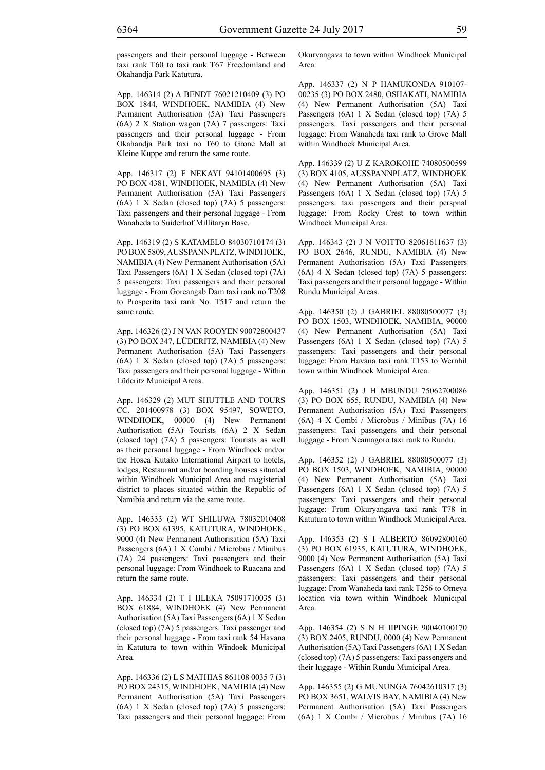passengers and their personal luggage - Between taxi rank T60 to taxi rank T67 Freedomland and Okahandja Park Katutura.

App. 146314 (2) A BENDT 76021210409 (3) PO BOX 1844, WINDHOEK, NAMIBIA (4) New Permanent Authorisation (5A) Taxi Passengers (6A) 2 X Station wagon (7A) 7 passengers: Taxi passengers and their personal luggage - From Okahandja Park taxi no T60 to Grone Mall at Kleine Kuppe and return the same route.

App. 146317 (2) F NEKAYI 94101400695 (3) PO BOX 4381, WINDHOEK, NAMIBIA (4) New Permanent Authorisation (5A) Taxi Passengers (6A) 1 X Sedan (closed top) (7A) 5 passengers: Taxi passengers and their personal luggage - From Wanaheda to Suiderhof Millitaryn Base.

App. 146319 (2) S KATAMELO 84030710174 (3) PO BOX 5809, AUSSPANNPLATZ, WINDHOEK, NAMIBIA (4) New Permanent Authorisation (5A) Taxi Passengers (6A) 1 X Sedan (closed top) (7A) 5 passengers: Taxi passengers and their personal luggage - From Goreangab Dam taxi rank no T208 to Prosperita taxi rank No. T517 and return the same route.

App. 146326 (2) J N VAN ROOYEN 90072800437 (3) PO BOX 347, LÜDERITZ, NAMIBIA (4) New Permanent Authorisation (5A) Taxi Passengers (6A) 1 X Sedan (closed top) (7A) 5 passengers: Taxi passengers and their personal luggage - Within Lüderitz Municipal Areas.

App. 146329 (2) MUT SHUTTLE AND TOURS CC. 201400978 (3) BOX 95497, SOWETO, WINDHOEK, 00000 (4) New Permanent Authorisation (5A) Tourists (6A) 2 X Sedan (closed top) (7A) 5 passengers: Tourists as well as their personal luggage - From Windhoek and/or the Hosea Kutako International Airport to hotels, lodges, Restaurant and/or boarding houses situated within Windhoek Municipal Area and magisterial district to places situated within the Republic of Namibia and return via the same route.

App. 146333 (2) WT SHILUWA 78032010408 (3) PO BOX 61395, KATUTURA, WINDHOEK, 9000 (4) New Permanent Authorisation (5A) Taxi Passengers (6A) 1 X Combi / Microbus / Minibus (7A) 24 passengers: Taxi passengers and their personal luggage: From Windhoek to Ruacana and return the same route.

App. 146334 (2) T I IILEKA 75091710035 (3) BOX 61884, WINDHOEK (4) New Permanent Authorisation (5A) Taxi Passengers (6A) 1 X Sedan (closed top) (7A) 5 passengers: Taxi passenger and their personal luggage - From taxi rank 54 Havana in Katutura to town within Windoek Municipal Area.

App. 146336 (2) L S MATHIAS 861108 0035 7 (3) PO BOX 24315, WINDHOEK, NAMIBIA (4) New Permanent Authorisation (5A) Taxi Passengers (6A) 1 X Sedan (closed top) (7A) 5 passengers: Taxi passengers and their personal luggage: From Okuryangava to town within Windhoek Municipal Area.

App. 146337 (2) N P HAMUKONDA 910107-00235 (3) PO BOX 2480, OSHAKATI, NAMIBIA (4) New Permanent Authorisation (5A) Taxi Passengers (6A) 1 X Sedan (closed top) (7A) 5 passengers: Taxi passengers and their personal luggage: From Wanaheda taxi rank to Grove Mall within Windhoek Municipal Area.

App. 146339 (2) U Z KAROKOHE 74080500599 (3) BOX 4105, AUSSPANNPLATZ, WINDHOEK (4) New Permanent Authorisation (5A) Taxi Passengers (6A) 1 X Sedan (closed top) (7A) 5 passengers: taxi passengers and their perspnal luggage: From Rocky Crest to town within Windhoek Municipal Area.

App. 146343 (2) J N VOITTO 82061611637 (3) PO BOX 2646, RUNDU, NAMIBIA (4) New Permanent Authorisation (5A) Taxi Passengers (6A) 4 X Sedan (closed top) (7A) 5 passengers: Taxi passengers and their personal luggage - Within Rundu Municipal Areas.

App. 146350 (2) J GABRIEL 88080500077 (3) PO BOX 1503, WINDHOEK, NAMIBIA, 90000 (4) New Permanent Authorisation (5A) Taxi Passengers (6A) 1 X Sedan (closed top) (7A) 5 passengers: Taxi passengers and their personal luggage: From Havana taxi rank T153 to Wernhil town within Windhoek Municipal Area.

App. 146351 (2) J H MBUNDU 75062700086 (3) PO BOX 655, RUNDU, NAMIBIA (4) New Permanent Authorisation (5A) Taxi Passengers (6A) 4 X Combi / Microbus / Minibus (7A) 16 passengers: Taxi passengers and their personal luggage - From Ncamagoro taxi rank to Rundu.

App. 146352 (2) J GABRIEL 88080500077 (3) PO BOX 1503, WINDHOEK, NAMIBIA, 90000 (4) New Permanent Authorisation (5A) Taxi Passengers (6A) 1 X Sedan (closed top) (7A) 5 passengers: Taxi passengers and their personal luggage: From Okuryangava taxi rank T78 in Katutura to town within Windhoek Municipal Area.

App. 146353 (2) S I ALBERTO 86092800160 (3) PO BOX 61935, KATUTURA, WINDHOEK, 9000 (4) New Permanent Authorisation (5A) Taxi Passengers (6A) 1 X Sedan (closed top) (7A) 5 passengers: Taxi passengers and their personal luggage: From Wanaheda taxi rank T256 to Omeya location via town within Windhoek Municipal Area.

App. 146354 (2) S N H IIPINGE 90040100170 (3) BOX 2405, RUNDU, 0000 (4) New Permanent Authorisation (5A) Taxi Passengers (6A) 1 X Sedan (closed top) (7A) 5 passengers: Taxi passengers and their luggage - Within Rundu Municipal Area.

App. 146355 (2) G MUNUNGA 76042610317 (3) PO BOX 3651, WALVIS BAY, NAMIBIA (4) New Permanent Authorisation (5A) Taxi Passengers (6A) 1 X Combi / Microbus / Minibus (7A) 16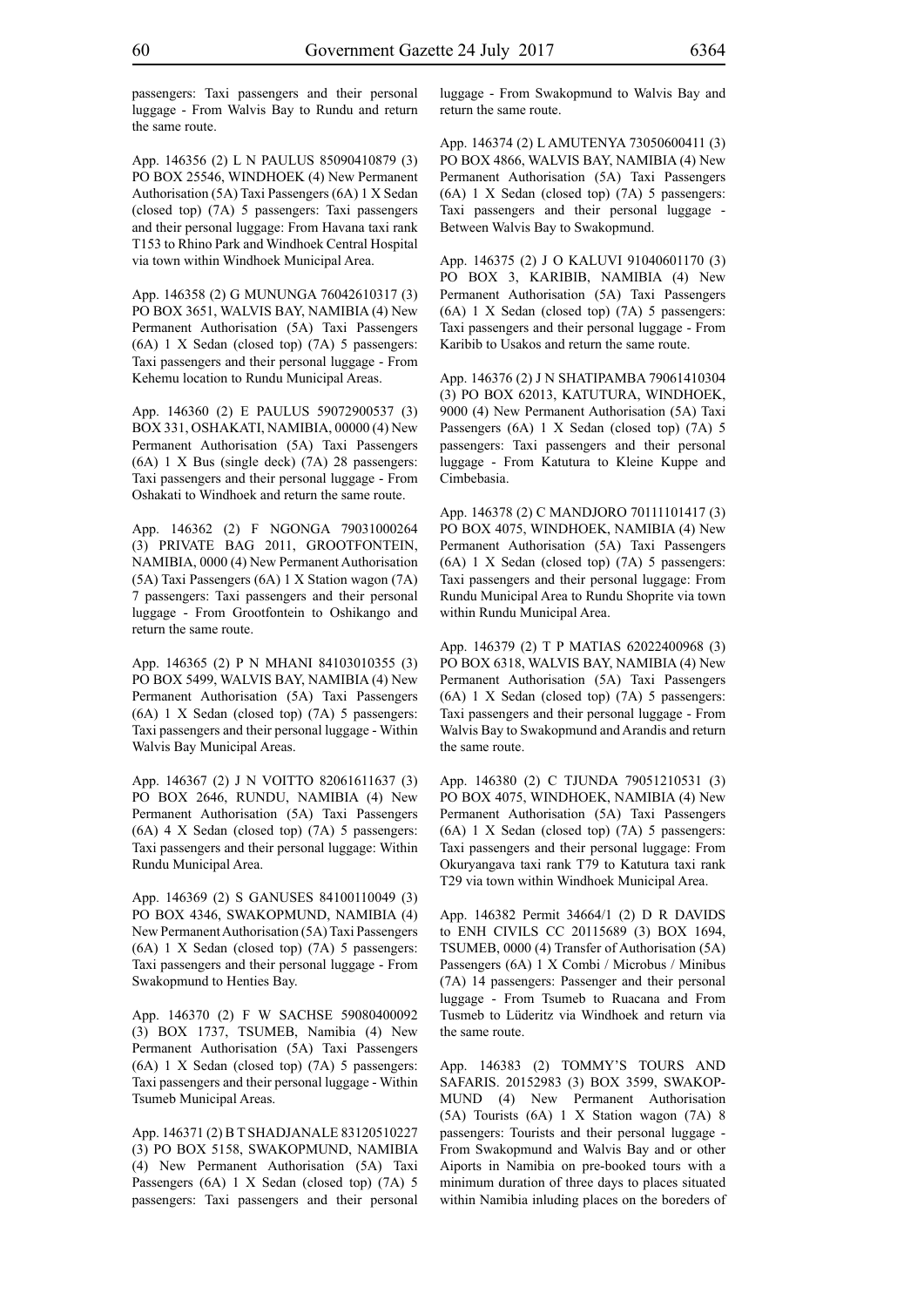passengers: Taxi passengers and their personal luggage - From Walvis Bay to Rundu and return the same route.

App. 146356 (2) L N PAULUS 85090410879 (3) PO BOX 25546, WINDHOEK (4) New Permanent Authorisation (5A) Taxi Passengers (6A) 1 X Sedan (closed top) (7A) 5 passengers: Taxi passengers and their personal luggage: From Havana taxi rank T153 to Rhino Park and Windhoek Central Hospital via town within Windhoek Municipal Area.

App. 146358 (2) G MUNUNGA 76042610317 (3) PO BOX 3651, WALVIS BAY, NAMIBIA (4) New Permanent Authorisation (5A) Taxi Passengers (6A) 1 X Sedan (closed top) (7A) 5 passengers: Taxi passengers and their personal luggage - From Kehemu location to Rundu Municipal Areas.

App. 146360 (2) E PAULUS 59072900537 (3) BOX 331, OSHAKATI, NAMIBIA, 00000 (4) New Permanent Authorisation (5A) Taxi Passengers (6A) 1 X Bus (single deck) (7A) 28 passengers: Taxi passengers and their personal luggage - From Oshakati to Windhoek and return the same route.

App. 146362 (2) F NGONGA 79031000264 (3) PRIVATE BAG 2011, GROOTFONTEIN, NAMIBIA, 0000 (4) New Permanent Authorisation (5A) Taxi Passengers (6A) 1 X Station wagon (7A) 7 passengers: Taxi passengers and their personal luggage - From Grootfontein to Oshikango and return the same route.

App. 146365 (2) P N MHANI 84103010355 (3) PO BOX 5499, WALVIS BAY, NAMIBIA (4) New Permanent Authorisation (5A) Taxi Passengers (6A) 1 X Sedan (closed top) (7A) 5 passengers: Taxi passengers and their personal luggage - Within Walvis Bay Municipal Areas.

App. 146367 (2) J N VOITTO 82061611637 (3) PO BOX 2646, RUNDU, NAMIBIA (4) New Permanent Authorisation (5A) Taxi Passengers (6A) 4 X Sedan (closed top) (7A) 5 passengers: Taxi passengers and their personal luggage: Within Rundu Municipal Area.

App. 146369 (2) S GANUSES 84100110049 (3) PO BOX 4346, SWAKOPMUND, NAMIBIA (4) New Permanent Authorisation (5A) Taxi Passengers (6A) 1 X Sedan (closed top) (7A) 5 passengers: Taxi passengers and their personal luggage - From Swakopmund to Henties Bay.

App. 146370 (2) F W SACHSE 59080400092 (3) BOX 1737, TSUMEB, Namibia (4) New Permanent Authorisation (5A) Taxi Passengers (6A) 1 X Sedan (closed top) (7A) 5 passengers: Taxi passengers and their personal luggage - Within Tsumeb Municipal Areas.

App. 146371 (2) B T SHADJANALE 83120510227 (3) PO BOX 5158, SWAKOPMUND, NAMIBIA (4) New Permanent Authorisation (5A) Taxi Passengers (6A) 1 X Sedan (closed top) (7A) 5 passengers: Taxi passengers and their personal luggage - From Swakopmund to Walvis Bay and return the same route.

App. 146374 (2) L AMUTENYA 73050600411 (3) PO BOX 4866, WALVIS BAY, NAMIBIA (4) New Permanent Authorisation (5A) Taxi Passengers (6A) 1 X Sedan (closed top) (7A) 5 passengers: Taxi passengers and their personal luggage - Between Walvis Bay to Swakopmund.

App. 146375 (2) J O KALUVI 91040601170 (3) PO BOX 3, KARIBIB, NAMIBIA (4) New Permanent Authorisation (5A) Taxi Passengers (6A) 1 X Sedan (closed top) (7A) 5 passengers: Taxi passengers and their personal luggage - From Karibib to Usakos and return the same route.

App. 146376 (2) J N SHATIPAMBA 79061410304 (3) PO BOX 62013, KATUTURA, WINDHOEK, 9000 (4) New Permanent Authorisation (5A) Taxi Passengers (6A) 1 X Sedan (closed top) (7A) 5 passengers: Taxi passengers and their personal luggage - From Katutura to Kleine Kuppe and Cimbebasia.

App. 146378 (2) C MANDJORO 70111101417 (3) PO BOX 4075, WINDHOEK, NAMIBIA (4) New Permanent Authorisation (5A) Taxi Passengers (6A) 1 X Sedan (closed top) (7A) 5 passengers: Taxi passengers and their personal luggage: From Rundu Municipal Area to Rundu Shoprite via town within Rundu Municipal Area.

App. 146379 (2) T P MATIAS 62022400968 (3) PO BOX 6318, WALVIS BAY, NAMIBIA (4) New Permanent Authorisation (5A) Taxi Passengers (6A) 1 X Sedan (closed top) (7A) 5 passengers: Taxi passengers and their personal luggage - From Walvis Bay to Swakopmund and Arandis and return the same route.

App. 146380 (2) C TJUNDA 79051210531 (3) PO BOX 4075, WINDHOEK, NAMIBIA (4) New Permanent Authorisation (5A) Taxi Passengers (6A) 1 X Sedan (closed top) (7A) 5 passengers: Taxi passengers and their personal luggage: From Okuryangava taxi rank T79 to Katutura taxi rank T29 via town within Windhoek Municipal Area.

App. 146382 Permit 34664/1 (2) D R DAVIDS to ENH CIVILS CC 20115689 (3) BOX 1694, TSUMEB, 0000 (4) Transfer of Authorisation (5A) Passengers (6A) 1 X Combi / Microbus / Minibus (7A) 14 passengers: Passenger and their personal luggage - From Tsumeb to Ruacana and From Tusmeb to Lüderitz via Windhoek and return via the same route.

App. 146383 (2) TOMMY'S TOURS AND SAFARIS. 20152983 (3) BOX 3599, SWAKOPMUND (4) New Permanent Authorisation (5A) Tourists (6A) 1 X Station wagon (7A) 8 passengers: Tourists and their personal luggage - From Swakopmund and Walvis Bay and or other Aiports in Namibia on pre-booked tours with a minimum duration of three days to places situated within Namibia inluding places on the boreders of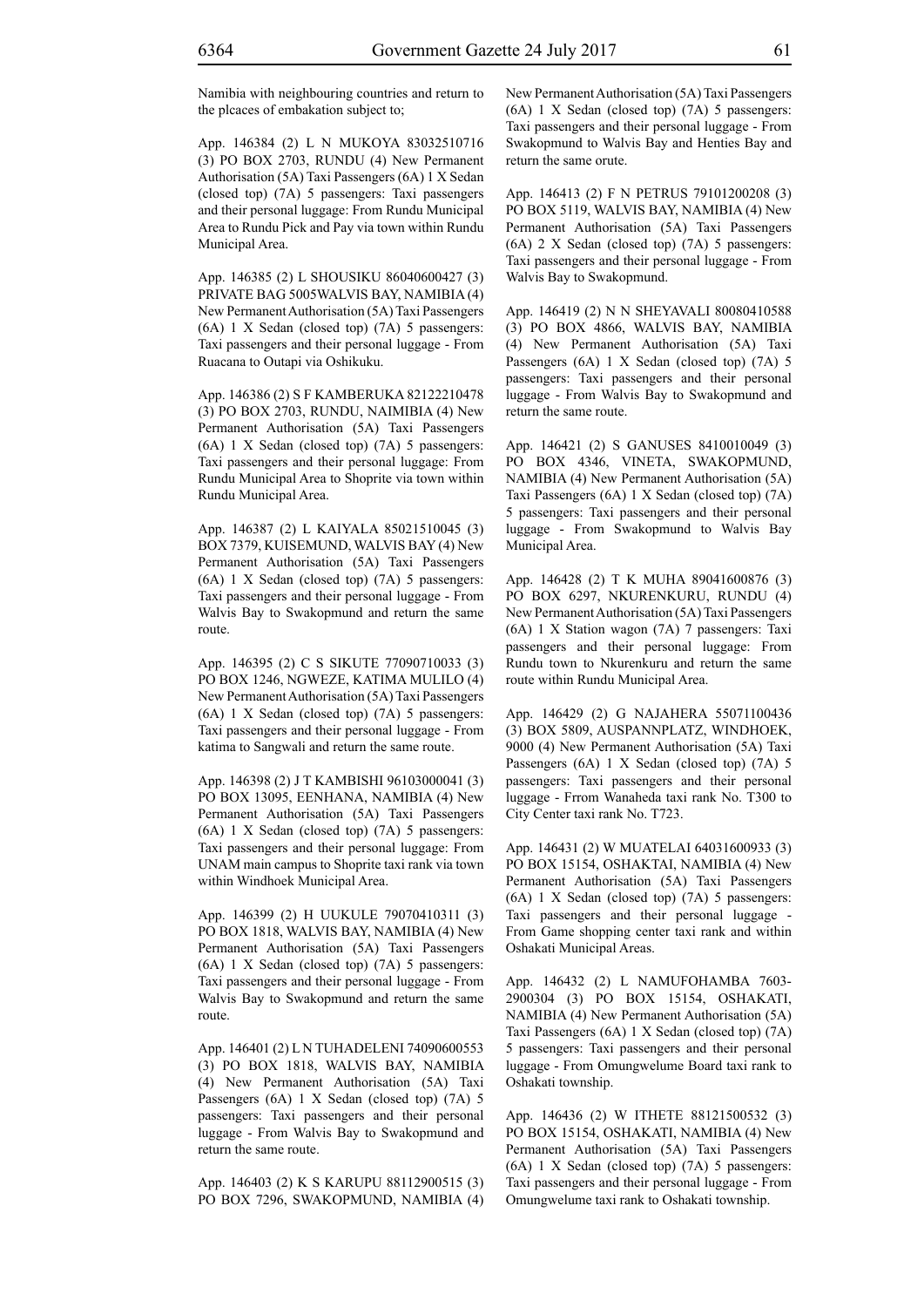Namibia with neighbouring countries and return to the plcaces of embakation subject to;

App. 146384 (2) L N MUKOYA 83032510716 (3) PO BOX 2703, RUNDU (4) New Permanent Authorisation (5A) Taxi Passengers (6A) 1 X Sedan (closed top) (7A) 5 passengers: Taxi passengers and their personal luggage: From Rundu Municipal Area to Rundu Pick and Pay via town within Rundu Municipal Area.

App. 146385 (2) L SHOUSIKU 86040600427 (3) PRIVATE BAG 5005WALVIS BAY, NAMIBIA (4) New Permanent Authorisation (5A) Taxi Passengers (6A) 1 X Sedan (closed top) (7A) 5 passengers: Taxi passengers and their personal luggage - From Ruacana to Outapi via Oshikuku.

App. 146386 (2) S F KAMBERUKA 82122210478 (3) PO BOX 2703, RUNDU, NAIMIBIA (4) New Permanent Authorisation (5A) Taxi Passengers (6A) 1 X Sedan (closed top) (7A) 5 passengers: Taxi passengers and their personal luggage: From Rundu Municipal Area to Shoprite via town within Rundu Municipal Area.

App. 146387 (2) L KAIYALA 85021510045 (3) BOX 7379, KUISEMUND, WALVIS BAY (4) New Permanent Authorisation (5A) Taxi Passengers (6A) 1 X Sedan (closed top) (7A) 5 passengers: Taxi passengers and their personal luggage - From Walvis Bay to Swakopmund and return the same route.

App. 146395 (2) C S SIKUTE 77090710033 (3) PO BOX 1246, NGWEZE, KATIMA MULILO (4) New Permanent Authorisation (5A) Taxi Passengers (6A) 1 X Sedan (closed top) (7A) 5 passengers: Taxi passengers and their personal luggage - From katima to Sangwali and return the same route.

App. 146398 (2) J T KAMBISHI 96103000041 (3) PO BOX 13095, EENHANA, NAMIBIA (4) New Permanent Authorisation (5A) Taxi Passengers (6A) 1 X Sedan (closed top) (7A) 5 passengers: Taxi passengers and their personal luggage: From UNAM main campus to Shoprite taxi rank via town within Windhoek Municipal Area.

App. 146399 (2) H UUKULE 79070410311 (3) PO BOX 1818, WALVIS BAY, NAMIBIA (4) New Permanent Authorisation (5A) Taxi Passengers (6A) 1 X Sedan (closed top) (7A) 5 passengers: Taxi passengers and their personal luggage - From Walvis Bay to Swakopmund and return the same route.

App. 146401 (2) L N TUHADELENI 74090600553 (3) PO BOX 1818, WALVIS BAY, NAMIBIA (4) New Permanent Authorisation (5A) Taxi Passengers (6A) 1 X Sedan (closed top) (7A) 5 passengers: Taxi passengers and their personal luggage - From Walvis Bay to Swakopmund and return the same route.

App. 146403 (2) K S KARUPU 88112900515 (3) PO BOX 7296, SWAKOPMUND, NAMIBIA (4) New Permanent Authorisation (5A) Taxi Passengers (6A) 1 X Sedan (closed top) (7A) 5 passengers: Taxi passengers and their personal luggage - From Swakopmund to Walvis Bay and Henties Bay and return the same orute.

App. 146413 (2) F N PETRUS 79101200208 (3) PO BOX 5119, WALVIS BAY, NAMIBIA (4) New Permanent Authorisation (5A) Taxi Passengers (6A) 2 X Sedan (closed top) (7A) 5 passengers: Taxi passengers and their personal luggage - From Walvis Bay to Swakopmund.

App. 146419 (2) N N SHEYAVALI 80080410588 (3) PO BOX 4866, WALVIS BAY, NAMIBIA (4) New Permanent Authorisation (5A) Taxi Passengers (6A) 1 X Sedan (closed top) (7A) 5 passengers: Taxi passengers and their personal luggage - From Walvis Bay to Swakopmund and return the same route.

App. 146421 (2) S GANUSES 8410010049 (3) PO BOX 4346, VINETA, SWAKOPMUND, NAMIBIA (4) New Permanent Authorisation (5A) Taxi Passengers (6A) 1 X Sedan (closed top) (7A) 5 passengers: Taxi passengers and their personal luggage - From Swakopmund to Walvis Bay Municipal Area.

App. 146428 (2) T K MUHA 89041600876 (3) PO BOX 6297, NKURENKURU, RUNDU (4) New Permanent Authorisation (5A) Taxi Passengers (6A) 1 X Station wagon (7A) 7 passengers: Taxi passengers and their personal luggage: From Rundu town to Nkurenkuru and return the same route within Rundu Municipal Area.

App. 146429 (2) G NAJAHERA 55071100436 (3) BOX 5809, AUSPANNPLATZ, WINDHOEK, 9000 (4) New Permanent Authorisation (5A) Taxi Passengers (6A) 1 X Sedan (closed top) (7A) 5 passengers: Taxi passengers and their personal luggage - Frrom Wanaheda taxi rank No. T300 to City Center taxi rank No. T723.

App. 146431 (2) W MUATELAI 64031600933 (3) PO BOX 15154, OSHAKTAI, NAMIBIA (4) New Permanent Authorisation (5A) Taxi Passengers (6A) 1 X Sedan (closed top) (7A) 5 passengers: Taxi passengers and their personal luggage - From Game shopping center taxi rank and within Oshakati Municipal Areas.

App. 146432 (2) L NAMUFOHAMBA 7603-2900304 (3) PO BOX 15154, OSHAKATI, NAMIBIA (4) New Permanent Authorisation (5A) Taxi Passengers (6A) 1 X Sedan (closed top) (7A) 5 passengers: Taxi passengers and their personal luggage - From Omungwelume Board taxi rank to Oshakati township.

App. 146436 (2) W ITHETE 88121500532 (3) PO BOX 15154, OSHAKATI, NAMIBIA (4) New Permanent Authorisation (5A) Taxi Passengers (6A) 1 X Sedan (closed top) (7A) 5 passengers: Taxi passengers and their personal luggage - From Omungwelume taxi rank to Oshakati township.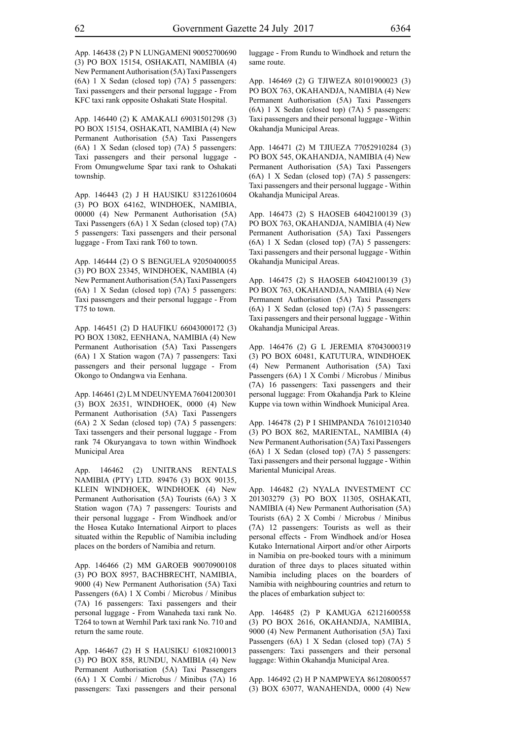App. 146438 (2) P N LUNGAMENI 90052700690 (3) PO BOX 15154, OSHAKATI, NAMIBIA (4) New Permanent Authorisation (5A) Taxi Passengers (6A) 1 X Sedan (closed top) (7A) 5 passengers: Taxi passengers and their personal luggage - From KFC taxi rank opposite Oshakati State Hospital.

App. 146440 (2) K AMAKALI 69031501298 (3) PO BOX 15154, OSHAKATI, NAMIBIA (4) New Permanent Authorisation (5A) Taxi Passengers (6A) 1 X Sedan (closed top) (7A) 5 passengers: Taxi passengers and their personal luggage - From Omungwelume Spar taxi rank to Oshakati township.

App. 146443 (2) J H HAUSIKU 83122610604 (3) PO BOX 64162, WINDHOEK, NAMIBIA, 00000 (4) New Permanent Authorisation (5A) Taxi Passengers (6A) 1 X Sedan (closed top) (7A) 5 passengers: Taxi passengers and their personal luggage - From Taxi rank T60 to town.

App. 146444 (2) O S BENGUELA 92050400055 (3) PO BOX 23345, WINDHOEK, NAMIBIA (4) New Permanent Authorisation (5A) Taxi Passengers (6A) 1 X Sedan (closed top) (7A) 5 passengers: Taxi passengers and their personal luggage - From T75 to town.

App. 146451 (2) D HAUFIKU 66043000172 (3) PO BOX 13082, EENHANA, NAMIBIA (4) New Permanent Authorisation (5A) Taxi Passengers (6A) 1 X Station wagon (7A) 7 passengers: Taxi passengers and their personal luggage - From Okongo to Ondangwa via Eenhana.

App. 146461 (2) L M NDEUNYEMA 76041200301 (3) BOX 26351, WINDHOEK, 0000 (4) New Permanent Authorisation (5A) Taxi Passengers (6A) 2 X Sedan (closed top) (7A) 5 passengers: Taxi tassengers and their personal luggage - From rank 74 Okuryangava to town within Windhoek Municipal Area

App. 146462 (2) UNITRANS RENTALS NAMIBIA (PTY) LTD. 89476 (3) BOX 90135, KLEIN WINDHOEK, WINDHOEK (4) New Permanent Authorisation (5A) Tourists (6A) 3 X Station wagon (7A) 7 passengers: Tourists and their personal luggage - From Windhoek and/or the Hosea Kutako International Airport to places situated within the Republic of Namibia including places on the borders of Namibia and return.

App. 146466 (2) MM GAROEB 90070900108 (3) PO BOX 8957, BACHBRECHT, NAMIBIA, 9000 (4) New Permanent Authorisation (5A) Taxi Passengers (6A) 1 X Combi / Microbus / Minibus (7A) 16 passengers: Taxi passengers and their personal luggage - From Wanaheda taxi rank No. T264 to town at Wernhil Park taxi rank No. 710 and return the same route.

App. 146467 (2) H S HAUSIKU 61082100013 (3) PO BOX 858, RUNDU, NAMIBIA (4) New Permanent Authorisation (5A) Taxi Passengers (6A) 1 X Combi / Microbus / Minibus (7A) 16 passengers: Taxi passengers and their personal luggage - From Rundu to Windhoek and return the same route.

App. 146469 (2) G TJIWEZA 80101900023 (3) PO BOX 763, OKAHANDJA, NAMIBIA (4) New Permanent Authorisation (5A) Taxi Passengers (6A) 1 X Sedan (closed top) (7A) 5 passengers: Taxi passengers and their personal luggage - Within Okahandja Municipal Areas.

App. 146471 (2) M TJIUEZA 77052910284 (3) PO BOX 545, OKAHANDJA, NAMIBIA (4) New Permanent Authorisation (5A) Taxi Passengers (6A) 1 X Sedan (closed top) (7A) 5 passengers: Taxi passengers and their personal luggage - Within Okahandja Municipal Areas.

App. 146473 (2) S HAOSEB 64042100139 (3) PO BOX 763, OKAHANDJA, NAMIBIA (4) New Permanent Authorisation (5A) Taxi Passengers (6A) 1 X Sedan (closed top) (7A) 5 passengers: Taxi passengers and their personal luggage - Within Okahandja Municipal Areas.

App. 146475 (2) S HAOSEB 64042100139 (3) PO BOX 763, OKAHANDJA, NAMIBIA (4) New Permanent Authorisation (5A) Taxi Passengers (6A) 1 X Sedan (closed top) (7A) 5 passengers: Taxi passengers and their personal luggage - Within Okahandja Municipal Areas.

App. 146476 (2) G L JEREMIA 87043000319 (3) PO BOX 60481, KATUTURA, WINDHOEK (4) New Permanent Authorisation (5A) Taxi Passengers (6A) 1 X Combi / Microbus / Minibus (7A) 16 passengers: Taxi passengers and their personal luggage: From Okahandja Park to Kleine Kuppe via town within Windhoek Municipal Area.

App. 146478 (2) P I SHIMPANDA 76101210340 (3) PO BOX 862, MARIENTAL, NAMIBIA (4) New Permanent Authorisation (5A) Taxi Passengers (6A) 1 X Sedan (closed top) (7A) 5 passengers: Taxi passengers and their personal luggage - Within Mariental Municipal Areas.

App. 146482 (2) NYALA INVESTMENT CC 201303279 (3) PO BOX 11305, OSHAKATI, NAMIBIA (4) New Permanent Authorisation (5A) Tourists (6A) 2 X Combi / Microbus / Minibus (7A) 12 passengers: Tourists as well as their personal effects - From Windhoek and/or Hosea Kutako International Airport and/or other Airports in Namibia on pre-booked tours with a minimum duration of three days to places situated within Namibia including places on the boarders of Namibia with neighbouring countries and return to the places of embarkation subject to:

App. 146485 (2) P KAMUGA 62121600558 (3) PO BOX 2616, OKAHANDJA, NAMIBIA, 9000 (4) New Permanent Authorisation (5A) Taxi Passengers (6A) 1 X Sedan (closed top) (7A) 5 passengers: Taxi passengers and their personal luggage: Within Okahandja Municipal Area.

App. 146492 (2) H P NAMPWEYA 86120800557 (3) BOX 63077, WANAHENDA, 0000 (4) New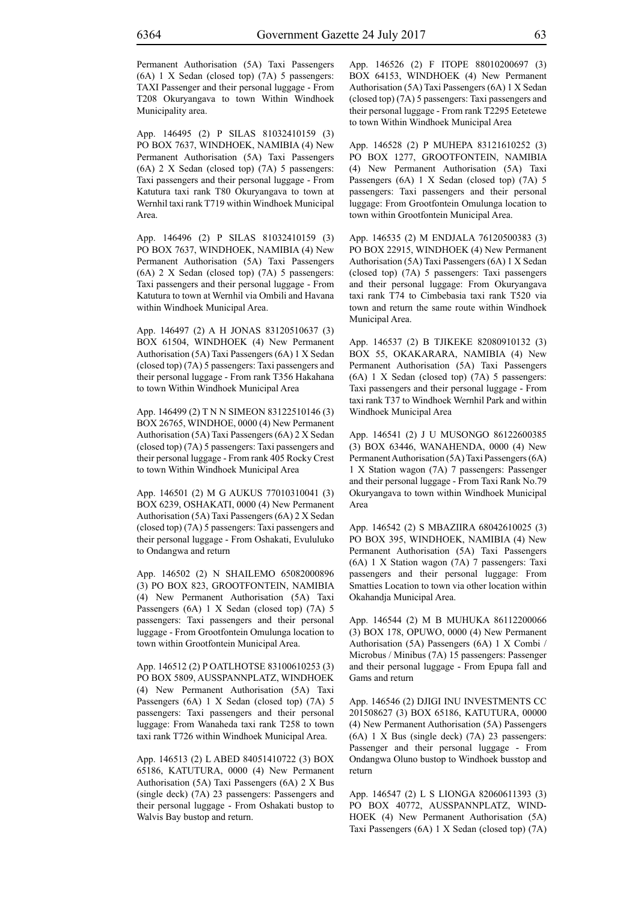Permanent Authorisation (5A) Taxi Passengers (6A) 1 X Sedan (closed top) (7A) 5 passengers: TAXI Passenger and their personal luggage - From T208 Okuryangava to town Within Windhoek Municipality area.

App. 146495 (2) P SILAS 81032410159 (3) PO BOX 7637, WINDHOEK, NAMIBIA (4) New Permanent Authorisation (5A) Taxi Passengers (6A) 2 X Sedan (closed top) (7A) 5 passengers: Taxi passengers and their personal luggage - From Katutura taxi rank T80 Okuryangava to town at Wernhil taxi rank T719 within Windhoek Municipal Area.

App. 146496 (2) P SILAS 81032410159 (3) PO BOX 7637, WINDHOEK, NAMIBIA (4) New Permanent Authorisation (5A) Taxi Passengers (6A) 2 X Sedan (closed top) (7A) 5 passengers: Taxi passengers and their personal luggage - From Katutura to town at Wernhil via Ombili and Havana within Windhoek Municipal Area.

App. 146497 (2) A H JONAS 83120510637 (3) BOX 61504, WINDHOEK (4) New Permanent Authorisation (5A) Taxi Passengers (6A) 1 X Sedan (closed top) (7A) 5 passengers: Taxi passengers and their personal luggage - From rank T356 Hakahana to town Within Windhoek Municipal Area

App. 146499 (2) T N N SIMEON 83122510146 (3) BOX 26765, WINDHOE, 0000 (4) New Permanent Authorisation (5A) Taxi Passengers (6A) 2 X Sedan (closed top) (7A) 5 passengers: Taxi passengers and their personal luggage - From rank 405 Rocky Crest to town Within Windhoek Municipal Area

App. 146501 (2) M G AUKUS 77010310041 (3) BOX 6239, OSHAKATI, 0000 (4) New Permanent Authorisation (5A) Taxi Passengers (6A) 2 X Sedan (closed top) (7A) 5 passengers: Taxi passengers and their personal luggage - From Oshakati, Evululuko to Ondangwa and return

App. 146502 (2) N SHAILEMO 65082000896 (3) PO BOX 823, GROOTFONTEIN, NAMIBIA (4) New Permanent Authorisation (5A) Taxi Passengers (6A) 1 X Sedan (closed top) (7A) 5 passengers: Taxi passengers and their personal luggage - From Grootfontein Omulunga location to town within Grootfontein Municipal Area.

App. 146512 (2) P OATLHOTSE 83100610253 (3) PO BOX 5809, AUSSPANNPLATZ, WINDHOEK (4) New Permanent Authorisation (5A) Taxi Passengers (6A) 1 X Sedan (closed top) (7A) 5 passengers: Taxi passengers and their personal luggage: From Wanaheda taxi rank T258 to town taxi rank T726 within Windhoek Municipal Area.

App. 146513 (2) L ABED 84051410722 (3) BOX 65186, KATUTURA, 0000 (4) New Permanent Authorisation (5A) Taxi Passengers (6A) 2 X Bus (single deck) (7A) 23 passengers: Passengers and their personal luggage - From Oshakati bustop to Walvis Bay bustop and return.

App. 146526 (2) F ITOPE 88010200697 (3) BOX 64153, WINDHOEK (4) New Permanent Authorisation (5A) Taxi Passengers (6A) 1 X Sedan (closed top) (7A) 5 passengers: Taxi passengers and their personal luggage - From rank T2295 Eetetewe to town Within Windhoek Municipal Area

App. 146528 (2) P MUHEPA 83121610252 (3) PO BOX 1277, GROOTFONTEIN, NAMIBIA (4) New Permanent Authorisation (5A) Taxi Passengers (6A) 1 X Sedan (closed top) (7A) 5 passengers: Taxi passengers and their personal luggage: From Grootfontein Omulunga location to town within Grootfontein Municipal Area.

App. 146535 (2) M ENDJALA 76120500383 (3) PO BOX 22915, WINDHOEK (4) New Permanent Authorisation (5A) Taxi Passengers (6A) 1 X Sedan (closed top) (7A) 5 passengers: Taxi passengers and their personal luggage: From Okuryangava taxi rank T74 to Cimbebasia taxi rank T520 via town and return the same route within Windhoek Municipal Area.

App. 146537 (2) B TJIKEKE 82080910132 (3) BOX 55, OKAKARARA, NAMIBIA (4) New Permanent Authorisation (5A) Taxi Passengers (6A) 1 X Sedan (closed top) (7A) 5 passengers: Taxi passengers and their personal luggage - From taxi rank T37 to Windhoek Wernhil Park and within Windhoek Municipal Area

App. 146541 (2) J U MUSONGO 86122600385 (3) BOX 63446, WANAHENDA, 0000 (4) New Permanent Authorisation (5A) Taxi Passengers (6A) 1 X Station wagon (7A) 7 passengers: Passenger and their personal luggage - From Taxi Rank No.79 Okuryangava to town within Windhoek Municipal Area

App. 146542 (2) S MBAZIIRA 68042610025 (3) PO BOX 395, WINDHOEK, NAMIBIA (4) New Permanent Authorisation (5A) Taxi Passengers (6A) 1 X Station wagon (7A) 7 passengers: Taxi passengers and their personal luggage: From Smatties Location to town via other location within Okahandja Municipal Area.

App. 146544 (2) M B MUHUKA 86112200066 (3) BOX 178, OPUWO, 0000 (4) New Permanent Authorisation (5A) Passengers (6A) 1 X Combi / Microbus / Minibus (7A) 15 passengers: Passenger and their personal luggage - From Epupa fall and Gams and return

App. 146546 (2) DJIGI INU INVESTMENTS CC 201508627 (3) BOX 65186, KATUTURA, 00000 (4) New Permanent Authorisation (5A) Passengers (6A) 1 X Bus (single deck) (7A) 23 passengers: Passenger and their personal luggage - From Ondangwa Oluno bustop to Windhoek busstop and return

App. 146547 (2) L S LIONGA 82060611393 (3) PO BOX 40772, AUSSPANNPLATZ, WINDHOEK (4) New Permanent Authorisation (5A) Taxi Passengers (6A) 1 X Sedan (closed top) (7A)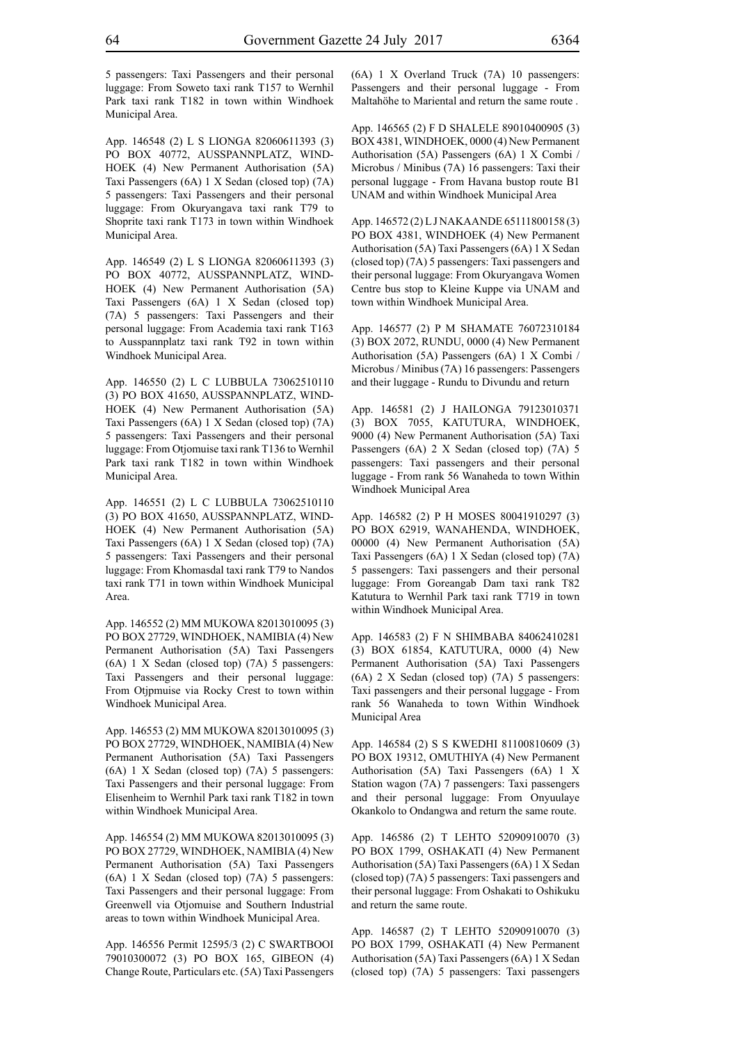5 passengers: Taxi Passengers and their personal luggage: From Soweto taxi rank T157 to Wernhil Park taxi rank T182 in town within Windhoek Municipal Area.

App. 146548 (2) L S LIONGA 82060611393 (3) PO BOX 40772, AUSSPANNPLATZ, WINDHOEK (4) New Permanent Authorisation (5A) Taxi Passengers (6A) 1 X Sedan (closed top) (7A) 5 passengers: Taxi Passengers and their personal luggage: From Okuryangava taxi rank T79 to Shoprite taxi rank T173 in town within Windhoek Municipal Area.

App. 146549 (2) L S LIONGA 82060611393 (3) PO BOX 40772, AUSSPANNPLATZ, WINDHOEK (4) New Permanent Authorisation (5A) Taxi Passengers (6A) 1 X Sedan (closed top) (7A) 5 passengers: Taxi Passengers and their personal luggage: From Academia taxi rank T163 to Ausspannplatz taxi rank T92 in town within Windhoek Municipal Area.

App. 146550 (2) L C LUBBULA 73062510110 (3) PO BOX 41650, AUSSPANNPLATZ, WINDHOEK (4) New Permanent Authorisation (5A) Taxi Passengers (6A) 1 X Sedan (closed top) (7A) 5 passengers: Taxi Passengers and their personal luggage: From Otjomuise taxi rank T136 to Wernhil Park taxi rank T182 in town within Windhoek Municipal Area.

App. 146551 (2) L C LUBBULA 73062510110 (3) PO BOX 41650, AUSSPANNPLATZ, WINDHOEK (4) New Permanent Authorisation (5A) Taxi Passengers (6A) 1 X Sedan (closed top) (7A) 5 passengers: Taxi Passengers and their personal luggage: From Khomasdal taxi rank T79 to Nandos taxi rank T71 in town within Windhoek Municipal Area.

App. 146552 (2) MM MUKOWA 82013010095 (3) PO BOX 27729, WINDHOEK, NAMIBIA (4) New Permanent Authorisation (5A) Taxi Passengers (6A) 1 X Sedan (closed top) (7A) 5 passengers: Taxi Passengers and their personal luggage: From Otjpmuise via Rocky Crest to town within Windhoek Municipal Area.

App. 146553 (2) MM MUKOWA 82013010095 (3) PO BOX 27729, WINDHOEK, NAMIBIA (4) New Permanent Authorisation (5A) Taxi Passengers (6A) 1 X Sedan (closed top) (7A) 5 passengers: Taxi Passengers and their personal luggage: From Elisenheim to Wernhil Park taxi rank T182 in town within Windhoek Municipal Area.

App. 146554 (2) MM MUKOWA 82013010095 (3) PO BOX 27729, WINDHOEK, NAMIBIA (4) New Permanent Authorisation (5A) Taxi Passengers (6A) 1 X Sedan (closed top) (7A) 5 passengers: Taxi Passengers and their personal luggage: From Greenwell via Otjomuise and Southern Industrial areas to town within Windhoek Municipal Area.

App. 146556 Permit 12595/3 (2) C SWARTBOOI 79010300072 (3) PO BOX 165, GIBEON (4) Change Route, Particulars etc. (5A) Taxi Passengers (6A) 1 X Overland Truck (7A) 10 passengers: Passengers and their personal luggage - From Maltahöhe to Mariental and return the same route .

App. 146565 (2) F D SHALELE 89010400905 (3) BOX 4381, WINDHOEK, 0000 (4) New Permanent Authorisation (5A) Passengers (6A) 1 X Combi / Microbus / Minibus (7A) 16 passengers: Taxi their personal luggage - From Havana bustop route B1 UNAM and within Windhoek Municipal Area

App. 146572 (2) L J NAKAANDE 65111800158 (3) PO BOX 4381, WINDHOEK (4) New Permanent Authorisation (5A) Taxi Passengers (6A) 1 X Sedan (closed top) (7A) 5 passengers: Taxi passengers and their personal luggage: From Okuryangava Women Centre bus stop to Kleine Kuppe via UNAM and town within Windhoek Municipal Area.

App. 146577 (2) P M SHAMATE 76072310184 (3) BOX 2072, RUNDU, 0000 (4) New Permanent Authorisation (5A) Passengers (6A) 1 X Combi / Microbus / Minibus (7A) 16 passengers: Passengers and their luggage - Rundu to Divundu and return

App. 146581 (2) J HAILONGA 79123010371 (3) BOX 7055, KATUTURA, WINDHOEK, 9000 (4) New Permanent Authorisation (5A) Taxi Passengers (6A) 2 X Sedan (closed top) (7A) 5 passengers: Taxi passengers and their personal luggage - From rank 56 Wanaheda to town Within Windhoek Municipal Area

App. 146582 (2) P H MOSES 80041910297 (3) PO BOX 62919, WANAHENDA, WINDHOEK, 00000 (4) New Permanent Authorisation (5A) Taxi Passengers (6A) 1 X Sedan (closed top) (7A) 5 passengers: Taxi passengers and their personal luggage: From Goreangab Dam taxi rank T82 Katutura to Wernhil Park taxi rank T719 in town within Windhoek Municipal Area.

App. 146583 (2) F N SHIMBABA 84062410281 (3) BOX 61854, KATUTURA, 0000 (4) New Permanent Authorisation (5A) Taxi Passengers (6A) 2 X Sedan (closed top) (7A) 5 passengers: Taxi passengers and their personal luggage - From rank 56 Wanaheda to town Within Windhoek Municipal Area

App. 146584 (2) S S KWEDHI 81100810609 (3) PO BOX 19312, OMUTHIYA (4) New Permanent Authorisation (5A) Taxi Passengers (6A) 1 X Station wagon (7A) 7 passengers: Taxi passengers and their personal luggage: From Onyuulaye Okankolo to Ondangwa and return the same route.

App. 146586 (2) T LEHTO 52090910070 (3) PO BOX 1799, OSHAKATI (4) New Permanent Authorisation (5A) Taxi Passengers (6A) 1 X Sedan (closed top) (7A) 5 passengers: Taxi passengers and their personal luggage: From Oshakati to Oshikuku and return the same route.

App. 146587 (2) T LEHTO 52090910070 (3) PO BOX 1799, OSHAKATI (4) New Permanent Authorisation (5A) Taxi Passengers (6A) 1 X Sedan (closed top) (7A) 5 passengers: Taxi passengers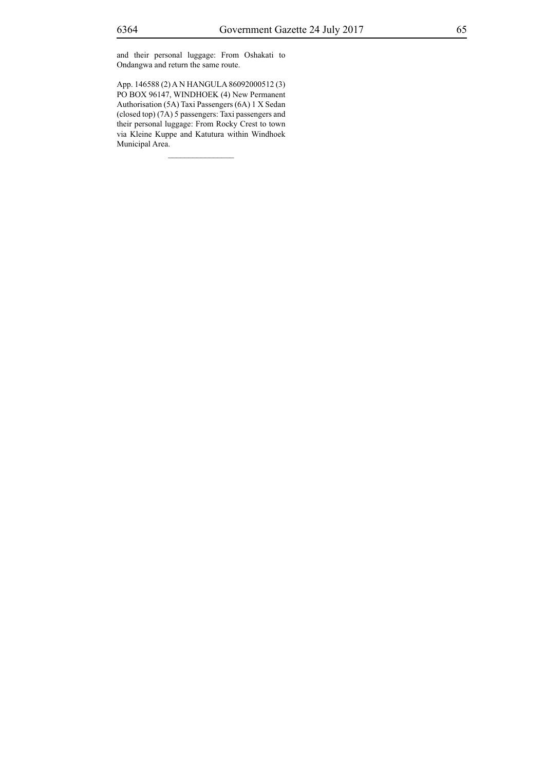and their personal luggage: From Oshakati to Ondangwa and return the same route.

App. 146588 (2) A N HANGULA 86092000512 (3) PO BOX 96147, WINDHOEK (4) New Permanent Authorisation (5A) Taxi Passengers (6A) 1 X Sedan (closed top) (7A) 5 passengers: Taxi passengers and their personal luggage: From Rocky Crest to town via Kleine Kuppe and Katutura within Windhoek Municipal Area.

________________